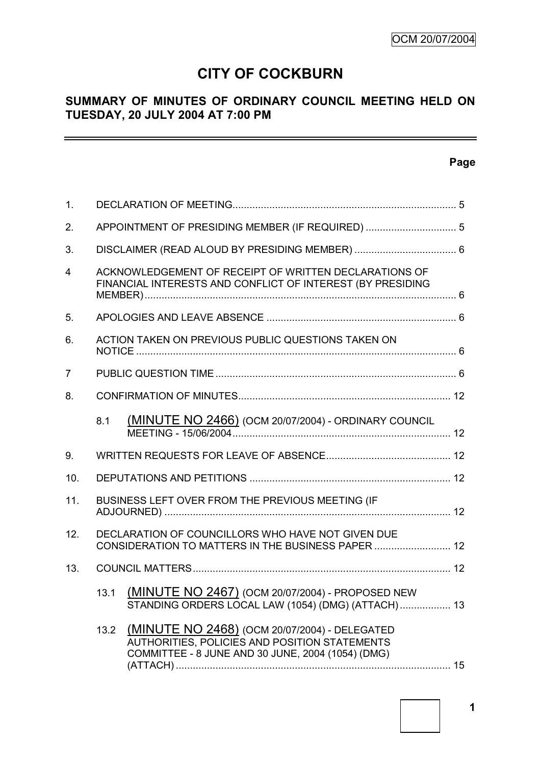OCM 20/07/2004

# CITY OF COCKBURN

## SUMMARY OF MINUTES OF ORDINARY COUNCIL MEETING HELD ON TUESDAY, 20 JULY 2004 AT 7:00 PM

**Page**

| | | | |
|---|---|---|---|
| 1. | DECLARATION OF MEETING | | 5 |
| 2. | APPOINTMENT OF PRESIDING MEMBER (IF REQUIRED) | | 5 |
| 3. | DISCLAIMER (READ ALOUD BY PRESIDING MEMBER) | | 6 |
| 4 | ACKNOWLEDGEMENT OF RECEIPT OF WRITTEN DECLARATIONS OF FINANCIAL INTERESTS AND CONFLICT OF INTEREST (BY PRESIDING MEMBER) | | 6 |
| 5. | APOLOGIES AND LEAVE ABSENCE | | 6 |
| 6. | ACTION TAKEN ON PREVIOUS PUBLIC QUESTIONS TAKEN ON NOTICE | | 6 |
| 7 | PUBLIC QUESTION TIME | | 6 |
| 8. | CONFIRMATION OF MINUTES | | 12 |
| | 8.1 | (MINUTE NO 2466) (OCM 20/07/2004) - ORDINARY COUNCIL MEETING - 15/06/2004 | 12 |
| 9. | WRITTEN REQUESTS FOR LEAVE OF ABSENCE | | 12 |
| 10. | DEPUTATIONS AND PETITIONS | | 12 |
| 11. | BUSINESS LEFT OVER FROM THE PREVIOUS MEETING (IF ADJOURNED) | | 12 |
| 12. | DECLARATION OF COUNCILLORS WHO HAVE NOT GIVEN DUE CONSIDERATION TO MATTERS IN THE BUSINESS PAPER | | 12 |
| 13. | COUNCIL MATTERS | | 12 |
| | 13.1 | (MINUTE NO 2467) (OCM 20/07/2004) - PROPOSED NEW STANDING ORDERS LOCAL LAW (1054) (DMG) (ATTACH) | 13 |
| | 13.2 | (MINUTE NO 2468) (OCM 20/07/2004) - DELEGATED AUTHORITIES, POLICIES AND POSITION STATEMENTS COMMITTEE - 8 JUNE AND 30 JUNE, 2004 (1054) (DMG) (ATTACH) | 15 |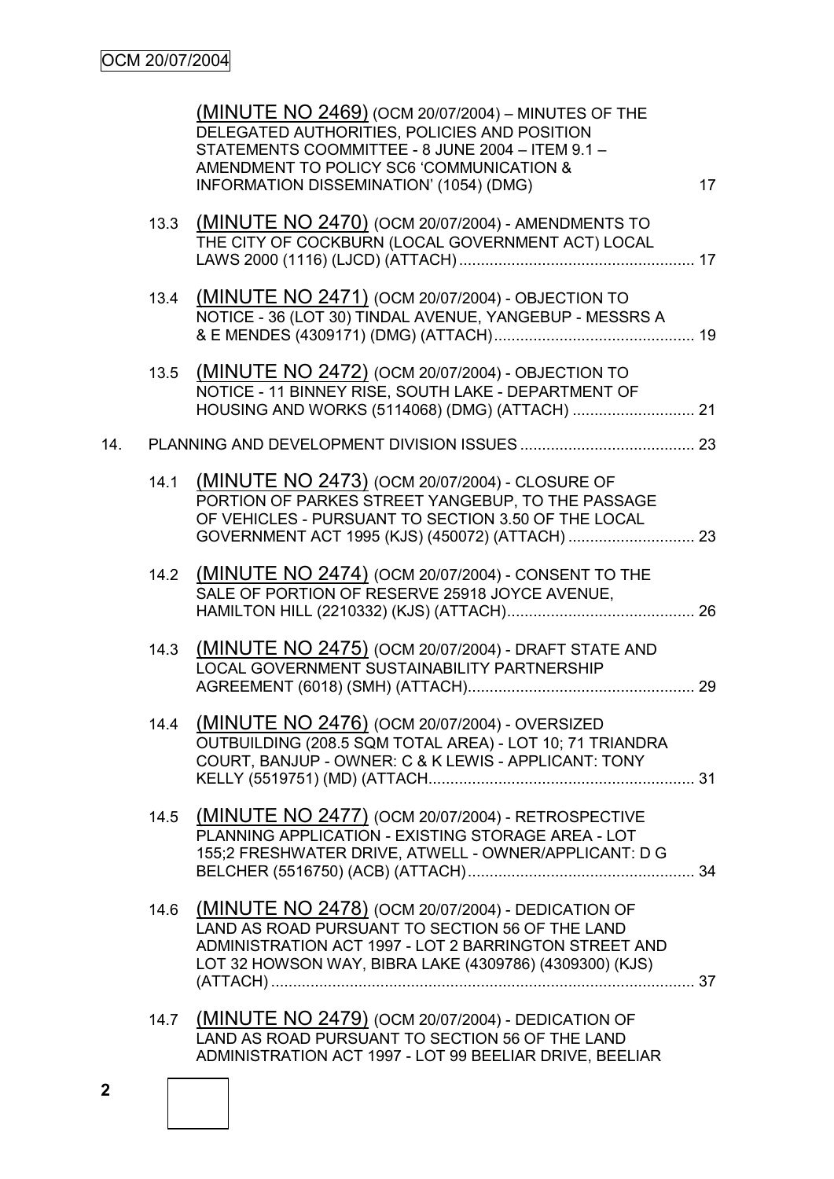(MINUTE NO 2469) (OCM 20/07/2004) – MINUTES OF THE DELEGATED AUTHORITIES, POLICIES AND POSITION STATEMENTS COOMMITTEE - 8 JUNE 2004 – ITEM 9.1 – AMENDMENT TO POLICY SC6 'COMMUNICATION & INFORMATION DISSEMINATION' (1054) (DMG) 17

13.3 (MINUTE NO 2470) (OCM 20/07/2004) - AMENDMENTS TO THE CITY OF COCKBURN (LOCAL GOVERNMENT ACT) LOCAL LAWS 2000 (1116) (LJCD) (ATTACH) 17

13.4 (MINUTE NO 2471) (OCM 20/07/2004) - OBJECTION TO NOTICE - 36 (LOT 30) TINDAL AVENUE, YANGEBUP - MESSRS A & E MENDES (4309171) (DMG) (ATTACH) 19

13.5 (MINUTE NO 2472) (OCM 20/07/2004) - OBJECTION TO NOTICE - 11 BINNEY RISE, SOUTH LAKE - DEPARTMENT OF HOUSING AND WORKS (5114068) (DMG) (ATTACH) 21

14. PLANNING AND DEVELOPMENT DIVISION ISSUES 23

14.1 (MINUTE NO 2473) (OCM 20/07/2004) - CLOSURE OF PORTION OF PARKES STREET YANGEBUP, TO THE PASSAGE OF VEHICLES - PURSUANT TO SECTION 3.50 OF THE LOCAL GOVERNMENT ACT 1995 (KJS) (450072) (ATTACH) 23

14.2 (MINUTE NO 2474) (OCM 20/07/2004) - CONSENT TO THE SALE OF PORTION OF RESERVE 25918 JOYCE AVENUE, HAMILTON HILL (2210332) (KJS) (ATTACH) 26

14.3 (MINUTE NO 2475) (OCM 20/07/2004) - DRAFT STATE AND LOCAL GOVERNMENT SUSTAINABILITY PARTNERSHIP AGREEMENT (6018) (SMH) (ATTACH) 29

14.4 (MINUTE NO 2476) (OCM 20/07/2004) - OVERSIZED OUTBUILDING (208.5 SQM TOTAL AREA) - LOT 10; 71 TRIANDRA COURT, BANJUP - OWNER: C & K LEWIS - APPLICANT: TONY KELLY (5519751) (MD) (ATTACH 31

14.5 (MINUTE NO 2477) (OCM 20/07/2004) - RETROSPECTIVE PLANNING APPLICATION - EXISTING STORAGE AREA - LOT 155;2 FRESHWATER DRIVE, ATWELL - OWNER/APPLICANT: D G BELCHER (5516750) (ACB) (ATTACH) 34

14.6 (MINUTE NO 2478) (OCM 20/07/2004) - DEDICATION OF LAND AS ROAD PURSUANT TO SECTION 56 OF THE LAND ADMINISTRATION ACT 1997 - LOT 2 BARRINGTON STREET AND LOT 32 HOWSON WAY, BIBRA LAKE (4309786) (4309300) (KJS) (ATTACH) 37

14.7 (MINUTE NO 2479) (OCM 20/07/2004) - DEDICATION OF LAND AS ROAD PURSUANT TO SECTION 56 OF THE LAND ADMINISTRATION ACT 1997 - LOT 99 BEELIAR DRIVE, BEELIAR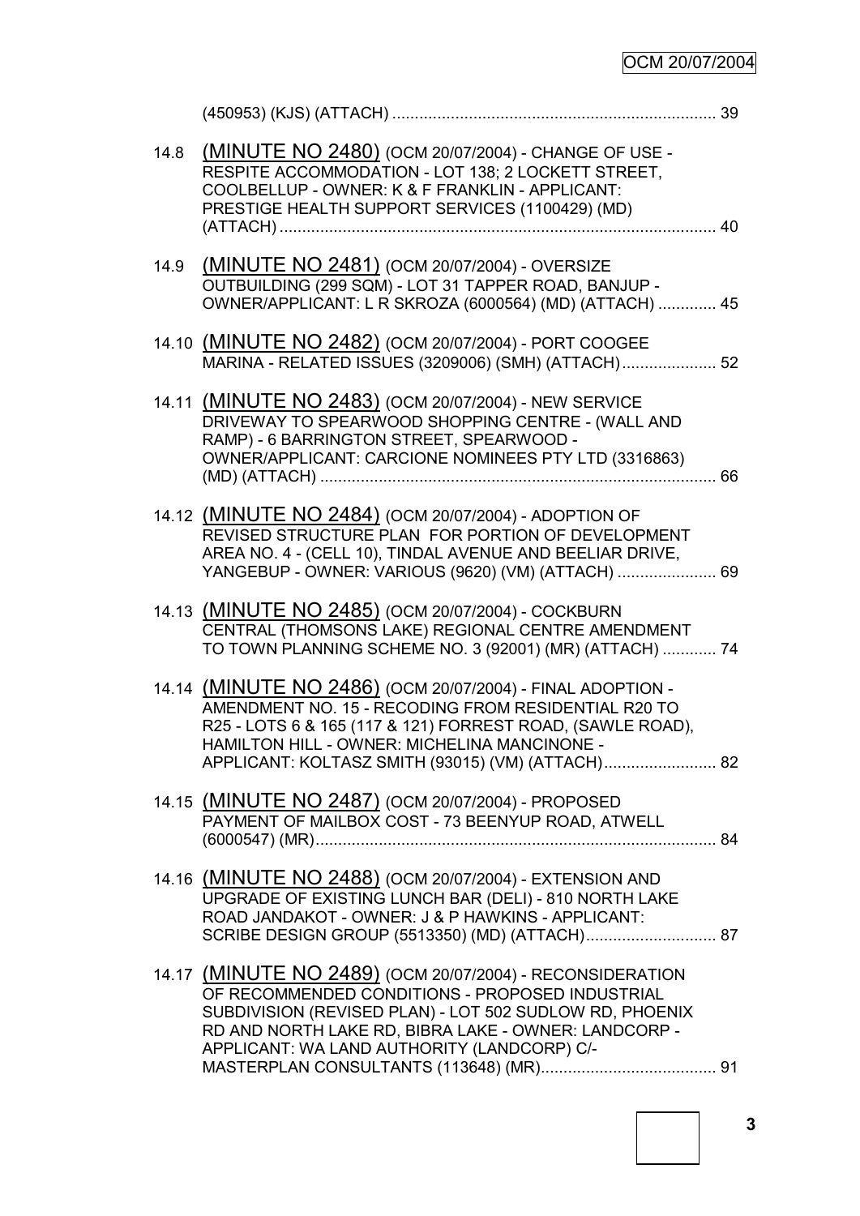(450953) (KJS) (ATTACH) ........................................................................ 39

14.8 (MINUTE NO 2480) (OCM 20/07/2004) - CHANGE OF USE - RESPITE ACCOMMODATION - LOT 138; 2 LOCKETT STREET, COOLBELLUP - OWNER: K & F FRANKLIN - APPLICANT: PRESTIGE HEALTH SUPPORT SERVICES (1100429) (MD) (ATTACH) ................................................................................................ 40

14.9 (MINUTE NO 2481) (OCM 20/07/2004) - OVERSIZE OUTBUILDING (299 SQM) - LOT 31 TAPPER ROAD, BANJUP - OWNER/APPLICANT: L R SKROZA (6000564) (MD) (ATTACH) ............. 45

14.10 (MINUTE NO 2482) (OCM 20/07/2004) - PORT COOGEE MARINA - RELATED ISSUES (3209006) (SMH) (ATTACH)..................... 52

14.11 (MINUTE NO 2483) (OCM 20/07/2004) - NEW SERVICE DRIVEWAY TO SPEARWOOD SHOPPING CENTRE - (WALL AND RAMP) - 6 BARRINGTON STREET, SPEARWOOD - OWNER/APPLICANT: CARCIONE NOMINEES PTY LTD (3316863) (MD) (ATTACH) ....................................................................................... 66

14.12 (MINUTE NO 2484) (OCM 20/07/2004) - ADOPTION OF REVISED STRUCTURE PLAN FOR PORTION OF DEVELOPMENT AREA NO. 4 - (CELL 10), TINDAL AVENUE AND BEELIAR DRIVE, YANGEBUP - OWNER: VARIOUS (9620) (VM) (ATTACH) ...................... 69

14.13 (MINUTE NO 2485) (OCM 20/07/2004) - COCKBURN CENTRAL (THOMSONS LAKE) REGIONAL CENTRE AMENDMENT TO TOWN PLANNING SCHEME NO. 3 (92001) (MR) (ATTACH) ............ 74

14.14 (MINUTE NO 2486) (OCM 20/07/2004) - FINAL ADOPTION - AMENDMENT NO. 15 - RECODING FROM RESIDENTIAL R20 TO R25 - LOTS 6 & 165 (117 & 121) FORREST ROAD, (SAWLE ROAD), HAMILTON HILL - OWNER: MICHELINA MANCINONE - APPLICANT: KOLTASZ SMITH (93015) (VM) (ATTACH)......................... 82

14.15 (MINUTE NO 2487) (OCM 20/07/2004) - PROPOSED PAYMENT OF MAILBOX COST - 73 BEENYUP ROAD, ATWELL (6000547) (MR)......................................................................................... 84

14.16 (MINUTE NO 2488) (OCM 20/07/2004) - EXTENSION AND UPGRADE OF EXISTING LUNCH BAR (DELI) - 810 NORTH LAKE ROAD JANDAKOT - OWNER: J & P HAWKINS - APPLICANT: SCRIBE DESIGN GROUP (5513350) (MD) (ATTACH)............................. 87

14.17 (MINUTE NO 2489) (OCM 20/07/2004) - RECONSIDERATION OF RECOMMENDED CONDITIONS - PROPOSED INDUSTRIAL SUBDIVISION (REVISED PLAN) - LOT 502 SUDLOW RD, PHOENIX RD AND NORTH LAKE RD, BIBRA LAKE - OWNER: LANDCORP - APPLICANT: WA LAND AUTHORITY (LANDCORP) C/- MASTERPLAN CONSULTANTS (113648) (MR)....................................... 91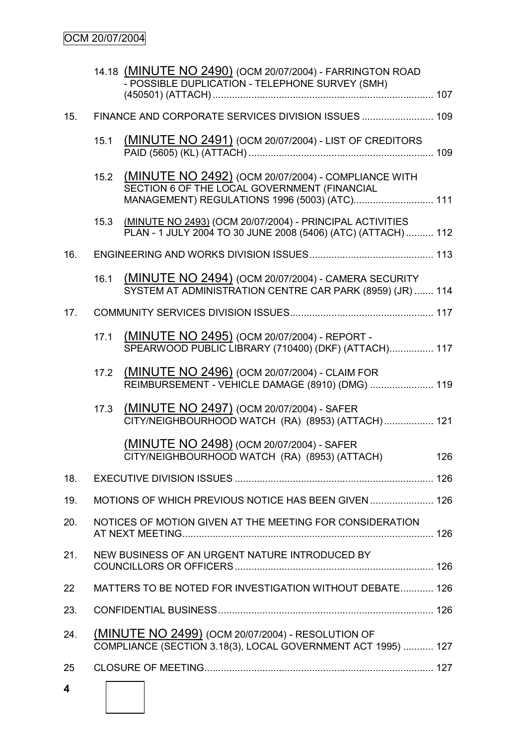14.18 (MINUTE NO 2490) (OCM 20/07/2004) - FARRINGTON ROAD - POSSIBLE DUPLICATION - TELEPHONE SURVEY (SMH) (450501) (ATTACH) ..... 107

15. FINANCE AND CORPORATE SERVICES DIVISION ISSUES ..... 109

15.1 (MINUTE NO 2491) (OCM 20/07/2004) - LIST OF CREDITORS PAID (5605) (KL) (ATTACH) ..... 109

15.2 (MINUTE NO 2492) (OCM 20/07/2004) - COMPLIANCE WITH SECTION 6 OF THE LOCAL GOVERNMENT (FINANCIAL MANAGEMENT) REGULATIONS 1996 (5003) (ATC) ..... 111

15.3 (MINUTE NO 2493) (OCM 20/07/2004) - PRINCIPAL ACTIVITIES PLAN - 1 JULY 2004 TO 30 JUNE 2008 (5406) (ATC) (ATTACH) ..... 112

16. ENGINEERING AND WORKS DIVISION ISSUES ..... 113

16.1 (MINUTE NO 2494) (OCM 20/07/2004) - CAMERA SECURITY SYSTEM AT ADMINISTRATION CENTRE CAR PARK (8959) (JR) ..... 114

17. COMMUNITY SERVICES DIVISION ISSUES ..... 117

17.1 (MINUTE NO 2495) (OCM 20/07/2004) - REPORT - SPEARWOOD PUBLIC LIBRARY (710400) (DKF) (ATTACH) ..... 117

17.2 (MINUTE NO 2496) (OCM 20/07/2004) - CLAIM FOR REIMBURSEMENT - VEHICLE DAMAGE (8910) (DMG) ..... 119

17.3 (MINUTE NO 2497) (OCM 20/07/2004) - SAFER CITY/NEIGHBOURHOOD WATCH (RA) (8953) (ATTACH) ..... 121

(MINUTE NO 2498) (OCM 20/07/2004) - SAFER CITY/NEIGHBOURHOOD WATCH (RA) (8953) (ATTACH) ..... 126

18. EXECUTIVE DIVISION ISSUES ..... 126

19. MOTIONS OF WHICH PREVIOUS NOTICE HAS BEEN GIVEN ..... 126

20. NOTICES OF MOTION GIVEN AT THE MEETING FOR CONSIDERATION AT NEXT MEETING ..... 126

21. NEW BUSINESS OF AN URGENT NATURE INTRODUCED BY COUNCILLORS OR OFFICERS ..... 126

22 MATTERS TO BE NOTED FOR INVESTIGATION WITHOUT DEBATE ..... 126

23. CONFIDENTIAL BUSINESS ..... 126

24. (MINUTE NO 2499) (OCM 20/07/2004) - RESOLUTION OF COMPLIANCE (SECTION 3.18(3), LOCAL GOVERNMENT ACT 1995) ..... 127

25 CLOSURE OF MEETING ..... 127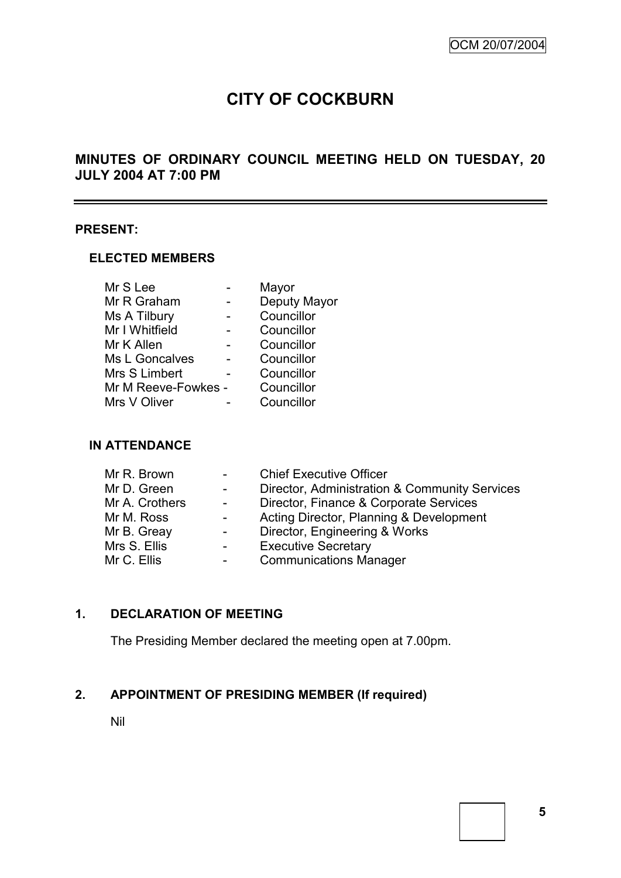# CITY OF COCKBURN

## MINUTES OF ORDINARY COUNCIL MEETING HELD ON TUESDAY, 20 JULY 2004 AT 7:00 PM

---

**PRESENT:**

**ELECTED MEMBERS**

| | | |
|---|---|---|
| Mr S Lee | - | Mayor |
| Mr R Graham | - | Deputy Mayor |
| Ms A Tilbury | - | Councillor |
| Mr I Whitfield | - | Councillor |
| Mr K Allen | - | Councillor |
| Ms L Goncalves | - | Councillor |
| Mrs S Limbert | - | Councillor |
| Mr M Reeve-Fowkes | - | Councillor |
| Mrs V Oliver | - | Councillor |

**IN ATTENDANCE**

| | | |
|---|---|---|
| Mr R. Brown | - | Chief Executive Officer |
| Mr D. Green | - | Director, Administration & Community Services |
| Mr A. Crothers | - | Director, Finance & Corporate Services |
| Mr M. Ross | - | Acting Director, Planning & Development |
| Mr B. Greay | - | Director, Engineering & Works |
| Mrs S. Ellis | - | Executive Secretary |
| Mr C. Ellis | - | Communications Manager |

**1. DECLARATION OF MEETING**

The Presiding Member declared the meeting open at 7.00pm.

**2. APPOINTMENT OF PRESIDING MEMBER (If required)**

Nil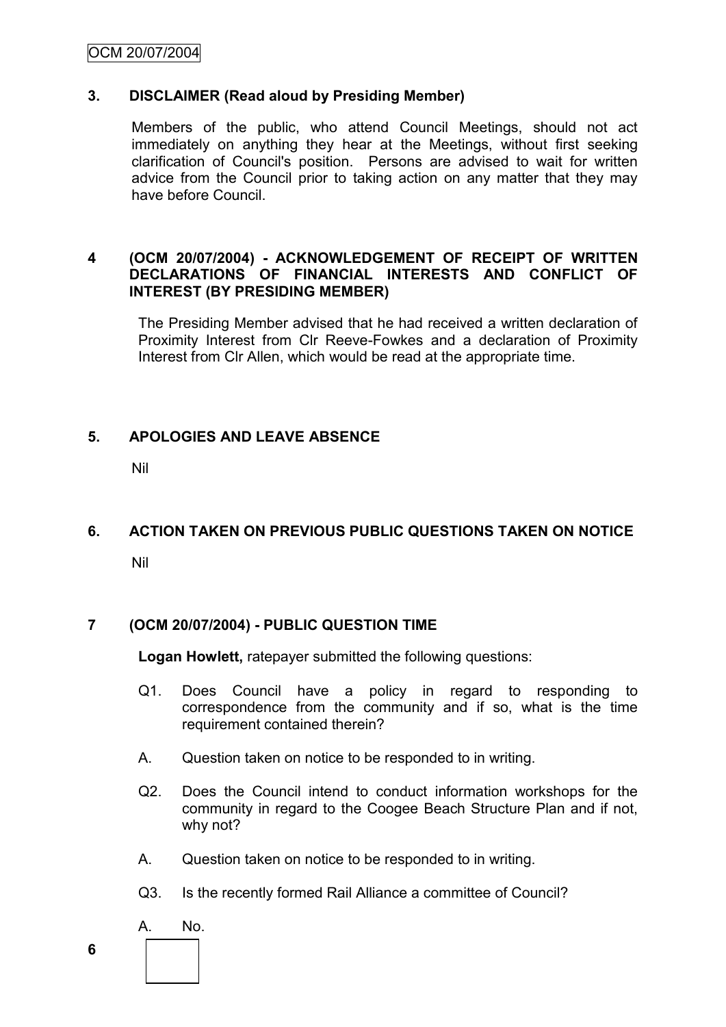## 3. DISCLAIMER (Read aloud by Presiding Member)

Members of the public, who attend Council Meetings, should not act immediately on anything they hear at the Meetings, without first seeking clarification of Council's position. Persons are advised to wait for written advice from the Council prior to taking action on any matter that they may have before Council.

## 4 (OCM 20/07/2004) - ACKNOWLEDGEMENT OF RECEIPT OF WRITTEN DECLARATIONS OF FINANCIAL INTERESTS AND CONFLICT OF INTEREST (BY PRESIDING MEMBER)

The Presiding Member advised that he had received a written declaration of Proximity Interest from Clr Reeve-Fowkes and a declaration of Proximity Interest from Clr Allen, which would be read at the appropriate time.

## 5. APOLOGIES AND LEAVE ABSENCE

Nil

## 6. ACTION TAKEN ON PREVIOUS PUBLIC QUESTIONS TAKEN ON NOTICE

Nil

## 7 (OCM 20/07/2004) - PUBLIC QUESTION TIME

**Logan Howlett,** ratepayer submitted the following questions:

Q1. Does Council have a policy in regard to responding to correspondence from the community and if so, what is the time requirement contained therein?

A. Question taken on notice to be responded to in writing.

Q2. Does the Council intend to conduct information workshops for the community in regard to the Coogee Beach Structure Plan and if not, why not?

A. Question taken on notice to be responded to in writing.

Q3. Is the recently formed Rail Alliance a committee of Council?

A. No.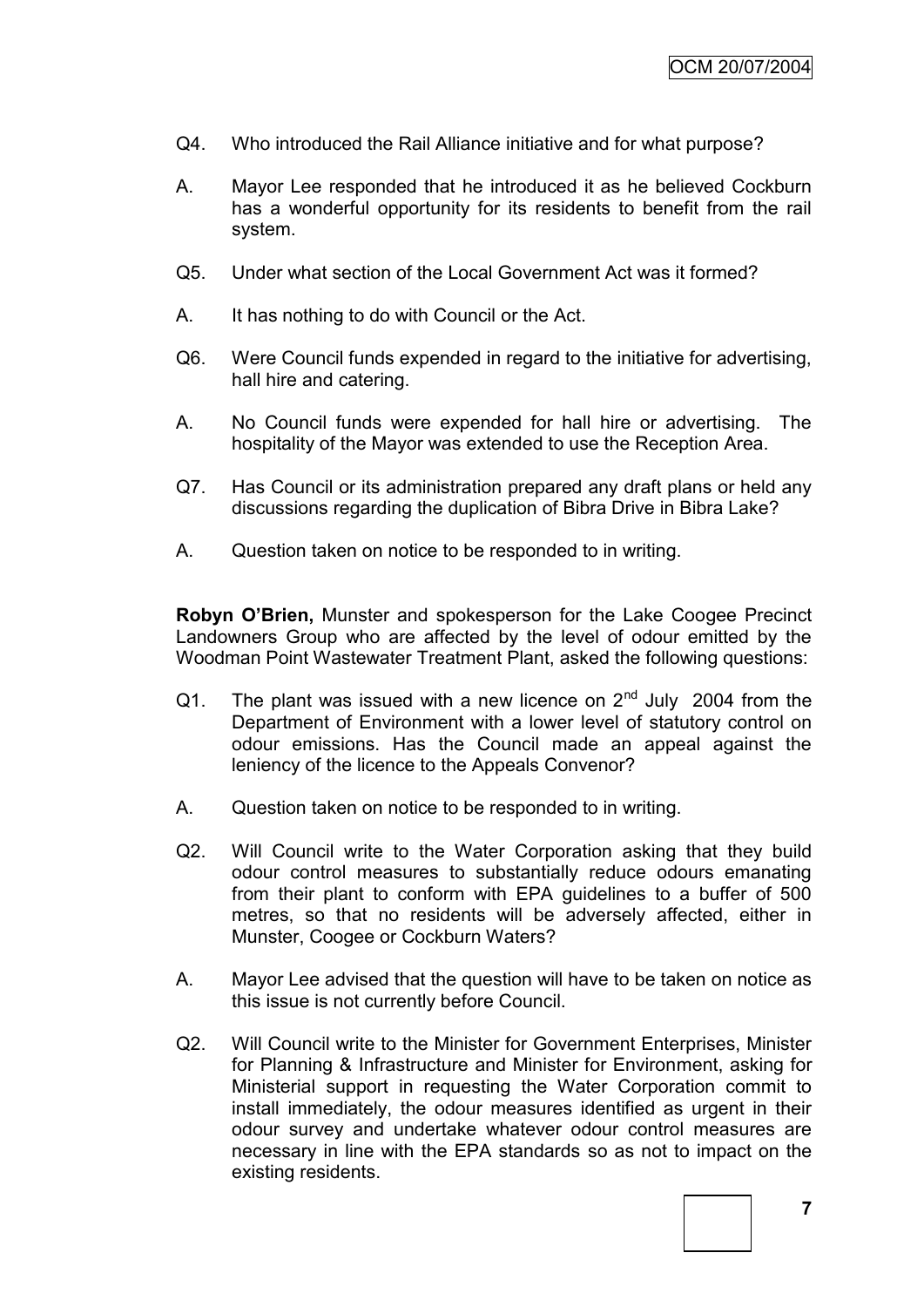Q4. Who introduced the Rail Alliance initiative and for what purpose?

A. Mayor Lee responded that he introduced it as he believed Cockburn has a wonderful opportunity for its residents to benefit from the rail system.

Q5. Under what section of the Local Government Act was it formed?

A. It has nothing to do with Council or the Act.

Q6. Were Council funds expended in regard to the initiative for advertising, hall hire and catering.

A. No Council funds were expended for hall hire or advertising. The hospitality of the Mayor was extended to use the Reception Area.

Q7. Has Council or its administration prepared any draft plans or held any discussions regarding the duplication of Bibra Drive in Bibra Lake?

A. Question taken on notice to be responded to in writing.

**Robyn O'Brien,** Munster and spokesperson for the Lake Coogee Precinct Landowners Group who are affected by the level of odour emitted by the Woodman Point Wastewater Treatment Plant, asked the following questions:

Q1. The plant was issued with a new licence on 2nd July 2004 from the Department of Environment with a lower level of statutory control on odour emissions. Has the Council made an appeal against the leniency of the licence to the Appeals Convenor?

A. Question taken on notice to be responded to in writing.

Q2. Will Council write to the Water Corporation asking that they build odour control measures to substantially reduce odours emanating from their plant to conform with EPA guidelines to a buffer of 500 metres, so that no residents will be adversely affected, either in Munster, Coogee or Cockburn Waters?

A. Mayor Lee advised that the question will have to be taken on notice as this issue is not currently before Council.

Q2. Will Council write to the Minister for Government Enterprises, Minister for Planning & Infrastructure and Minister for Environment, asking for Ministerial support in requesting the Water Corporation commit to install immediately, the odour measures identified as urgent in their odour survey and undertake whatever odour control measures are necessary in line with the EPA standards so as not to impact on the existing residents.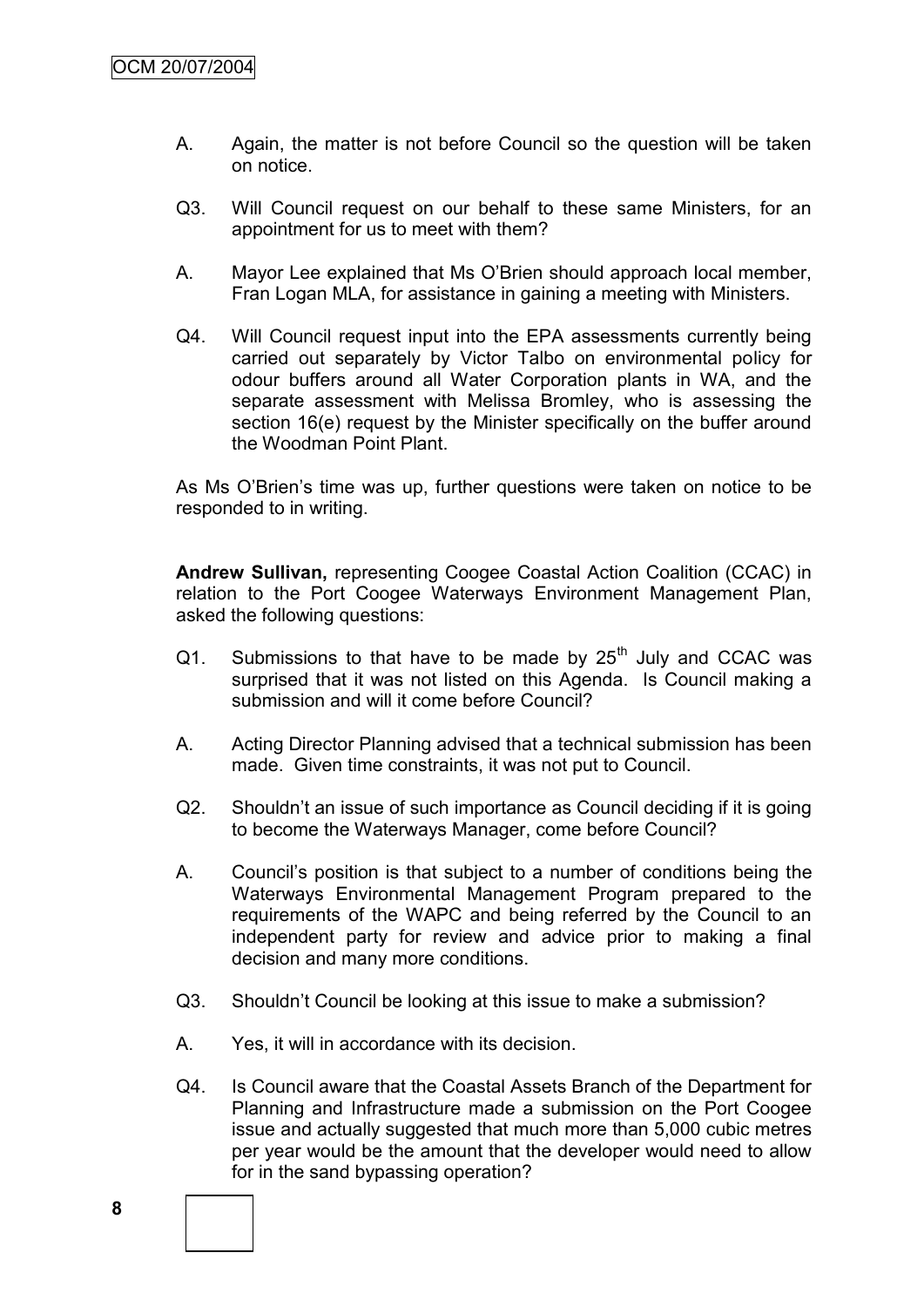A. Again, the matter is not before Council so the question will be taken on notice.

Q3. Will Council request on our behalf to these same Ministers, for an appointment for us to meet with them?

A. Mayor Lee explained that Ms O'Brien should approach local member, Fran Logan MLA, for assistance in gaining a meeting with Ministers.

Q4. Will Council request input into the EPA assessments currently being carried out separately by Victor Talbo on environmental policy for odour buffers around all Water Corporation plants in WA, and the separate assessment with Melissa Bromley, who is assessing the section 16(e) request by the Minister specifically on the buffer around the Woodman Point Plant.

As Ms O'Brien's time was up, further questions were taken on notice to be responded to in writing.

**Andrew Sullivan,** representing Coogee Coastal Action Coalition (CCAC) in relation to the Port Coogee Waterways Environment Management Plan, asked the following questions:

Q1. Submissions to that have to be made by 25th July and CCAC was surprised that it was not listed on this Agenda. Is Council making a submission and will it come before Council?

A. Acting Director Planning advised that a technical submission has been made. Given time constraints, it was not put to Council.

Q2. Shouldn't an issue of such importance as Council deciding if it is going to become the Waterways Manager, come before Council?

A. Council's position is that subject to a number of conditions being the Waterways Environmental Management Program prepared to the requirements of the WAPC and being referred by the Council to an independent party for review and advice prior to making a final decision and many more conditions.

Q3. Shouldn't Council be looking at this issue to make a submission?

A. Yes, it will in accordance with its decision.

Q4. Is Council aware that the Coastal Assets Branch of the Department for Planning and Infrastructure made a submission on the Port Coogee issue and actually suggested that much more than 5,000 cubic metres per year would be the amount that the developer would need to allow for in the sand bypassing operation?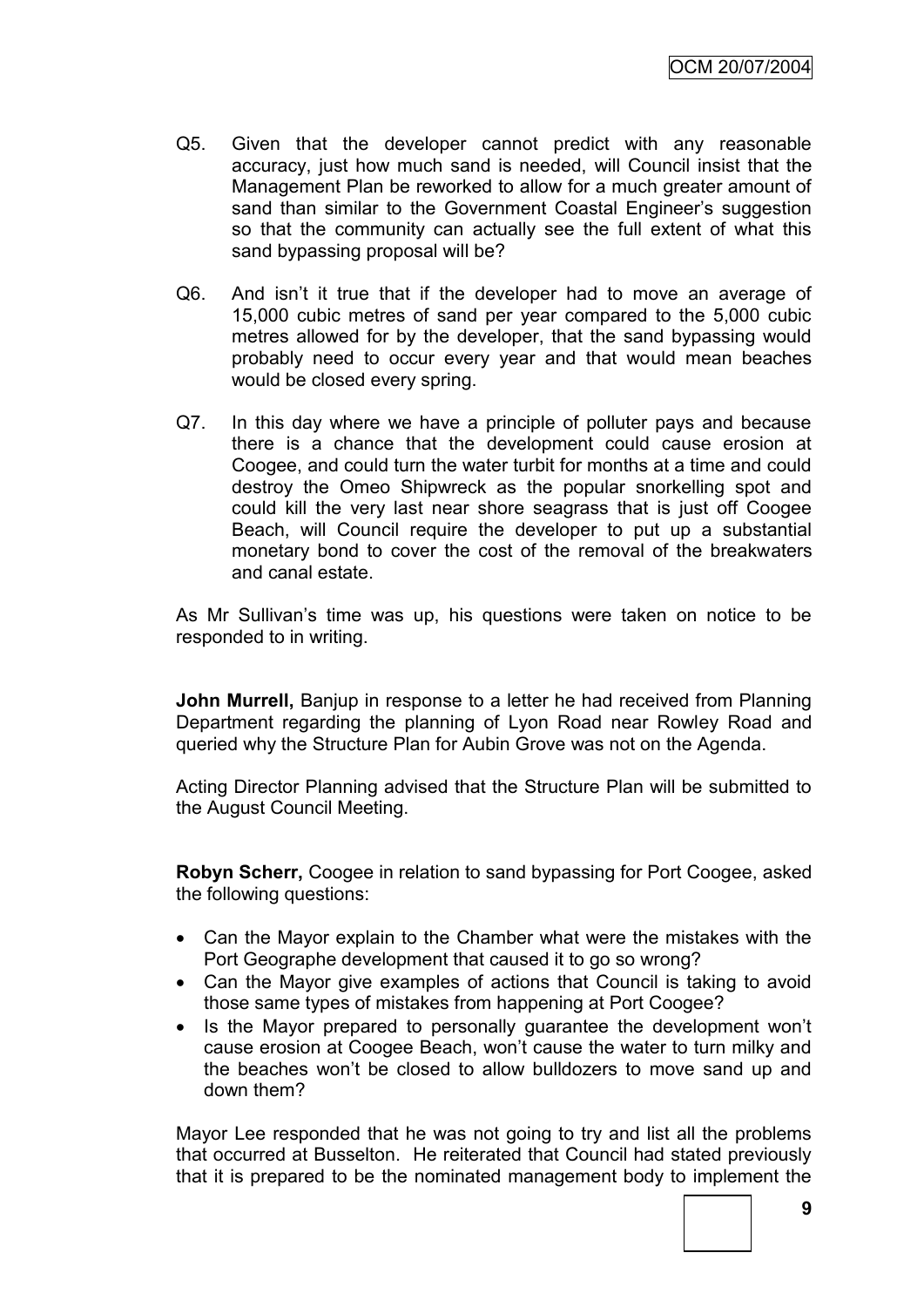Q5. Given that the developer cannot predict with any reasonable accuracy, just how much sand is needed, will Council insist that the Management Plan be reworked to allow for a much greater amount of sand than similar to the Government Coastal Engineer's suggestion so that the community can actually see the full extent of what this sand bypassing proposal will be?

Q6. And isn't it true that if the developer had to move an average of 15,000 cubic metres of sand per year compared to the 5,000 cubic metres allowed for by the developer, that the sand bypassing would probably need to occur every year and that would mean beaches would be closed every spring.

Q7. In this day where we have a principle of polluter pays and because there is a chance that the development could cause erosion at Coogee, and could turn the water turbit for months at a time and could destroy the Omeo Shipwreck as the popular snorkelling spot and could kill the very last near shore seagrass that is just off Coogee Beach, will Council require the developer to put up a substantial monetary bond to cover the cost of the removal of the breakwaters and canal estate.

As Mr Sullivan's time was up, his questions were taken on notice to be responded to in writing.

**John Murrell,** Banjup in response to a letter he had received from Planning Department regarding the planning of Lyon Road near Rowley Road and queried why the Structure Plan for Aubin Grove was not on the Agenda.

Acting Director Planning advised that the Structure Plan will be submitted to the August Council Meeting.

**Robyn Scherr,** Coogee in relation to sand bypassing for Port Coogee, asked the following questions:

- Can the Mayor explain to the Chamber what were the mistakes with the Port Geographe development that caused it to go so wrong?
- Can the Mayor give examples of actions that Council is taking to avoid those same types of mistakes from happening at Port Coogee?
- Is the Mayor prepared to personally guarantee the development won't cause erosion at Coogee Beach, won't cause the water to turn milky and the beaches won't be closed to allow bulldozers to move sand up and down them?

Mayor Lee responded that he was not going to try and list all the problems that occurred at Busselton. He reiterated that Council had stated previously that it is prepared to be the nominated management body to implement the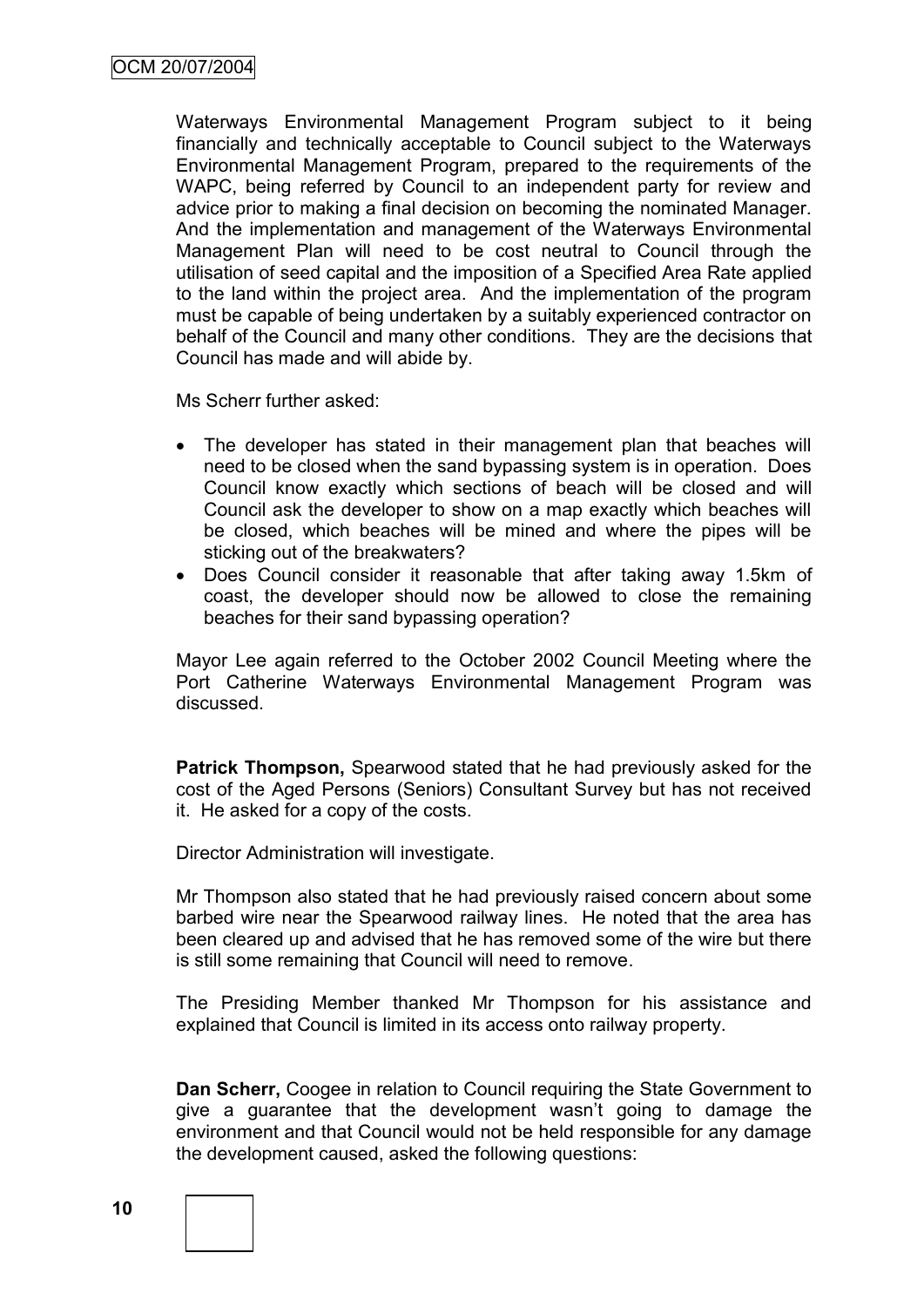Waterways Environmental Management Program subject to it being financially and technically acceptable to Council subject to the Waterways Environmental Management Program, prepared to the requirements of the WAPC, being referred by Council to an independent party for review and advice prior to making a final decision on becoming the nominated Manager. And the implementation and management of the Waterways Environmental Management Plan will need to be cost neutral to Council through the utilisation of seed capital and the imposition of a Specified Area Rate applied to the land within the project area. And the implementation of the program must be capable of being undertaken by a suitably experienced contractor on behalf of the Council and many other conditions. They are the decisions that Council has made and will abide by.

Ms Scherr further asked:

- The developer has stated in their management plan that beaches will need to be closed when the sand bypassing system is in operation. Does Council know exactly which sections of beach will be closed and will Council ask the developer to show on a map exactly which beaches will be closed, which beaches will be mined and where the pipes will be sticking out of the breakwaters?
- Does Council consider it reasonable that after taking away 1.5km of coast, the developer should now be allowed to close the remaining beaches for their sand bypassing operation?

Mayor Lee again referred to the October 2002 Council Meeting where the Port Catherine Waterways Environmental Management Program was discussed.

**Patrick Thompson,** Spearwood stated that he had previously asked for the cost of the Aged Persons (Seniors) Consultant Survey but has not received it. He asked for a copy of the costs.

Director Administration will investigate.

Mr Thompson also stated that he had previously raised concern about some barbed wire near the Spearwood railway lines. He noted that the area has been cleared up and advised that he has removed some of the wire but there is still some remaining that Council will need to remove.

The Presiding Member thanked Mr Thompson for his assistance and explained that Council is limited in its access onto railway property.

**Dan Scherr,** Coogee in relation to Council requiring the State Government to give a guarantee that the development wasn't going to damage the environment and that Council would not be held responsible for any damage the development caused, asked the following questions: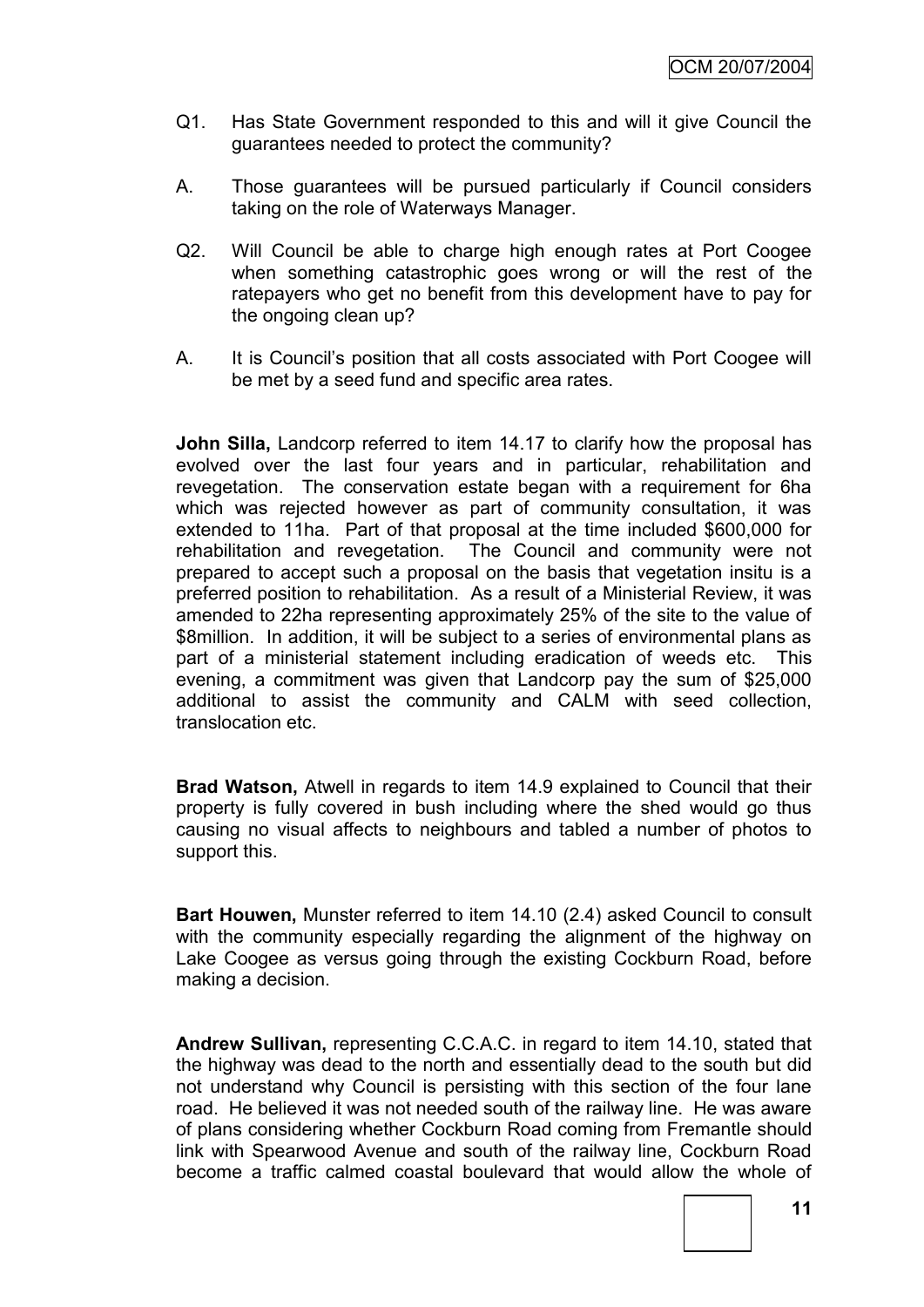Q1. Has State Government responded to this and will it give Council the guarantees needed to protect the community?

A. Those guarantees will be pursued particularly if Council considers taking on the role of Waterways Manager.

Q2. Will Council be able to charge high enough rates at Port Coogee when something catastrophic goes wrong or will the rest of the ratepayers who get no benefit from this development have to pay for the ongoing clean up?

A. It is Council's position that all costs associated with Port Coogee will be met by a seed fund and specific area rates.

**John Silla,** Landcorp referred to item 14.17 to clarify how the proposal has evolved over the last four years and in particular, rehabilitation and revegetation. The conservation estate began with a requirement for 6ha which was rejected however as part of community consultation, it was extended to 11ha. Part of that proposal at the time included $600,000 for rehabilitation and revegetation. The Council and community were not prepared to accept such a proposal on the basis that vegetation insitu is a preferred position to rehabilitation. As a result of a Ministerial Review, it was amended to 22ha representing approximately 25% of the site to the value of $8million. In addition, it will be subject to a series of environmental plans as part of a ministerial statement including eradication of weeds etc. This evening, a commitment was given that Landcorp pay the sum of $25,000 additional to assist the community and CALM with seed collection, translocation etc.

**Brad Watson,** Atwell in regards to item 14.9 explained to Council that their property is fully covered in bush including where the shed would go thus causing no visual affects to neighbours and tabled a number of photos to support this.

**Bart Houwen,** Munster referred to item 14.10 (2.4) asked Council to consult with the community especially regarding the alignment of the highway on Lake Coogee as versus going through the existing Cockburn Road, before making a decision.

**Andrew Sullivan,** representing C.C.A.C. in regard to item 14.10, stated that the highway was dead to the north and essentially dead to the south but did not understand why Council is persisting with this section of the four lane road. He believed it was not needed south of the railway line. He was aware of plans considering whether Cockburn Road coming from Fremantle should link with Spearwood Avenue and south of the railway line, Cockburn Road become a traffic calmed coastal boulevard that would allow the whole of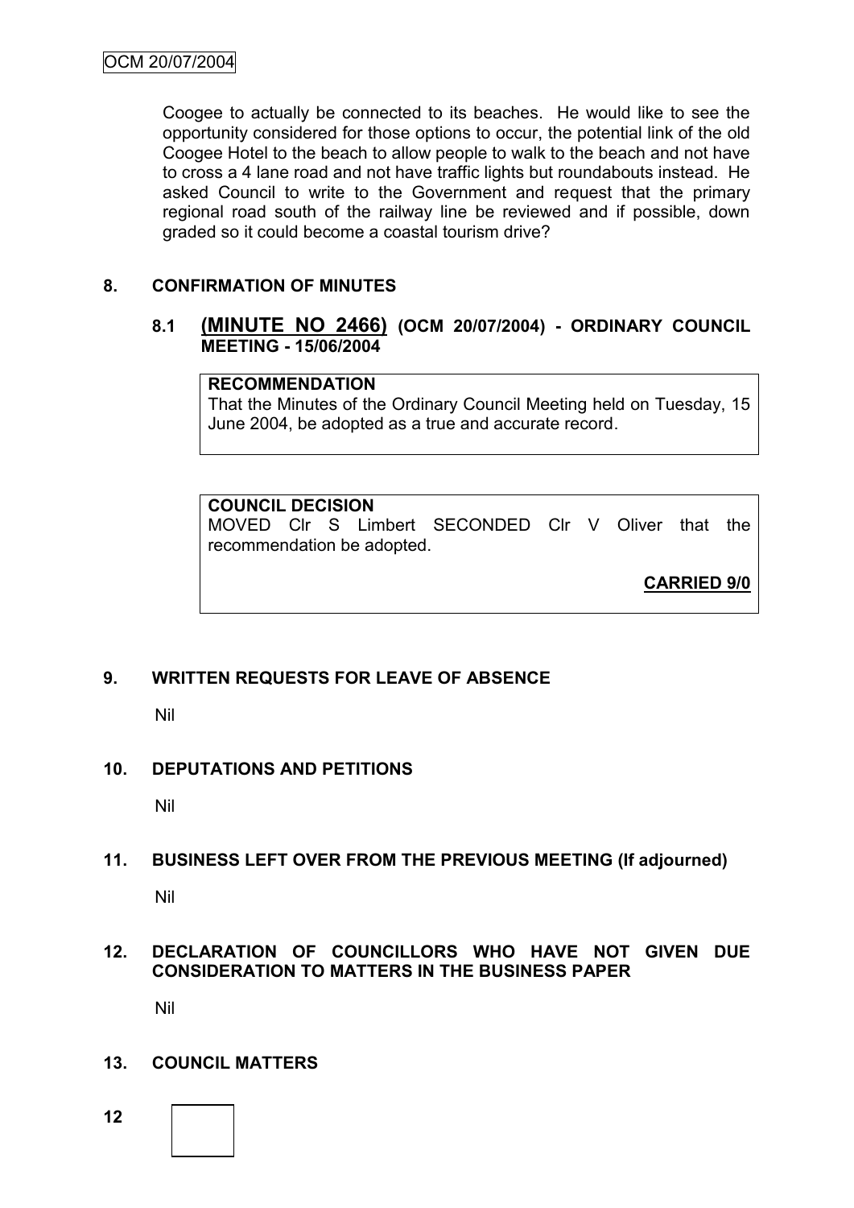Coogee to actually be connected to its beaches. He would like to see the opportunity considered for those options to occur, the potential link of the old Coogee Hotel to the beach to allow people to walk to the beach and not have to cross a 4 lane road and not have traffic lights but roundabouts instead. He asked Council to write to the Government and request that the primary regional road south of the railway line be reviewed and if possible, down graded so it could become a coastal tourism drive?

## 8. CONFIRMATION OF MINUTES

### 8.1 (MINUTE NO 2466) (OCM 20/07/2004) - ORDINARY COUNCIL MEETING - 15/06/2004

**RECOMMENDATION**
That the Minutes of the Ordinary Council Meeting held on Tuesday, 15 June 2004, be adopted as a true and accurate record.

**COUNCIL DECISION**
MOVED Clr S Limbert SECONDED Clr V Oliver that the recommendation be adopted.

**CARRIED 9/0**

## 9. WRITTEN REQUESTS FOR LEAVE OF ABSENCE

Nil

## 10. DEPUTATIONS AND PETITIONS

Nil

## 11. BUSINESS LEFT OVER FROM THE PREVIOUS MEETING (If adjourned)

Nil

## 12. DECLARATION OF COUNCILLORS WHO HAVE NOT GIVEN DUE CONSIDERATION TO MATTERS IN THE BUSINESS PAPER

Nil

## 13. COUNCIL MATTERS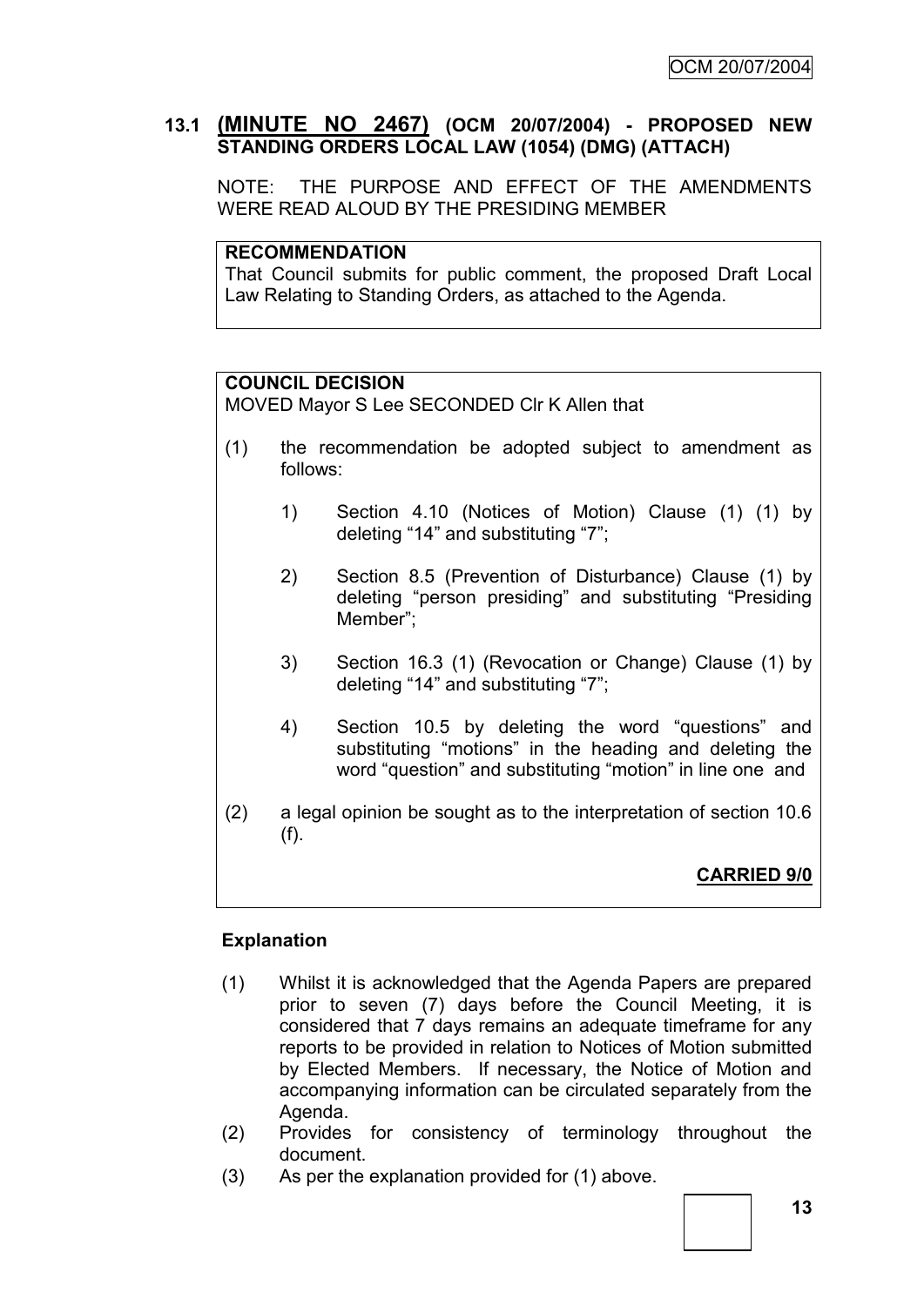## 13.1 (MINUTE NO 2467) (OCM 20/07/2004) - PROPOSED NEW STANDING ORDERS LOCAL LAW (1054) (DMG) (ATTACH)

NOTE: THE PURPOSE AND EFFECT OF THE AMENDMENTS WERE READ ALOUD BY THE PRESIDING MEMBER

**RECOMMENDATION**
That Council submits for public comment, the proposed Draft Local Law Relating to Standing Orders, as attached to the Agenda.

**COUNCIL DECISION**
MOVED Mayor S Lee SECONDED Clr K Allen that

(1) the recommendation be adopted subject to amendment as follows:

 1) Section 4.10 (Notices of Motion) Clause (1) (1) by deleting "14" and substituting "7";

 2) Section 8.5 (Prevention of Disturbance) Clause (1) by deleting "person presiding" and substituting "Presiding Member";

 3) Section 16.3 (1) (Revocation or Change) Clause (1) by deleting "14" and substituting "7";

 4) Section 10.5 by deleting the word "questions" and substituting "motions" in the heading and deleting the word "question" and substituting "motion" in line one and

(2) a legal opinion be sought as to the interpretation of section 10.6 (f).

**CARRIED 9/0**

**Explanation**

(1) Whilst it is acknowledged that the Agenda Papers are prepared prior to seven (7) days before the Council Meeting, it is considered that 7 days remains an adequate timeframe for any reports to be provided in relation to Notices of Motion submitted by Elected Members. If necessary, the Notice of Motion and accompanying information can be circulated separately from the Agenda.
(2) Provides for consistency of terminology throughout the document.
(3) As per the explanation provided for (1) above.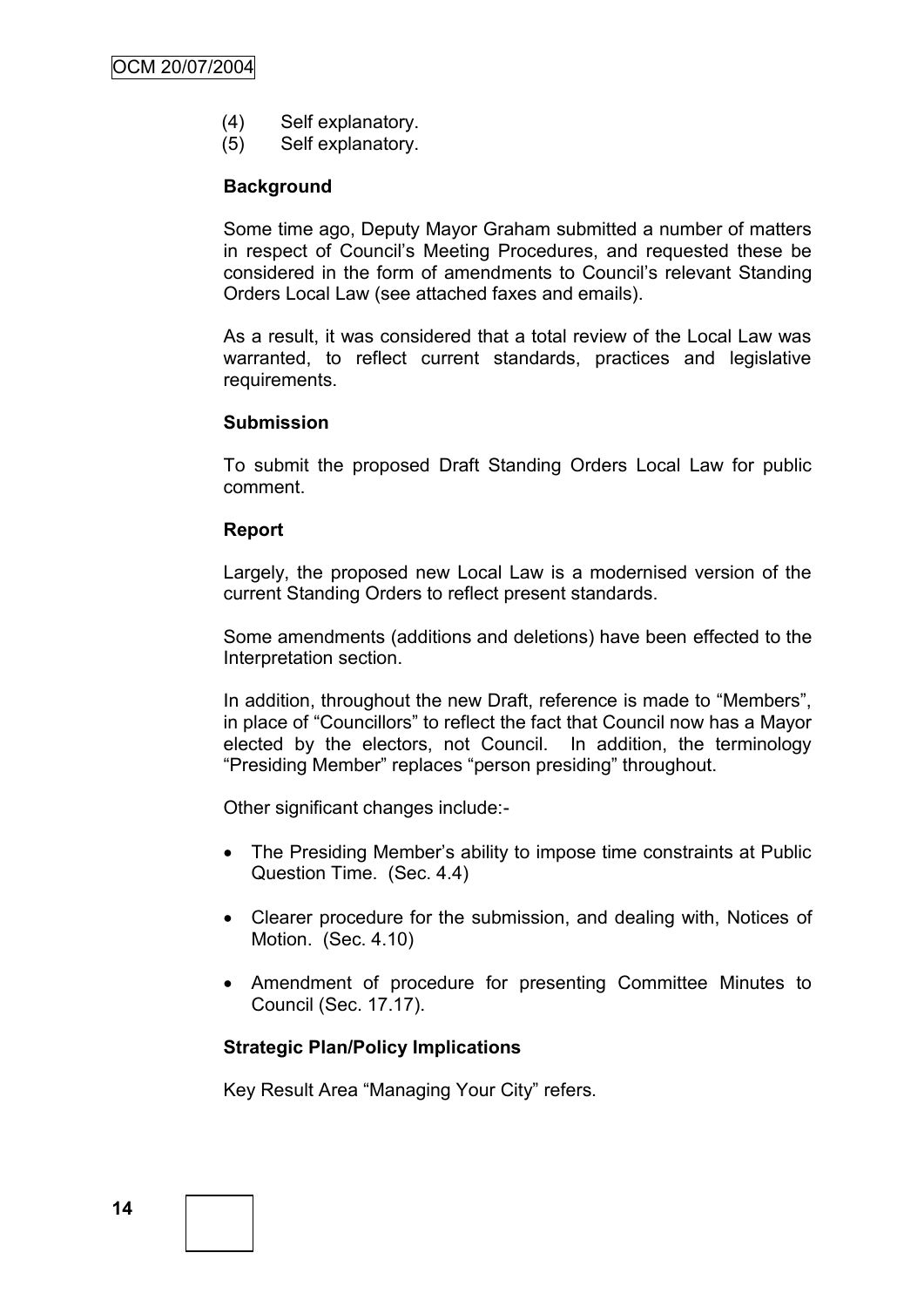(4) Self explanatory.
(5) Self explanatory.

**Background**

Some time ago, Deputy Mayor Graham submitted a number of matters in respect of Council's Meeting Procedures, and requested these be considered in the form of amendments to Council's relevant Standing Orders Local Law (see attached faxes and emails).

As a result, it was considered that a total review of the Local Law was warranted, to reflect current standards, practices and legislative requirements.

**Submission**

To submit the proposed Draft Standing Orders Local Law for public comment.

**Report**

Largely, the proposed new Local Law is a modernised version of the current Standing Orders to reflect present standards.

Some amendments (additions and deletions) have been effected to the Interpretation section.

In addition, throughout the new Draft, reference is made to "Members", in place of "Councillors" to reflect the fact that Council now has a Mayor elected by the electors, not Council. In addition, the terminology "Presiding Member" replaces "person presiding" throughout.

Other significant changes include:-

- The Presiding Member's ability to impose time constraints at Public Question Time. (Sec. 4.4)
- Clearer procedure for the submission, and dealing with, Notices of Motion. (Sec. 4.10)
- Amendment of procedure for presenting Committee Minutes to Council (Sec. 17.17).

**Strategic Plan/Policy Implications**

Key Result Area "Managing Your City" refers.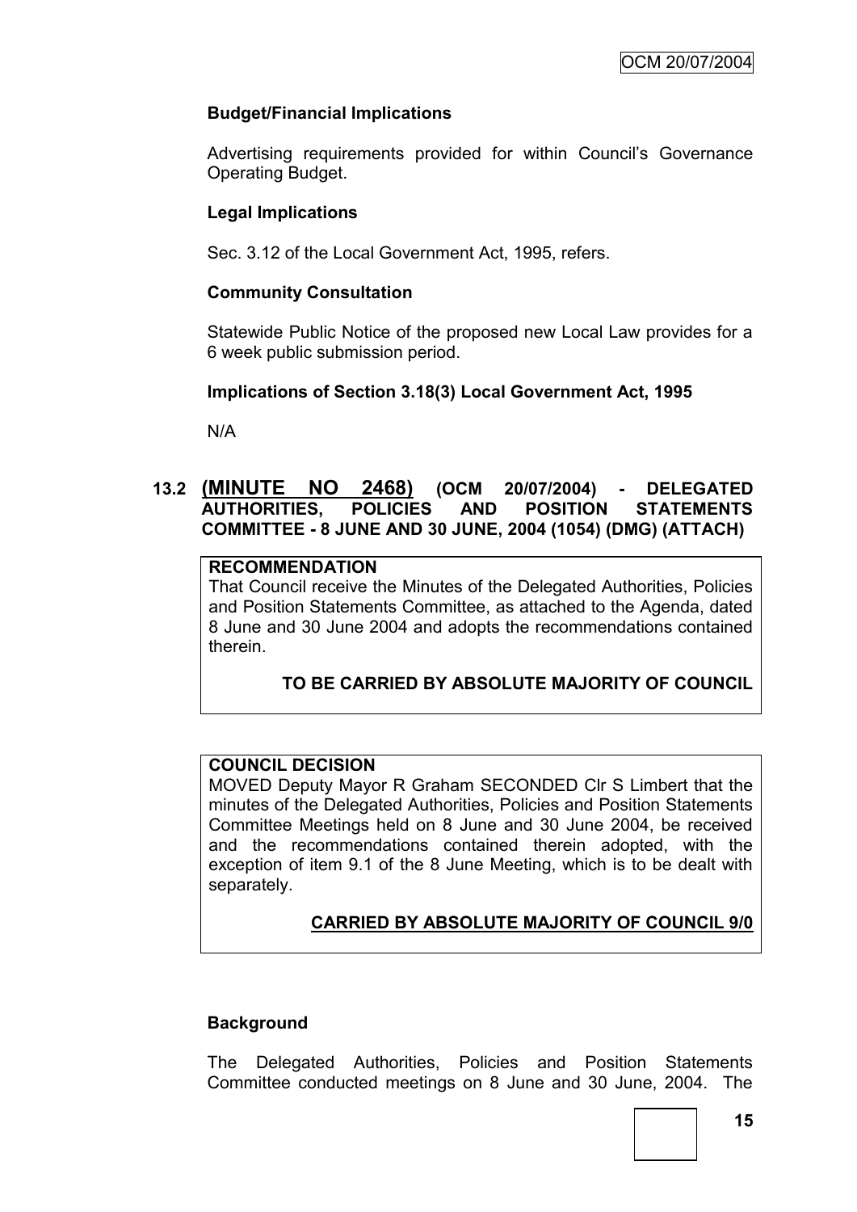**Budget/Financial Implications**

Advertising requirements provided for within Council's Governance Operating Budget.

**Legal Implications**

Sec. 3.12 of the Local Government Act, 1995, refers.

**Community Consultation**

Statewide Public Notice of the proposed new Local Law provides for a 6 week public submission period.

**Implications of Section 3.18(3) Local Government Act, 1995**

N/A

## 13.2 (MINUTE NO 2468) (OCM 20/07/2004) - DELEGATED AUTHORITIES, POLICIES AND POSITION STATEMENTS COMMITTEE - 8 JUNE AND 30 JUNE, 2004 (1054) (DMG) (ATTACH)

**RECOMMENDATION**

That Council receive the Minutes of the Delegated Authorities, Policies and Position Statements Committee, as attached to the Agenda, dated 8 June and 30 June 2004 and adopts the recommendations contained therein.

**TO BE CARRIED BY ABSOLUTE MAJORITY OF COUNCIL**

**COUNCIL DECISION**

MOVED Deputy Mayor R Graham SECONDED Clr S Limbert that the minutes of the Delegated Authorities, Policies and Position Statements Committee Meetings held on 8 June and 30 June 2004, be received and the recommendations contained therein adopted, with the exception of item 9.1 of the 8 June Meeting, which is to be dealt with separately.

**CARRIED BY ABSOLUTE MAJORITY OF COUNCIL 9/0**

**Background**

The Delegated Authorities, Policies and Position Statements Committee conducted meetings on 8 June and 30 June, 2004. The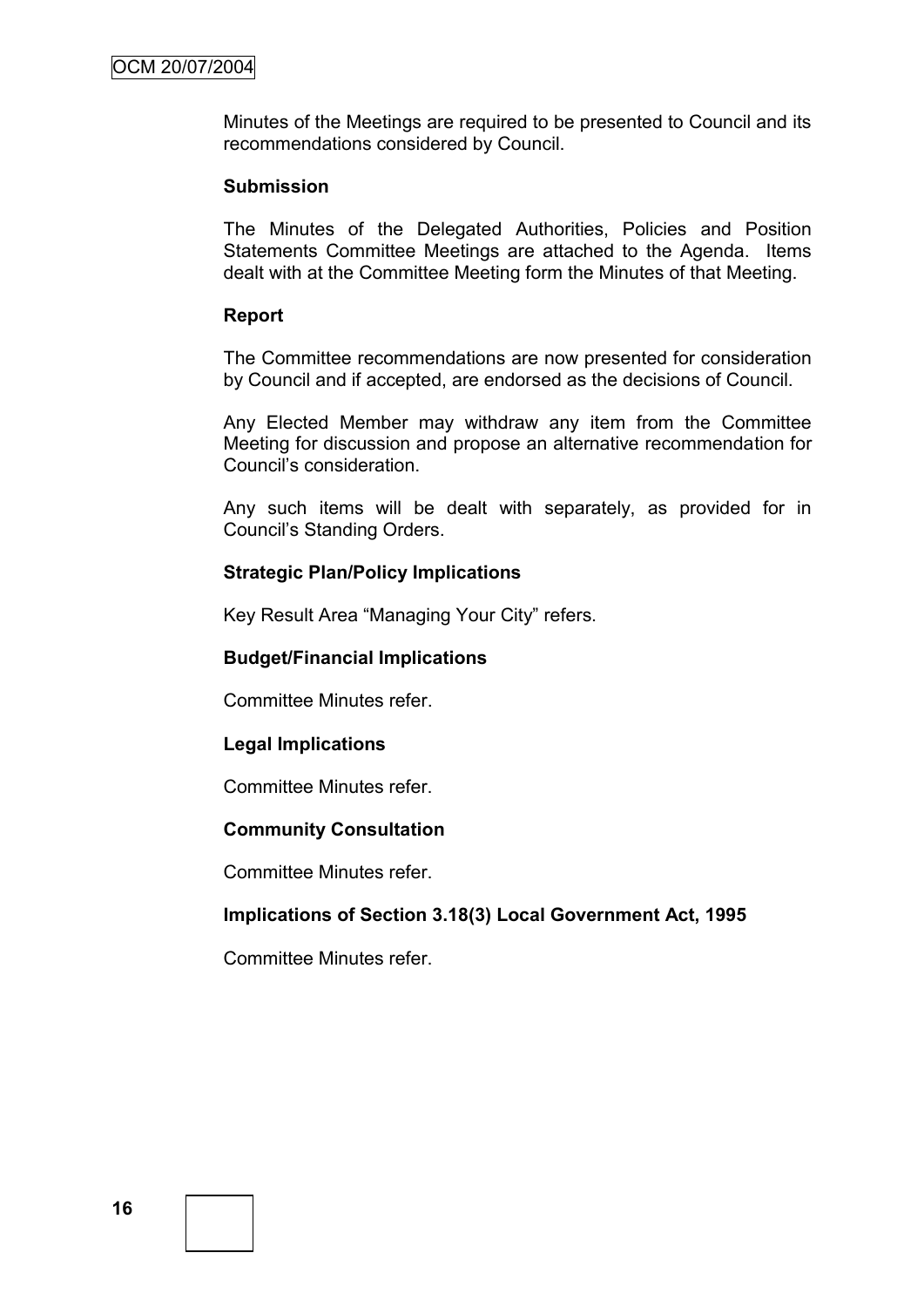Minutes of the Meetings are required to be presented to Council and its recommendations considered by Council.

**Submission**

The Minutes of the Delegated Authorities, Policies and Position Statements Committee Meetings are attached to the Agenda. Items dealt with at the Committee Meeting form the Minutes of that Meeting.

**Report**

The Committee recommendations are now presented for consideration by Council and if accepted, are endorsed as the decisions of Council.

Any Elected Member may withdraw any item from the Committee Meeting for discussion and propose an alternative recommendation for Council's consideration.

Any such items will be dealt with separately, as provided for in Council's Standing Orders.

**Strategic Plan/Policy Implications**

Key Result Area "Managing Your City" refers.

**Budget/Financial Implications**

Committee Minutes refer.

**Legal Implications**

Committee Minutes refer.

**Community Consultation**

Committee Minutes refer.

**Implications of Section 3.18(3) Local Government Act, 1995**

Committee Minutes refer.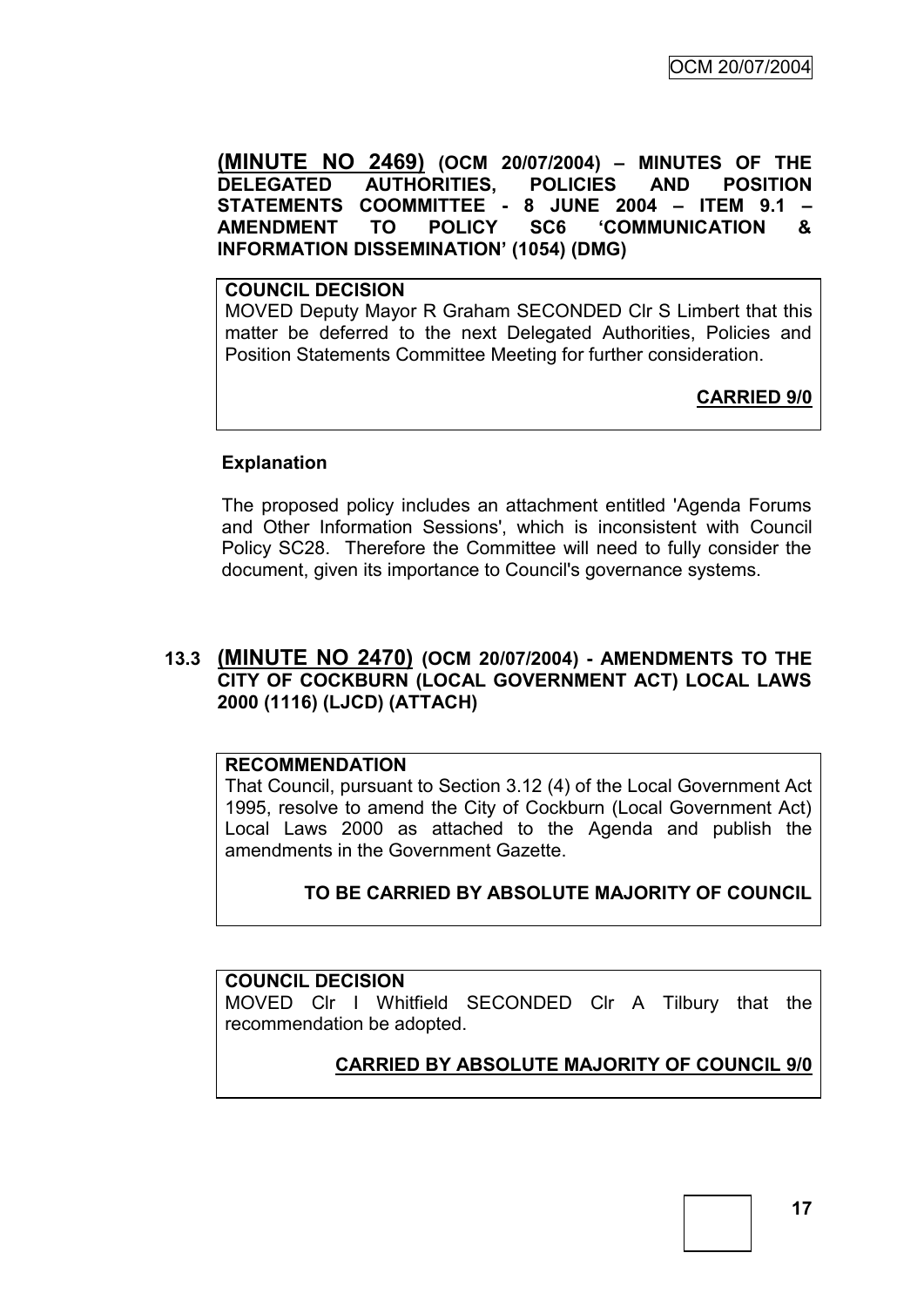**(MINUTE NO 2469) (OCM 20/07/2004) – MINUTES OF THE DELEGATED AUTHORITIES, POLICIES AND POSITION STATEMENTS COOMMITTEE - 8 JUNE 2004 – ITEM 9.1 – AMENDMENT TO POLICY SC6 'COMMUNICATION & INFORMATION DISSEMINATION' (1054) (DMG)**

**COUNCIL DECISION**

MOVED Deputy Mayor R Graham SECONDED Clr S Limbert that this matter be deferred to the next Delegated Authorities, Policies and Position Statements Committee Meeting for further consideration.

**CARRIED 9/0**

**Explanation**

The proposed policy includes an attachment entitled 'Agenda Forums and Other Information Sessions', which is inconsistent with Council Policy SC28. Therefore the Committee will need to fully consider the document, given its importance to Council's governance systems.

**13.3 (MINUTE NO 2470) (OCM 20/07/2004) - AMENDMENTS TO THE CITY OF COCKBURN (LOCAL GOVERNMENT ACT) LOCAL LAWS 2000 (1116) (LJCD) (ATTACH)**

**RECOMMENDATION**

That Council, pursuant to Section 3.12 (4) of the Local Government Act 1995, resolve to amend the City of Cockburn (Local Government Act) Local Laws 2000 as attached to the Agenda and publish the amendments in the Government Gazette.

**TO BE CARRIED BY ABSOLUTE MAJORITY OF COUNCIL**

**COUNCIL DECISION**

MOVED Clr I Whitfield SECONDED Clr A Tilbury that the recommendation be adopted.

**CARRIED BY ABSOLUTE MAJORITY OF COUNCIL 9/0**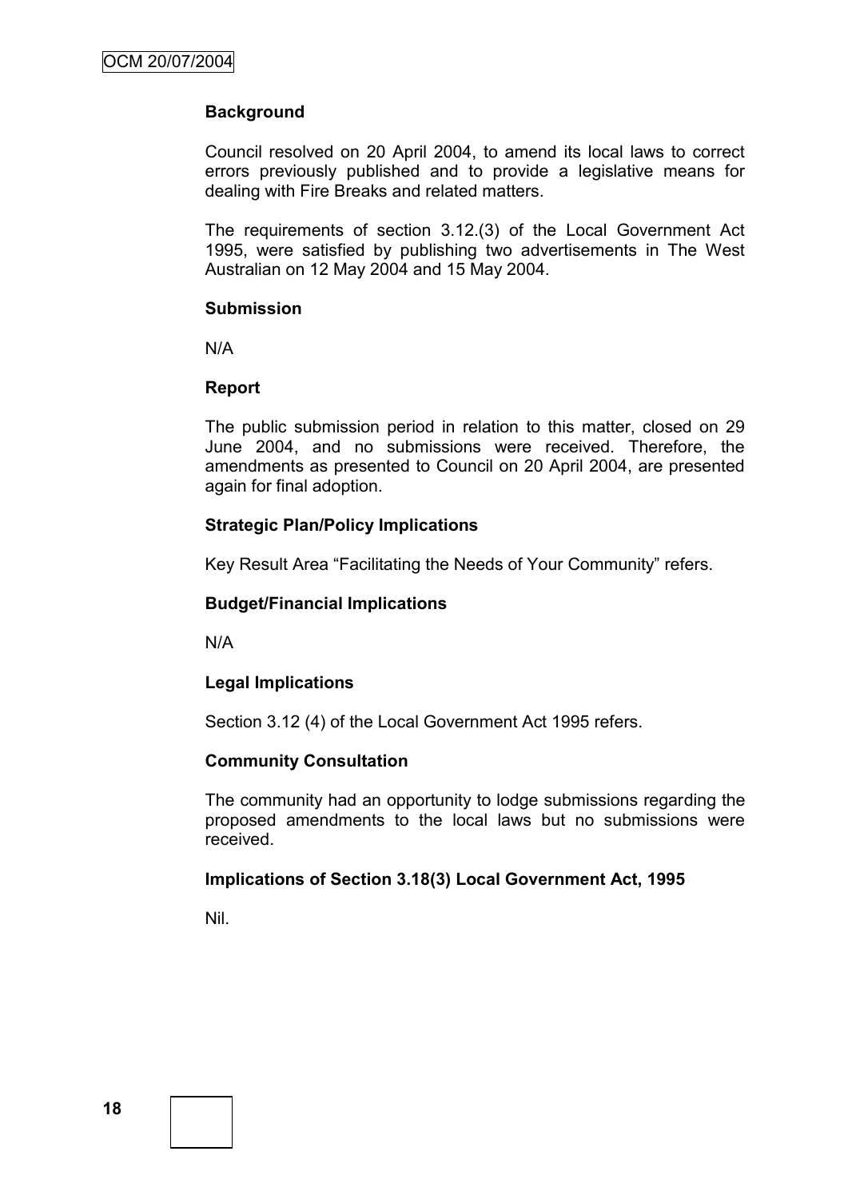### Background

Council resolved on 20 April 2004, to amend its local laws to correct errors previously published and to provide a legislative means for dealing with Fire Breaks and related matters.

The requirements of section 3.12.(3) of the Local Government Act 1995, were satisfied by publishing two advertisements in The West Australian on 12 May 2004 and 15 May 2004.

### Submission

N/A

### Report

The public submission period in relation to this matter, closed on 29 June 2004, and no submissions were received. Therefore, the amendments as presented to Council on 20 April 2004, are presented again for final adoption.

### Strategic Plan/Policy Implications

Key Result Area "Facilitating the Needs of Your Community" refers.

### Budget/Financial Implications

N/A

### Legal Implications

Section 3.12 (4) of the Local Government Act 1995 refers.

### Community Consultation

The community had an opportunity to lodge submissions regarding the proposed amendments to the local laws but no submissions were received.

### Implications of Section 3.18(3) Local Government Act, 1995

Nil.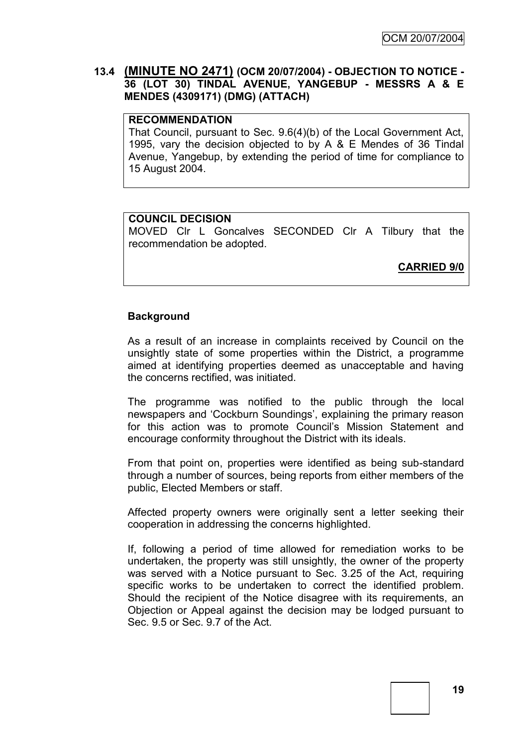## 13.4 (MINUTE NO 2471) (OCM 20/07/2004) - OBJECTION TO NOTICE - 36 (LOT 30) TINDAL AVENUE, YANGEBUP - MESSRS A & E MENDES (4309171) (DMG) (ATTACH)

**RECOMMENDATION**

That Council, pursuant to Sec. 9.6(4)(b) of the Local Government Act, 1995, vary the decision objected to by A & E Mendes of 36 Tindal Avenue, Yangebup, by extending the period of time for compliance to 15 August 2004.

**COUNCIL DECISION**

MOVED Clr L Goncalves SECONDED Clr A Tilbury that the recommendation be adopted.

**CARRIED 9/0**

**Background**

As a result of an increase in complaints received by Council on the unsightly state of some properties within the District, a programme aimed at identifying properties deemed as unacceptable and having the concerns rectified, was initiated.

The programme was notified to the public through the local newspapers and 'Cockburn Soundings', explaining the primary reason for this action was to promote Council's Mission Statement and encourage conformity throughout the District with its ideals.

From that point on, properties were identified as being sub-standard through a number of sources, being reports from either members of the public, Elected Members or staff.

Affected property owners were originally sent a letter seeking their cooperation in addressing the concerns highlighted.

If, following a period of time allowed for remediation works to be undertaken, the property was still unsightly, the owner of the property was served with a Notice pursuant to Sec. 3.25 of the Act, requiring specific works to be undertaken to correct the identified problem. Should the recipient of the Notice disagree with its requirements, an Objection or Appeal against the decision may be lodged pursuant to Sec. 9.5 or Sec. 9.7 of the Act.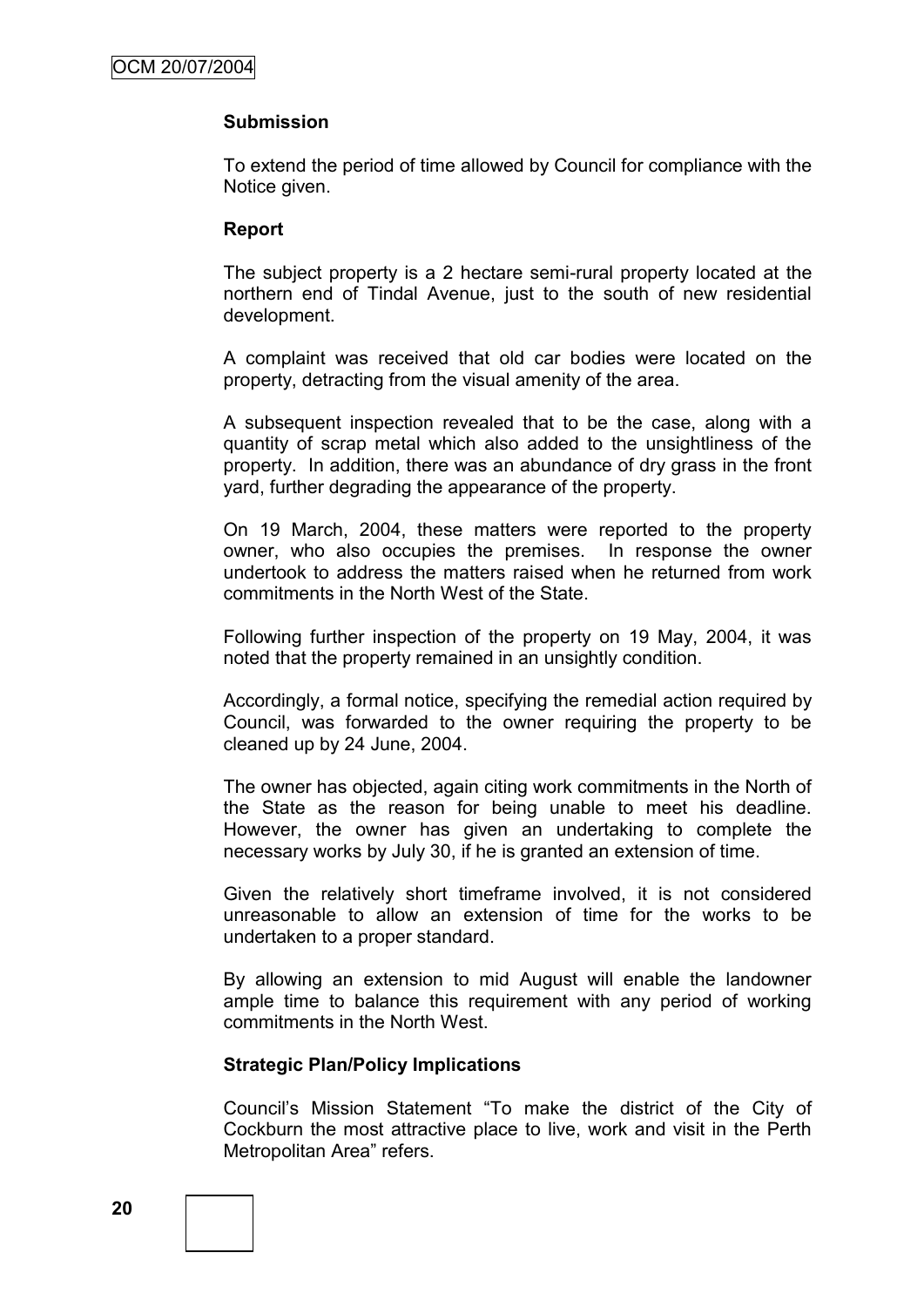**Submission**

To extend the period of time allowed by Council for compliance with the Notice given.

**Report**

The subject property is a 2 hectare semi-rural property located at the northern end of Tindal Avenue, just to the south of new residential development.

A complaint was received that old car bodies were located on the property, detracting from the visual amenity of the area.

A subsequent inspection revealed that to be the case, along with a quantity of scrap metal which also added to the unsightliness of the property. In addition, there was an abundance of dry grass in the front yard, further degrading the appearance of the property.

On 19 March, 2004, these matters were reported to the property owner, who also occupies the premises. In response the owner undertook to address the matters raised when he returned from work commitments in the North West of the State.

Following further inspection of the property on 19 May, 2004, it was noted that the property remained in an unsightly condition.

Accordingly, a formal notice, specifying the remedial action required by Council, was forwarded to the owner requiring the property to be cleaned up by 24 June, 2004.

The owner has objected, again citing work commitments in the North of the State as the reason for being unable to meet his deadline. However, the owner has given an undertaking to complete the necessary works by July 30, if he is granted an extension of time.

Given the relatively short timeframe involved, it is not considered unreasonable to allow an extension of time for the works to be undertaken to a proper standard.

By allowing an extension to mid August will enable the landowner ample time to balance this requirement with any period of working commitments in the North West.

**Strategic Plan/Policy Implications**

Council's Mission Statement "To make the district of the City of Cockburn the most attractive place to live, work and visit in the Perth Metropolitan Area" refers.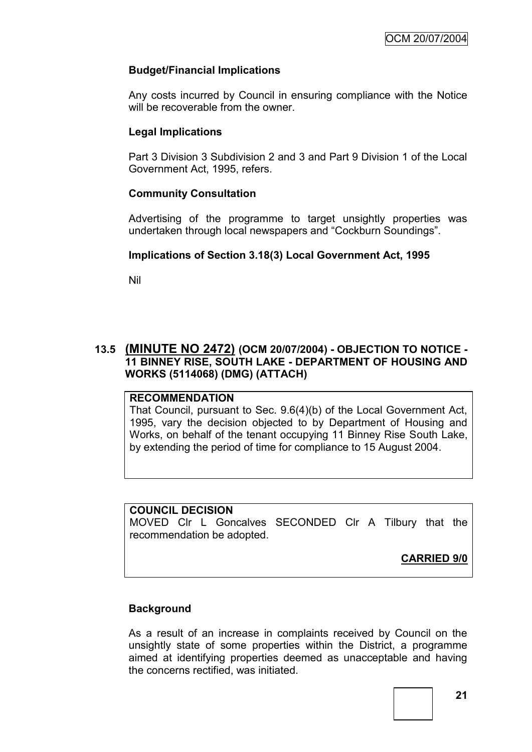**Budget/Financial Implications**

Any costs incurred by Council in ensuring compliance with the Notice will be recoverable from the owner.

**Legal Implications**

Part 3 Division 3 Subdivision 2 and 3 and Part 9 Division 1 of the Local Government Act, 1995, refers.

**Community Consultation**

Advertising of the programme to target unsightly properties was undertaken through local newspapers and "Cockburn Soundings".

**Implications of Section 3.18(3) Local Government Act, 1995**

Nil

## 13.5 (MINUTE NO 2472) (OCM 20/07/2004) - OBJECTION TO NOTICE - 11 BINNEY RISE, SOUTH LAKE - DEPARTMENT OF HOUSING AND WORKS (5114068) (DMG) (ATTACH)

**RECOMMENDATION**

That Council, pursuant to Sec. 9.6(4)(b) of the Local Government Act, 1995, vary the decision objected to by Department of Housing and Works, on behalf of the tenant occupying 11 Binney Rise South Lake, by extending the period of time for compliance to 15 August 2004.

**COUNCIL DECISION**

MOVED Clr L Goncalves SECONDED Clr A Tilbury that the recommendation be adopted.

**CARRIED 9/0**

**Background**

As a result of an increase in complaints received by Council on the unsightly state of some properties within the District, a programme aimed at identifying properties deemed as unacceptable and having the concerns rectified, was initiated.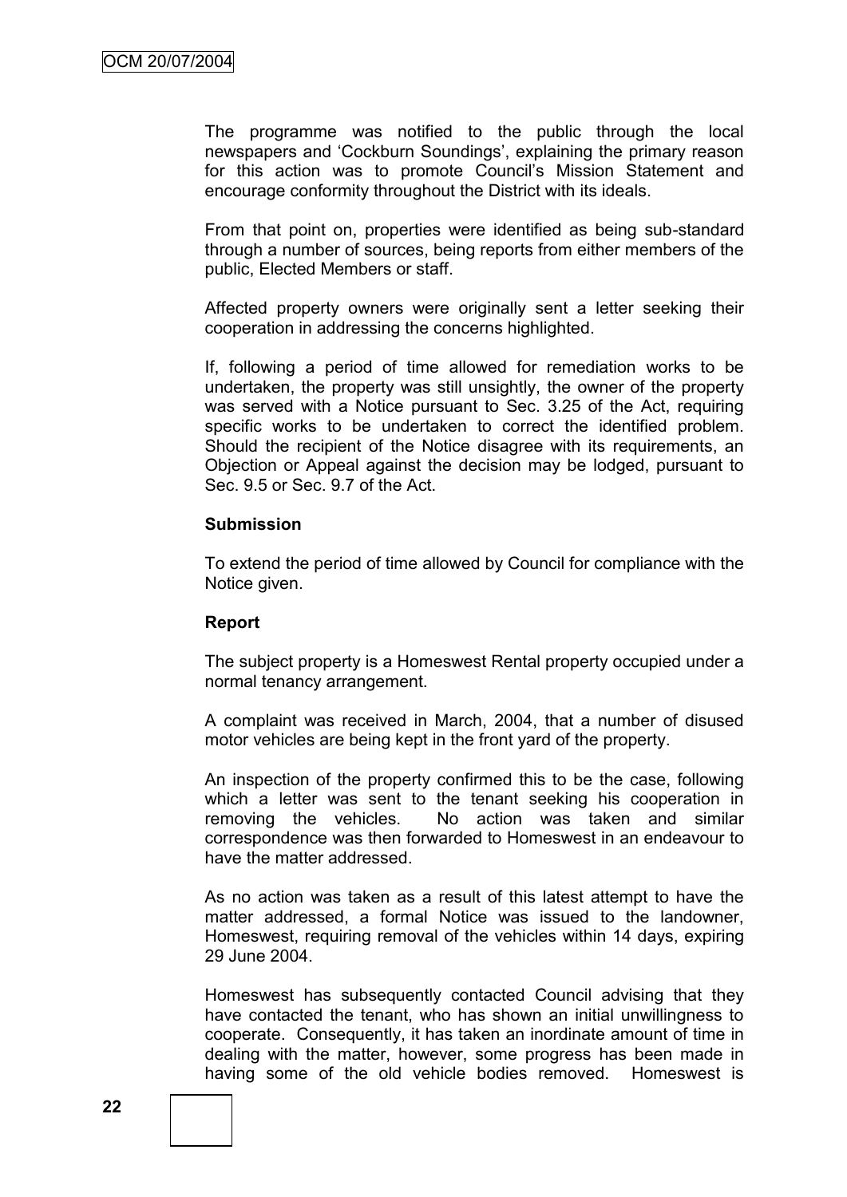The programme was notified to the public through the local newspapers and 'Cockburn Soundings', explaining the primary reason for this action was to promote Council's Mission Statement and encourage conformity throughout the District with its ideals.

From that point on, properties were identified as being sub-standard through a number of sources, being reports from either members of the public, Elected Members or staff.

Affected property owners were originally sent a letter seeking their cooperation in addressing the concerns highlighted.

If, following a period of time allowed for remediation works to be undertaken, the property was still unsightly, the owner of the property was served with a Notice pursuant to Sec. 3.25 of the Act, requiring specific works to be undertaken to correct the identified problem. Should the recipient of the Notice disagree with its requirements, an Objection or Appeal against the decision may be lodged, pursuant to Sec. 9.5 or Sec. 9.7 of the Act.

**Submission**

To extend the period of time allowed by Council for compliance with the Notice given.

**Report**

The subject property is a Homeswest Rental property occupied under a normal tenancy arrangement.

A complaint was received in March, 2004, that a number of disused motor vehicles are being kept in the front yard of the property.

An inspection of the property confirmed this to be the case, following which a letter was sent to the tenant seeking his cooperation in removing the vehicles. No action was taken and similar correspondence was then forwarded to Homeswest in an endeavour to have the matter addressed.

As no action was taken as a result of this latest attempt to have the matter addressed, a formal Notice was issued to the landowner, Homeswest, requiring removal of the vehicles within 14 days, expiring 29 June 2004.

Homeswest has subsequently contacted Council advising that they have contacted the tenant, who has shown an initial unwillingness to cooperate. Consequently, it has taken an inordinate amount of time in dealing with the matter, however, some progress has been made in having some of the old vehicle bodies removed. Homeswest is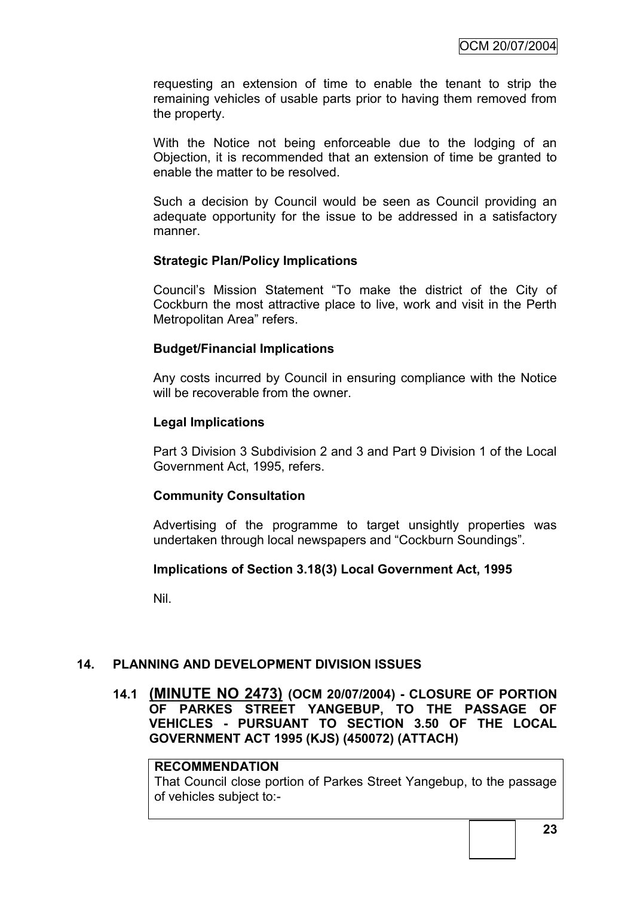requesting an extension of time to enable the tenant to strip the remaining vehicles of usable parts prior to having them removed from the property.

With the Notice not being enforceable due to the lodging of an Objection, it is recommended that an extension of time be granted to enable the matter to be resolved.

Such a decision by Council would be seen as Council providing an adequate opportunity for the issue to be addressed in a satisfactory manner.

**Strategic Plan/Policy Implications**

Council's Mission Statement "To make the district of the City of Cockburn the most attractive place to live, work and visit in the Perth Metropolitan Area" refers.

**Budget/Financial Implications**

Any costs incurred by Council in ensuring compliance with the Notice will be recoverable from the owner.

**Legal Implications**

Part 3 Division 3 Subdivision 2 and 3 and Part 9 Division 1 of the Local Government Act, 1995, refers.

**Community Consultation**

Advertising of the programme to target unsightly properties was undertaken through local newspapers and "Cockburn Soundings".

**Implications of Section 3.18(3) Local Government Act, 1995**

Nil.

## 14. PLANNING AND DEVELOPMENT DIVISION ISSUES

### 14.1 (MINUTE NO 2473) (OCM 20/07/2004) - CLOSURE OF PORTION OF PARKES STREET YANGEBUP, TO THE PASSAGE OF VEHICLES - PURSUANT TO SECTION 3.50 OF THE LOCAL GOVERNMENT ACT 1995 (KJS) (450072) (ATTACH)

**RECOMMENDATION**

That Council close portion of Parkes Street Yangebup, to the passage of vehicles subject to:-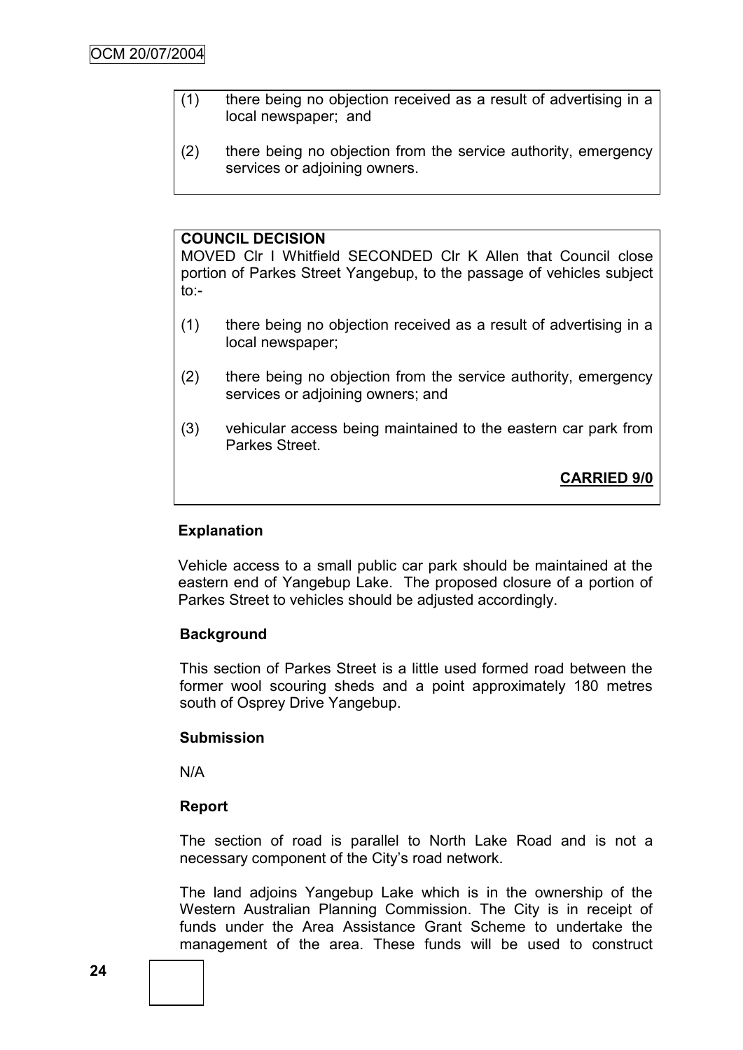(1) there being no objection received as a result of advertising in a local newspaper; and

(2) there being no objection from the service authority, emergency services or adjoining owners.

**COUNCIL DECISION**

MOVED Clr I Whitfield SECONDED Clr K Allen that Council close portion of Parkes Street Yangebup, to the passage of vehicles subject to:-

(1) there being no objection received as a result of advertising in a local newspaper;

(2) there being no objection from the service authority, emergency services or adjoining owners; and

(3) vehicular access being maintained to the eastern car park from Parkes Street.

**CARRIED 9/0**

**Explanation**

Vehicle access to a small public car park should be maintained at the eastern end of Yangebup Lake. The proposed closure of a portion of Parkes Street to vehicles should be adjusted accordingly.

**Background**

This section of Parkes Street is a little used formed road between the former wool scouring sheds and a point approximately 180 metres south of Osprey Drive Yangebup.

**Submission**

N/A

**Report**

The section of road is parallel to North Lake Road and is not a necessary component of the City's road network.

The land adjoins Yangebup Lake which is in the ownership of the Western Australian Planning Commission. The City is in receipt of funds under the Area Assistance Grant Scheme to undertake the management of the area. These funds will be used to construct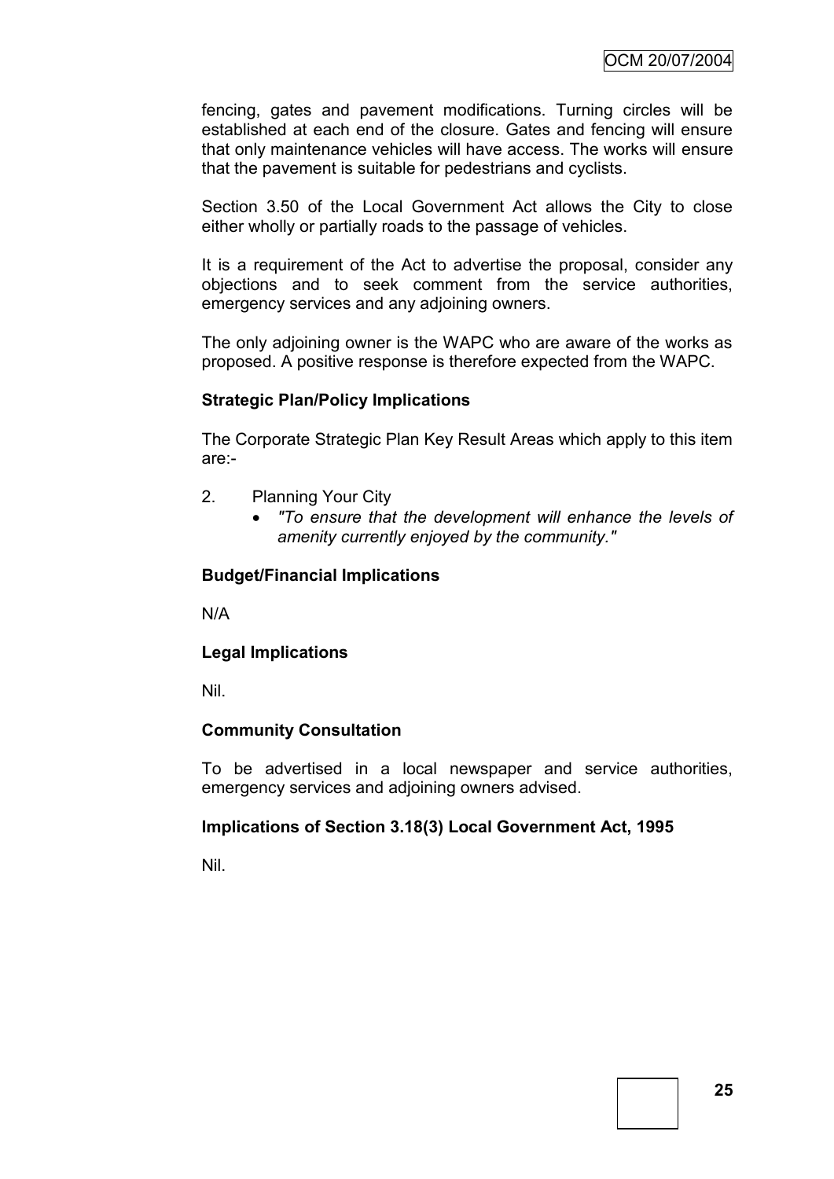fencing, gates and pavement modifications. Turning circles will be established at each end of the closure. Gates and fencing will ensure that only maintenance vehicles will have access. The works will ensure that the pavement is suitable for pedestrians and cyclists.

Section 3.50 of the Local Government Act allows the City to close either wholly or partially roads to the passage of vehicles.

It is a requirement of the Act to advertise the proposal, consider any objections and to seek comment from the service authorities, emergency services and any adjoining owners.

The only adjoining owner is the WAPC who are aware of the works as proposed. A positive response is therefore expected from the WAPC.

**Strategic Plan/Policy Implications**

The Corporate Strategic Plan Key Result Areas which apply to this item are:-

2. Planning Your City
   - *"To ensure that the development will enhance the levels of amenity currently enjoyed by the community."*

**Budget/Financial Implications**

N/A

**Legal Implications**

Nil.

**Community Consultation**

To be advertised in a local newspaper and service authorities, emergency services and adjoining owners advised.

**Implications of Section 3.18(3) Local Government Act, 1995**

Nil.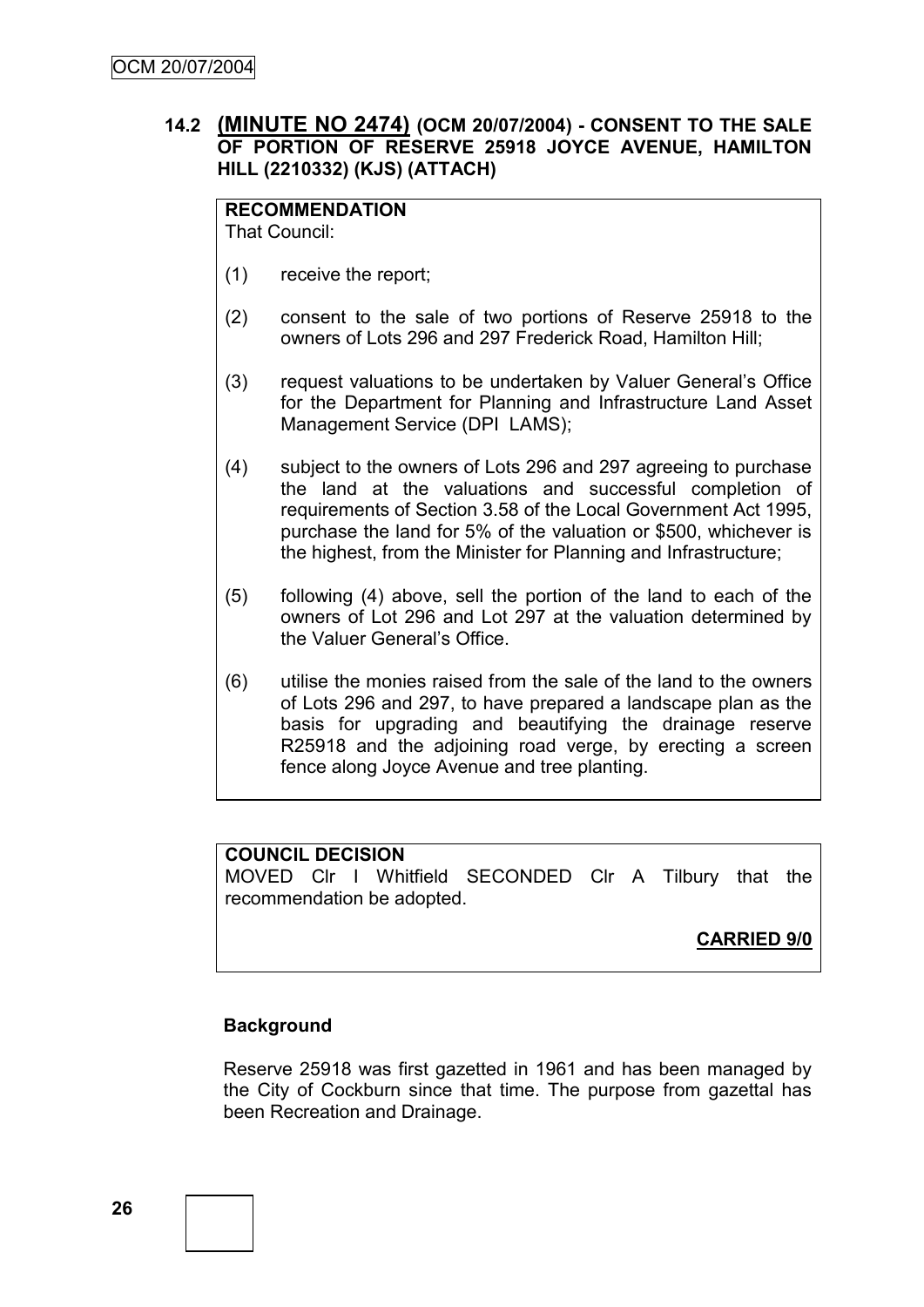## 14.2 (MINUTE NO 2474) (OCM 20/07/2004) - CONSENT TO THE SALE OF PORTION OF RESERVE 25918 JOYCE AVENUE, HAMILTON HILL (2210332) (KJS) (ATTACH)

**RECOMMENDATION**
That Council:

(1) receive the report;

(2) consent to the sale of two portions of Reserve 25918 to the owners of Lots 296 and 297 Frederick Road, Hamilton Hill;

(3) request valuations to be undertaken by Valuer General's Office for the Department for Planning and Infrastructure Land Asset Management Service (DPI LAMS);

(4) subject to the owners of Lots 296 and 297 agreeing to purchase the land at the valuations and successful completion of requirements of Section 3.58 of the Local Government Act 1995, purchase the land for 5% of the valuation or $500, whichever is the highest, from the Minister for Planning and Infrastructure;

(5) following (4) above, sell the portion of the land to each of the owners of Lot 296 and Lot 297 at the valuation determined by the Valuer General's Office.

(6) utilise the monies raised from the sale of the land to the owners of Lots 296 and 297, to have prepared a landscape plan as the basis for upgrading and beautifying the drainage reserve R25918 and the adjoining road verge, by erecting a screen fence along Joyce Avenue and tree planting.

**COUNCIL DECISION**
MOVED Clr I Whitfield SECONDED Clr A Tilbury that the recommendation be adopted.

**CARRIED 9/0**

### Background

Reserve 25918 was first gazetted in 1961 and has been managed by the City of Cockburn since that time. The purpose from gazettal has been Recreation and Drainage.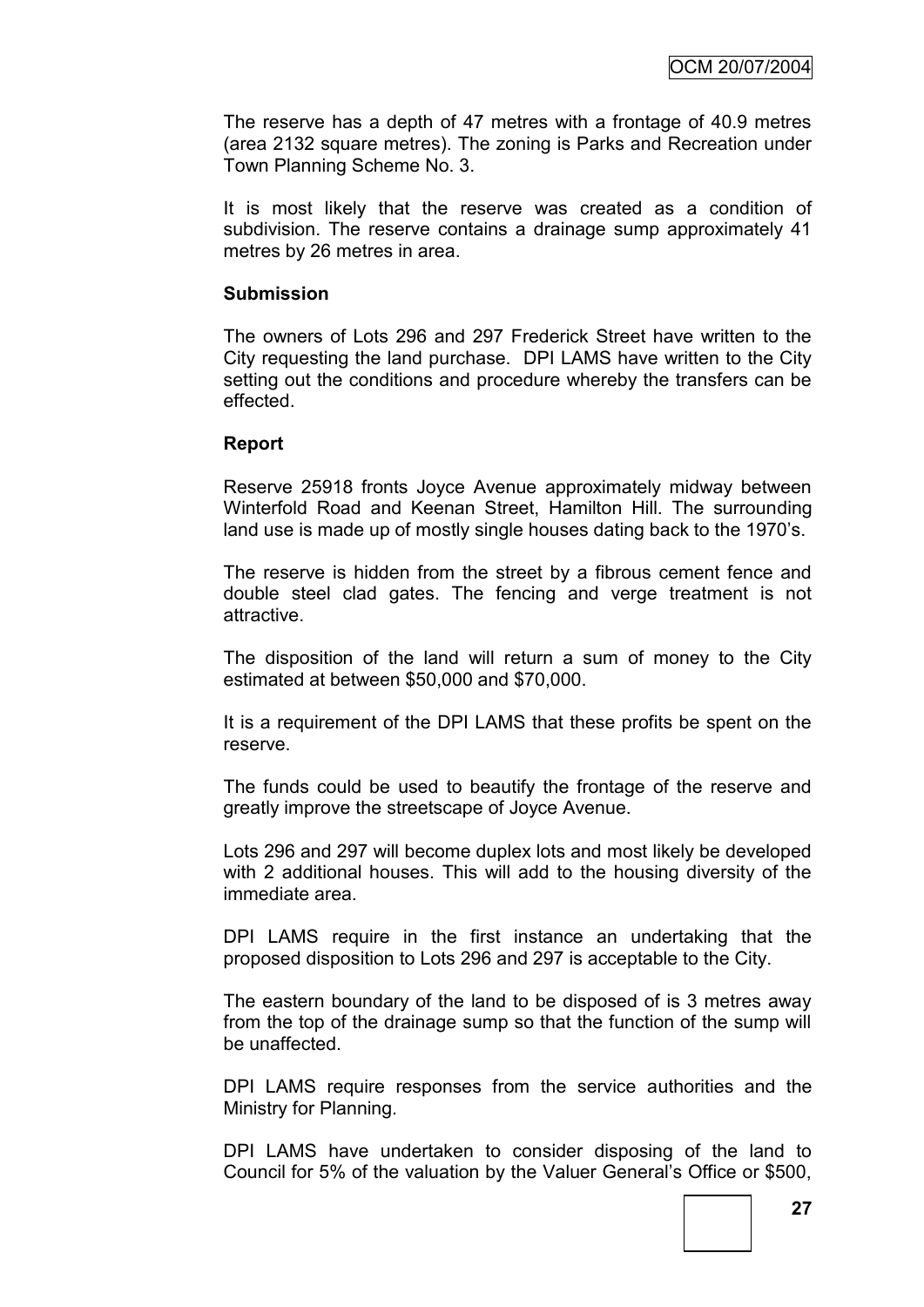The reserve has a depth of 47 metres with a frontage of 40.9 metres (area 2132 square metres). The zoning is Parks and Recreation under Town Planning Scheme No. 3.

It is most likely that the reserve was created as a condition of subdivision. The reserve contains a drainage sump approximately 41 metres by 26 metres in area.

**Submission**

The owners of Lots 296 and 297 Frederick Street have written to the City requesting the land purchase. DPI LAMS have written to the City setting out the conditions and procedure whereby the transfers can be effected.

**Report**

Reserve 25918 fronts Joyce Avenue approximately midway between Winterfold Road and Keenan Street, Hamilton Hill. The surrounding land use is made up of mostly single houses dating back to the 1970's.

The reserve is hidden from the street by a fibrous cement fence and double steel clad gates. The fencing and verge treatment is not attractive.

The disposition of the land will return a sum of money to the City estimated at between $50,000 and $70,000.

It is a requirement of the DPI LAMS that these profits be spent on the reserve.

The funds could be used to beautify the frontage of the reserve and greatly improve the streetscape of Joyce Avenue.

Lots 296 and 297 will become duplex lots and most likely be developed with 2 additional houses. This will add to the housing diversity of the immediate area.

DPI LAMS require in the first instance an undertaking that the proposed disposition to Lots 296 and 297 is acceptable to the City.

The eastern boundary of the land to be disposed of is 3 metres away from the top of the drainage sump so that the function of the sump will be unaffected.

DPI LAMS require responses from the service authorities and the Ministry for Planning.

DPI LAMS have undertaken to consider disposing of the land to Council for 5% of the valuation by the Valuer General's Office or $500,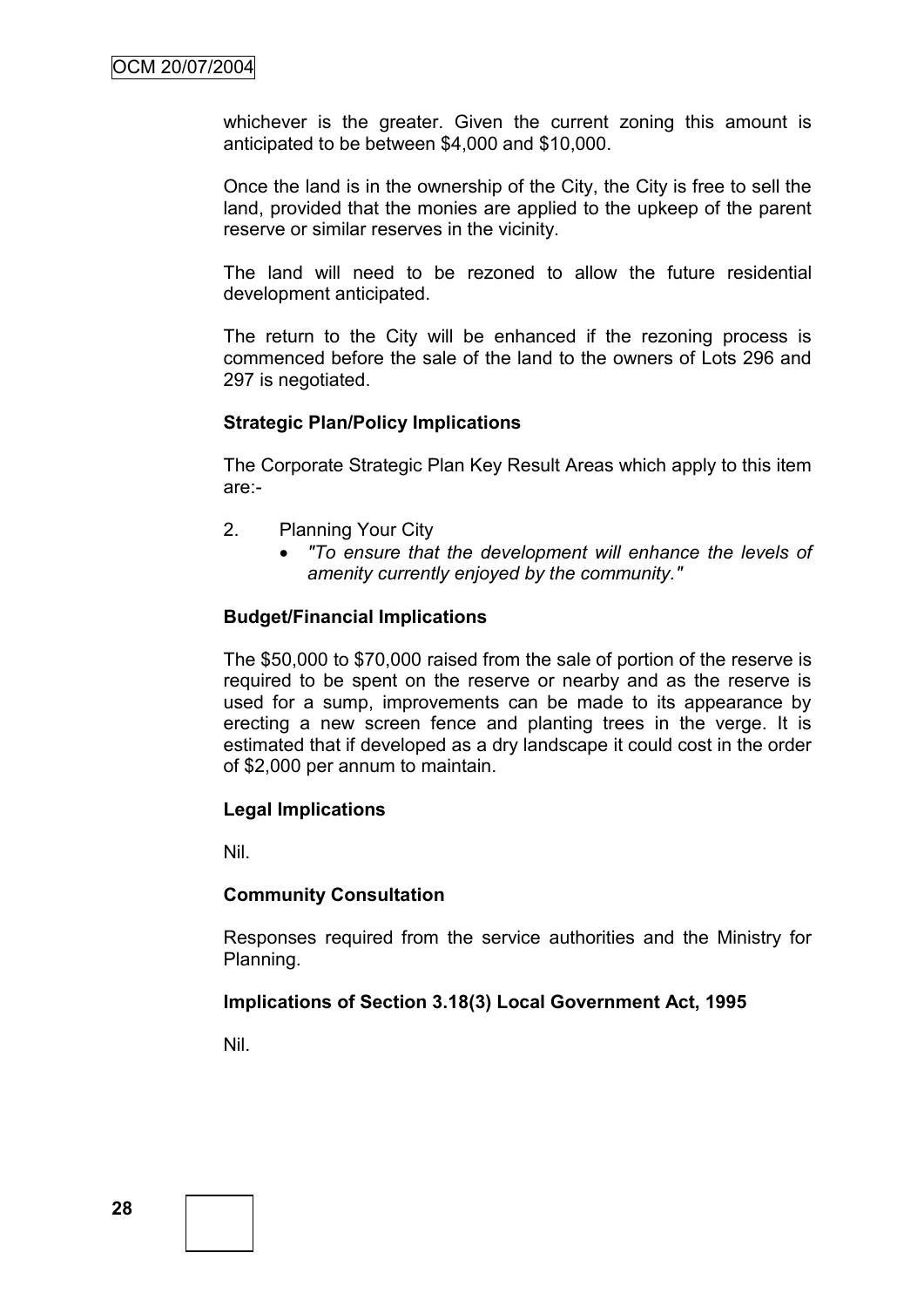whichever is the greater. Given the current zoning this amount is anticipated to be between $4,000 and $10,000.

Once the land is in the ownership of the City, the City is free to sell the land, provided that the monies are applied to the upkeep of the parent reserve or similar reserves in the vicinity.

The land will need to be rezoned to allow the future residential development anticipated.

The return to the City will be enhanced if the rezoning process is commenced before the sale of the land to the owners of Lots 296 and 297 is negotiated.

**Strategic Plan/Policy Implications**

The Corporate Strategic Plan Key Result Areas which apply to this item are:-

2. Planning Your City
   - *"To ensure that the development will enhance the levels of amenity currently enjoyed by the community."*

**Budget/Financial Implications**

The $50,000 to $70,000 raised from the sale of portion of the reserve is required to be spent on the reserve or nearby and as the reserve is used for a sump, improvements can be made to its appearance by erecting a new screen fence and planting trees in the verge. It is estimated that if developed as a dry landscape it could cost in the order of $2,000 per annum to maintain.

**Legal Implications**

Nil.

**Community Consultation**

Responses required from the service authorities and the Ministry for Planning.

**Implications of Section 3.18(3) Local Government Act, 1995**

Nil.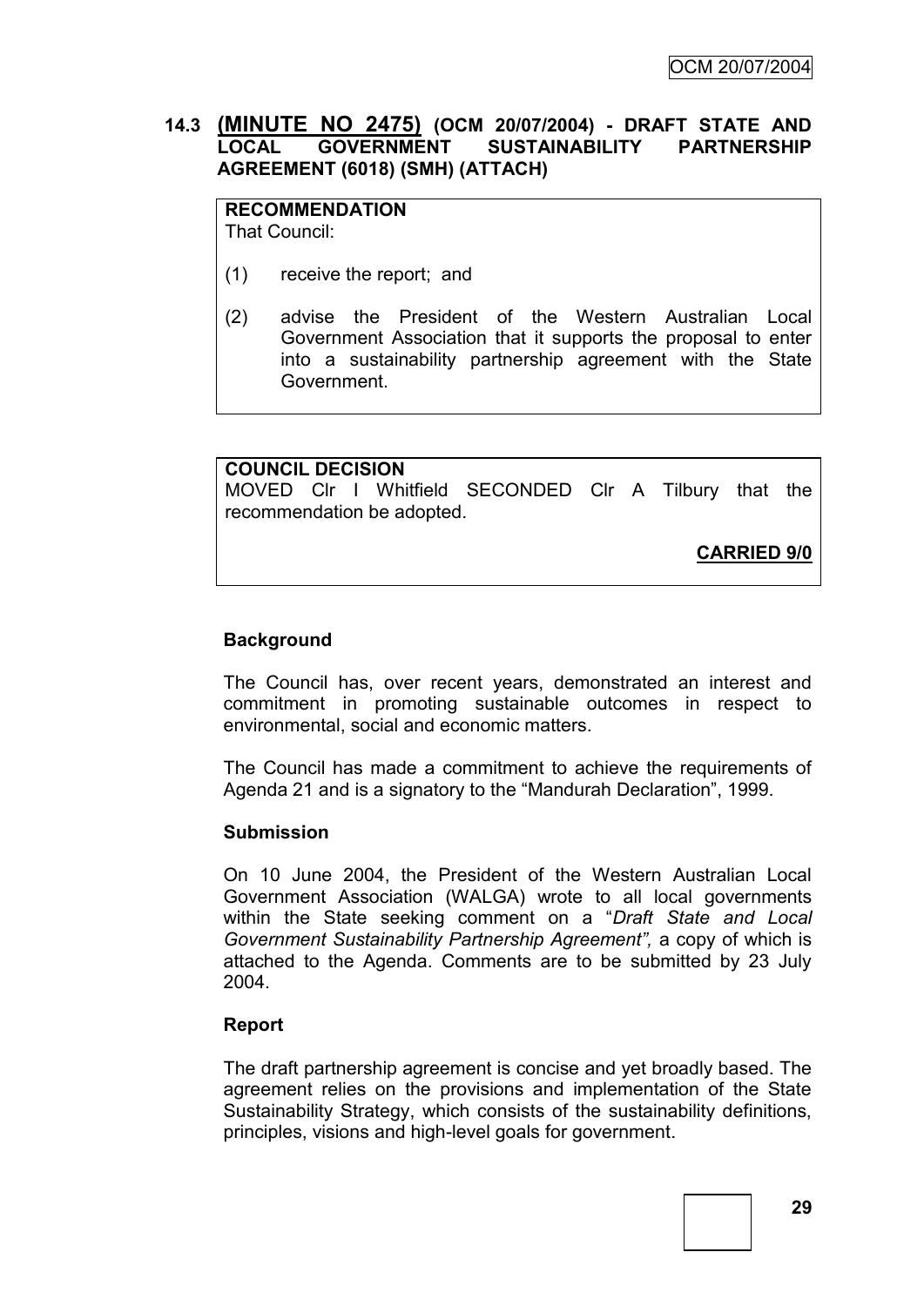## 14.3 (MINUTE NO 2475) (OCM 20/07/2004) - DRAFT STATE AND LOCAL GOVERNMENT SUSTAINABILITY PARTNERSHIP AGREEMENT (6018) (SMH) (ATTACH)

**RECOMMENDATION**

That Council:

(1) receive the report; and

(2) advise the President of the Western Australian Local Government Association that it supports the proposal to enter into a sustainability partnership agreement with the State Government.

**COUNCIL DECISION**

MOVED Clr I Whitfield SECONDED Clr A Tilbury that the recommendation be adopted.

**CARRIED 9/0**

### Background

The Council has, over recent years, demonstrated an interest and commitment in promoting sustainable outcomes in respect to environmental, social and economic matters.

The Council has made a commitment to achieve the requirements of Agenda 21 and is a signatory to the "Mandurah Declaration", 1999.

### Submission

On 10 June 2004, the President of the Western Australian Local Government Association (WALGA) wrote to all local governments within the State seeking comment on a "*Draft State and Local Government Sustainability Partnership Agreement",* a copy of which is attached to the Agenda. Comments are to be submitted by 23 July 2004.

### Report

The draft partnership agreement is concise and yet broadly based. The agreement relies on the provisions and implementation of the State Sustainability Strategy, which consists of the sustainability definitions, principles, visions and high-level goals for government.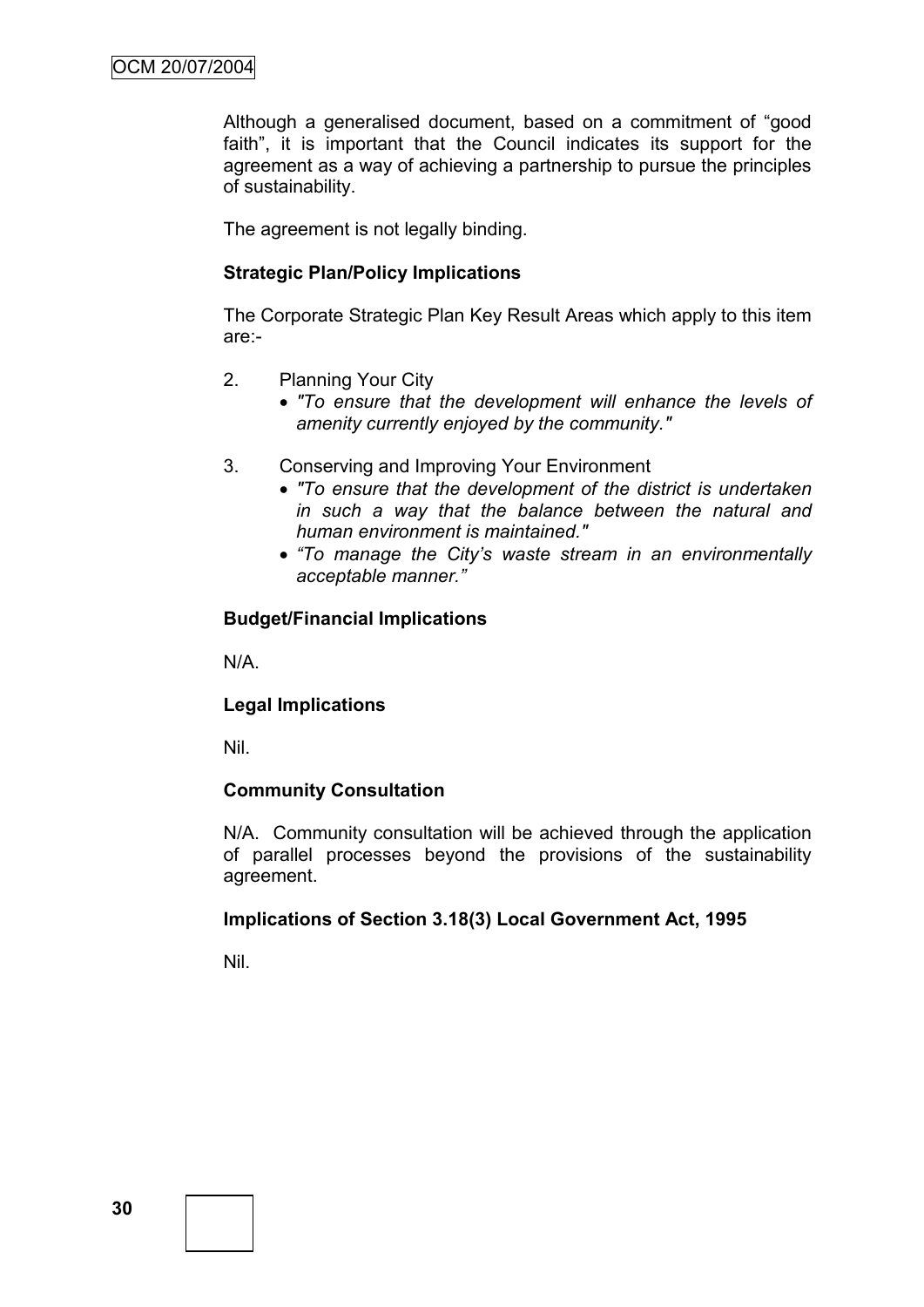Although a generalised document, based on a commitment of "good faith", it is important that the Council indicates its support for the agreement as a way of achieving a partnership to pursue the principles of sustainability.

The agreement is not legally binding.

**Strategic Plan/Policy Implications**

The Corporate Strategic Plan Key Result Areas which apply to this item are:-

2. Planning Your City
   - *"To ensure that the development will enhance the levels of amenity currently enjoyed by the community."*

3. Conserving and Improving Your Environment
   - *"To ensure that the development of the district is undertaken in such a way that the balance between the natural and human environment is maintained."*
   - *"To manage the City's waste stream in an environmentally acceptable manner."*

**Budget/Financial Implications**

N/A.

**Legal Implications**

Nil.

**Community Consultation**

N/A. Community consultation will be achieved through the application of parallel processes beyond the provisions of the sustainability agreement.

**Implications of Section 3.18(3) Local Government Act, 1995**

Nil.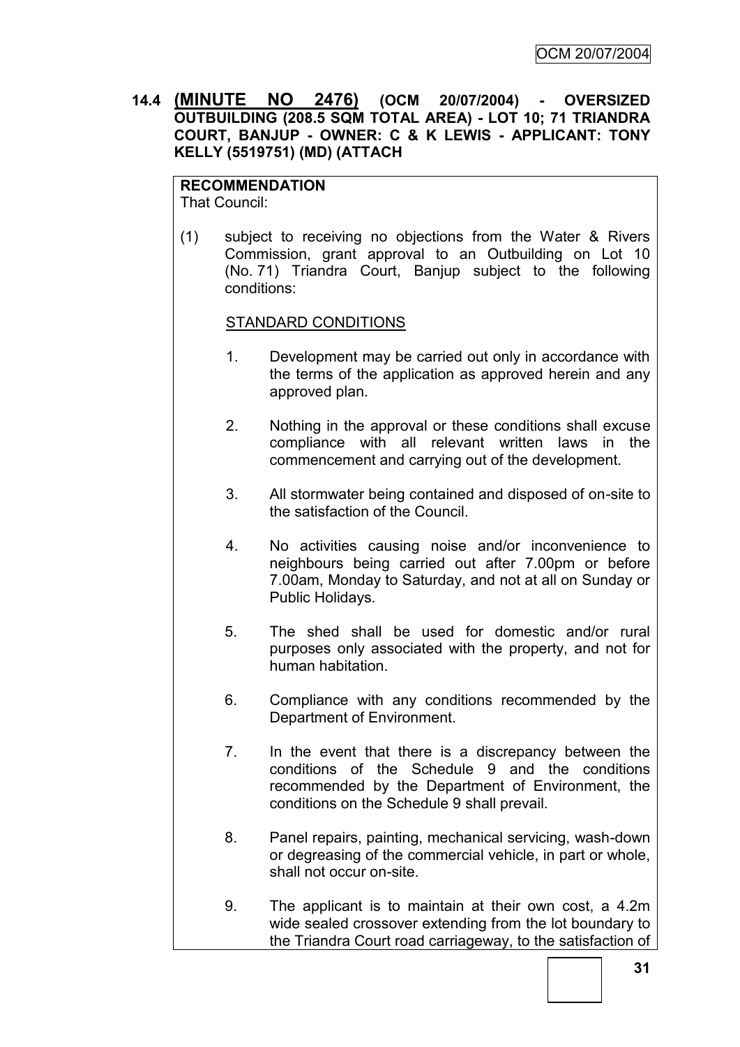**14.4 (MINUTE NO 2476) (OCM 20/07/2004) - OVERSIZED OUTBUILDING (208.5 SQM TOTAL AREA) - LOT 10; 71 TRIANDRA COURT, BANJUP - OWNER: C & K LEWIS - APPLICANT: TONY KELLY (5519751) (MD) (ATTACH**

**RECOMMENDATION**

That Council:

(1) subject to receiving no objections from the Water & Rivers Commission, grant approval to an Outbuilding on Lot 10 (No. 71) Triandra Court, Banjup subject to the following conditions:

STANDARD CONDITIONS

1. Development may be carried out only in accordance with the terms of the application as approved herein and any approved plan.

2. Nothing in the approval or these conditions shall excuse compliance with all relevant written laws in the commencement and carrying out of the development.

3. All stormwater being contained and disposed of on-site to the satisfaction of the Council.

4. No activities causing noise and/or inconvenience to neighbours being carried out after 7.00pm or before 7.00am, Monday to Saturday, and not at all on Sunday or Public Holidays.

5. The shed shall be used for domestic and/or rural purposes only associated with the property, and not for human habitation.

6. Compliance with any conditions recommended by the Department of Environment.

7. In the event that there is a discrepancy between the conditions of the Schedule 9 and the conditions recommended by the Department of Environment, the conditions on the Schedule 9 shall prevail.

8. Panel repairs, painting, mechanical servicing, wash-down or degreasing of the commercial vehicle, in part or whole, shall not occur on-site.

9. The applicant is to maintain at their own cost, a 4.2m wide sealed crossover extending from the lot boundary to the Triandra Court road carriageway, to the satisfaction of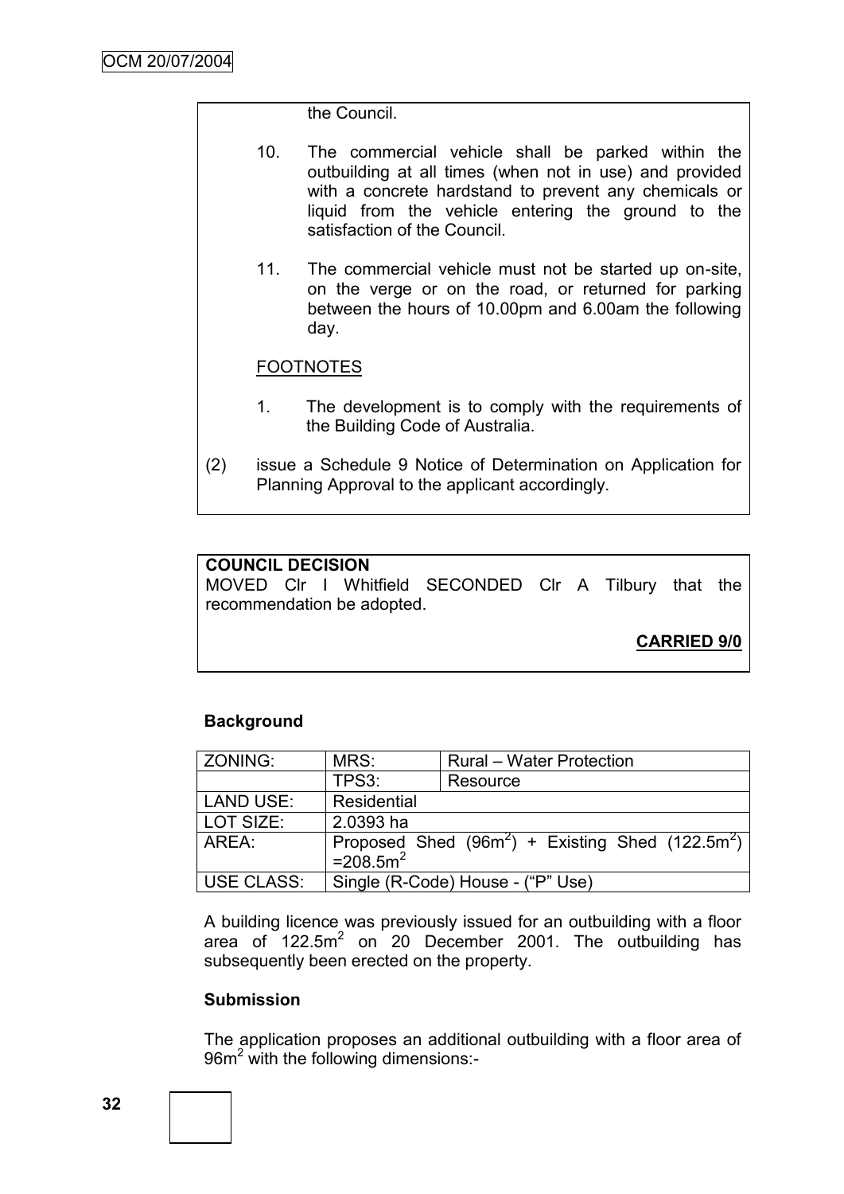the Council.

10. The commercial vehicle shall be parked within the outbuilding at all times (when not in use) and provided with a concrete hardstand to prevent any chemicals or liquid from the vehicle entering the ground to the satisfaction of the Council.

11. The commercial vehicle must not be started up on-site, on the verge or on the road, or returned for parking between the hours of 10.00pm and 6.00am the following day.

FOOTNOTES

1. The development is to comply with the requirements of the Building Code of Australia.

(2) issue a Schedule 9 Notice of Determination on Application for Planning Approval to the applicant accordingly.

**COUNCIL DECISION**
MOVED Clr I Whitfield SECONDED Clr A Tilbury that the recommendation be adopted.

**CARRIED 9/0**

### Background

| ZONING: | MRS: | Rural – Water Protection |
|---|---|---|
| | TPS3: | Resource |
| LAND USE: | Residential | |
| LOT SIZE: | 2.0393 ha | |
| AREA: | Proposed Shed ($96m^2$) + Existing Shed ($122.5m^2$) $=208.5m^2$ | |
| USE CLASS: | Single (R-Code) House - ("P" Use) | |

A building licence was previously issued for an outbuilding with a floor area of $122.5m^2$ on 20 December 2001. The outbuilding has subsequently been erected on the property.

### Submission

The application proposes an additional outbuilding with a floor area of $96m^2$ with the following dimensions:-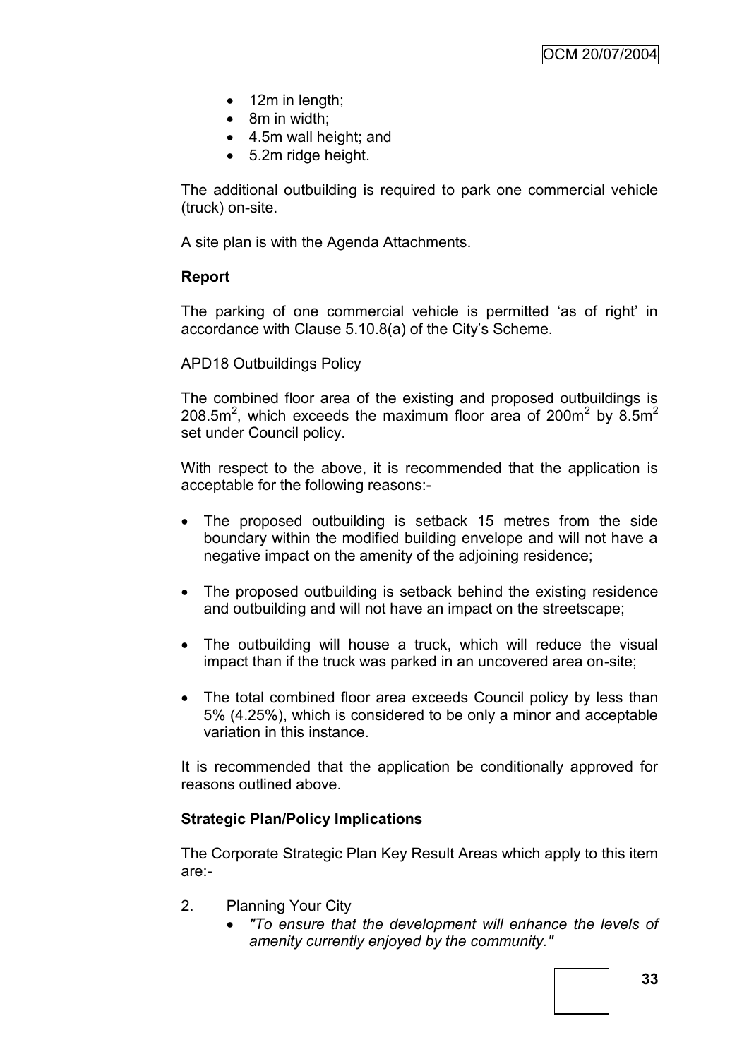- 12m in length;
- 8m in width;
- 4.5m wall height; and
- 5.2m ridge height.

The additional outbuilding is required to park one commercial vehicle (truck) on-site.

A site plan is with the Agenda Attachments.

**Report**

The parking of one commercial vehicle is permitted 'as of right' in accordance with Clause 5.10.8(a) of the City's Scheme.

APD18 Outbuildings Policy

The combined floor area of the existing and proposed outbuildings is 208.5m$^2$, which exceeds the maximum floor area of 200m$^2$ by 8.5m$^2$ set under Council policy.

With respect to the above, it is recommended that the application is acceptable for the following reasons:-

- The proposed outbuilding is setback 15 metres from the side boundary within the modified building envelope and will not have a negative impact on the amenity of the adjoining residence;
- The proposed outbuilding is setback behind the existing residence and outbuilding and will not have an impact on the streetscape;
- The outbuilding will house a truck, which will reduce the visual impact than if the truck was parked in an uncovered area on-site;
- The total combined floor area exceeds Council policy by less than 5% (4.25%), which is considered to be only a minor and acceptable variation in this instance.

It is recommended that the application be conditionally approved for reasons outlined above.

**Strategic Plan/Policy Implications**

The Corporate Strategic Plan Key Result Areas which apply to this item are:-

2. Planning Your City
   - *"To ensure that the development will enhance the levels of amenity currently enjoyed by the community."*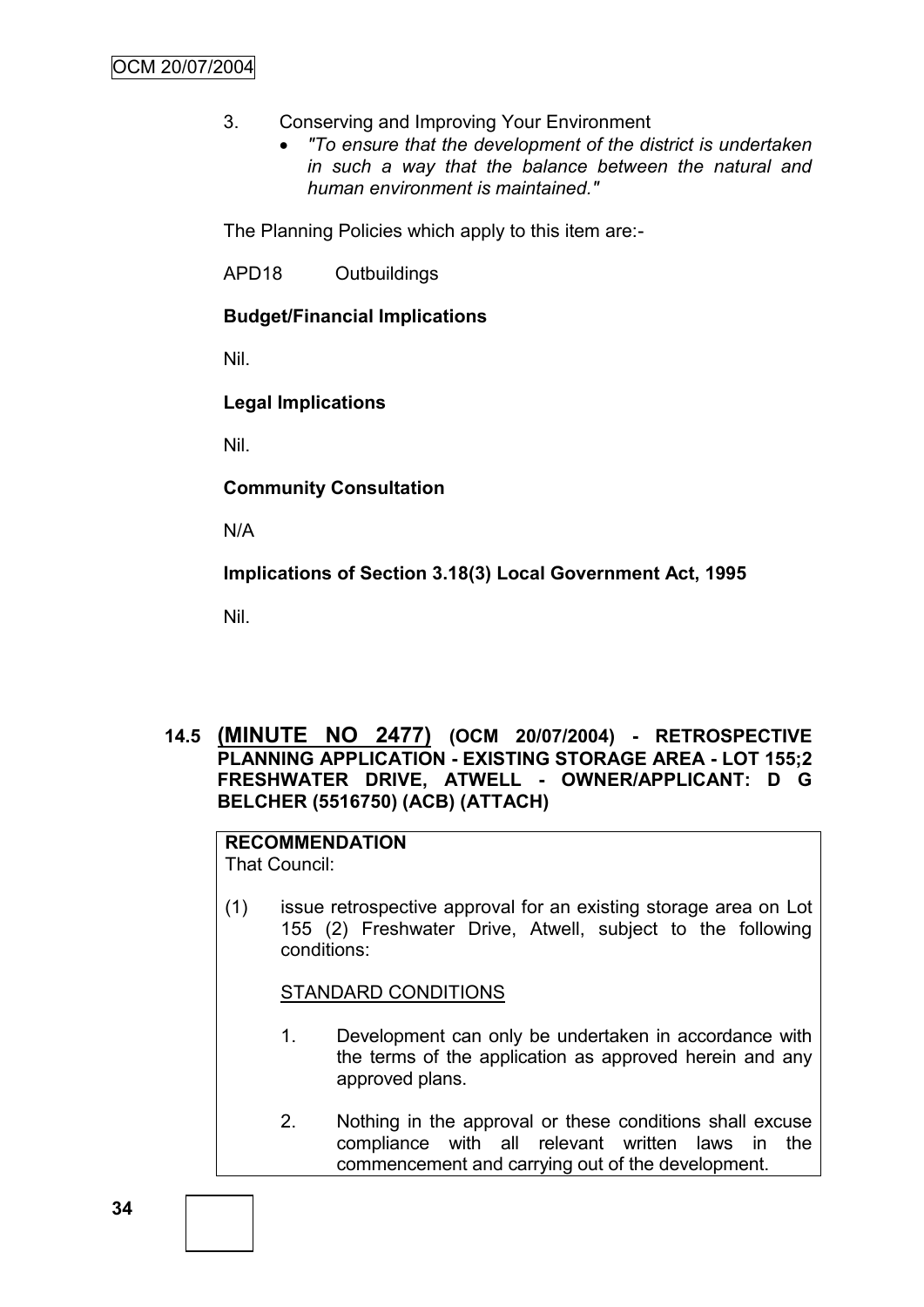3. Conserving and Improving Your Environment
   - *"To ensure that the development of the district is undertaken in such a way that the balance between the natural and human environment is maintained."*

The Planning Policies which apply to this item are:-

APD18 Outbuildings

**Budget/Financial Implications**

Nil.

**Legal Implications**

Nil.

**Community Consultation**

N/A

**Implications of Section 3.18(3) Local Government Act, 1995**

Nil.

## 14.5 (MINUTE NO 2477) (OCM 20/07/2004) - RETROSPECTIVE PLANNING APPLICATION - EXISTING STORAGE AREA - LOT 155;2 FRESHWATER DRIVE, ATWELL - OWNER/APPLICANT: D G BELCHER (5516750) (ACB) (ATTACH)

**RECOMMENDATION**
That Council:

(1) issue retrospective approval for an existing storage area on Lot 155 (2) Freshwater Drive, Atwell, subject to the following conditions:

STANDARD CONDITIONS

1. Development can only be undertaken in accordance with the terms of the application as approved herein and any approved plans.

2. Nothing in the approval or these conditions shall excuse compliance with all relevant written laws in the commencement and carrying out of the development.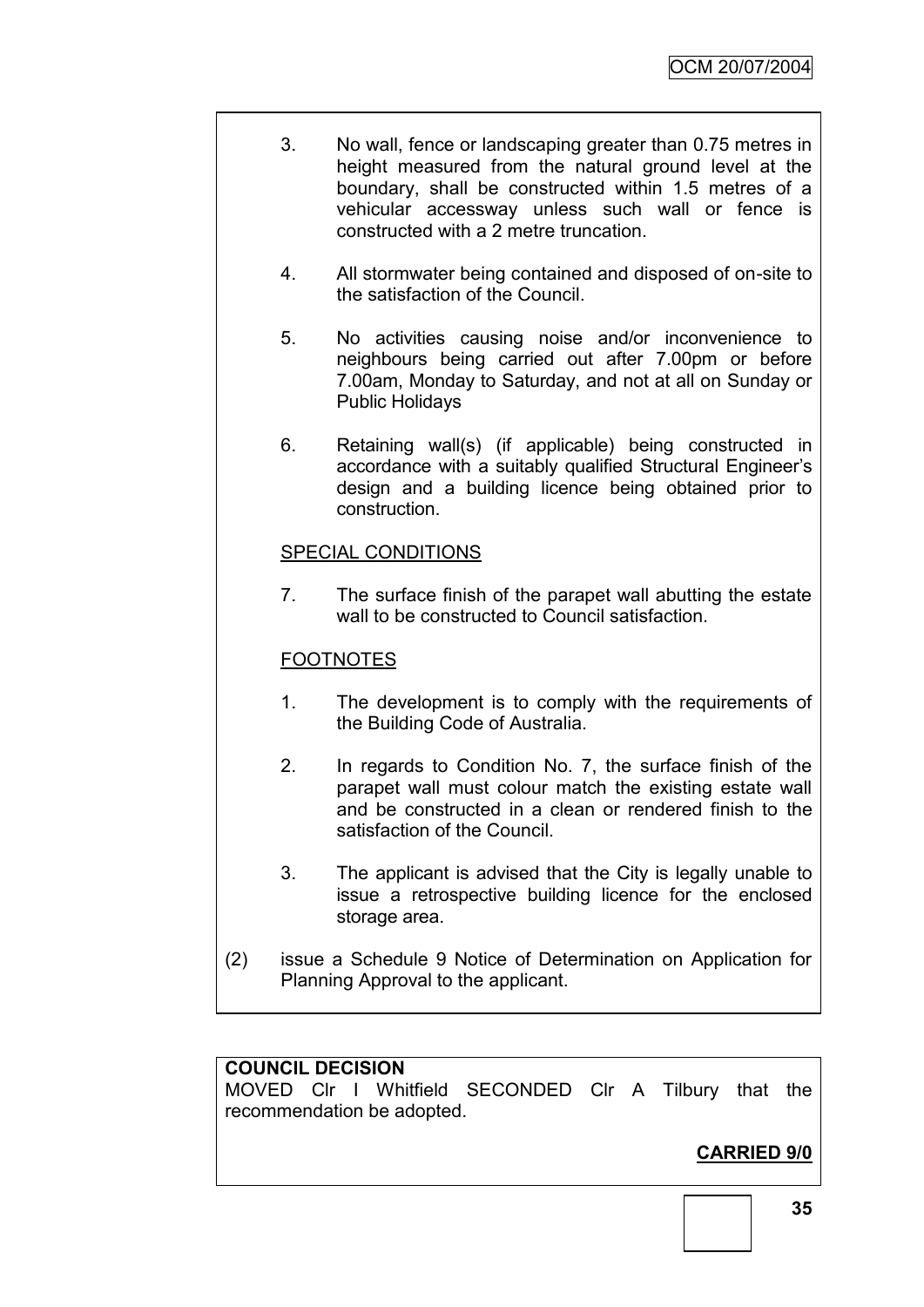3. No wall, fence or landscaping greater than 0.75 metres in height measured from the natural ground level at the boundary, shall be constructed within 1.5 metres of a vehicular accessway unless such wall or fence is constructed with a 2 metre truncation.

4. All stormwater being contained and disposed of on-site to the satisfaction of the Council.

5. No activities causing noise and/or inconvenience to neighbours being carried out after 7.00pm or before 7.00am, Monday to Saturday, and not at all on Sunday or Public Holidays

6. Retaining wall(s) (if applicable) being constructed in accordance with a suitably qualified Structural Engineer's design and a building licence being obtained prior to construction.

SPECIAL CONDITIONS

7. The surface finish of the parapet wall abutting the estate wall to be constructed to Council satisfaction.

FOOTNOTES

1. The development is to comply with the requirements of the Building Code of Australia.

2. In regards to Condition No. 7, the surface finish of the parapet wall must colour match the existing estate wall and be constructed in a clean or rendered finish to the satisfaction of the Council.

3. The applicant is advised that the City is legally unable to issue a retrospective building licence for the enclosed storage area.

(2) issue a Schedule 9 Notice of Determination on Application for Planning Approval to the applicant.

**COUNCIL DECISION**

MOVED Clr I Whitfield SECONDED Clr A Tilbury that the recommendation be adopted.

**CARRIED 9/0**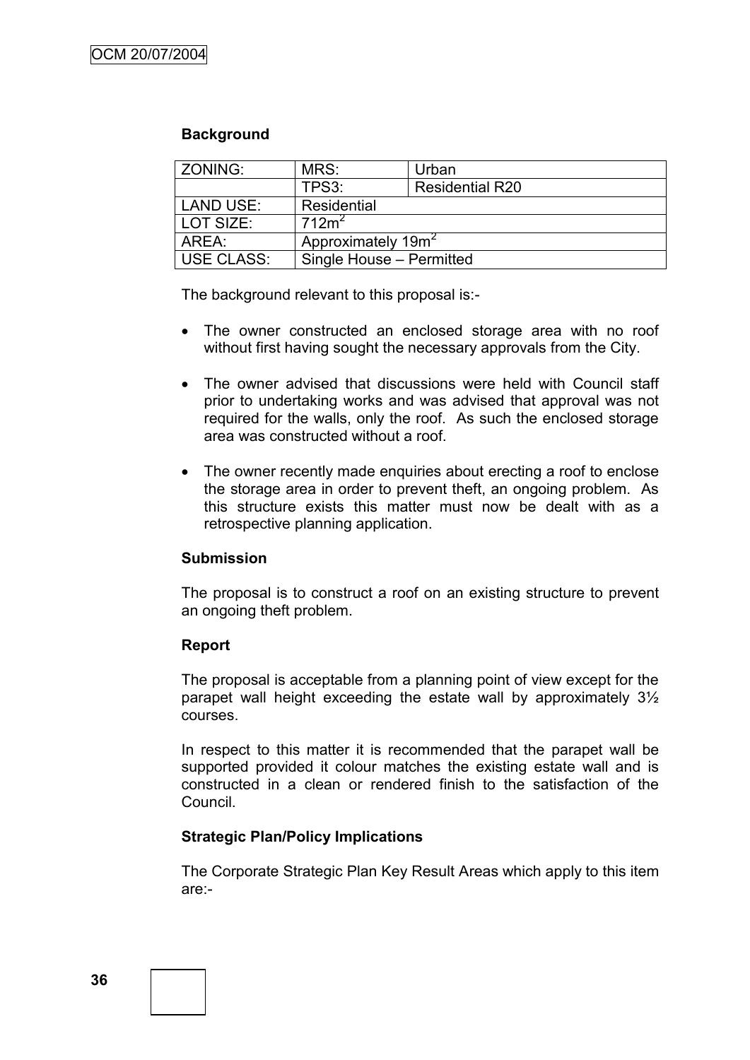**Background**

| ZONING: | MRS: | Urban |
|---|---|---|
| | TPS3: | Residential R20 |
| LAND USE: | Residential | |
| LOT SIZE: | $712m^2$ | |
| AREA: | Approximately $19m^2$ | |
| USE CLASS: | Single House – Permitted | |

The background relevant to this proposal is:-

- The owner constructed an enclosed storage area with no roof without first having sought the necessary approvals from the City.
- The owner advised that discussions were held with Council staff prior to undertaking works and was advised that approval was not required for the walls, only the roof. As such the enclosed storage area was constructed without a roof.
- The owner recently made enquiries about erecting a roof to enclose the storage area in order to prevent theft, an ongoing problem. As this structure exists this matter must now be dealt with as a retrospective planning application.

**Submission**

The proposal is to construct a roof on an existing structure to prevent an ongoing theft problem.

**Report**

The proposal is acceptable from a planning point of view except for the parapet wall height exceeding the estate wall by approximately 3½ courses.

In respect to this matter it is recommended that the parapet wall be supported provided it colour matches the existing estate wall and is constructed in a clean or rendered finish to the satisfaction of the Council.

**Strategic Plan/Policy Implications**

The Corporate Strategic Plan Key Result Areas which apply to this item are:-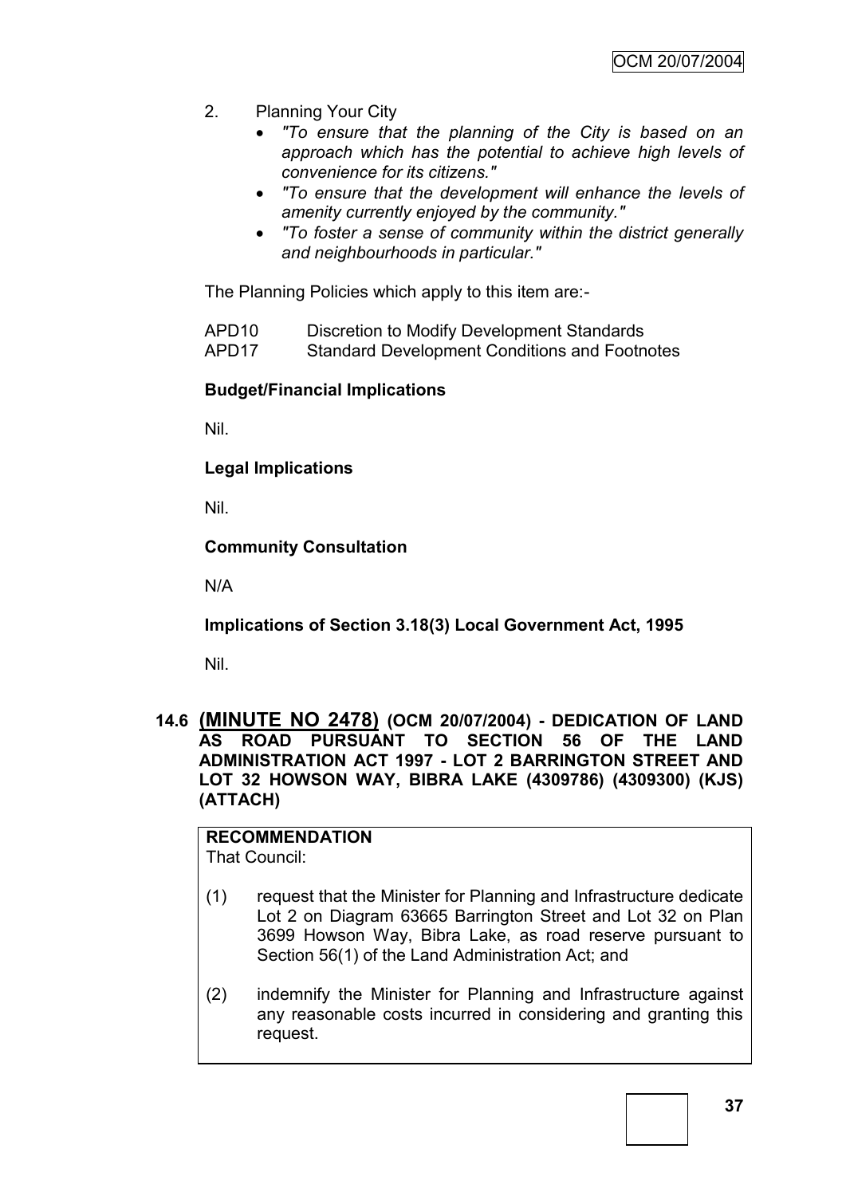2. Planning Your City
   - *"To ensure that the planning of the City is based on an approach which has the potential to achieve high levels of convenience for its citizens."*
   - *"To ensure that the development will enhance the levels of amenity currently enjoyed by the community."*
   - *"To foster a sense of community within the district generally and neighbourhoods in particular."*

The Planning Policies which apply to this item are:-

| | |
|---|---|
| APD10 | Discretion to Modify Development Standards |
| APD17 | Standard Development Conditions and Footnotes |

**Budget/Financial Implications**

Nil.

**Legal Implications**

Nil.

**Community Consultation**

N/A

**Implications of Section 3.18(3) Local Government Act, 1995**

Nil.

## 14.6 (MINUTE NO 2478) (OCM 20/07/2004) - DEDICATION OF LAND AS ROAD PURSUANT TO SECTION 56 OF THE LAND ADMINISTRATION ACT 1997 - LOT 2 BARRINGTON STREET AND LOT 32 HOWSON WAY, BIBRA LAKE (4309786) (4309300) (KJS) (ATTACH)

**RECOMMENDATION**
That Council:

(1) request that the Minister for Planning and Infrastructure dedicate Lot 2 on Diagram 63665 Barrington Street and Lot 32 on Plan 3699 Howson Way, Bibra Lake, as road reserve pursuant to Section 56(1) of the Land Administration Act; and

(2) indemnify the Minister for Planning and Infrastructure against any reasonable costs incurred in considering and granting this request.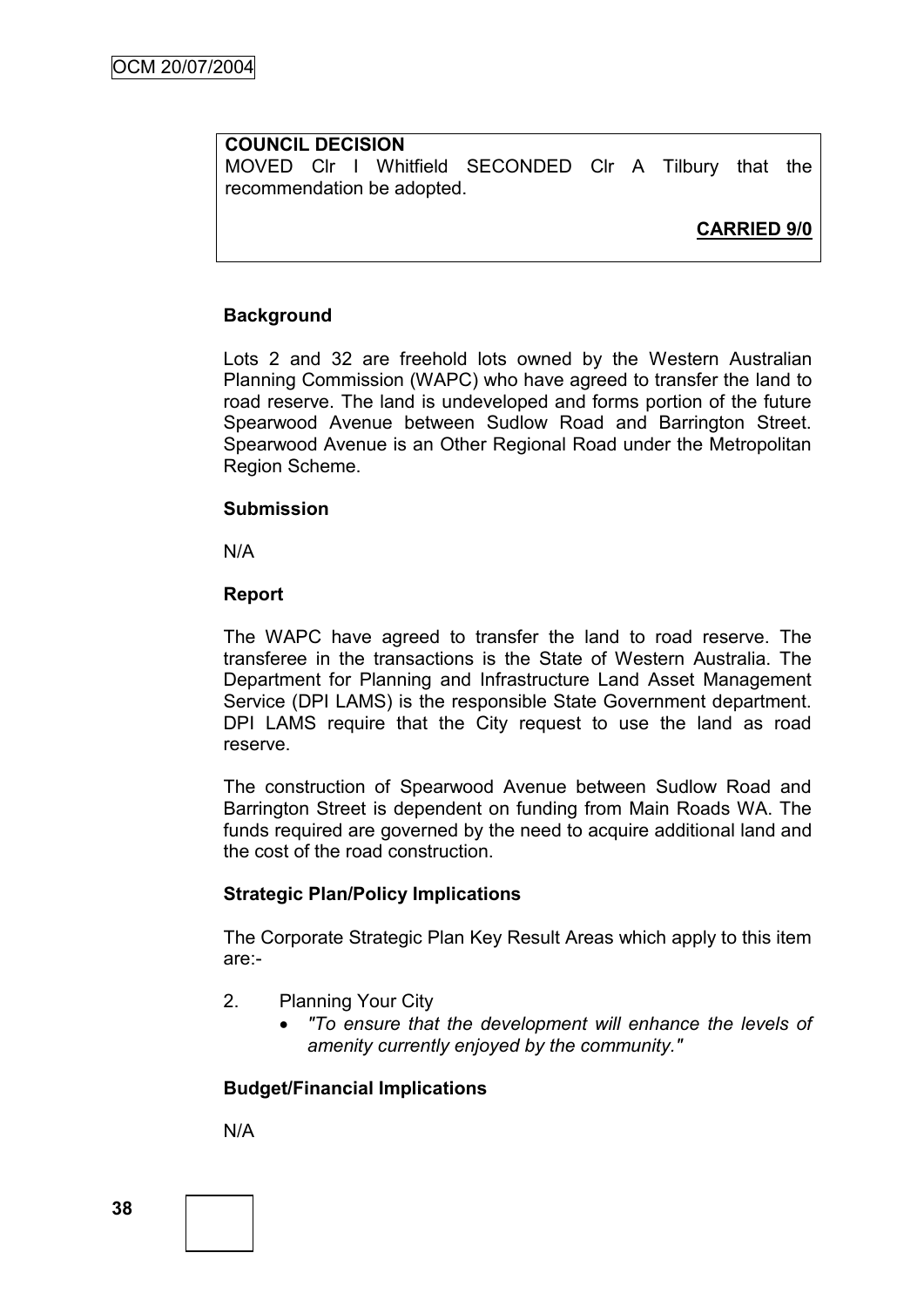**COUNCIL DECISION**

MOVED Clr I Whitfield SECONDED Clr A Tilbury that the recommendation be adopted.

**CARRIED 9/0**

**Background**

Lots 2 and 32 are freehold lots owned by the Western Australian Planning Commission (WAPC) who have agreed to transfer the land to road reserve. The land is undeveloped and forms portion of the future Spearwood Avenue between Sudlow Road and Barrington Street. Spearwood Avenue is an Other Regional Road under the Metropolitan Region Scheme.

**Submission**

N/A

**Report**

The WAPC have agreed to transfer the land to road reserve. The transferee in the transactions is the State of Western Australia. The Department for Planning and Infrastructure Land Asset Management Service (DPI LAMS) is the responsible State Government department. DPI LAMS require that the City request to use the land as road reserve.

The construction of Spearwood Avenue between Sudlow Road and Barrington Street is dependent on funding from Main Roads WA. The funds required are governed by the need to acquire additional land and the cost of the road construction.

**Strategic Plan/Policy Implications**

The Corporate Strategic Plan Key Result Areas which apply to this item are:-

2. Planning Your City
    - *"To ensure that the development will enhance the levels of amenity currently enjoyed by the community."*

**Budget/Financial Implications**

N/A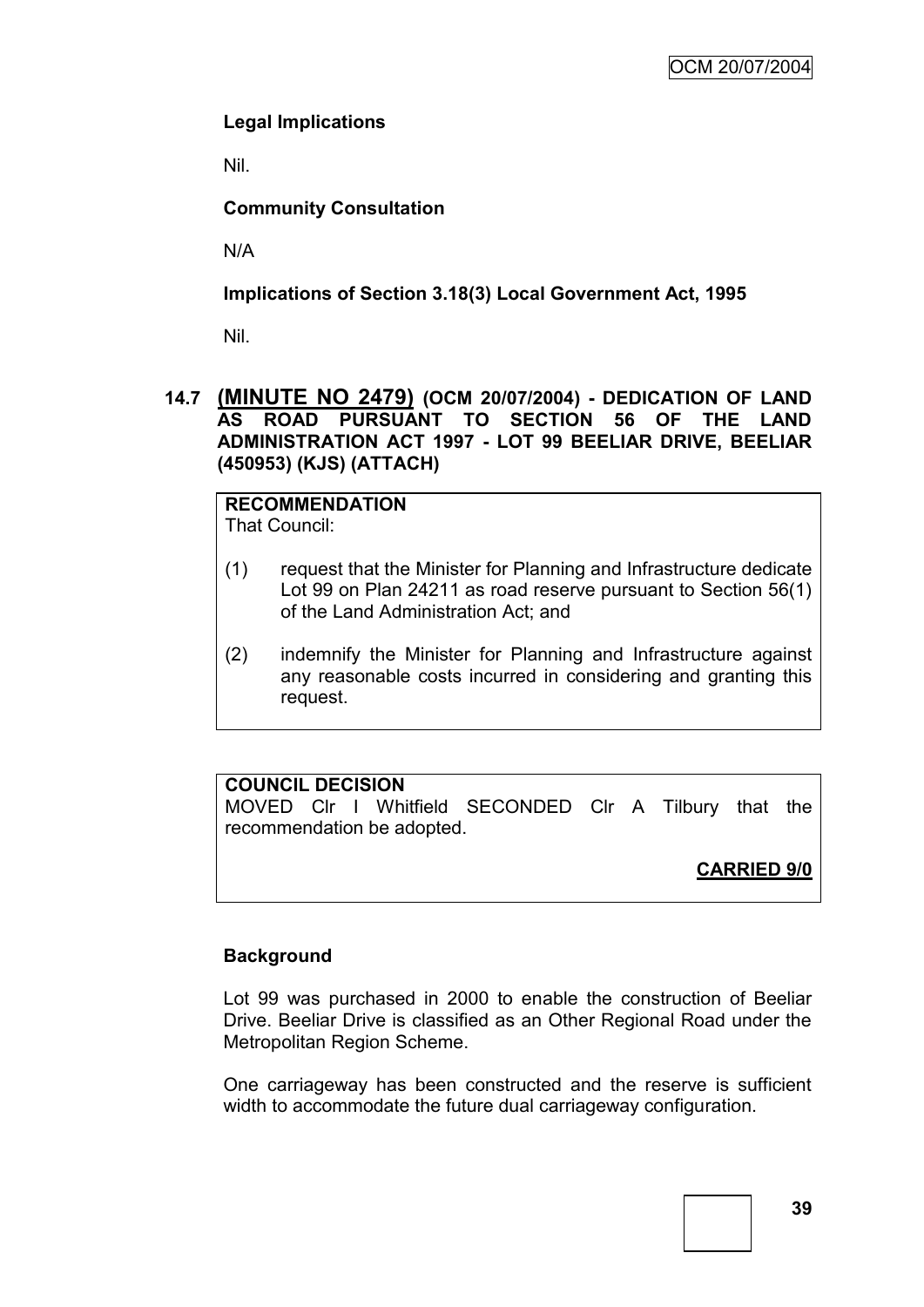**Legal Implications**

Nil.

**Community Consultation**

N/A

**Implications of Section 3.18(3) Local Government Act, 1995**

Nil.

## 14.7 (MINUTE NO 2479) (OCM 20/07/2004) - DEDICATION OF LAND AS ROAD PURSUANT TO SECTION 56 OF THE LAND ADMINISTRATION ACT 1997 - LOT 99 BEELIAR DRIVE, BEELIAR (450953) (KJS) (ATTACH)

**RECOMMENDATION**
That Council:

(1) request that the Minister for Planning and Infrastructure dedicate Lot 99 on Plan 24211 as road reserve pursuant to Section 56(1) of the Land Administration Act; and

(2) indemnify the Minister for Planning and Infrastructure against any reasonable costs incurred in considering and granting this request.

**COUNCIL DECISION**
MOVED Clr I Whitfield SECONDED Clr A Tilbury that the recommendation be adopted.

**CARRIED 9/0**

**Background**

Lot 99 was purchased in 2000 to enable the construction of Beeliar Drive. Beeliar Drive is classified as an Other Regional Road under the Metropolitan Region Scheme.

One carriageway has been constructed and the reserve is sufficient width to accommodate the future dual carriageway configuration.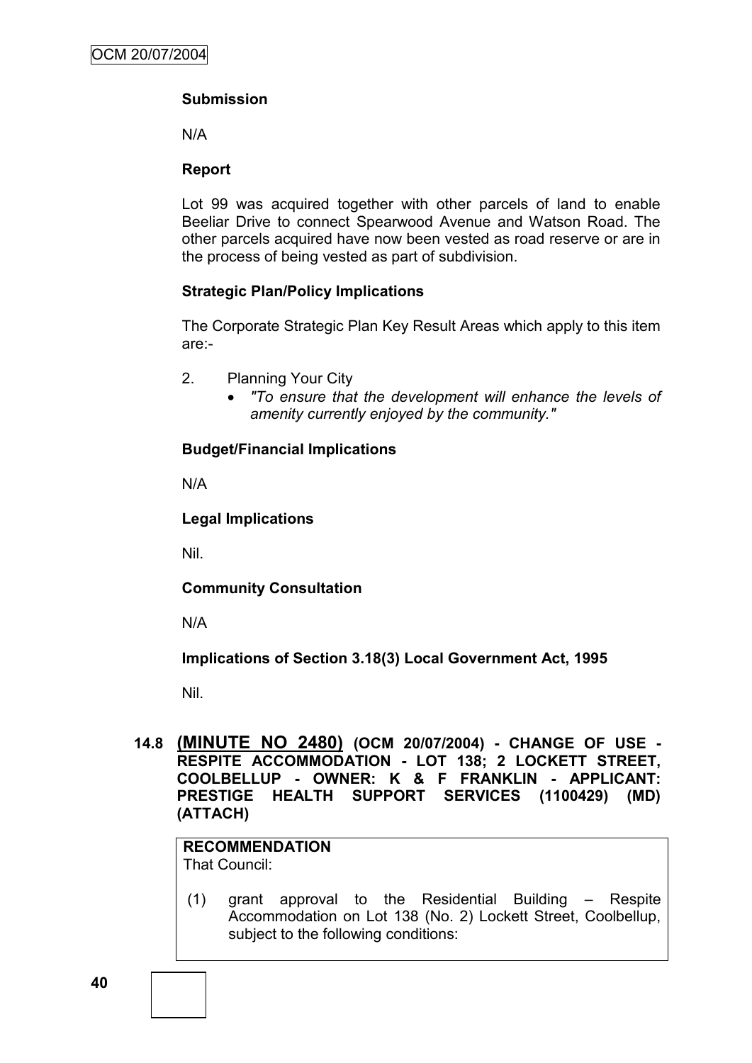**Submission**

N/A

**Report**

Lot 99 was acquired together with other parcels of land to enable Beeliar Drive to connect Spearwood Avenue and Watson Road. The other parcels acquired have now been vested as road reserve or are in the process of being vested as part of subdivision.

**Strategic Plan/Policy Implications**

The Corporate Strategic Plan Key Result Areas which apply to this item are:-

2. Planning Your City
   - *"To ensure that the development will enhance the levels of amenity currently enjoyed by the community."*

**Budget/Financial Implications**

N/A

**Legal Implications**

Nil.

**Community Consultation**

N/A

**Implications of Section 3.18(3) Local Government Act, 1995**

Nil.

### 14.8 (MINUTE NO 2480) (OCM 20/07/2004) - CHANGE OF USE - RESPITE ACCOMMODATION - LOT 138; 2 LOCKETT STREET, COOLBELLUP - OWNER: K & F FRANKLIN - APPLICANT: PRESTIGE HEALTH SUPPORT SERVICES (1100429) (MD) (ATTACH)

**RECOMMENDATION**
That Council:

(1) grant approval to the Residential Building – Respite Accommodation on Lot 138 (No. 2) Lockett Street, Coolbellup, subject to the following conditions: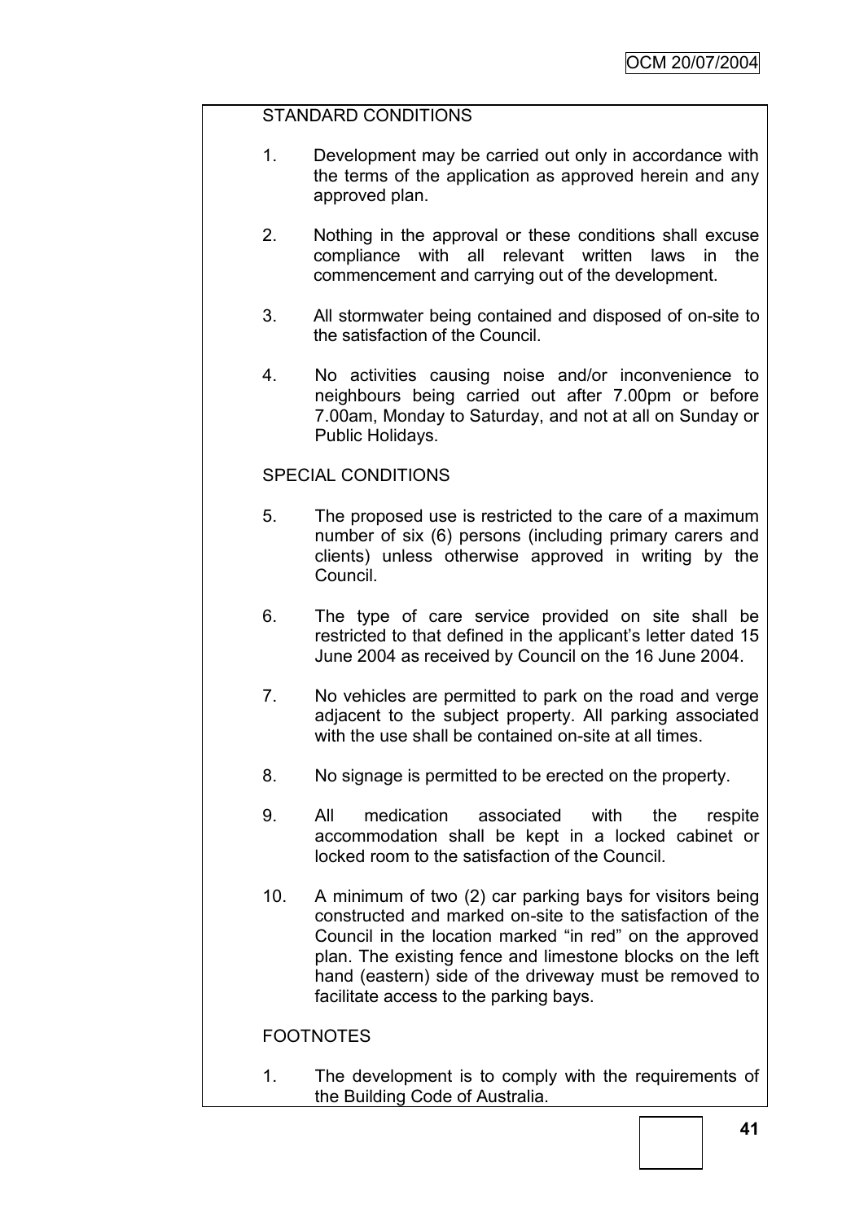STANDARD CONDITIONS

1. Development may be carried out only in accordance with the terms of the application as approved herein and any approved plan.

2. Nothing in the approval or these conditions shall excuse compliance with all relevant written laws in the commencement and carrying out of the development.

3. All stormwater being contained and disposed of on-site to the satisfaction of the Council.

4. No activities causing noise and/or inconvenience to neighbours being carried out after 7.00pm or before 7.00am, Monday to Saturday, and not at all on Sunday or Public Holidays.

SPECIAL CONDITIONS

5. The proposed use is restricted to the care of a maximum number of six (6) persons (including primary carers and clients) unless otherwise approved in writing by the Council.

6. The type of care service provided on site shall be restricted to that defined in the applicant's letter dated 15 June 2004 as received by Council on the 16 June 2004.

7. No vehicles are permitted to park on the road and verge adjacent to the subject property. All parking associated with the use shall be contained on-site at all times.

8. No signage is permitted to be erected on the property.

9. All medication associated with the respite accommodation shall be kept in a locked cabinet or locked room to the satisfaction of the Council.

10. A minimum of two (2) car parking bays for visitors being constructed and marked on-site to the satisfaction of the Council in the location marked "in red" on the approved plan. The existing fence and limestone blocks on the left hand (eastern) side of the driveway must be removed to facilitate access to the parking bays.

FOOTNOTES

1. The development is to comply with the requirements of the Building Code of Australia.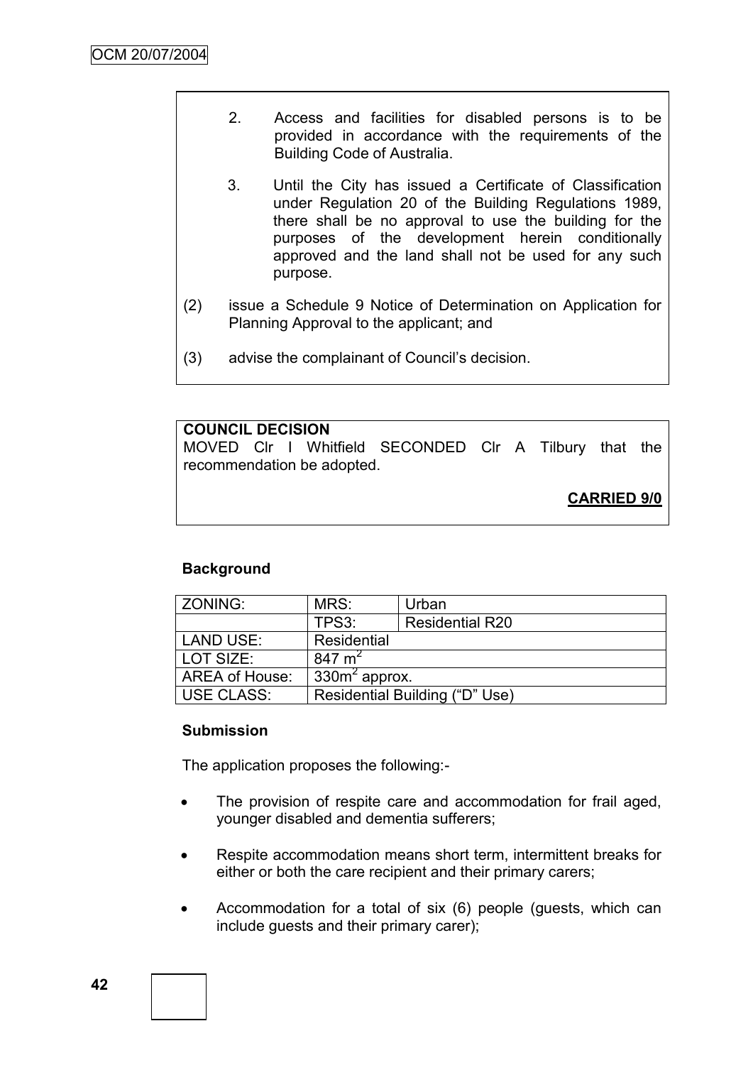2. Access and facilities for disabled persons is to be provided in accordance with the requirements of the Building Code of Australia.

3. Until the City has issued a Certificate of Classification under Regulation 20 of the Building Regulations 1989, there shall be no approval to use the building for the purposes of the development herein conditionally approved and the land shall not be used for any such purpose.

(2) issue a Schedule 9 Notice of Determination on Application for Planning Approval to the applicant; and

(3) advise the complainant of Council's decision.

**COUNCIL DECISION**

MOVED Clr I Whitfield SECONDED Clr A Tilbury that the recommendation be adopted.

**CARRIED 9/0**

**Background**

| ZONING: | MRS: | Urban |
|---|---|---|
| | TPS3: | Residential R20 |
| LAND USE: | Residential | |
| LOT SIZE: | 847 m$^2$ | |
| AREA of House: | 330m$^2$ approx. | |
| USE CLASS: | Residential Building ("D" Use) | |

**Submission**

The application proposes the following:-

- The provision of respite care and accommodation for frail aged, younger disabled and dementia sufferers;
- Respite accommodation means short term, intermittent breaks for either or both the care recipient and their primary carers;
- Accommodation for a total of six (6) people (guests, which can include guests and their primary carer);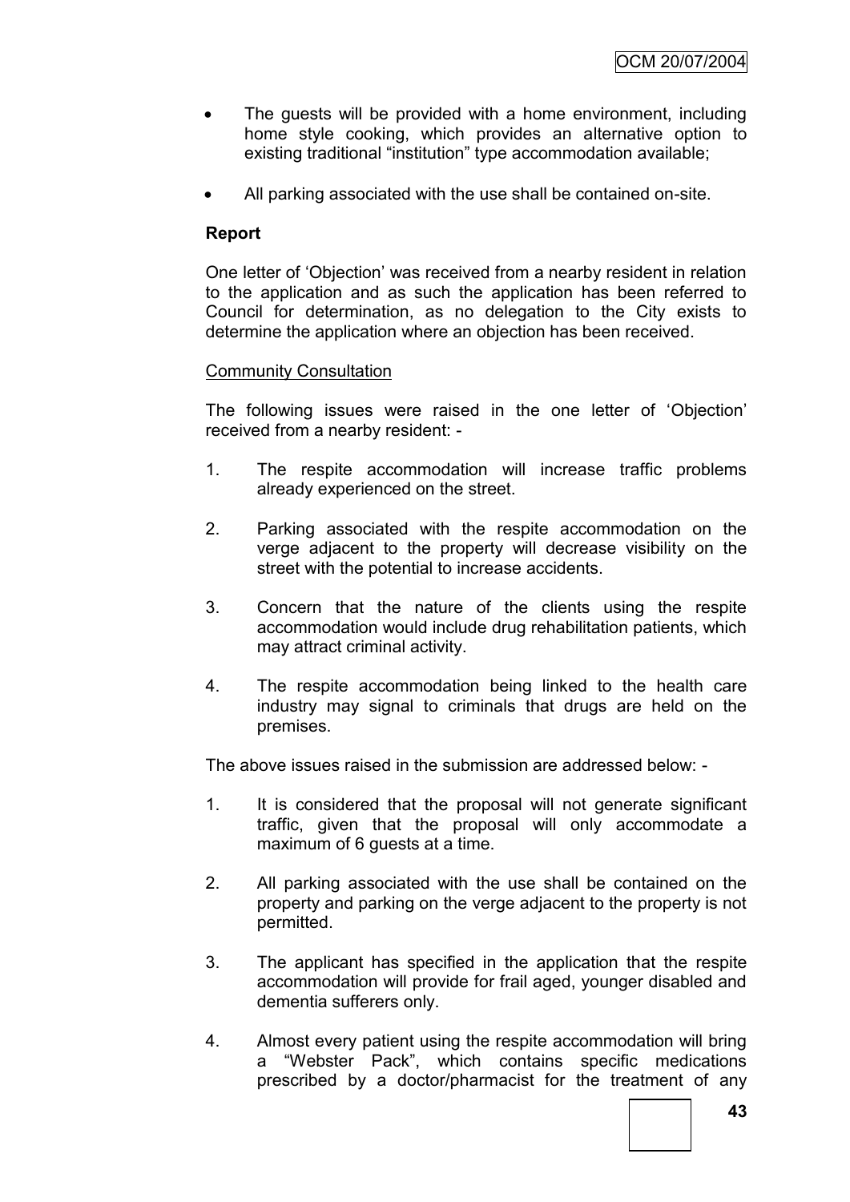- The guests will be provided with a home environment, including home style cooking, which provides an alternative option to existing traditional "institution" type accommodation available;
- All parking associated with the use shall be contained on-site.

**Report**

One letter of 'Objection' was received from a nearby resident in relation to the application and as such the application has been referred to Council for determination, as no delegation to the City exists to determine the application where an objection has been received.

Community Consultation

The following issues were raised in the one letter of 'Objection' received from a nearby resident: -

1. The respite accommodation will increase traffic problems already experienced on the street.
2. Parking associated with the respite accommodation on the verge adjacent to the property will decrease visibility on the street with the potential to increase accidents.
3. Concern that the nature of the clients using the respite accommodation would include drug rehabilitation patients, which may attract criminal activity.
4. The respite accommodation being linked to the health care industry may signal to criminals that drugs are held on the premises.

The above issues raised in the submission are addressed below: -

1. It is considered that the proposal will not generate significant traffic, given that the proposal will only accommodate a maximum of 6 guests at a time.
2. All parking associated with the use shall be contained on the property and parking on the verge adjacent to the property is not permitted.
3. The applicant has specified in the application that the respite accommodation will provide for frail aged, younger disabled and dementia sufferers only.
4. Almost every patient using the respite accommodation will bring a "Webster Pack", which contains specific medications prescribed by a doctor/pharmacist for the treatment of any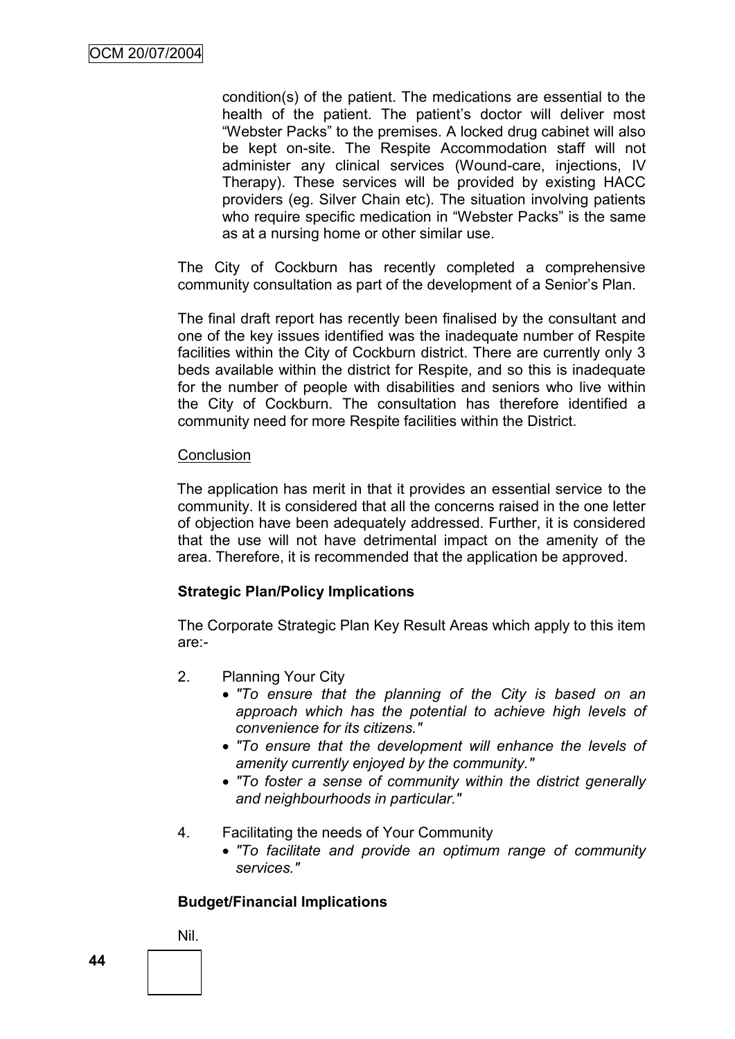condition(s) of the patient. The medications are essential to the health of the patient. The patient's doctor will deliver most "Webster Packs" to the premises. A locked drug cabinet will also be kept on-site. The Respite Accommodation staff will not administer any clinical services (Wound-care, injections, IV Therapy). These services will be provided by existing HACC providers (eg. Silver Chain etc). The situation involving patients who require specific medication in "Webster Packs" is the same as at a nursing home or other similar use.

The City of Cockburn has recently completed a comprehensive community consultation as part of the development of a Senior's Plan.

The final draft report has recently been finalised by the consultant and one of the key issues identified was the inadequate number of Respite facilities within the City of Cockburn district. There are currently only 3 beds available within the district for Respite, and so this is inadequate for the number of people with disabilities and seniors who live within the City of Cockburn. The consultation has therefore identified a community need for more Respite facilities within the District.

Conclusion

The application has merit in that it provides an essential service to the community. It is considered that all the concerns raised in the one letter of objection have been adequately addressed. Further, it is considered that the use will not have detrimental impact on the amenity of the area. Therefore, it is recommended that the application be approved.

**Strategic Plan/Policy Implications**

The Corporate Strategic Plan Key Result Areas which apply to this item are:-

2. Planning Your City
   - *"To ensure that the planning of the City is based on an approach which has the potential to achieve high levels of convenience for its citizens."*
   - *"To ensure that the development will enhance the levels of amenity currently enjoyed by the community."*
   - *"To foster a sense of community within the district generally and neighbourhoods in particular."*

4. Facilitating the needs of Your Community
   - *"To facilitate and provide an optimum range of community services."*

**Budget/Financial Implications**

Nil.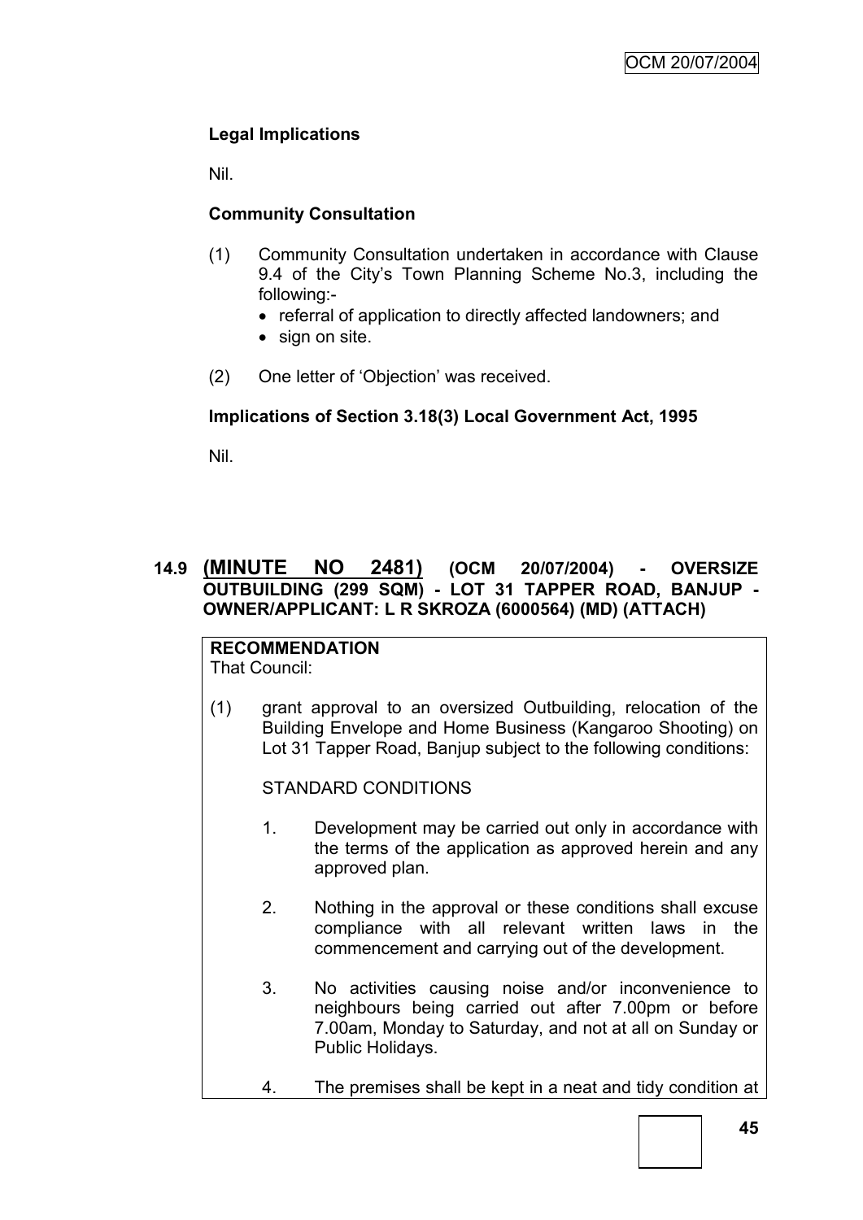**Legal Implications**

Nil.

**Community Consultation**

(1) Community Consultation undertaken in accordance with Clause 9.4 of the City's Town Planning Scheme No.3, including the following:-
   - referral of application to directly affected landowners; and
   - sign on site.

(2) One letter of 'Objection' was received.

**Implications of Section 3.18(3) Local Government Act, 1995**

Nil.

## 14.9 (MINUTE NO 2481) (OCM 20/07/2004) - OVERSIZE OUTBUILDING (299 SQM) - LOT 31 TAPPER ROAD, BANJUP - OWNER/APPLICANT: L R SKROZA (6000564) (MD) (ATTACH)

**RECOMMENDATION**
That Council:

(1) grant approval to an oversized Outbuilding, relocation of the Building Envelope and Home Business (Kangaroo Shooting) on Lot 31 Tapper Road, Banjup subject to the following conditions:

STANDARD CONDITIONS

1. Development may be carried out only in accordance with the terms of the application as approved herein and any approved plan.

2. Nothing in the approval or these conditions shall excuse compliance with all relevant written laws in the commencement and carrying out of the development.

3. No activities causing noise and/or inconvenience to neighbours being carried out after 7.00pm or before 7.00am, Monday to Saturday, and not at all on Sunday or Public Holidays.

4. The premises shall be kept in a neat and tidy condition at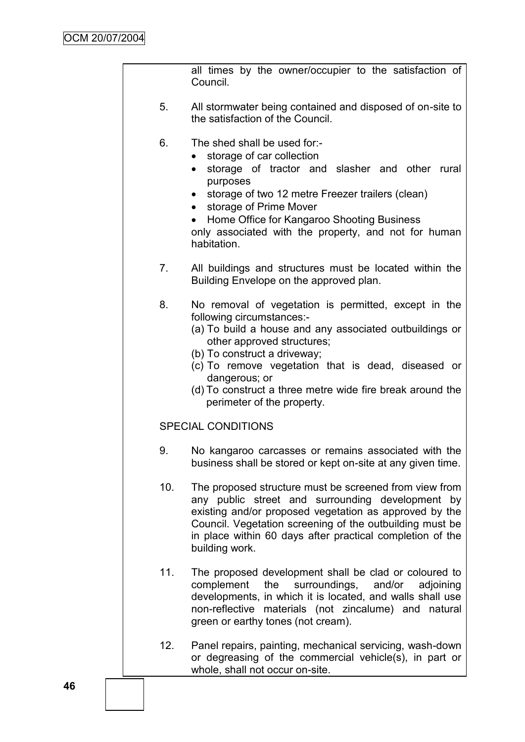all times by the owner/occupier to the satisfaction of Council.

5. All stormwater being contained and disposed of on-site to the satisfaction of the Council.

6. The shed shall be used for:-
   - storage of car collection
   - storage of tractor and slasher and other rural purposes
   - storage of two 12 metre Freezer trailers (clean)
   - storage of Prime Mover
   - Home Office for Kangaroo Shooting Business

   only associated with the property, and not for human habitation.

7. All buildings and structures must be located within the Building Envelope on the approved plan.

8. No removal of vegetation is permitted, except in the following circumstances:-
   (a) To build a house and any associated outbuildings or other approved structures;
   (b) To construct a driveway;
   (c) To remove vegetation that is dead, diseased or dangerous; or
   (d) To construct a three metre wide fire break around the perimeter of the property.

SPECIAL CONDITIONS

9. No kangaroo carcasses or remains associated with the business shall be stored or kept on-site at any given time.

10. The proposed structure must be screened from view from any public street and surrounding development by existing and/or proposed vegetation as approved by the Council. Vegetation screening of the outbuilding must be in place within 60 days after practical completion of the building work.

11. The proposed development shall be clad or coloured to complement the surroundings, and/or adjoining developments, in which it is located, and walls shall use non-reflective materials (not zincalume) and natural green or earthy tones (not cream).

12. Panel repairs, painting, mechanical servicing, wash-down or degreasing of the commercial vehicle(s), in part or whole, shall not occur on-site.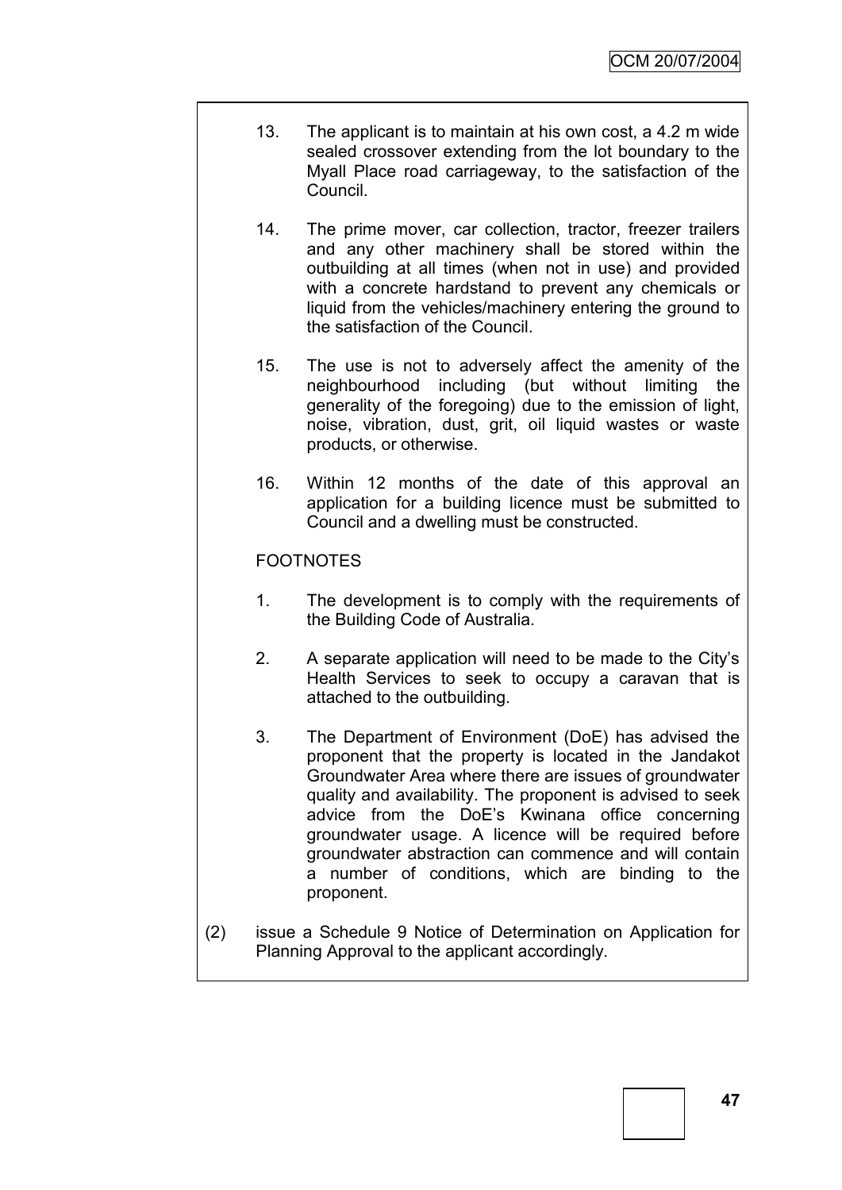13. The applicant is to maintain at his own cost, a 4.2 m wide sealed crossover extending from the lot boundary to the Myall Place road carriageway, to the satisfaction of the Council.

14. The prime mover, car collection, tractor, freezer trailers and any other machinery shall be stored within the outbuilding at all times (when not in use) and provided with a concrete hardstand to prevent any chemicals or liquid from the vehicles/machinery entering the ground to the satisfaction of the Council.

15. The use is not to adversely affect the amenity of the neighbourhood including (but without limiting the generality of the foregoing) due to the emission of light, noise, vibration, dust, grit, oil liquid wastes or waste products, or otherwise.

16. Within 12 months of the date of this approval an application for a building licence must be submitted to Council and a dwelling must be constructed.

FOOTNOTES

1. The development is to comply with the requirements of the Building Code of Australia.

2. A separate application will need to be made to the City's Health Services to seek to occupy a caravan that is attached to the outbuilding.

3. The Department of Environment (DoE) has advised the proponent that the property is located in the Jandakot Groundwater Area where there are issues of groundwater quality and availability. The proponent is advised to seek advice from the DoE's Kwinana office concerning groundwater usage. A licence will be required before groundwater abstraction can commence and will contain a number of conditions, which are binding to the proponent.

(2) issue a Schedule 9 Notice of Determination on Application for Planning Approval to the applicant accordingly.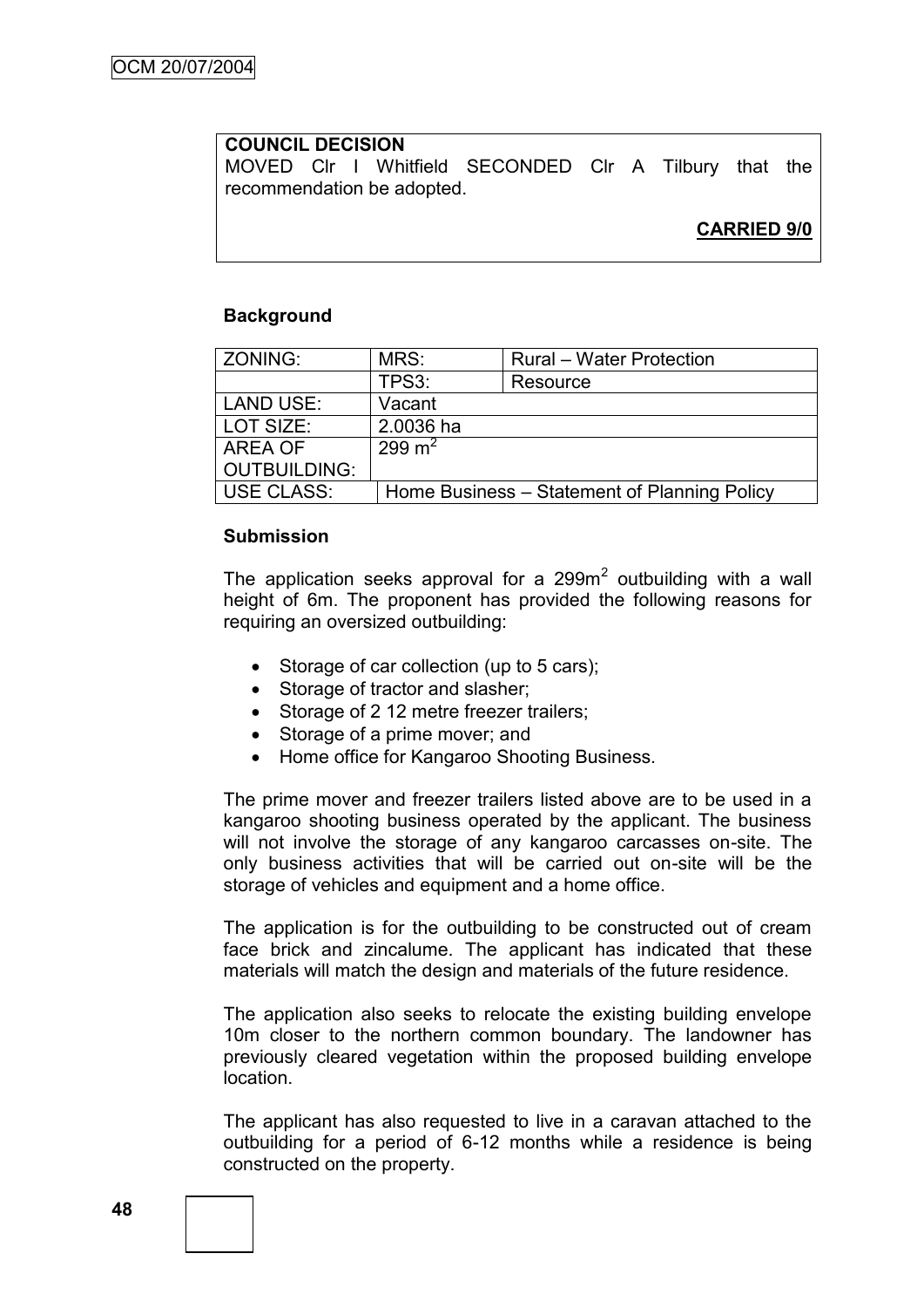**COUNCIL DECISION**

MOVED Clr I Whitfield SECONDED Clr A Tilbury that the recommendation be adopted.

**CARRIED 9/0**

**Background**

| ZONING: | MRS: | Rural – Water Protection |
|---|---|---|
| | TPS3: | Resource |
| LAND USE: | Vacant | |
| LOT SIZE: | 2.0036 ha | |
| AREA OF OUTBUILDING: | 299 $m^2$ | |
| USE CLASS: | Home Business – Statement of Planning Policy | |

**Submission**

The application seeks approval for a 299$m^2$ outbuilding with a wall height of 6m. The proponent has provided the following reasons for requiring an oversized outbuilding:

- Storage of car collection (up to 5 cars);
- Storage of tractor and slasher;
- Storage of 2 12 metre freezer trailers;
- Storage of a prime mover; and
- Home office for Kangaroo Shooting Business.

The prime mover and freezer trailers listed above are to be used in a kangaroo shooting business operated by the applicant. The business will not involve the storage of any kangaroo carcasses on-site. The only business activities that will be carried out on-site will be the storage of vehicles and equipment and a home office.

The application is for the outbuilding to be constructed out of cream face brick and zincalume. The applicant has indicated that these materials will match the design and materials of the future residence.

The application also seeks to relocate the existing building envelope 10m closer to the northern common boundary. The landowner has previously cleared vegetation within the proposed building envelope location.

The applicant has also requested to live in a caravan attached to the outbuilding for a period of 6-12 months while a residence is being constructed on the property.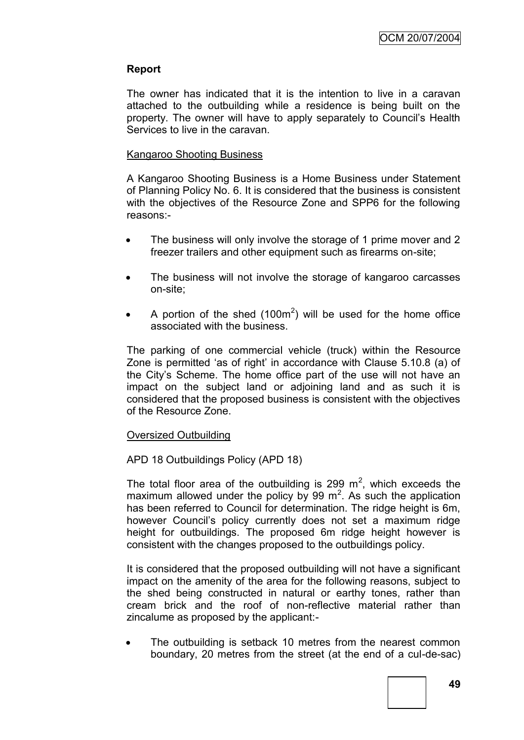**Report**

The owner has indicated that it is the intention to live in a caravan attached to the outbuilding while a residence is being built on the property. The owner will have to apply separately to Council's Health Services to live in the caravan.

Kangaroo Shooting Business

A Kangaroo Shooting Business is a Home Business under Statement of Planning Policy No. 6. It is considered that the business is consistent with the objectives of the Resource Zone and SPP6 for the following reasons:-

- The business will only involve the storage of 1 prime mover and 2 freezer trailers and other equipment such as firearms on-site;
- The business will not involve the storage of kangaroo carcasses on-site;
- A portion of the shed (100m$^2$) will be used for the home office associated with the business.

The parking of one commercial vehicle (truck) within the Resource Zone is permitted 'as of right' in accordance with Clause 5.10.8 (a) of the City's Scheme. The home office part of the use will not have an impact on the subject land or adjoining land and as such it is considered that the proposed business is consistent with the objectives of the Resource Zone.

Oversized Outbuilding

APD 18 Outbuildings Policy (APD 18)

The total floor area of the outbuilding is 299 m$^2$, which exceeds the maximum allowed under the policy by 99 m$^2$. As such the application has been referred to Council for determination. The ridge height is 6m, however Council's policy currently does not set a maximum ridge height for outbuildings. The proposed 6m ridge height however is consistent with the changes proposed to the outbuildings policy.

It is considered that the proposed outbuilding will not have a significant impact on the amenity of the area for the following reasons, subject to the shed being constructed in natural or earthy tones, rather than cream brick and the roof of non-reflective material rather than zincalume as proposed by the applicant:-

- The outbuilding is setback 10 metres from the nearest common boundary, 20 metres from the street (at the end of a cul-de-sac)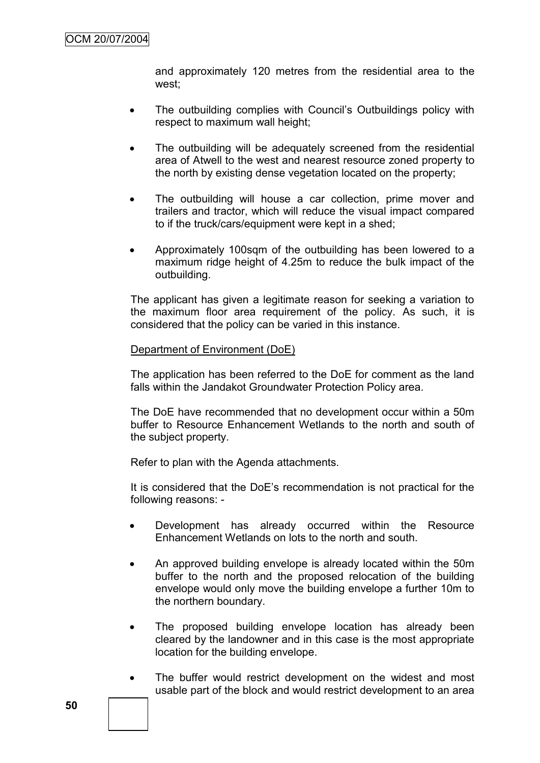and approximately 120 metres from the residential area to the west;

- The outbuilding complies with Council's Outbuildings policy with respect to maximum wall height;
- The outbuilding will be adequately screened from the residential area of Atwell to the west and nearest resource zoned property to the north by existing dense vegetation located on the property;
- The outbuilding will house a car collection, prime mover and trailers and tractor, which will reduce the visual impact compared to if the truck/cars/equipment were kept in a shed;
- Approximately 100sqm of the outbuilding has been lowered to a maximum ridge height of 4.25m to reduce the bulk impact of the outbuilding.

The applicant has given a legitimate reason for seeking a variation to the maximum floor area requirement of the policy. As such, it is considered that the policy can be varied in this instance.

Department of Environment (DoE)

The application has been referred to the DoE for comment as the land falls within the Jandakot Groundwater Protection Policy area.

The DoE have recommended that no development occur within a 50m buffer to Resource Enhancement Wetlands to the north and south of the subject property.

Refer to plan with the Agenda attachments.

It is considered that the DoE's recommendation is not practical for the following reasons: -

- Development has already occurred within the Resource Enhancement Wetlands on lots to the north and south.
- An approved building envelope is already located within the 50m buffer to the north and the proposed relocation of the building envelope would only move the building envelope a further 10m to the northern boundary.
- The proposed building envelope location has already been cleared by the landowner and in this case is the most appropriate location for the building envelope.
- The buffer would restrict development on the widest and most usable part of the block and would restrict development to an area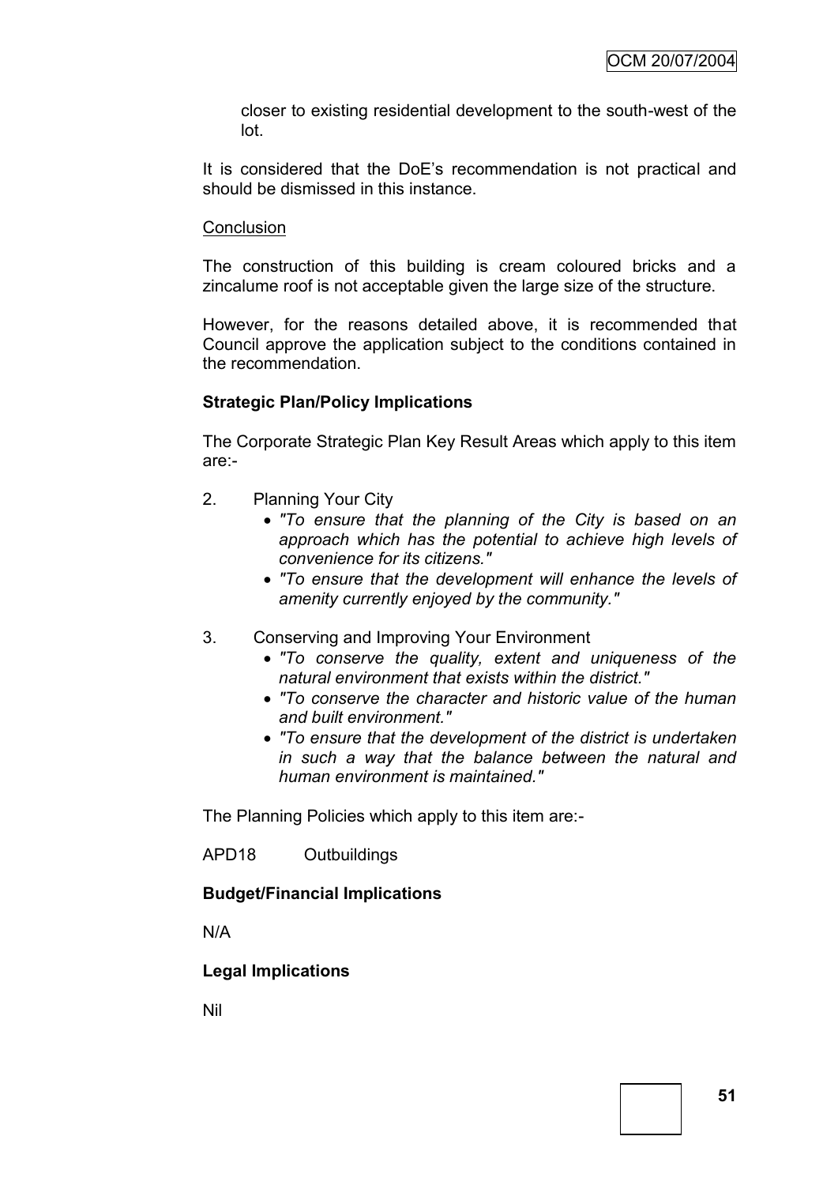closer to existing residential development to the south-west of the lot.

It is considered that the DoE's recommendation is not practical and should be dismissed in this instance.

Conclusion

The construction of this building is cream coloured bricks and a zincalume roof is not acceptable given the large size of the structure.

However, for the reasons detailed above, it is recommended that Council approve the application subject to the conditions contained in the recommendation.

**Strategic Plan/Policy Implications**

The Corporate Strategic Plan Key Result Areas which apply to this item are:-

2. Planning Your City
   - *"To ensure that the planning of the City is based on an approach which has the potential to achieve high levels of convenience for its citizens."*
   - *"To ensure that the development will enhance the levels of amenity currently enjoyed by the community."*

3. Conserving and Improving Your Environment
   - *"To conserve the quality, extent and uniqueness of the natural environment that exists within the district."*
   - *"To conserve the character and historic value of the human and built environment."*
   - *"To ensure that the development of the district is undertaken in such a way that the balance between the natural and human environment is maintained."*

The Planning Policies which apply to this item are:-

APD18 Outbuildings

**Budget/Financial Implications**

N/A

**Legal Implications**

Nil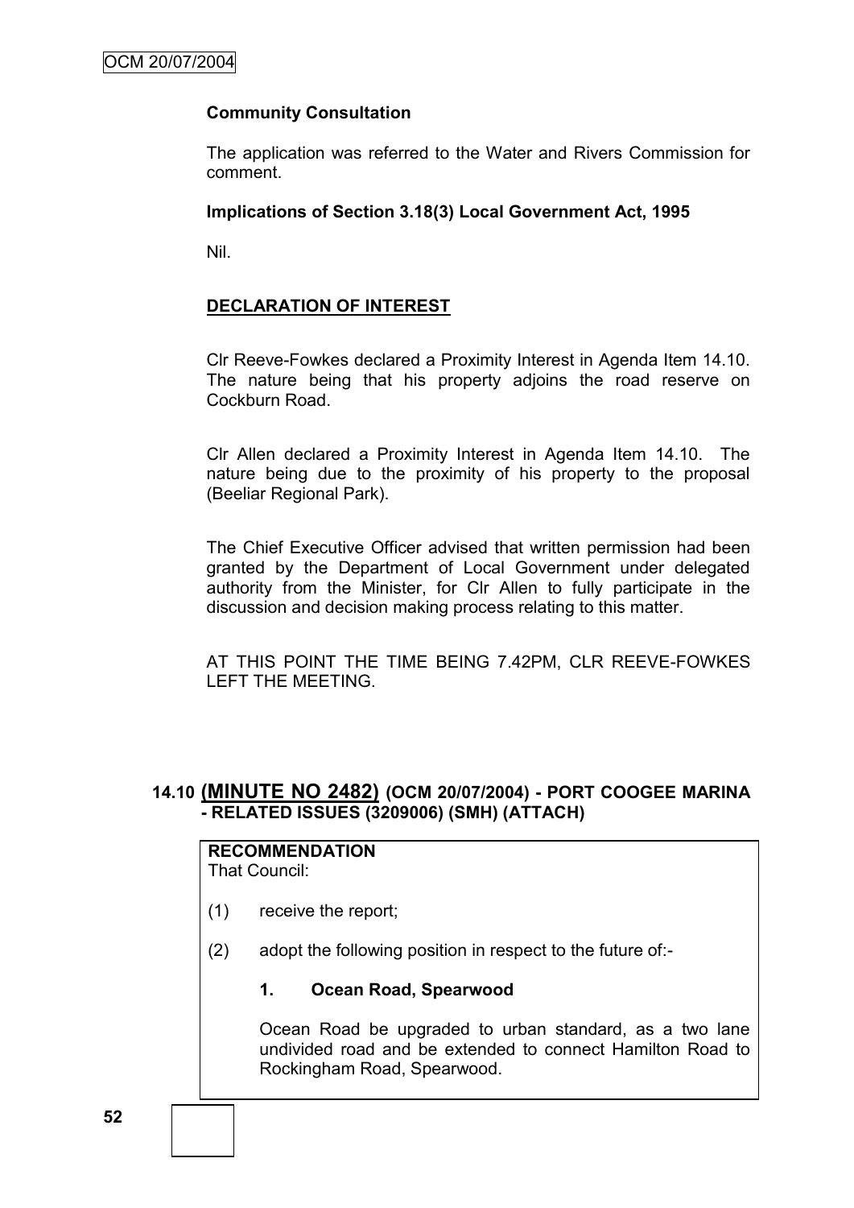**Community Consultation**

The application was referred to the Water and Rivers Commission for comment.

**Implications of Section 3.18(3) Local Government Act, 1995**

Nil.

**DECLARATION OF INTEREST**

Clr Reeve-Fowkes declared a Proximity Interest in Agenda Item 14.10. The nature being that his property adjoins the road reserve on Cockburn Road.

Clr Allen declared a Proximity Interest in Agenda Item 14.10. The nature being due to the proximity of his property to the proposal (Beeliar Regional Park).

The Chief Executive Officer advised that written permission had been granted by the Department of Local Government under delegated authority from the Minister, for Clr Allen to fully participate in the discussion and decision making process relating to this matter.

AT THIS POINT THE TIME BEING 7.42PM, CLR REEVE-FOWKES LEFT THE MEETING.

### 14.10 (MINUTE NO 2482) (OCM 20/07/2004) - PORT COOGEE MARINA - RELATED ISSUES (3209006) (SMH) (ATTACH)

**RECOMMENDATION**
That Council:

(1) receive the report;

(2) adopt the following position in respect to the future of:-

**1. Ocean Road, Spearwood**

Ocean Road be upgraded to urban standard, as a two lane undivided road and be extended to connect Hamilton Road to Rockingham Road, Spearwood.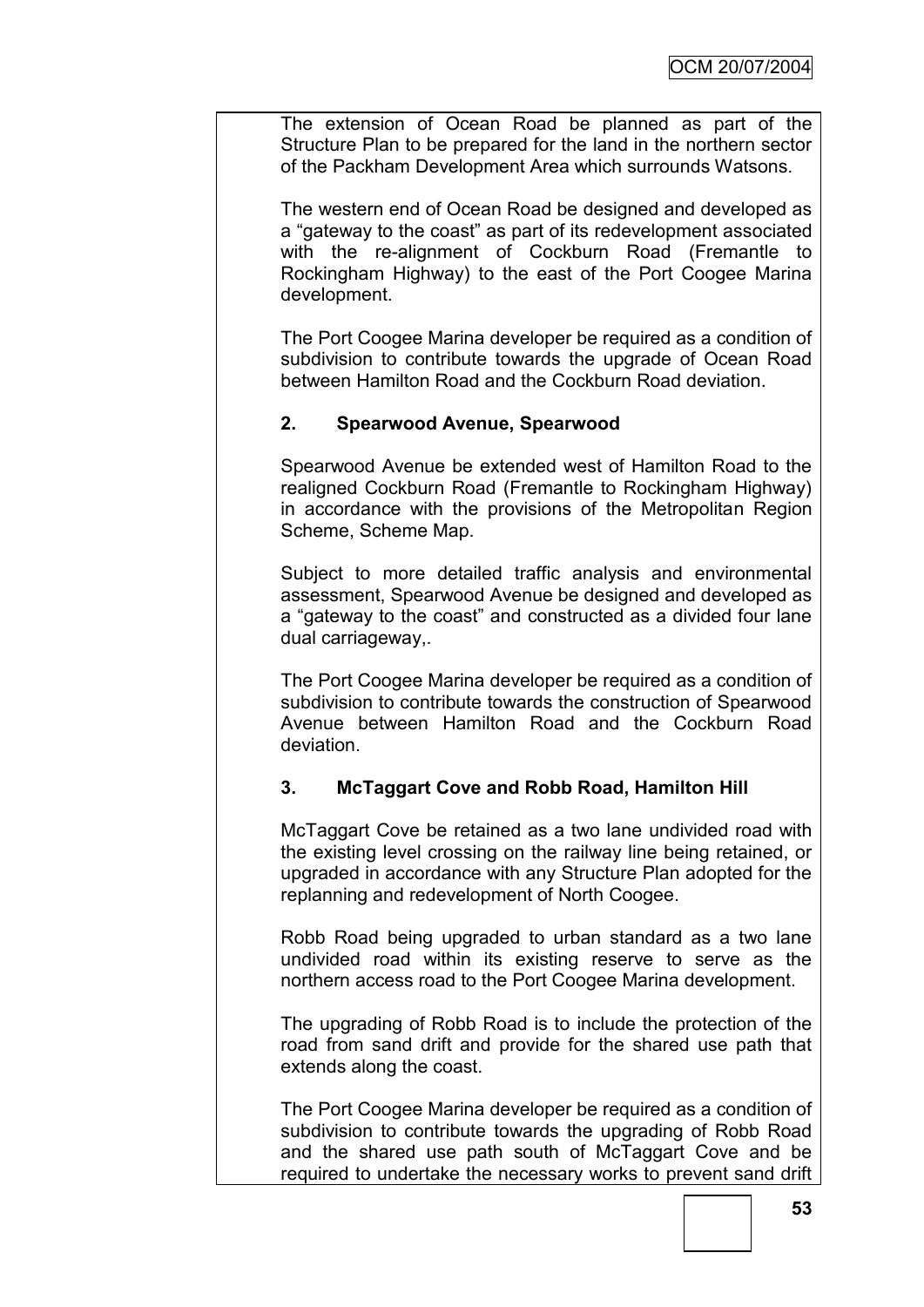The extension of Ocean Road be planned as part of the Structure Plan to be prepared for the land in the northern sector of the Packham Development Area which surrounds Watsons.

The western end of Ocean Road be designed and developed as a "gateway to the coast" as part of its redevelopment associated with the re-alignment of Cockburn Road (Fremantle to Rockingham Highway) to the east of the Port Coogee Marina development.

The Port Coogee Marina developer be required as a condition of subdivision to contribute towards the upgrade of Ocean Road between Hamilton Road and the Cockburn Road deviation.

**2. Spearwood Avenue, Spearwood**

Spearwood Avenue be extended west of Hamilton Road to the realigned Cockburn Road (Fremantle to Rockingham Highway) in accordance with the provisions of the Metropolitan Region Scheme, Scheme Map.

Subject to more detailed traffic analysis and environmental assessment, Spearwood Avenue be designed and developed as a "gateway to the coast" and constructed as a divided four lane dual carriageway,.

The Port Coogee Marina developer be required as a condition of subdivision to contribute towards the construction of Spearwood Avenue between Hamilton Road and the Cockburn Road deviation.

**3. McTaggart Cove and Robb Road, Hamilton Hill**

McTaggart Cove be retained as a two lane undivided road with the existing level crossing on the railway line being retained, or upgraded in accordance with any Structure Plan adopted for the replanning and redevelopment of North Coogee.

Robb Road being upgraded to urban standard as a two lane undivided road within its existing reserve to serve as the northern access road to the Port Coogee Marina development.

The upgrading of Robb Road is to include the protection of the road from sand drift and provide for the shared use path that extends along the coast.

The Port Coogee Marina developer be required as a condition of subdivision to contribute towards the upgrading of Robb Road and the shared use path south of McTaggart Cove and be required to undertake the necessary works to prevent sand drift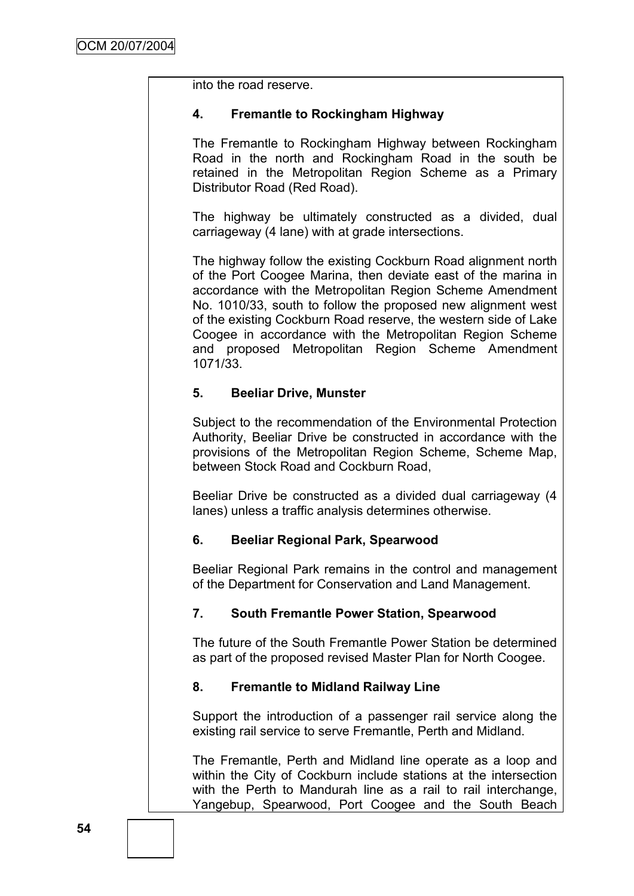into the road reserve.

**4. Fremantle to Rockingham Highway**

The Fremantle to Rockingham Highway between Rockingham Road in the north and Rockingham Road in the south be retained in the Metropolitan Region Scheme as a Primary Distributor Road (Red Road).

The highway be ultimately constructed as a divided, dual carriageway (4 lane) with at grade intersections.

The highway follow the existing Cockburn Road alignment north of the Port Coogee Marina, then deviate east of the marina in accordance with the Metropolitan Region Scheme Amendment No. 1010/33, south to follow the proposed new alignment west of the existing Cockburn Road reserve, the western side of Lake Coogee in accordance with the Metropolitan Region Scheme and proposed Metropolitan Region Scheme Amendment 1071/33.

**5. Beeliar Drive, Munster**

Subject to the recommendation of the Environmental Protection Authority, Beeliar Drive be constructed in accordance with the provisions of the Metropolitan Region Scheme, Scheme Map, between Stock Road and Cockburn Road,

Beeliar Drive be constructed as a divided dual carriageway (4 lanes) unless a traffic analysis determines otherwise.

**6. Beeliar Regional Park, Spearwood**

Beeliar Regional Park remains in the control and management of the Department for Conservation and Land Management.

**7. South Fremantle Power Station, Spearwood**

The future of the South Fremantle Power Station be determined as part of the proposed revised Master Plan for North Coogee.

**8. Fremantle to Midland Railway Line**

Support the introduction of a passenger rail service along the existing rail service to serve Fremantle, Perth and Midland.

The Fremantle, Perth and Midland line operate as a loop and within the City of Cockburn include stations at the intersection with the Perth to Mandurah line as a rail to rail interchange, Yangebup, Spearwood, Port Coogee and the South Beach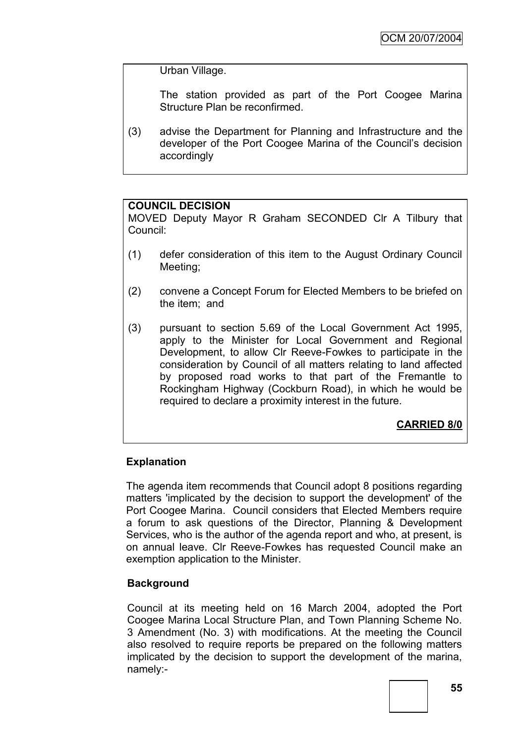Urban Village.

The station provided as part of the Port Coogee Marina Structure Plan be reconfirmed.

(3) advise the Department for Planning and Infrastructure and the developer of the Port Coogee Marina of the Council's decision accordingly

**COUNCIL DECISION**

MOVED Deputy Mayor R Graham SECONDED Clr A Tilbury that Council:

(1) defer consideration of this item to the August Ordinary Council Meeting;

(2) convene a Concept Forum for Elected Members to be briefed on the item; and

(3) pursuant to section 5.69 of the Local Government Act 1995, apply to the Minister for Local Government and Regional Development, to allow Clr Reeve-Fowkes to participate in the consideration by Council of all matters relating to land affected by proposed road works to that part of the Fremantle to Rockingham Highway (Cockburn Road), in which he would be required to declare a proximity interest in the future.

**CARRIED 8/0**

**Explanation**

The agenda item recommends that Council adopt 8 positions regarding matters 'implicated by the decision to support the development' of the Port Coogee Marina. Council considers that Elected Members require a forum to ask questions of the Director, Planning & Development Services, who is the author of the agenda report and who, at present, is on annual leave. Clr Reeve-Fowkes has requested Council make an exemption application to the Minister.

**Background**

Council at its meeting held on 16 March 2004, adopted the Port Coogee Marina Local Structure Plan, and Town Planning Scheme No. 3 Amendment (No. 3) with modifications. At the meeting the Council also resolved to require reports be prepared on the following matters implicated by the decision to support the development of the marina, namely:-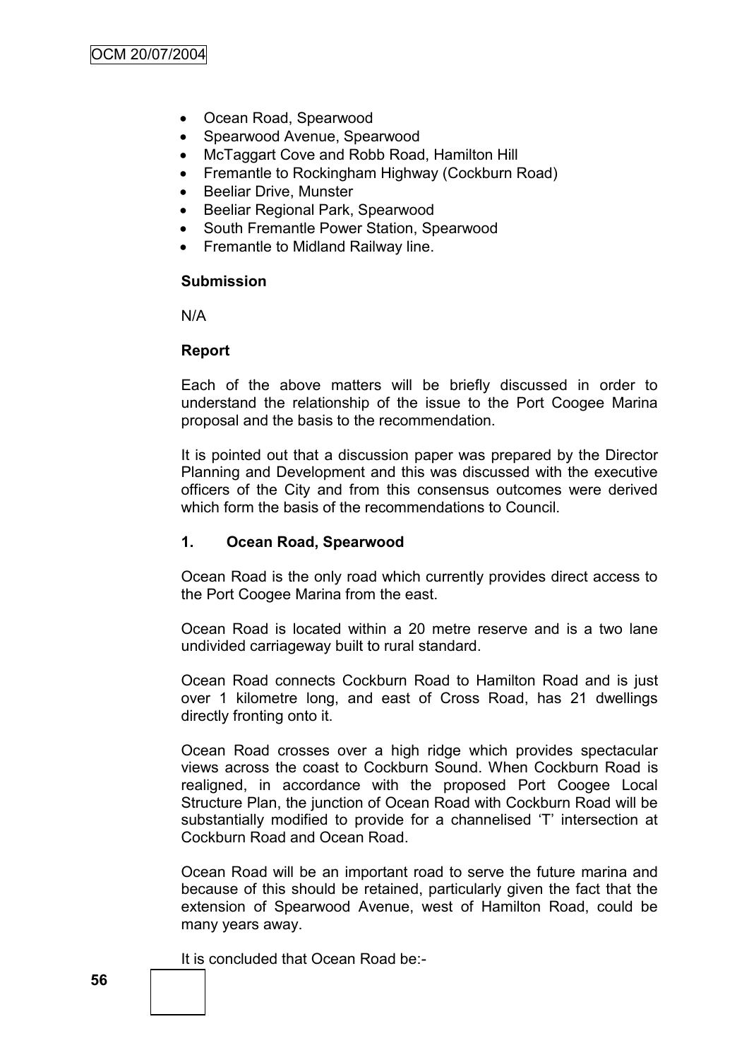- Ocean Road, Spearwood
- Spearwood Avenue, Spearwood
- McTaggart Cove and Robb Road, Hamilton Hill
- Fremantle to Rockingham Highway (Cockburn Road)
- Beeliar Drive, Munster
- Beeliar Regional Park, Spearwood
- South Fremantle Power Station, Spearwood
- Fremantle to Midland Railway line.

**Submission**

N/A

**Report**

Each of the above matters will be briefly discussed in order to understand the relationship of the issue to the Port Coogee Marina proposal and the basis to the recommendation.

It is pointed out that a discussion paper was prepared by the Director Planning and Development and this was discussed with the executive officers of the City and from this consensus outcomes were derived which form the basis of the recommendations to Council.

**1. Ocean Road, Spearwood**

Ocean Road is the only road which currently provides direct access to the Port Coogee Marina from the east.

Ocean Road is located within a 20 metre reserve and is a two lane undivided carriageway built to rural standard.

Ocean Road connects Cockburn Road to Hamilton Road and is just over 1 kilometre long, and east of Cross Road, has 21 dwellings directly fronting onto it.

Ocean Road crosses over a high ridge which provides spectacular views across the coast to Cockburn Sound. When Cockburn Road is realigned, in accordance with the proposed Port Coogee Local Structure Plan, the junction of Ocean Road with Cockburn Road will be substantially modified to provide for a channelised 'T' intersection at Cockburn Road and Ocean Road.

Ocean Road will be an important road to serve the future marina and because of this should be retained, particularly given the fact that the extension of Spearwood Avenue, west of Hamilton Road, could be many years away.

It is concluded that Ocean Road be:-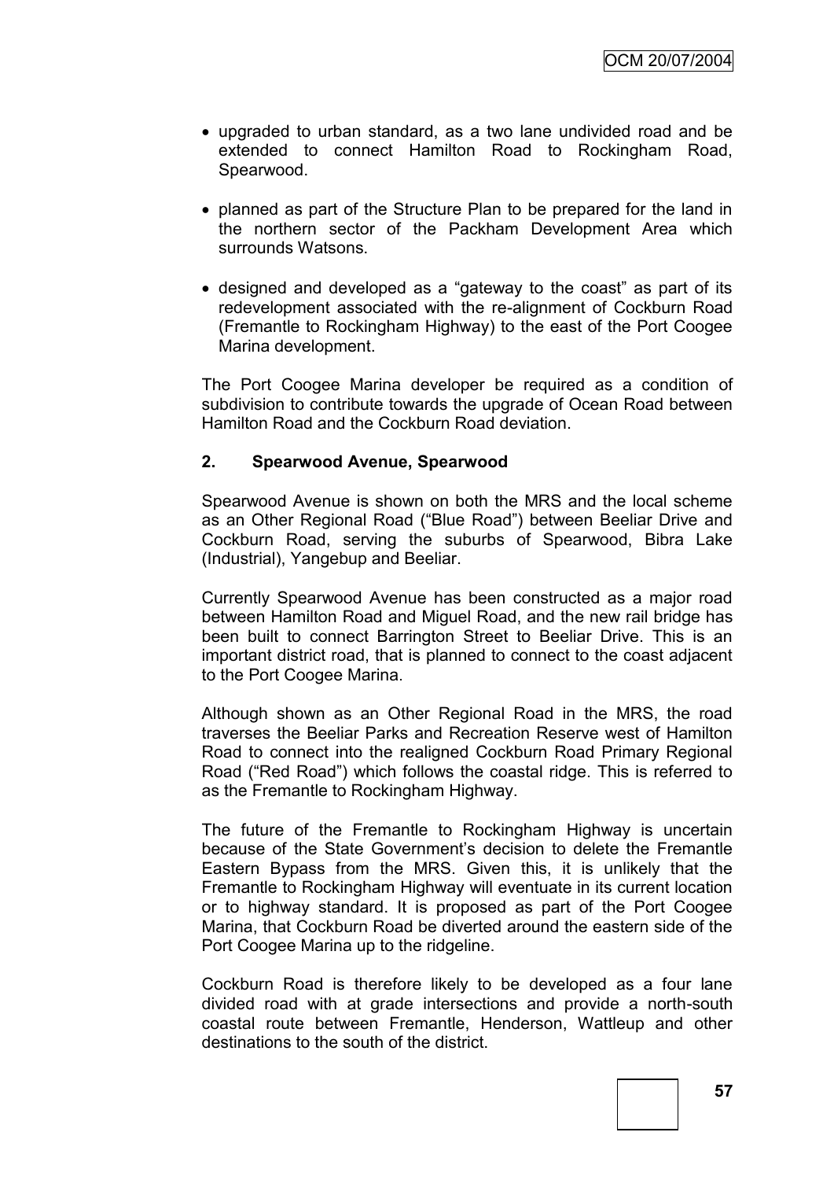- upgraded to urban standard, as a two lane undivided road and be extended to connect Hamilton Road to Rockingham Road, Spearwood.

- planned as part of the Structure Plan to be prepared for the land in the northern sector of the Packham Development Area which surrounds Watsons.

- designed and developed as a "gateway to the coast" as part of its redevelopment associated with the re-alignment of Cockburn Road (Fremantle to Rockingham Highway) to the east of the Port Coogee Marina development.

The Port Coogee Marina developer be required as a condition of subdivision to contribute towards the upgrade of Ocean Road between Hamilton Road and the Cockburn Road deviation.

**2. Spearwood Avenue, Spearwood**

Spearwood Avenue is shown on both the MRS and the local scheme as an Other Regional Road ("Blue Road") between Beeliar Drive and Cockburn Road, serving the suburbs of Spearwood, Bibra Lake (Industrial), Yangebup and Beeliar.

Currently Spearwood Avenue has been constructed as a major road between Hamilton Road and Miguel Road, and the new rail bridge has been built to connect Barrington Street to Beeliar Drive. This is an important district road, that is planned to connect to the coast adjacent to the Port Coogee Marina.

Although shown as an Other Regional Road in the MRS, the road traverses the Beeliar Parks and Recreation Reserve west of Hamilton Road to connect into the realigned Cockburn Road Primary Regional Road ("Red Road") which follows the coastal ridge. This is referred to as the Fremantle to Rockingham Highway.

The future of the Fremantle to Rockingham Highway is uncertain because of the State Government's decision to delete the Fremantle Eastern Bypass from the MRS. Given this, it is unlikely that the Fremantle to Rockingham Highway will eventuate in its current location or to highway standard. It is proposed as part of the Port Coogee Marina, that Cockburn Road be diverted around the eastern side of the Port Coogee Marina up to the ridgeline.

Cockburn Road is therefore likely to be developed as a four lane divided road with at grade intersections and provide a north-south coastal route between Fremantle, Henderson, Wattleup and other destinations to the south of the district.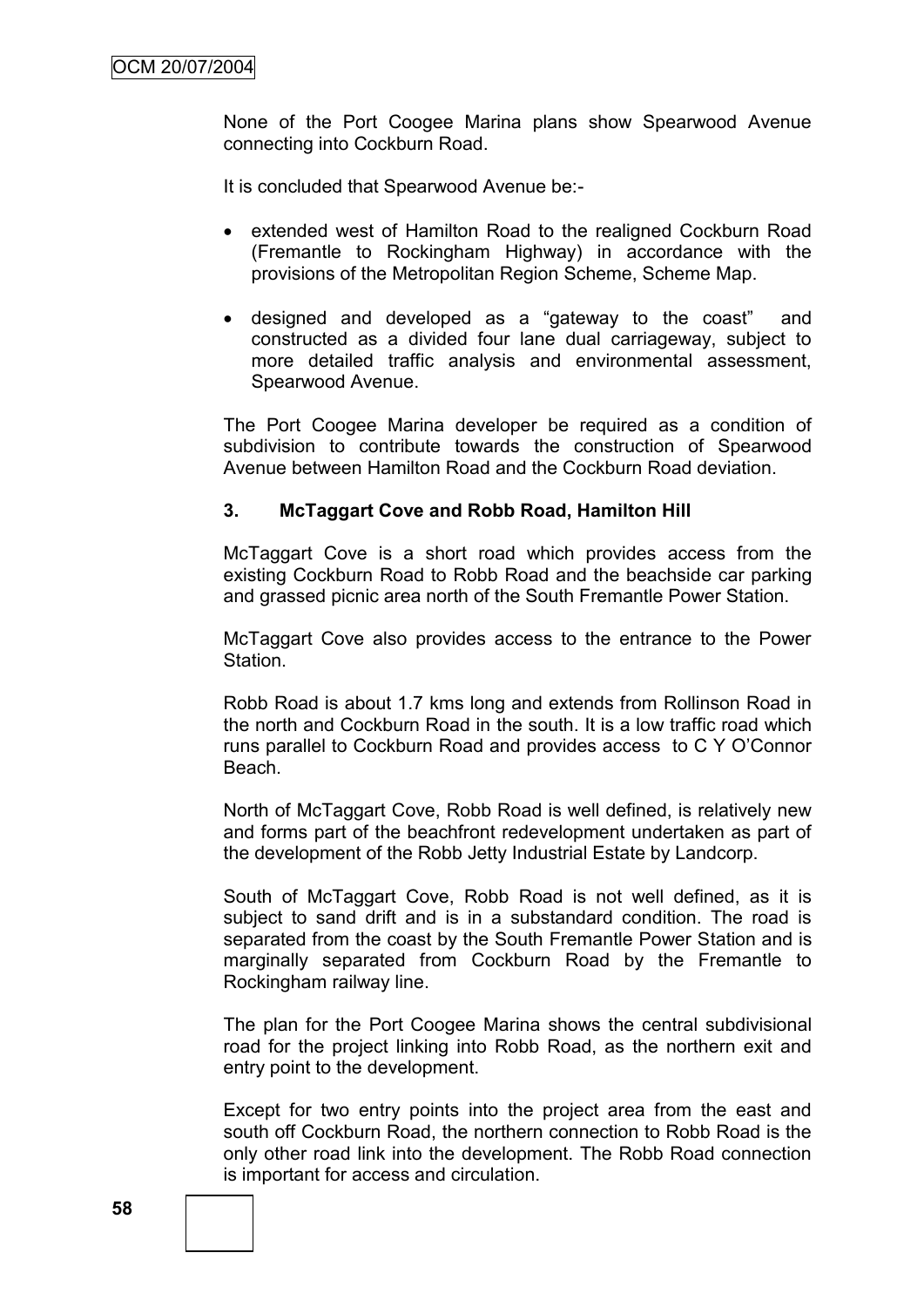None of the Port Coogee Marina plans show Spearwood Avenue connecting into Cockburn Road.

It is concluded that Spearwood Avenue be:-

- extended west of Hamilton Road to the realigned Cockburn Road (Fremantle to Rockingham Highway) in accordance with the provisions of the Metropolitan Region Scheme, Scheme Map.
- designed and developed as a "gateway to the coast" and constructed as a divided four lane dual carriageway, subject to more detailed traffic analysis and environmental assessment, Spearwood Avenue.

The Port Coogee Marina developer be required as a condition of subdivision to contribute towards the construction of Spearwood Avenue between Hamilton Road and the Cockburn Road deviation.

### 3. McTaggart Cove and Robb Road, Hamilton Hill

McTaggart Cove is a short road which provides access from the existing Cockburn Road to Robb Road and the beachside car parking and grassed picnic area north of the South Fremantle Power Station.

McTaggart Cove also provides access to the entrance to the Power Station.

Robb Road is about 1.7 kms long and extends from Rollinson Road in the north and Cockburn Road in the south. It is a low traffic road which runs parallel to Cockburn Road and provides access to C Y O'Connor Beach.

North of McTaggart Cove, Robb Road is well defined, is relatively new and forms part of the beachfront redevelopment undertaken as part of the development of the Robb Jetty Industrial Estate by Landcorp.

South of McTaggart Cove, Robb Road is not well defined, as it is subject to sand drift and is in a substandard condition. The road is separated from the coast by the South Fremantle Power Station and is marginally separated from Cockburn Road by the Fremantle to Rockingham railway line.

The plan for the Port Coogee Marina shows the central subdivisional road for the project linking into Robb Road, as the northern exit and entry point to the development.

Except for two entry points into the project area from the east and south off Cockburn Road, the northern connection to Robb Road is the only other road link into the development. The Robb Road connection is important for access and circulation.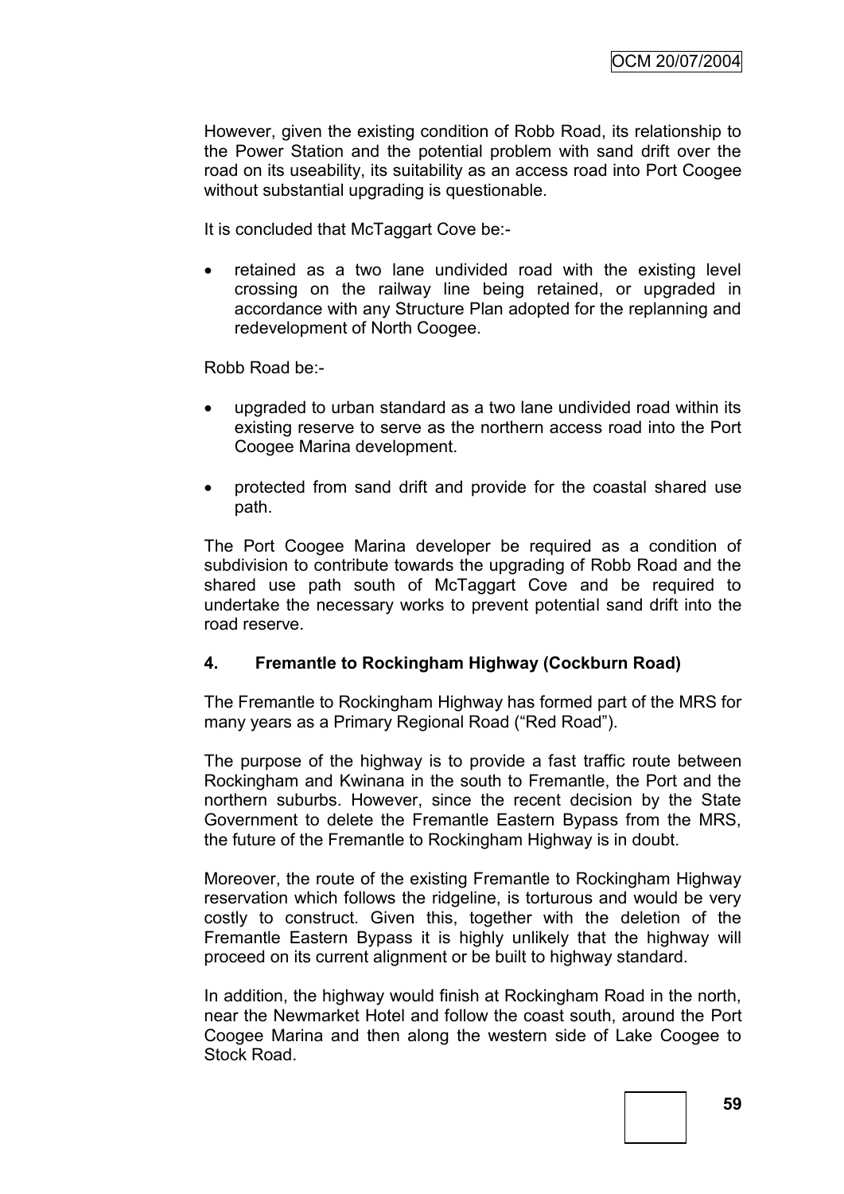However, given the existing condition of Robb Road, its relationship to the Power Station and the potential problem with sand drift over the road on its useability, its suitability as an access road into Port Coogee without substantial upgrading is questionable.

It is concluded that McTaggart Cove be:-

- retained as a two lane undivided road with the existing level crossing on the railway line being retained, or upgraded in accordance with any Structure Plan adopted for the replanning and redevelopment of North Coogee.

Robb Road be:-

- upgraded to urban standard as a two lane undivided road within its existing reserve to serve as the northern access road into the Port Coogee Marina development.
- protected from sand drift and provide for the coastal shared use path.

The Port Coogee Marina developer be required as a condition of subdivision to contribute towards the upgrading of Robb Road and the shared use path south of McTaggart Cove and be required to undertake the necessary works to prevent potential sand drift into the road reserve.

**4. Fremantle to Rockingham Highway (Cockburn Road)**

The Fremantle to Rockingham Highway has formed part of the MRS for many years as a Primary Regional Road ("Red Road").

The purpose of the highway is to provide a fast traffic route between Rockingham and Kwinana in the south to Fremantle, the Port and the northern suburbs. However, since the recent decision by the State Government to delete the Fremantle Eastern Bypass from the MRS, the future of the Fremantle to Rockingham Highway is in doubt.

Moreover, the route of the existing Fremantle to Rockingham Highway reservation which follows the ridgeline, is torturous and would be very costly to construct. Given this, together with the deletion of the Fremantle Eastern Bypass it is highly unlikely that the highway will proceed on its current alignment or be built to highway standard.

In addition, the highway would finish at Rockingham Road in the north, near the Newmarket Hotel and follow the coast south, around the Port Coogee Marina and then along the western side of Lake Coogee to Stock Road.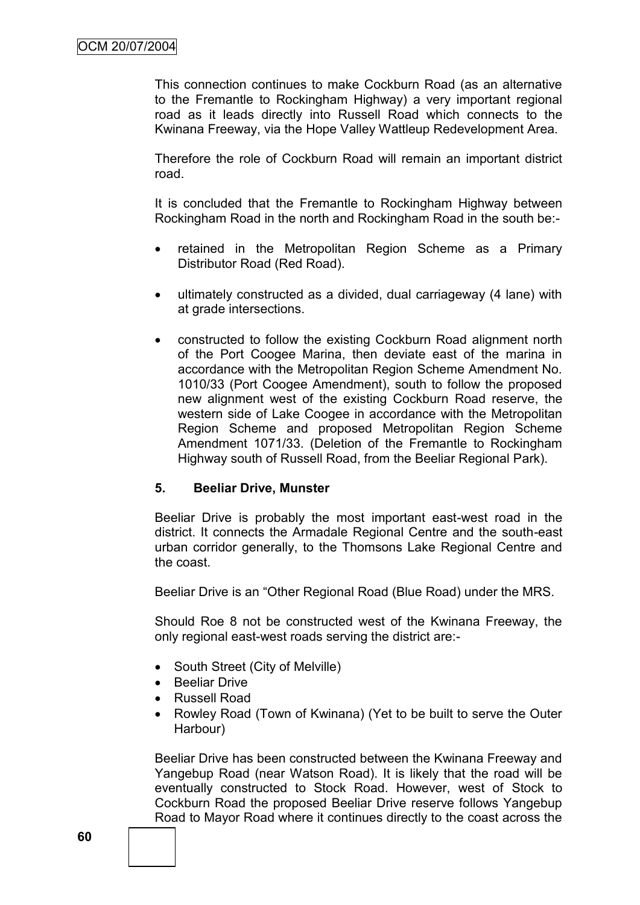This connection continues to make Cockburn Road (as an alternative to the Fremantle to Rockingham Highway) a very important regional road as it leads directly into Russell Road which connects to the Kwinana Freeway, via the Hope Valley Wattleup Redevelopment Area.

Therefore the role of Cockburn Road will remain an important district road.

It is concluded that the Fremantle to Rockingham Highway between Rockingham Road in the north and Rockingham Road in the south be:-

- retained in the Metropolitan Region Scheme as a Primary Distributor Road (Red Road).
- ultimately constructed as a divided, dual carriageway (4 lane) with at grade intersections.
- constructed to follow the existing Cockburn Road alignment north of the Port Coogee Marina, then deviate east of the marina in accordance with the Metropolitan Region Scheme Amendment No. 1010/33 (Port Coogee Amendment), south to follow the proposed new alignment west of the existing Cockburn Road reserve, the western side of Lake Coogee in accordance with the Metropolitan Region Scheme and proposed Metropolitan Region Scheme Amendment 1071/33. (Deletion of the Fremantle to Rockingham Highway south of Russell Road, from the Beeliar Regional Park).

**5. Beeliar Drive, Munster**

Beeliar Drive is probably the most important east-west road in the district. It connects the Armadale Regional Centre and the south-east urban corridor generally, to the Thomsons Lake Regional Centre and the coast.

Beeliar Drive is an "Other Regional Road (Blue Road) under the MRS.

Should Roe 8 not be constructed west of the Kwinana Freeway, the only regional east-west roads serving the district are:-

- South Street (City of Melville)
- Beeliar Drive
- Russell Road
- Rowley Road (Town of Kwinana) (Yet to be built to serve the Outer Harbour)

Beeliar Drive has been constructed between the Kwinana Freeway and Yangebup Road (near Watson Road). It is likely that the road will be eventually constructed to Stock Road. However, west of Stock to Cockburn Road the proposed Beeliar Drive reserve follows Yangebup Road to Mayor Road where it continues directly to the coast across the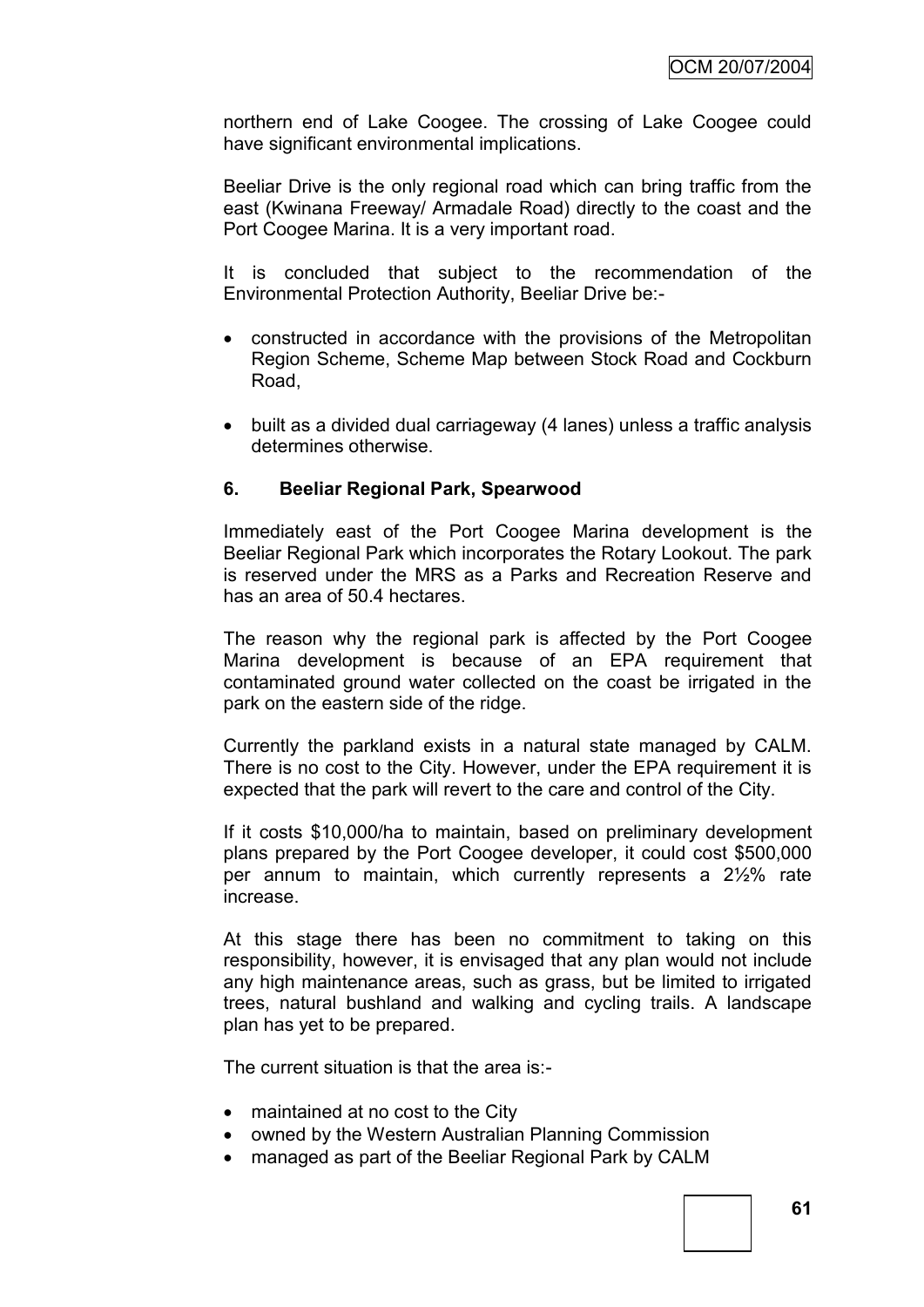northern end of Lake Coogee. The crossing of Lake Coogee could have significant environmental implications.

Beeliar Drive is the only regional road which can bring traffic from the east (Kwinana Freeway/ Armadale Road) directly to the coast and the Port Coogee Marina. It is a very important road.

It is concluded that subject to the recommendation of the Environmental Protection Authority, Beeliar Drive be:-

- constructed in accordance with the provisions of the Metropolitan Region Scheme, Scheme Map between Stock Road and Cockburn Road,
- built as a divided dual carriageway (4 lanes) unless a traffic analysis determines otherwise.

### 6. Beeliar Regional Park, Spearwood

Immediately east of the Port Coogee Marina development is the Beeliar Regional Park which incorporates the Rotary Lookout. The park is reserved under the MRS as a Parks and Recreation Reserve and has an area of 50.4 hectares.

The reason why the regional park is affected by the Port Coogee Marina development is because of an EPA requirement that contaminated ground water collected on the coast be irrigated in the park on the eastern side of the ridge.

Currently the parkland exists in a natural state managed by CALM. There is no cost to the City. However, under the EPA requirement it is expected that the park will revert to the care and control of the City.

If it costs $10,000/ha to maintain, based on preliminary development plans prepared by the Port Coogee developer, it could cost $500,000 per annum to maintain, which currently represents a 2½% rate increase.

At this stage there has been no commitment to taking on this responsibility, however, it is envisaged that any plan would not include any high maintenance areas, such as grass, but be limited to irrigated trees, natural bushland and walking and cycling trails. A landscape plan has yet to be prepared.

The current situation is that the area is:-

- maintained at no cost to the City
- owned by the Western Australian Planning Commission
- managed as part of the Beeliar Regional Park by CALM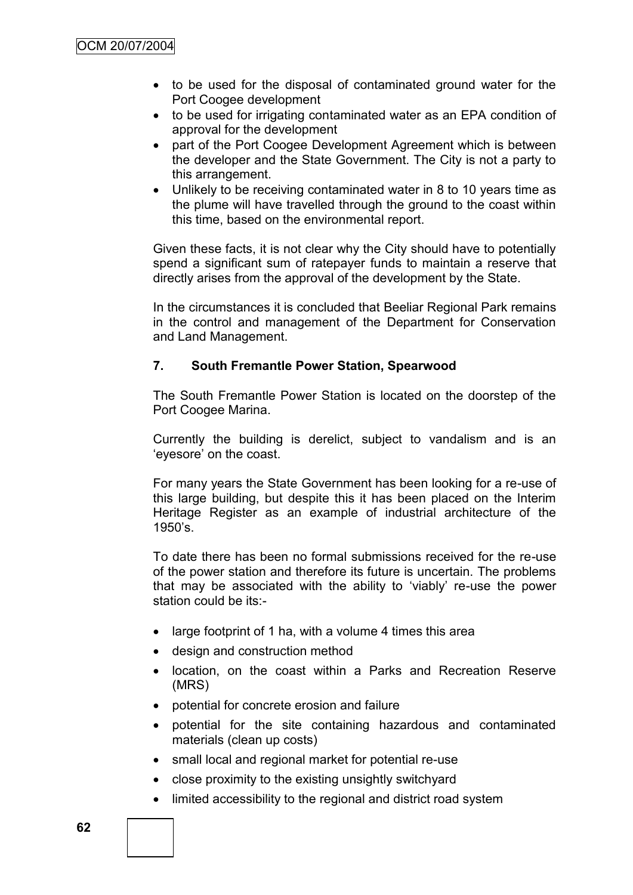- to be used for the disposal of contaminated ground water for the Port Coogee development
- to be used for irrigating contaminated water as an EPA condition of approval for the development
- part of the Port Coogee Development Agreement which is between the developer and the State Government. The City is not a party to this arrangement.
- Unlikely to be receiving contaminated water in 8 to 10 years time as the plume will have travelled through the ground to the coast within this time, based on the environmental report.

Given these facts, it is not clear why the City should have to potentially spend a significant sum of ratepayer funds to maintain a reserve that directly arises from the approval of the development by the State.

In the circumstances it is concluded that Beeliar Regional Park remains in the control and management of the Department for Conservation and Land Management.

### 7. South Fremantle Power Station, Spearwood

The South Fremantle Power Station is located on the doorstep of the Port Coogee Marina.

Currently the building is derelict, subject to vandalism and is an 'eyesore' on the coast.

For many years the State Government has been looking for a re-use of this large building, but despite this it has been placed on the Interim Heritage Register as an example of industrial architecture of the 1950's.

To date there has been no formal submissions received for the re-use of the power station and therefore its future is uncertain. The problems that may be associated with the ability to 'viably' re-use the power station could be its:-

- large footprint of 1 ha, with a volume 4 times this area
- design and construction method
- location, on the coast within a Parks and Recreation Reserve (MRS)
- potential for concrete erosion and failure
- potential for the site containing hazardous and contaminated materials (clean up costs)
- small local and regional market for potential re-use
- close proximity to the existing unsightly switchyard
- limited accessibility to the regional and district road system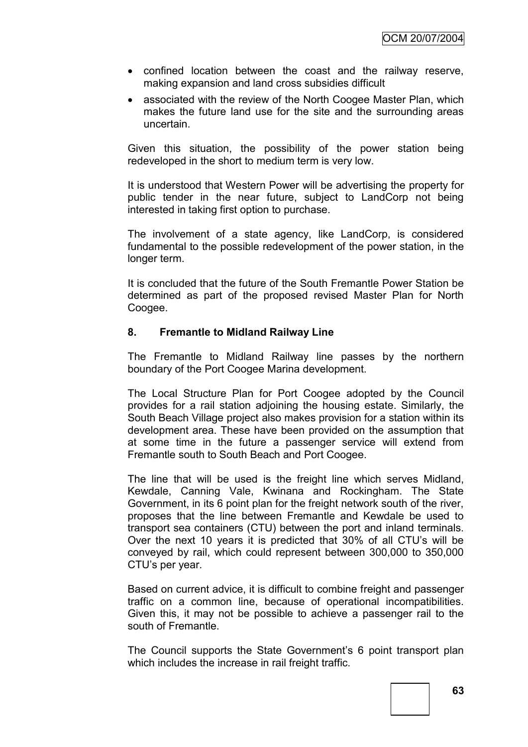- confined location between the coast and the railway reserve, making expansion and land cross subsidies difficult
- associated with the review of the North Coogee Master Plan, which makes the future land use for the site and the surrounding areas uncertain.

Given this situation, the possibility of the power station being redeveloped in the short to medium term is very low.

It is understood that Western Power will be advertising the property for public tender in the near future, subject to LandCorp not being interested in taking first option to purchase.

The involvement of a state agency, like LandCorp, is considered fundamental to the possible redevelopment of the power station, in the longer term.

It is concluded that the future of the South Fremantle Power Station be determined as part of the proposed revised Master Plan for North Coogee.

**8. Fremantle to Midland Railway Line**

The Fremantle to Midland Railway line passes by the northern boundary of the Port Coogee Marina development.

The Local Structure Plan for Port Coogee adopted by the Council provides for a rail station adjoining the housing estate. Similarly, the South Beach Village project also makes provision for a station within its development area. These have been provided on the assumption that at some time in the future a passenger service will extend from Fremantle south to South Beach and Port Coogee.

The line that will be used is the freight line which serves Midland, Kewdale, Canning Vale, Kwinana and Rockingham. The State Government, in its 6 point plan for the freight network south of the river, proposes that the line between Fremantle and Kewdale be used to transport sea containers (CTU) between the port and inland terminals. Over the next 10 years it is predicted that 30% of all CTU's will be conveyed by rail, which could represent between 300,000 to 350,000 CTU's per year.

Based on current advice, it is difficult to combine freight and passenger traffic on a common line, because of operational incompatibilities. Given this, it may not be possible to achieve a passenger rail to the south of Fremantle.

The Council supports the State Government's 6 point transport plan which includes the increase in rail freight traffic.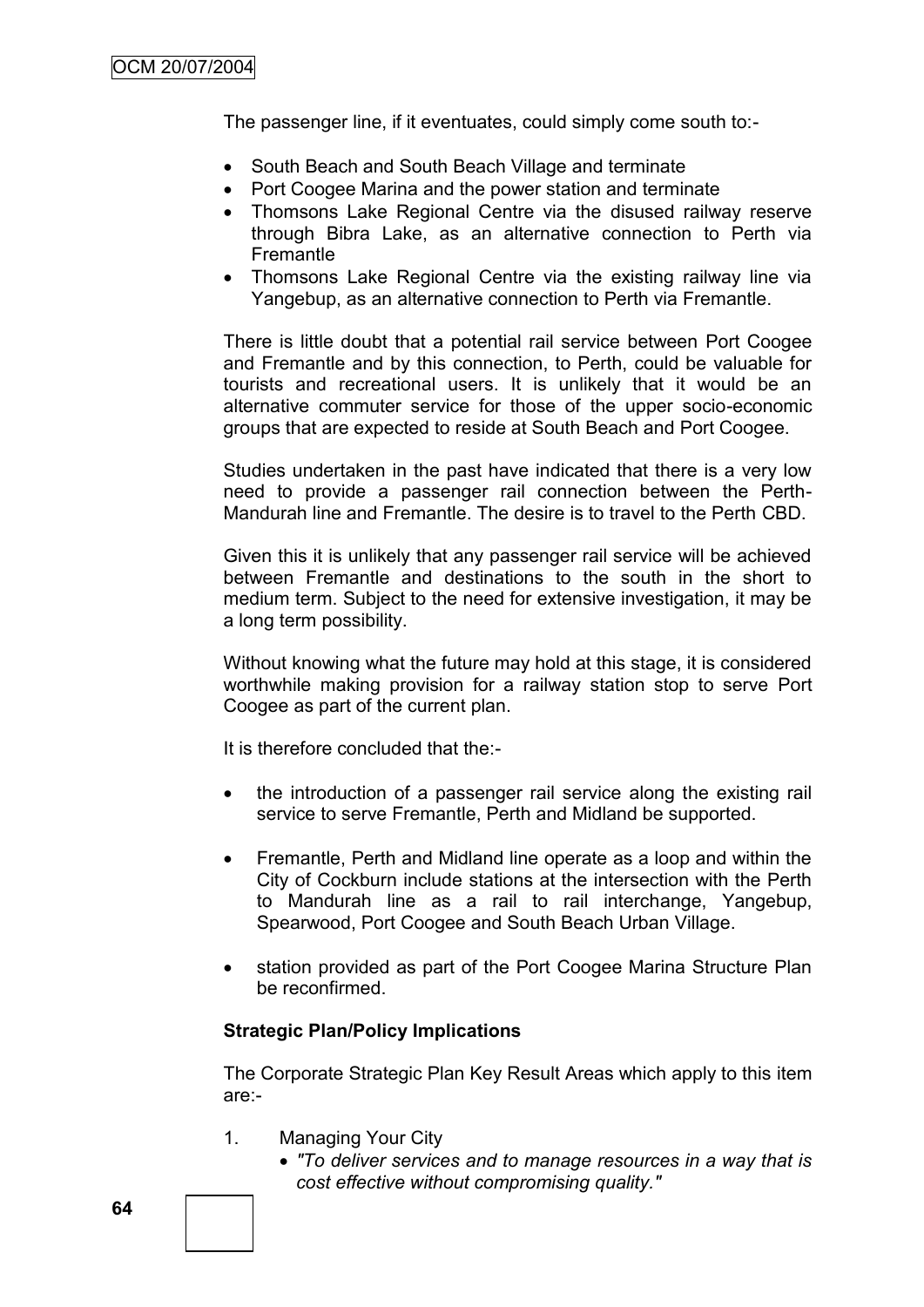The passenger line, if it eventuates, could simply come south to:-

- South Beach and South Beach Village and terminate
- Port Coogee Marina and the power station and terminate
- Thomsons Lake Regional Centre via the disused railway reserve through Bibra Lake, as an alternative connection to Perth via Fremantle
- Thomsons Lake Regional Centre via the existing railway line via Yangebup, as an alternative connection to Perth via Fremantle.

There is little doubt that a potential rail service between Port Coogee and Fremantle and by this connection, to Perth, could be valuable for tourists and recreational users. It is unlikely that it would be an alternative commuter service for those of the upper socio-economic groups that are expected to reside at South Beach and Port Coogee.

Studies undertaken in the past have indicated that there is a very low need to provide a passenger rail connection between the Perth-Mandurah line and Fremantle. The desire is to travel to the Perth CBD.

Given this it is unlikely that any passenger rail service will be achieved between Fremantle and destinations to the south in the short to medium term. Subject to the need for extensive investigation, it may be a long term possibility.

Without knowing what the future may hold at this stage, it is considered worthwhile making provision for a railway station stop to serve Port Coogee as part of the current plan.

It is therefore concluded that the:-

- the introduction of a passenger rail service along the existing rail service to serve Fremantle, Perth and Midland be supported.
- Fremantle, Perth and Midland line operate as a loop and within the City of Cockburn include stations at the intersection with the Perth to Mandurah line as a rail to rail interchange, Yangebup, Spearwood, Port Coogee and South Beach Urban Village.
- station provided as part of the Port Coogee Marina Structure Plan be reconfirmed.

**Strategic Plan/Policy Implications**

The Corporate Strategic Plan Key Result Areas which apply to this item are:-

1. Managing Your City
   - *"To deliver services and to manage resources in a way that is cost effective without compromising quality."*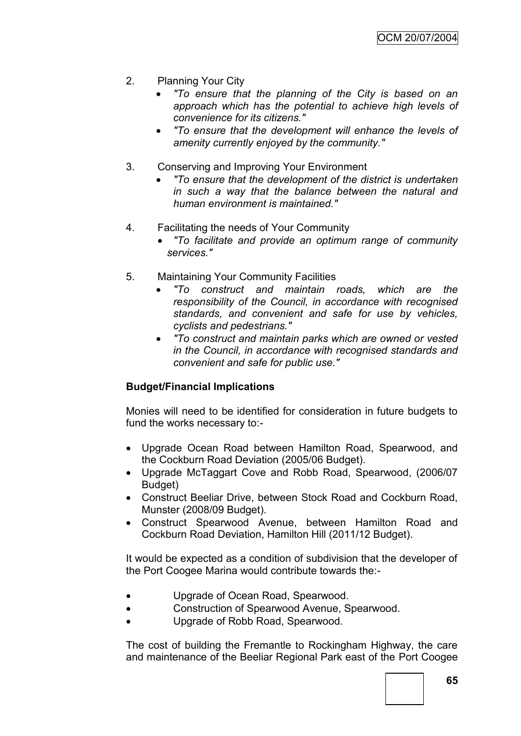2. Planning Your City
   - *"To ensure that the planning of the City is based on an approach which has the potential to achieve high levels of convenience for its citizens."*
   - *"To ensure that the development will enhance the levels of amenity currently enjoyed by the community."*

3. Conserving and Improving Your Environment
   - *"To ensure that the development of the district is undertaken in such a way that the balance between the natural and human environment is maintained."*

4. Facilitating the needs of Your Community
   - *"To facilitate and provide an optimum range of community services."*

5. Maintaining Your Community Facilities
   - *"To construct and maintain roads, which are the responsibility of the Council, in accordance with recognised standards, and convenient and safe for use by vehicles, cyclists and pedestrians."*
   - *"To construct and maintain parks which are owned or vested in the Council, in accordance with recognised standards and convenient and safe for public use."*

**Budget/Financial Implications**

Monies will need to be identified for consideration in future budgets to fund the works necessary to:-

- Upgrade Ocean Road between Hamilton Road, Spearwood, and the Cockburn Road Deviation (2005/06 Budget).
- Upgrade McTaggart Cove and Robb Road, Spearwood, (2006/07 Budget)
- Construct Beeliar Drive, between Stock Road and Cockburn Road, Munster (2008/09 Budget).
- Construct Spearwood Avenue, between Hamilton Road and Cockburn Road Deviation, Hamilton Hill (2011/12 Budget).

It would be expected as a condition of subdivision that the developer of the Port Coogee Marina would contribute towards the:-

- Upgrade of Ocean Road, Spearwood.
- Construction of Spearwood Avenue, Spearwood.
- Upgrade of Robb Road, Spearwood.

The cost of building the Fremantle to Rockingham Highway, the care and maintenance of the Beeliar Regional Park east of the Port Coogee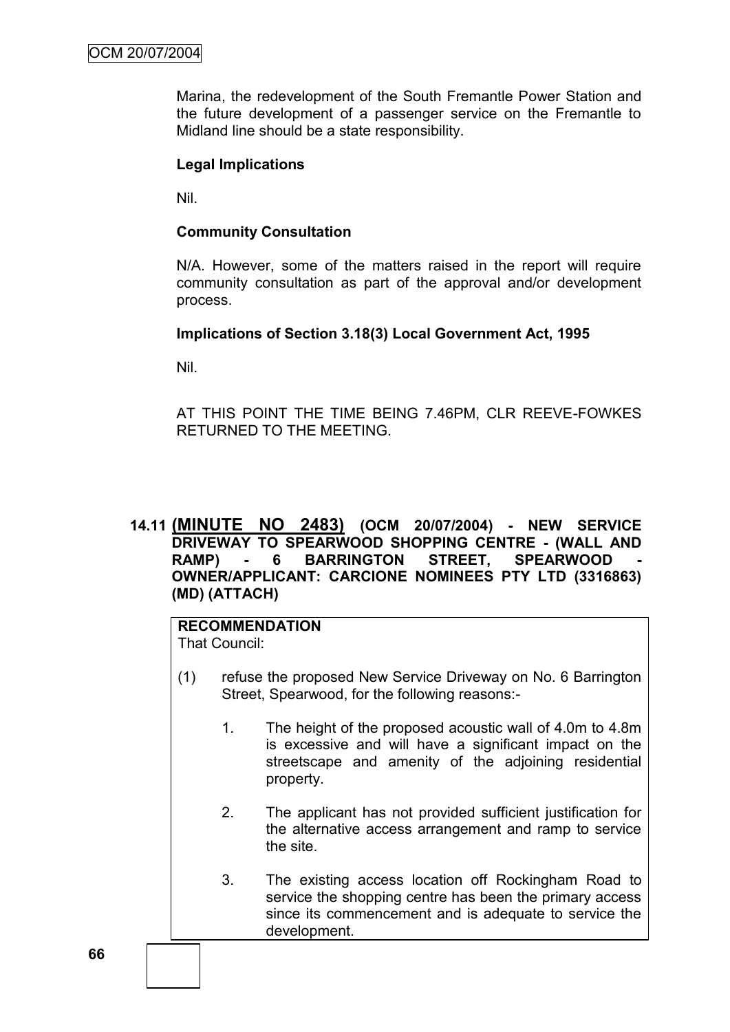Marina, the redevelopment of the South Fremantle Power Station and the future development of a passenger service on the Fremantle to Midland line should be a state responsibility.

**Legal Implications**

Nil.

**Community Consultation**

N/A. However, some of the matters raised in the report will require community consultation as part of the approval and/or development process.

**Implications of Section 3.18(3) Local Government Act, 1995**

Nil.

AT THIS POINT THE TIME BEING 7.46PM, CLR REEVE-FOWKES RETURNED TO THE MEETING.

### 14.11 (MINUTE NO 2483) (OCM 20/07/2004) - NEW SERVICE DRIVEWAY TO SPEARWOOD SHOPPING CENTRE - (WALL AND RAMP) - 6 BARRINGTON STREET, SPEARWOOD - OWNER/APPLICANT: CARCIONE NOMINEES PTY LTD (3316863) (MD) (ATTACH)

**RECOMMENDATION**

That Council:

(1) refuse the proposed New Service Driveway on No. 6 Barrington Street, Spearwood, for the following reasons:-

1. The height of the proposed acoustic wall of 4.0m to 4.8m is excessive and will have a significant impact on the streetscape and amenity of the adjoining residential property.

2. The applicant has not provided sufficient justification for the alternative access arrangement and ramp to service the site.

3. The existing access location off Rockingham Road to service the shopping centre has been the primary access since its commencement and is adequate to service the development.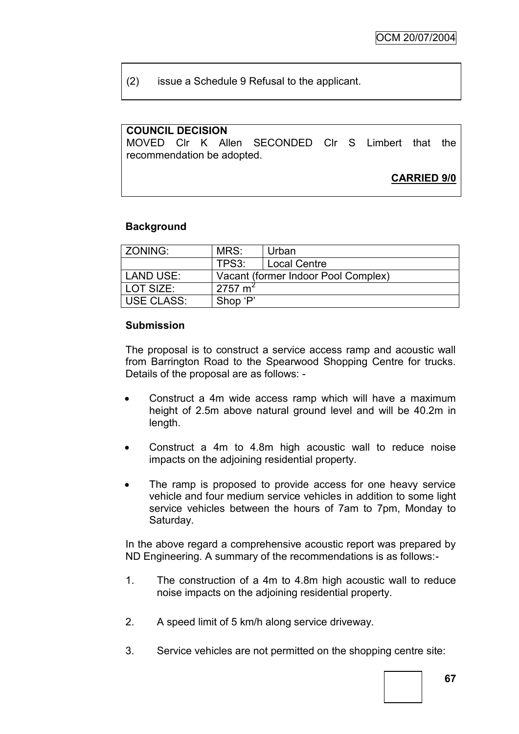(2) issue a Schedule 9 Refusal to the applicant.

**COUNCIL DECISION**
MOVED Clr K Allen SECONDED Clr S Limbert that the recommendation be adopted.

**CARRIED 9/0**

**Background**

| ZONING: | MRS: | Urban |
|---|---|---|
| | TPS3: | Local Centre |
| LAND USE: | Vacant (former Indoor Pool Complex) | |
| LOT SIZE: | 2757 $m^2$ | |
| USE CLASS: | Shop 'P' | |

**Submission**

The proposal is to construct a service access ramp and acoustic wall from Barrington Road to the Spearwood Shopping Centre for trucks. Details of the proposal are as follows: -

- Construct a 4m wide access ramp which will have a maximum height of 2.5m above natural ground level and will be 40.2m in length.
- Construct a 4m to 4.8m high acoustic wall to reduce noise impacts on the adjoining residential property.
- The ramp is proposed to provide access for one heavy service vehicle and four medium service vehicles in addition to some light service vehicles between the hours of 7am to 7pm, Monday to Saturday.

In the above regard a comprehensive acoustic report was prepared by ND Engineering. A summary of the recommendations is as follows:-

1. The construction of a 4m to 4.8m high acoustic wall to reduce noise impacts on the adjoining residential property.
2. A speed limit of 5 km/h along service driveway.
3. Service vehicles are not permitted on the shopping centre site: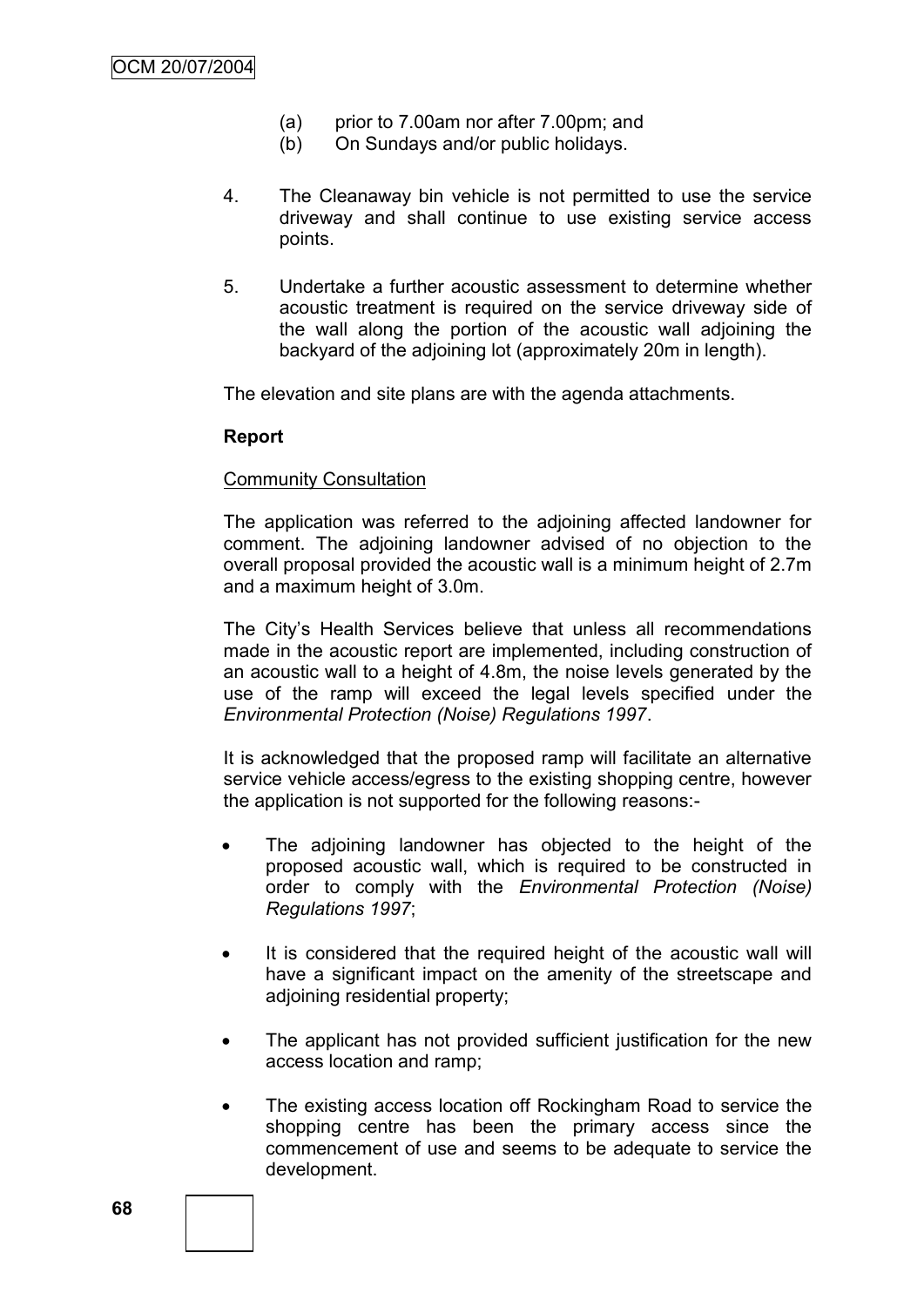(a) prior to 7.00am nor after 7.00pm; and
(b) On Sundays and/or public holidays.

4. The Cleanaway bin vehicle is not permitted to use the service driveway and shall continue to use existing service access points.

5. Undertake a further acoustic assessment to determine whether acoustic treatment is required on the service driveway side of the wall along the portion of the acoustic wall adjoining the backyard of the adjoining lot (approximately 20m in length).

The elevation and site plans are with the agenda attachments.

**Report**

Community Consultation

The application was referred to the adjoining affected landowner for comment. The adjoining landowner advised of no objection to the overall proposal provided the acoustic wall is a minimum height of 2.7m and a maximum height of 3.0m.

The City's Health Services believe that unless all recommendations made in the acoustic report are implemented, including construction of an acoustic wall to a height of 4.8m, the noise levels generated by the use of the ramp will exceed the legal levels specified under the *Environmental Protection (Noise) Regulations 1997*.

It is acknowledged that the proposed ramp will facilitate an alternative service vehicle access/egress to the existing shopping centre, however the application is not supported for the following reasons:-

- The adjoining landowner has objected to the height of the proposed acoustic wall, which is required to be constructed in order to comply with the *Environmental Protection (Noise) Regulations 1997*;
- It is considered that the required height of the acoustic wall will have a significant impact on the amenity of the streetscape and adjoining residential property;
- The applicant has not provided sufficient justification for the new access location and ramp;
- The existing access location off Rockingham Road to service the shopping centre has been the primary access since the commencement of use and seems to be adequate to service the development.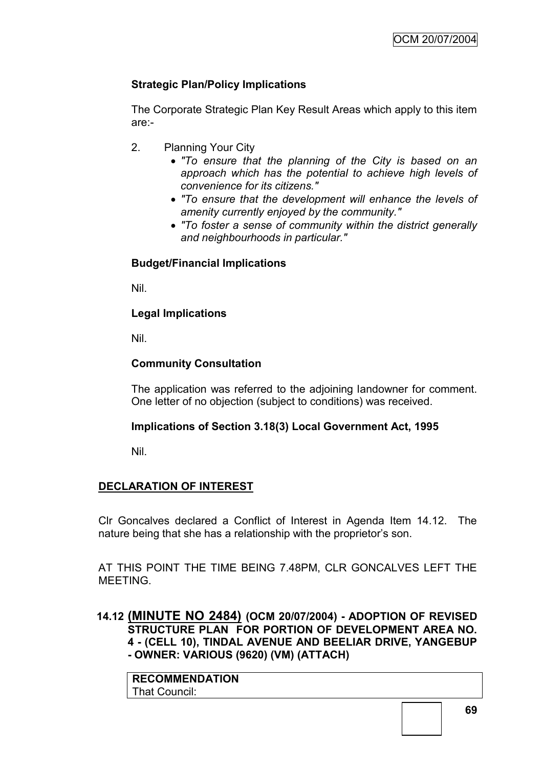**Strategic Plan/Policy Implications**

The Corporate Strategic Plan Key Result Areas which apply to this item are:-

2. Planning Your City
   - *"To ensure that the planning of the City is based on an approach which has the potential to achieve high levels of convenience for its citizens."*
   - *"To ensure that the development will enhance the levels of amenity currently enjoyed by the community."*
   - *"To foster a sense of community within the district generally and neighbourhoods in particular."*

**Budget/Financial Implications**

Nil.

**Legal Implications**

Nil.

**Community Consultation**

The application was referred to the adjoining landowner for comment. One letter of no objection (subject to conditions) was received.

**Implications of Section 3.18(3) Local Government Act, 1995**

Nil.

## DECLARATION OF INTEREST

Clr Goncalves declared a Conflict of Interest in Agenda Item 14.12. The nature being that she has a relationship with the proprietor's son.

AT THIS POINT THE TIME BEING 7.48PM, CLR GONCALVES LEFT THE MEETING.

## 14.12 (MINUTE NO 2484) (OCM 20/07/2004) - ADOPTION OF REVISED STRUCTURE PLAN FOR PORTION OF DEVELOPMENT AREA NO. 4 - (CELL 10), TINDAL AVENUE AND BEELIAR DRIVE, YANGEBUP - OWNER: VARIOUS (9620) (VM) (ATTACH)

**RECOMMENDATION**
That Council: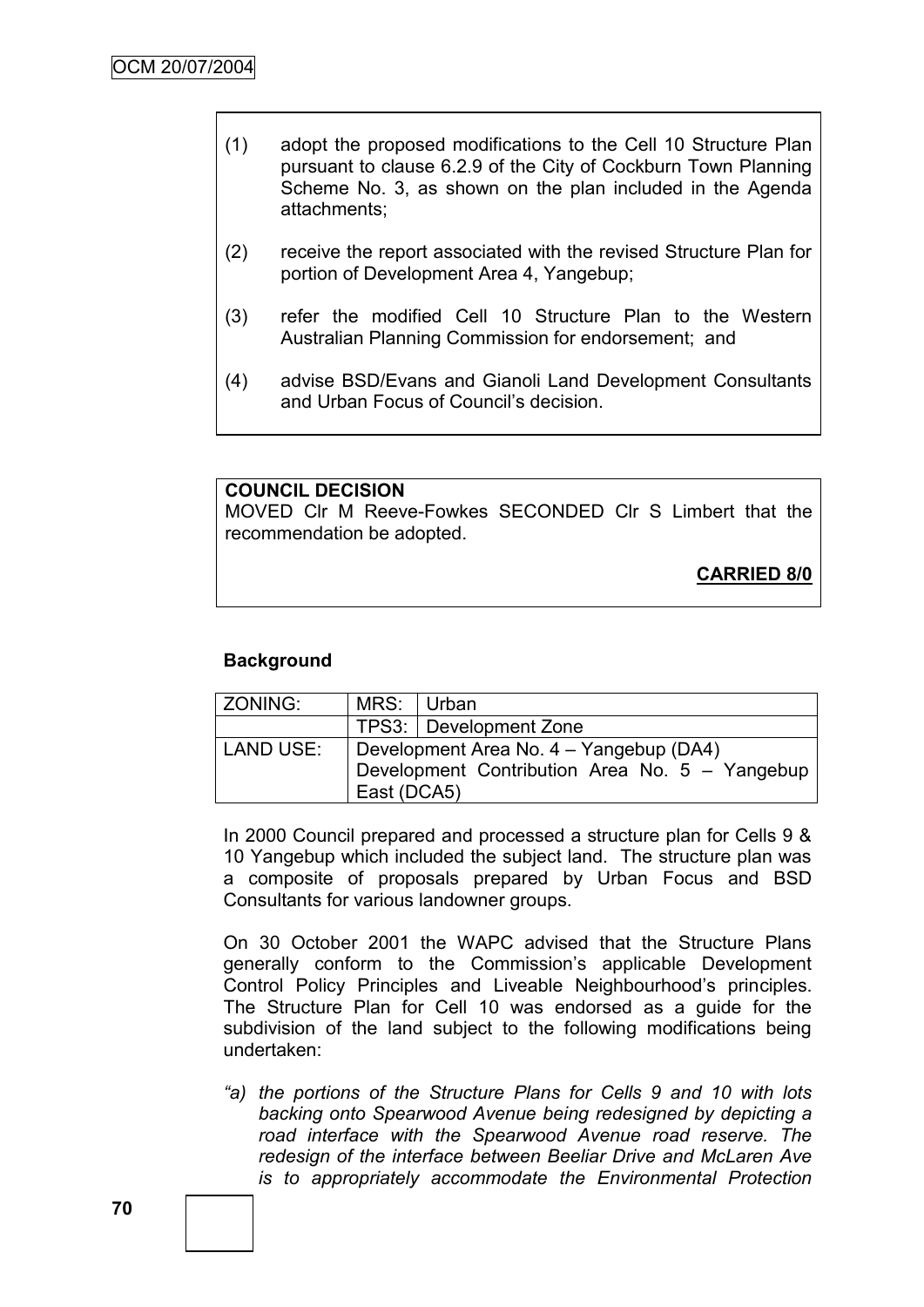(1) adopt the proposed modifications to the Cell 10 Structure Plan pursuant to clause 6.2.9 of the City of Cockburn Town Planning Scheme No. 3, as shown on the plan included in the Agenda attachments;

(2) receive the report associated with the revised Structure Plan for portion of Development Area 4, Yangebup;

(3) refer the modified Cell 10 Structure Plan to the Western Australian Planning Commission for endorsement; and

(4) advise BSD/Evans and Gianoli Land Development Consultants and Urban Focus of Council's decision.

**COUNCIL DECISION**

MOVED Clr M Reeve-Fowkes SECONDED Clr S Limbert that the recommendation be adopted.

**CARRIED 8/0**

**Background**

| ZONING: | MRS: | Urban |
|---|---|---|
| | TPS3: | Development Zone |
| LAND USE: | Development Area No. 4 – Yangebup (DA4) Development Contribution Area No. 5 – Yangebup East (DCA5) | |

In 2000 Council prepared and processed a structure plan for Cells 9 & 10 Yangebup which included the subject land. The structure plan was a composite of proposals prepared by Urban Focus and BSD Consultants for various landowner groups.

On 30 October 2001 the WAPC advised that the Structure Plans generally conform to the Commission's applicable Development Control Policy Principles and Liveable Neighbourhood's principles. The Structure Plan for Cell 10 was endorsed as a guide for the subdivision of the land subject to the following modifications being undertaken:

*"a) the portions of the Structure Plans for Cells 9 and 10 with lots backing onto Spearwood Avenue being redesigned by depicting a road interface with the Spearwood Avenue road reserve. The redesign of the interface between Beeliar Drive and McLaren Ave is to appropriately accommodate the Environmental Protection*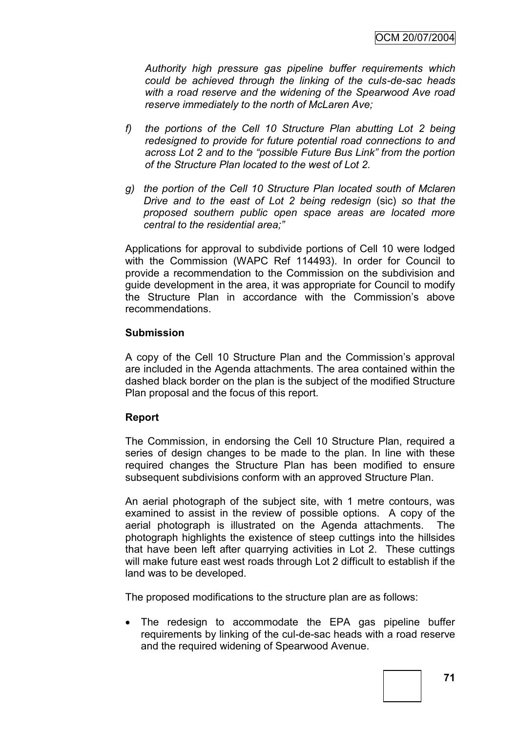*Authority high pressure gas pipeline buffer requirements which could be achieved through the linking of the culs-de-sac heads with a road reserve and the widening of the Spearwood Ave road reserve immediately to the north of McLaren Ave;*

*f) the portions of the Cell 10 Structure Plan abutting Lot 2 being redesigned to provide for future potential road connections to and across Lot 2 and to the "possible Future Bus Link" from the portion of the Structure Plan located to the west of Lot 2.*

*g) the portion of the Cell 10 Structure Plan located south of Mclaren Drive and to the east of Lot 2 being redesign* (sic) *so that the proposed southern public open space areas are located more central to the residential area;"*

Applications for approval to subdivide portions of Cell 10 were lodged with the Commission (WAPC Ref 114493). In order for Council to provide a recommendation to the Commission on the subdivision and guide development in the area, it was appropriate for Council to modify the Structure Plan in accordance with the Commission's above recommendations.

**Submission**

A copy of the Cell 10 Structure Plan and the Commission's approval are included in the Agenda attachments. The area contained within the dashed black border on the plan is the subject of the modified Structure Plan proposal and the focus of this report.

**Report**

The Commission, in endorsing the Cell 10 Structure Plan, required a series of design changes to be made to the plan. In line with these required changes the Structure Plan has been modified to ensure subsequent subdivisions conform with an approved Structure Plan.

An aerial photograph of the subject site, with 1 metre contours, was examined to assist in the review of possible options. A copy of the aerial photograph is illustrated on the Agenda attachments. The photograph highlights the existence of steep cuttings into the hillsides that have been left after quarrying activities in Lot 2. These cuttings will make future east west roads through Lot 2 difficult to establish if the land was to be developed.

The proposed modifications to the structure plan are as follows:

- The redesign to accommodate the EPA gas pipeline buffer requirements by linking of the cul-de-sac heads with a road reserve and the required widening of Spearwood Avenue.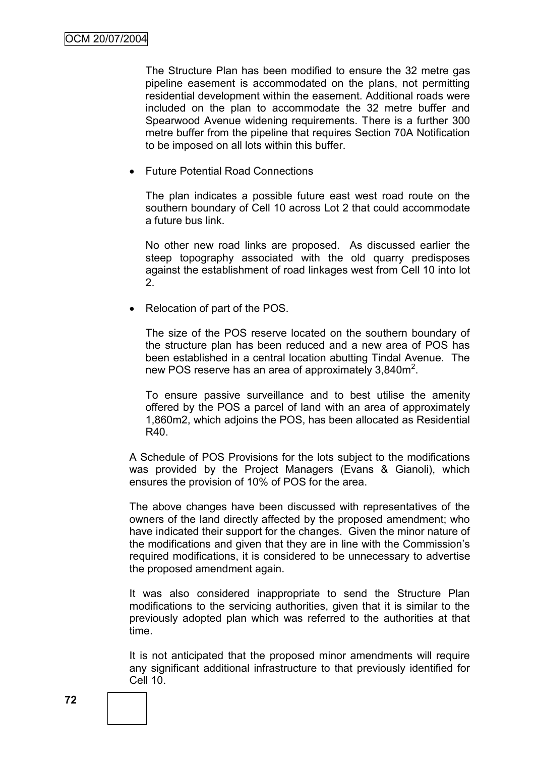The Structure Plan has been modified to ensure the 32 metre gas pipeline easement is accommodated on the plans, not permitting residential development within the easement. Additional roads were included on the plan to accommodate the 32 metre buffer and Spearwood Avenue widening requirements. There is a further 300 metre buffer from the pipeline that requires Section 70A Notification to be imposed on all lots within this buffer.

- Future Potential Road Connections

  The plan indicates a possible future east west road route on the southern boundary of Cell 10 across Lot 2 that could accommodate a future bus link.

  No other new road links are proposed. As discussed earlier the steep topography associated with the old quarry predisposes against the establishment of road linkages west from Cell 10 into lot 2.

- Relocation of part of the POS.

  The size of the POS reserve located on the southern boundary of the structure plan has been reduced and a new area of POS has been established in a central location abutting Tindal Avenue. The new POS reserve has an area of approximately 3,840m$^2$.

  To ensure passive surveillance and to best utilise the amenity offered by the POS a parcel of land with an area of approximately 1,860m2, which adjoins the POS, has been allocated as Residential R40.

A Schedule of POS Provisions for the lots subject to the modifications was provided by the Project Managers (Evans & Gianoli), which ensures the provision of 10% of POS for the area.

The above changes have been discussed with representatives of the owners of the land directly affected by the proposed amendment; who have indicated their support for the changes. Given the minor nature of the modifications and given that they are in line with the Commission's required modifications, it is considered to be unnecessary to advertise the proposed amendment again.

It was also considered inappropriate to send the Structure Plan modifications to the servicing authorities, given that it is similar to the previously adopted plan which was referred to the authorities at that time.

It is not anticipated that the proposed minor amendments will require any significant additional infrastructure to that previously identified for Cell 10.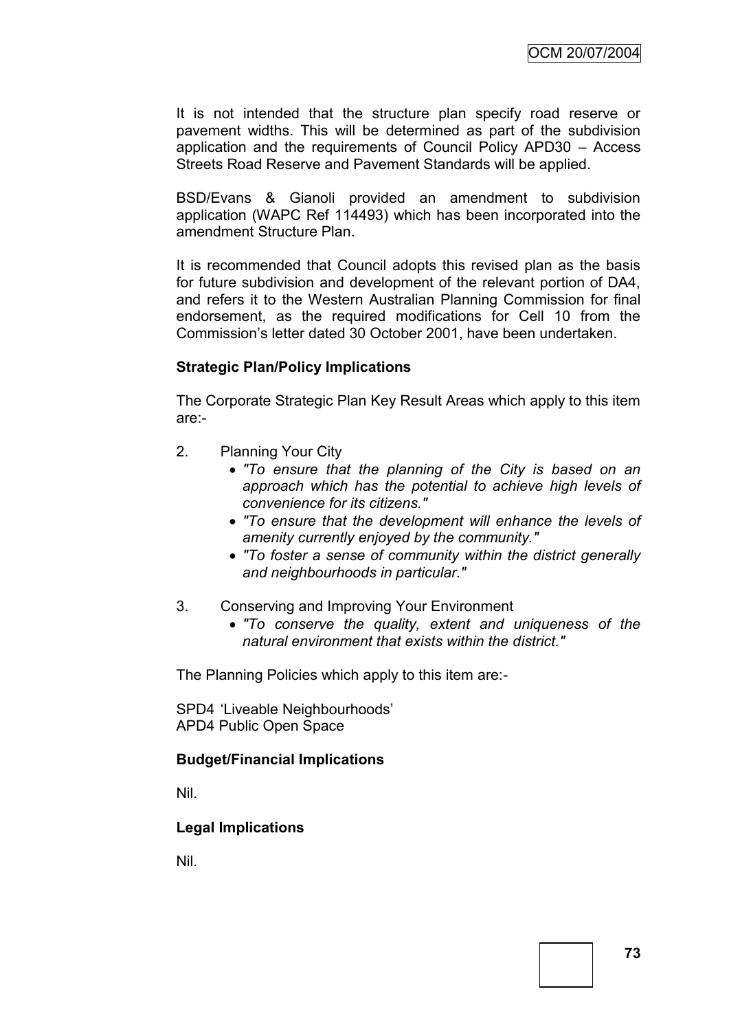It is not intended that the structure plan specify road reserve or pavement widths. This will be determined as part of the subdivision application and the requirements of Council Policy APD30 – Access Streets Road Reserve and Pavement Standards will be applied.

BSD/Evans & Gianoli provided an amendment to subdivision application (WAPC Ref 114493) which has been incorporated into the amendment Structure Plan.

It is recommended that Council adopts this revised plan as the basis for future subdivision and development of the relevant portion of DA4, and refers it to the Western Australian Planning Commission for final endorsement, as the required modifications for Cell 10 from the Commission's letter dated 30 October 2001, have been undertaken.

**Strategic Plan/Policy Implications**

The Corporate Strategic Plan Key Result Areas which apply to this item are:-

2. Planning Your City
   - *"To ensure that the planning of the City is based on an approach which has the potential to achieve high levels of convenience for its citizens."*
   - *"To ensure that the development will enhance the levels of amenity currently enjoyed by the community."*
   - *"To foster a sense of community within the district generally and neighbourhoods in particular."*

3. Conserving and Improving Your Environment
   - *"To conserve the quality, extent and uniqueness of the natural environment that exists within the district."*

The Planning Policies which apply to this item are:-

SPD4 'Liveable Neighbourhoods'
APD4 Public Open Space

**Budget/Financial Implications**

Nil.

**Legal Implications**

Nil.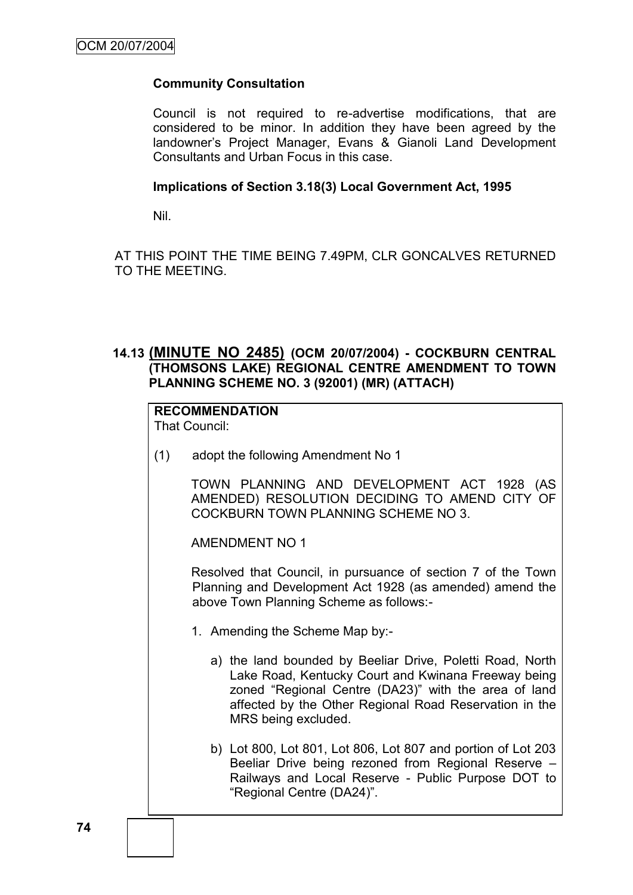**Community Consultation**

Council is not required to re-advertise modifications, that are considered to be minor. In addition they have been agreed by the landowner's Project Manager, Evans & Gianoli Land Development Consultants and Urban Focus in this case.

**Implications of Section 3.18(3) Local Government Act, 1995**

Nil.

AT THIS POINT THE TIME BEING 7.49PM, CLR GONCALVES RETURNED TO THE MEETING.

### 14.13 (MINUTE NO 2485) (OCM 20/07/2004) - COCKBURN CENTRAL (THOMSONS LAKE) REGIONAL CENTRE AMENDMENT TO TOWN PLANNING SCHEME NO. 3 (92001) (MR) (ATTACH)

**RECOMMENDATION**
That Council:

(1) adopt the following Amendment No 1

TOWN PLANNING AND DEVELOPMENT ACT 1928 (AS AMENDED) RESOLUTION DECIDING TO AMEND CITY OF COCKBURN TOWN PLANNING SCHEME NO 3.

AMENDMENT NO 1

Resolved that Council, in pursuance of section 7 of the Town Planning and Development Act 1928 (as amended) amend the above Town Planning Scheme as follows:-

1. Amending the Scheme Map by:-

   a) the land bounded by Beeliar Drive, Poletti Road, North Lake Road, Kentucky Court and Kwinana Freeway being zoned "Regional Centre (DA23)" with the area of land affected by the Other Regional Road Reservation in the MRS being excluded.

   b) Lot 800, Lot 801, Lot 806, Lot 807 and portion of Lot 203 Beeliar Drive being rezoned from Regional Reserve – Railways and Local Reserve - Public Purpose DOT to "Regional Centre (DA24)".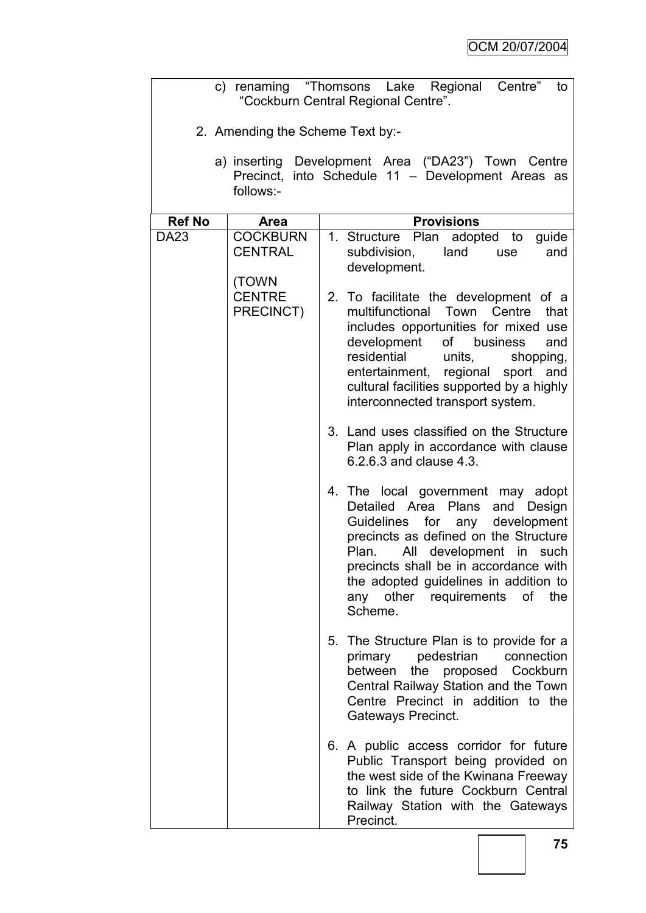c) renaming "Thomsons Lake Regional Centre" to "Cockburn Central Regional Centre".

2. Amending the Scheme Text by:-

   a) inserting Development Area ("DA23") Town Centre Precinct, into Schedule 11 – Development Areas as follows:-

| Ref No | Area | Provisions |
|---|---|---|
| DA23 | COCKBURN CENTRAL (TOWN CENTRE PRECINCT) | 1. Structure Plan adopted to guide subdivision, land use and development.<br><br>2. To facilitate the development of a multifunctional Town Centre that includes opportunities for mixed use development of business and residential units, shopping, entertainment, regional sport and cultural facilities supported by a highly interconnected transport system.<br><br>3. Land uses classified on the Structure Plan apply in accordance with clause 6.2.6.3 and clause 4.3.<br><br>4. The local government may adopt Detailed Area Plans and Design Guidelines for any development precincts as defined on the Structure Plan. All development in such precincts shall be in accordance with the adopted guidelines in addition to any other requirements of the Scheme.<br><br>5. The Structure Plan is to provide for a primary pedestrian connection between the proposed Cockburn Central Railway Station and the Town Centre Precinct in addition to the Gateways Precinct.<br><br>6. A public access corridor for future Public Transport being provided on the west side of the Kwinana Freeway to link the future Cockburn Central Railway Station with the Gateways Precinct. |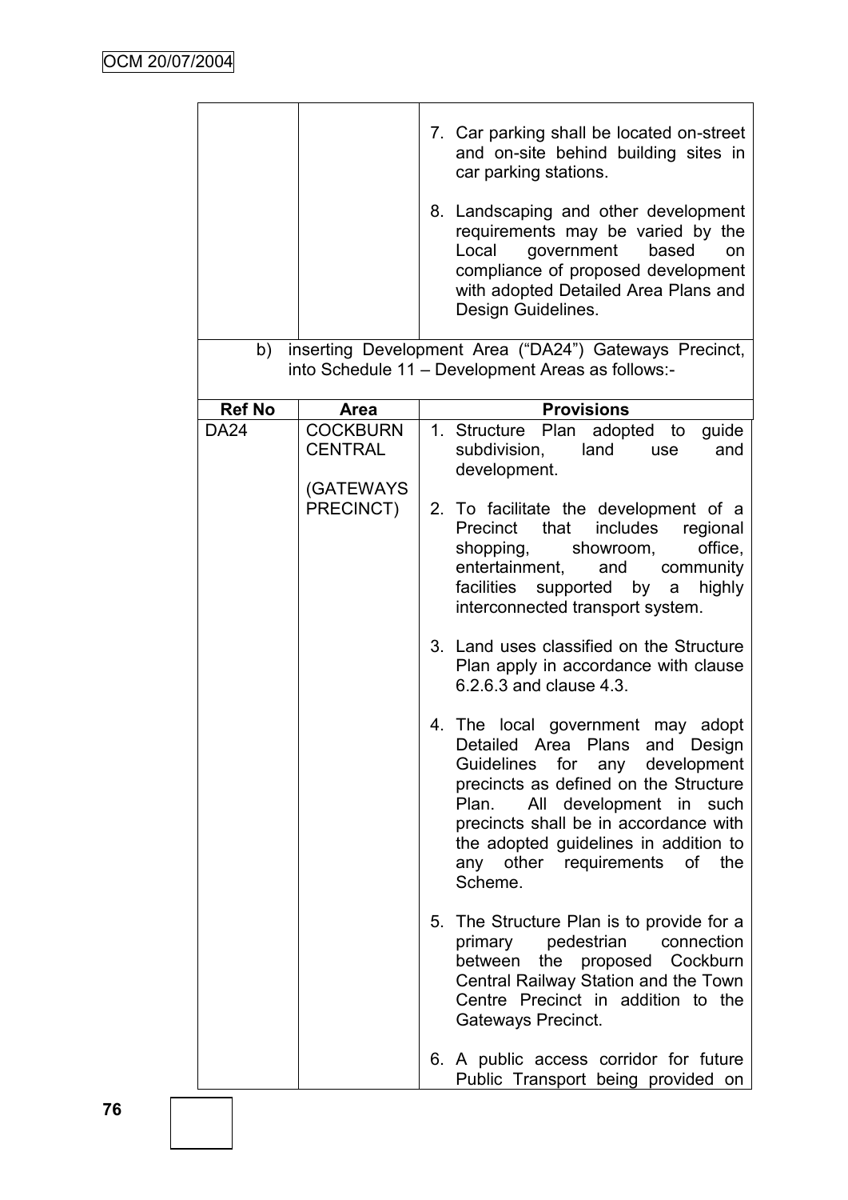| | | |
|---|---|---|
| | | 7. Car parking shall be located on-street and on-site behind building sites in car parking stations.<br><br>8. Landscaping and other development requirements may be varied by the Local government based on compliance of proposed development with adopted Detailed Area Plans and Design Guidelines. |

b) inserting Development Area ("DA24") Gateways Precinct, into Schedule 11 – Development Areas as follows:-

| Ref No | Area | Provisions |
|---|---|---|
| DA24 | COCKBURN CENTRAL<br><br>(GATEWAYS PRECINCT) | 1. Structure Plan adopted to guide subdivision, land use and development.<br><br>2. To facilitate the development of a Precinct that includes regional shopping, showroom, office, entertainment, and community facilities supported by a highly interconnected transport system.<br><br>3. Land uses classified on the Structure Plan apply in accordance with clause 6.2.6.3 and clause 4.3.<br><br>4. The local government may adopt Detailed Area Plans and Design Guidelines for any development precincts as defined on the Structure Plan. All development in such precincts shall be in accordance with the adopted guidelines in addition to any other requirements of the Scheme.<br><br>5. The Structure Plan is to provide for a primary pedestrian connection between the proposed Cockburn Central Railway Station and the Town Centre Precinct in addition to the Gateways Precinct.<br><br>6. A public access corridor for future Public Transport being provided on |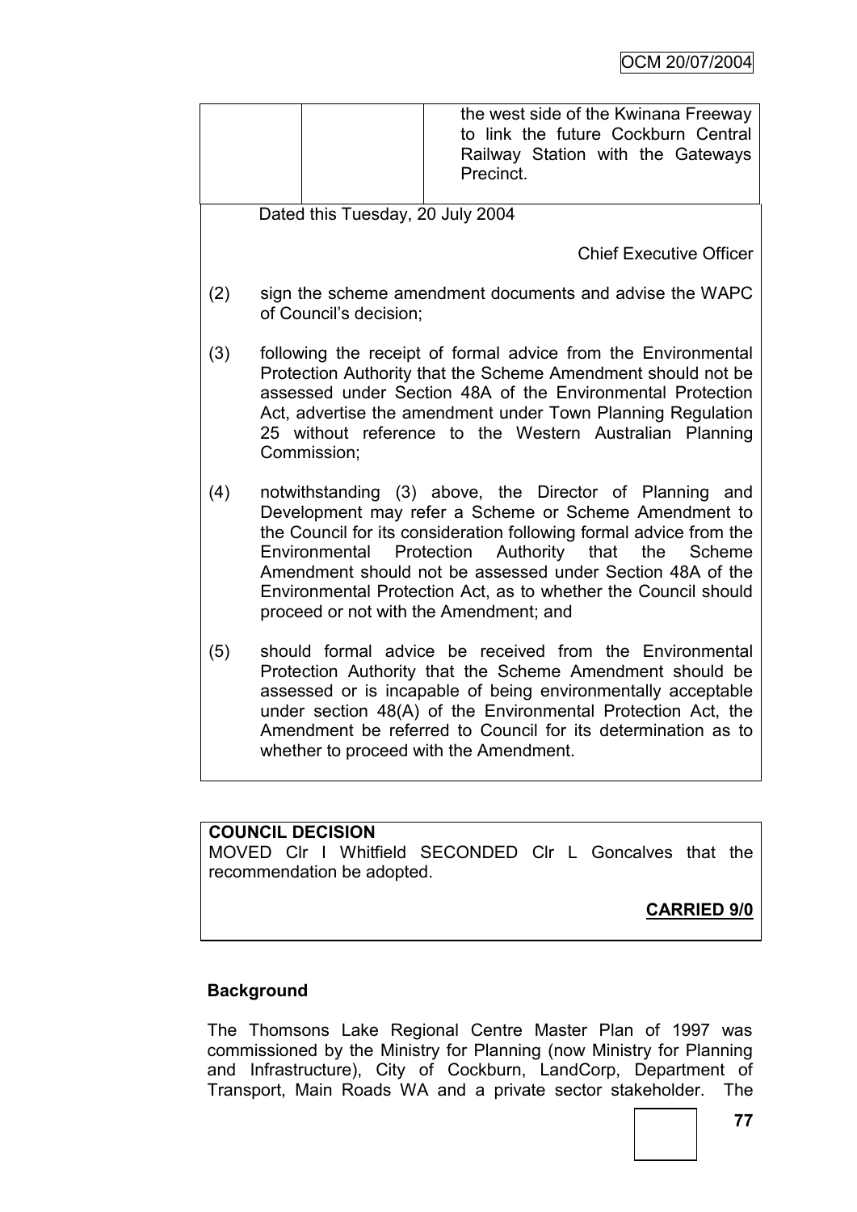| | | |
|---|---|---|
| | | the west side of the Kwinana Freeway to link the future Cockburn Central Railway Station with the Gateways Precinct. |

Dated this Tuesday, 20 July 2004

Chief Executive Officer

(2) sign the scheme amendment documents and advise the WAPC of Council's decision;

(3) following the receipt of formal advice from the Environmental Protection Authority that the Scheme Amendment should not be assessed under Section 48A of the Environmental Protection Act, advertise the amendment under Town Planning Regulation 25 without reference to the Western Australian Planning Commission;

(4) notwithstanding (3) above, the Director of Planning and Development may refer a Scheme or Scheme Amendment to the Council for its consideration following formal advice from the Environmental Protection Authority that the Scheme Amendment should not be assessed under Section 48A of the Environmental Protection Act, as to whether the Council should proceed or not with the Amendment; and

(5) should formal advice be received from the Environmental Protection Authority that the Scheme Amendment should be assessed or is incapable of being environmentally acceptable under section 48(A) of the Environmental Protection Act, the Amendment be referred to Council for its determination as to whether to proceed with the Amendment.

**COUNCIL DECISION**

MOVED Clr I Whitfield SECONDED Clr L Goncalves that the recommendation be adopted.

**CARRIED 9/0**

**Background**

The Thomsons Lake Regional Centre Master Plan of 1997 was commissioned by the Ministry for Planning (now Ministry for Planning and Infrastructure), City of Cockburn, LandCorp, Department of Transport, Main Roads WA and a private sector stakeholder. The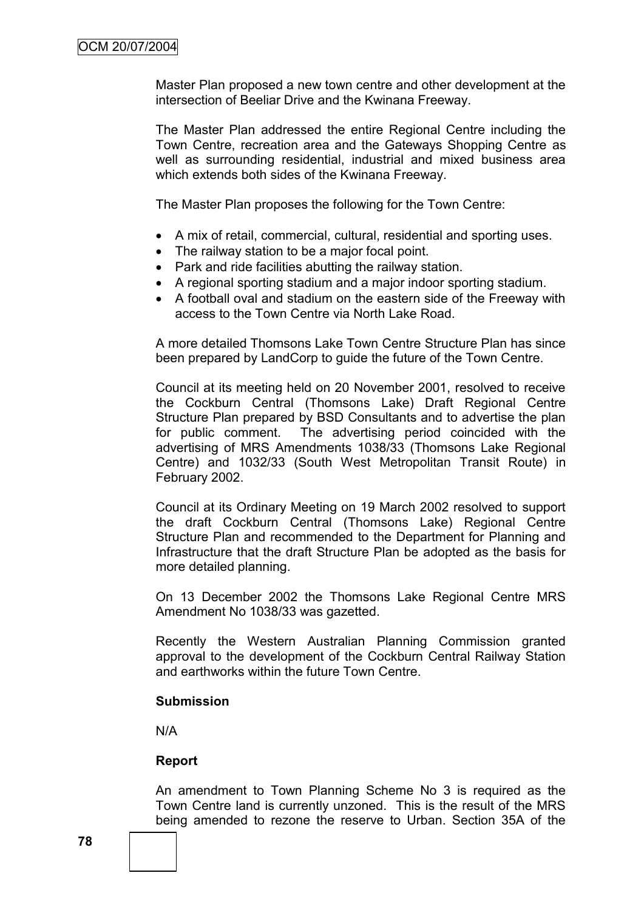Master Plan proposed a new town centre and other development at the intersection of Beeliar Drive and the Kwinana Freeway.

The Master Plan addressed the entire Regional Centre including the Town Centre, recreation area and the Gateways Shopping Centre as well as surrounding residential, industrial and mixed business area which extends both sides of the Kwinana Freeway.

The Master Plan proposes the following for the Town Centre:

- A mix of retail, commercial, cultural, residential and sporting uses.
- The railway station to be a major focal point.
- Park and ride facilities abutting the railway station.
- A regional sporting stadium and a major indoor sporting stadium.
- A football oval and stadium on the eastern side of the Freeway with access to the Town Centre via North Lake Road.

A more detailed Thomsons Lake Town Centre Structure Plan has since been prepared by LandCorp to guide the future of the Town Centre.

Council at its meeting held on 20 November 2001, resolved to receive the Cockburn Central (Thomsons Lake) Draft Regional Centre Structure Plan prepared by BSD Consultants and to advertise the plan for public comment. The advertising period coincided with the advertising of MRS Amendments 1038/33 (Thomsons Lake Regional Centre) and 1032/33 (South West Metropolitan Transit Route) in February 2002.

Council at its Ordinary Meeting on 19 March 2002 resolved to support the draft Cockburn Central (Thomsons Lake) Regional Centre Structure Plan and recommended to the Department for Planning and Infrastructure that the draft Structure Plan be adopted as the basis for more detailed planning.

On 13 December 2002 the Thomsons Lake Regional Centre MRS Amendment No 1038/33 was gazetted.

Recently the Western Australian Planning Commission granted approval to the development of the Cockburn Central Railway Station and earthworks within the future Town Centre.

**Submission**

N/A

**Report**

An amendment to Town Planning Scheme No 3 is required as the Town Centre land is currently unzoned. This is the result of the MRS being amended to rezone the reserve to Urban. Section 35A of the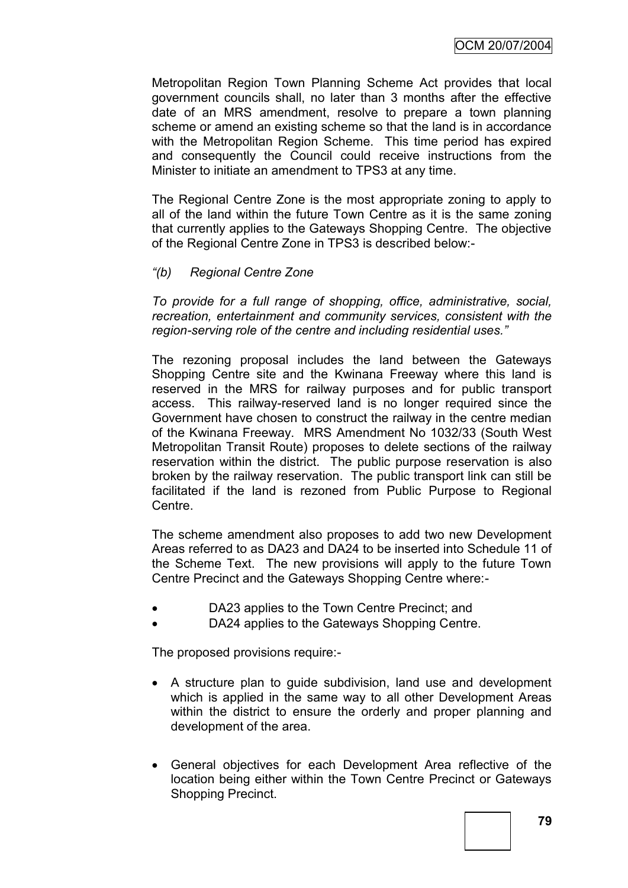Metropolitan Region Town Planning Scheme Act provides that local government councils shall, no later than 3 months after the effective date of an MRS amendment, resolve to prepare a town planning scheme or amend an existing scheme so that the land is in accordance with the Metropolitan Region Scheme. This time period has expired and consequently the Council could receive instructions from the Minister to initiate an amendment to TPS3 at any time.

The Regional Centre Zone is the most appropriate zoning to apply to all of the land within the future Town Centre as it is the same zoning that currently applies to the Gateways Shopping Centre. The objective of the Regional Centre Zone in TPS3 is described below:-

*"(b) Regional Centre Zone*

*To provide for a full range of shopping, office, administrative, social, recreation, entertainment and community services, consistent with the region-serving role of the centre and including residential uses."*

The rezoning proposal includes the land between the Gateways Shopping Centre site and the Kwinana Freeway where this land is reserved in the MRS for railway purposes and for public transport access. This railway-reserved land is no longer required since the Government have chosen to construct the railway in the centre median of the Kwinana Freeway. MRS Amendment No 1032/33 (South West Metropolitan Transit Route) proposes to delete sections of the railway reservation within the district. The public purpose reservation is also broken by the railway reservation. The public transport link can still be facilitated if the land is rezoned from Public Purpose to Regional Centre.

The scheme amendment also proposes to add two new Development Areas referred to as DA23 and DA24 to be inserted into Schedule 11 of the Scheme Text. The new provisions will apply to the future Town Centre Precinct and the Gateways Shopping Centre where:-

- DA23 applies to the Town Centre Precinct; and
- DA24 applies to the Gateways Shopping Centre.

The proposed provisions require:-

- A structure plan to guide subdivision, land use and development which is applied in the same way to all other Development Areas within the district to ensure the orderly and proper planning and development of the area.

- General objectives for each Development Area reflective of the location being either within the Town Centre Precinct or Gateways Shopping Precinct.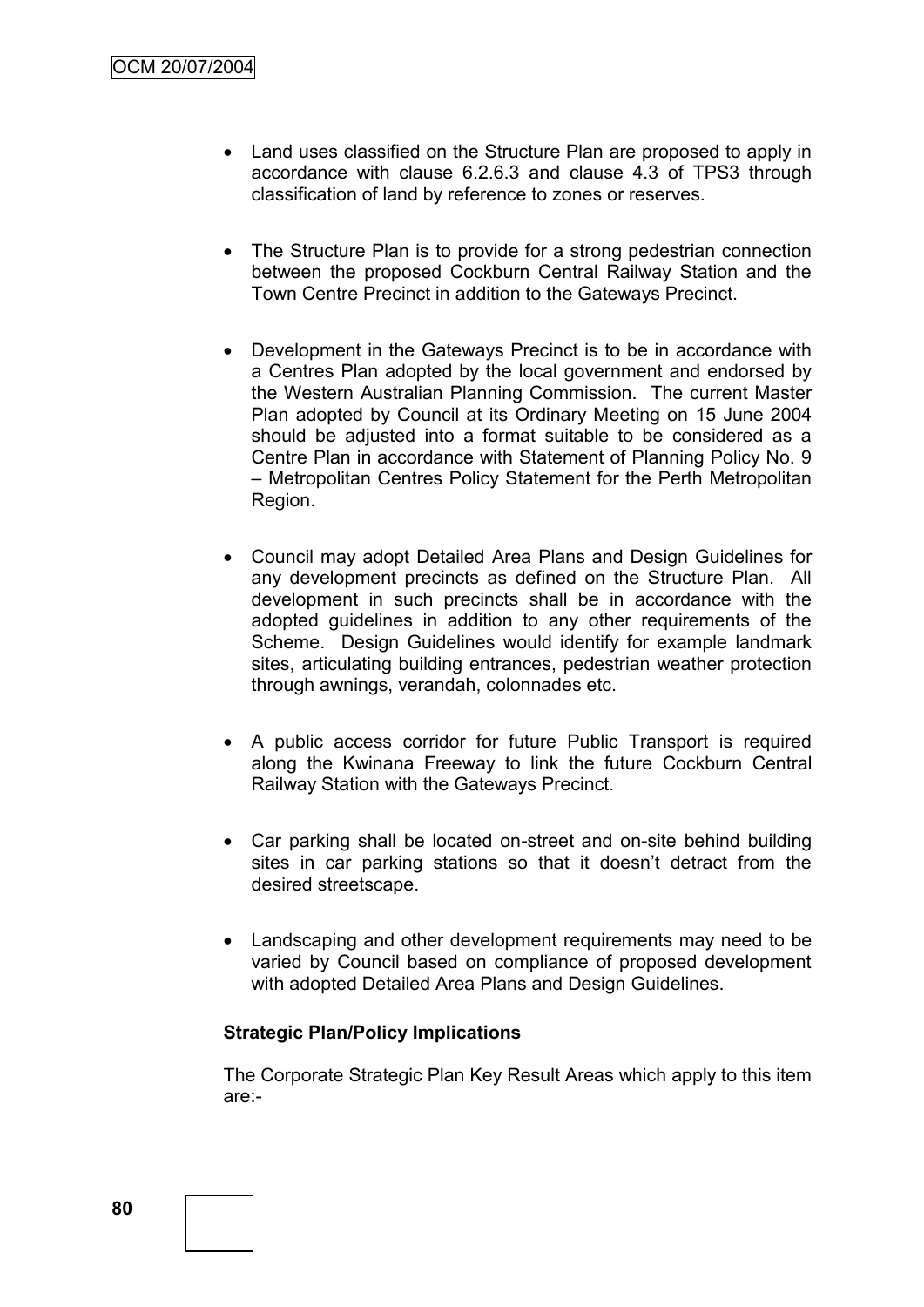- Land uses classified on the Structure Plan are proposed to apply in accordance with clause 6.2.6.3 and clause 4.3 of TPS3 through classification of land by reference to zones or reserves.

- The Structure Plan is to provide for a strong pedestrian connection between the proposed Cockburn Central Railway Station and the Town Centre Precinct in addition to the Gateways Precinct.

- Development in the Gateways Precinct is to be in accordance with a Centres Plan adopted by the local government and endorsed by the Western Australian Planning Commission. The current Master Plan adopted by Council at its Ordinary Meeting on 15 June 2004 should be adjusted into a format suitable to be considered as a Centre Plan in accordance with Statement of Planning Policy No. 9 – Metropolitan Centres Policy Statement for the Perth Metropolitan Region.

- Council may adopt Detailed Area Plans and Design Guidelines for any development precincts as defined on the Structure Plan. All development in such precincts shall be in accordance with the adopted guidelines in addition to any other requirements of the Scheme. Design Guidelines would identify for example landmark sites, articulating building entrances, pedestrian weather protection through awnings, verandah, colonnades etc.

- A public access corridor for future Public Transport is required along the Kwinana Freeway to link the future Cockburn Central Railway Station with the Gateways Precinct.

- Car parking shall be located on-street and on-site behind building sites in car parking stations so that it doesn't detract from the desired streetscape.

- Landscaping and other development requirements may need to be varied by Council based on compliance of proposed development with adopted Detailed Area Plans and Design Guidelines.

**Strategic Plan/Policy Implications**

The Corporate Strategic Plan Key Result Areas which apply to this item are:-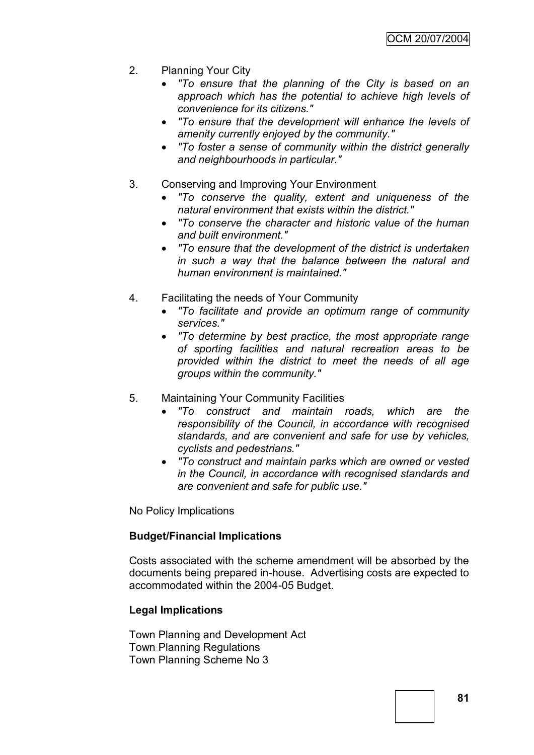2. Planning Your City
   - *"To ensure that the planning of the City is based on an approach which has the potential to achieve high levels of convenience for its citizens."*
   - *"To ensure that the development will enhance the levels of amenity currently enjoyed by the community."*
   - *"To foster a sense of community within the district generally and neighbourhoods in particular."*

3. Conserving and Improving Your Environment
   - *"To conserve the quality, extent and uniqueness of the natural environment that exists within the district."*
   - *"To conserve the character and historic value of the human and built environment."*
   - *"To ensure that the development of the district is undertaken in such a way that the balance between the natural and human environment is maintained."*

4. Facilitating the needs of Your Community
   - *"To facilitate and provide an optimum range of community services."*
   - *"To determine by best practice, the most appropriate range of sporting facilities and natural recreation areas to be provided within the district to meet the needs of all age groups within the community."*

5. Maintaining Your Community Facilities
   - *"To construct and maintain roads, which are the responsibility of the Council, in accordance with recognised standards, and are convenient and safe for use by vehicles, cyclists and pedestrians."*
   - *"To construct and maintain parks which are owned or vested in the Council, in accordance with recognised standards and are convenient and safe for public use."*

No Policy Implications

**Budget/Financial Implications**

Costs associated with the scheme amendment will be absorbed by the documents being prepared in-house. Advertising costs are expected to accommodated within the 2004-05 Budget.

**Legal Implications**

Town Planning and Development Act
Town Planning Regulations
Town Planning Scheme No 3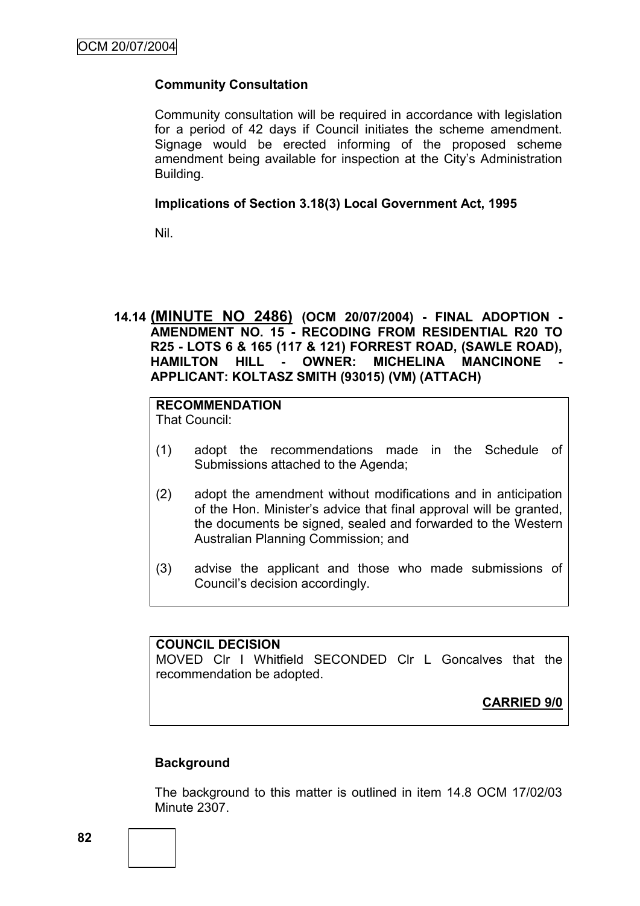**Community Consultation**

Community consultation will be required in accordance with legislation for a period of 42 days if Council initiates the scheme amendment. Signage would be erected informing of the proposed scheme amendment being available for inspection at the City's Administration Building.

**Implications of Section 3.18(3) Local Government Act, 1995**

Nil.

### 14.14 (MINUTE NO 2486) (OCM 20/07/2004) - FINAL ADOPTION - AMENDMENT NO. 15 - RECODING FROM RESIDENTIAL R20 TO R25 - LOTS 6 & 165 (117 & 121) FORREST ROAD, (SAWLE ROAD), HAMILTON HILL - OWNER: MICHELINA MANCINONE - APPLICANT: KOLTASZ SMITH (93015) (VM) (ATTACH)

**RECOMMENDATION**
That Council:

(1) adopt the recommendations made in the Schedule of Submissions attached to the Agenda;

(2) adopt the amendment without modifications and in anticipation of the Hon. Minister's advice that final approval will be granted, the documents be signed, sealed and forwarded to the Western Australian Planning Commission; and

(3) advise the applicant and those who made submissions of Council's decision accordingly.

**COUNCIL DECISION**
MOVED Clr I Whitfield SECONDED Clr L Goncalves that the recommendation be adopted.

**CARRIED 9/0**

**Background**

The background to this matter is outlined in item 14.8 OCM 17/02/03 Minute 2307.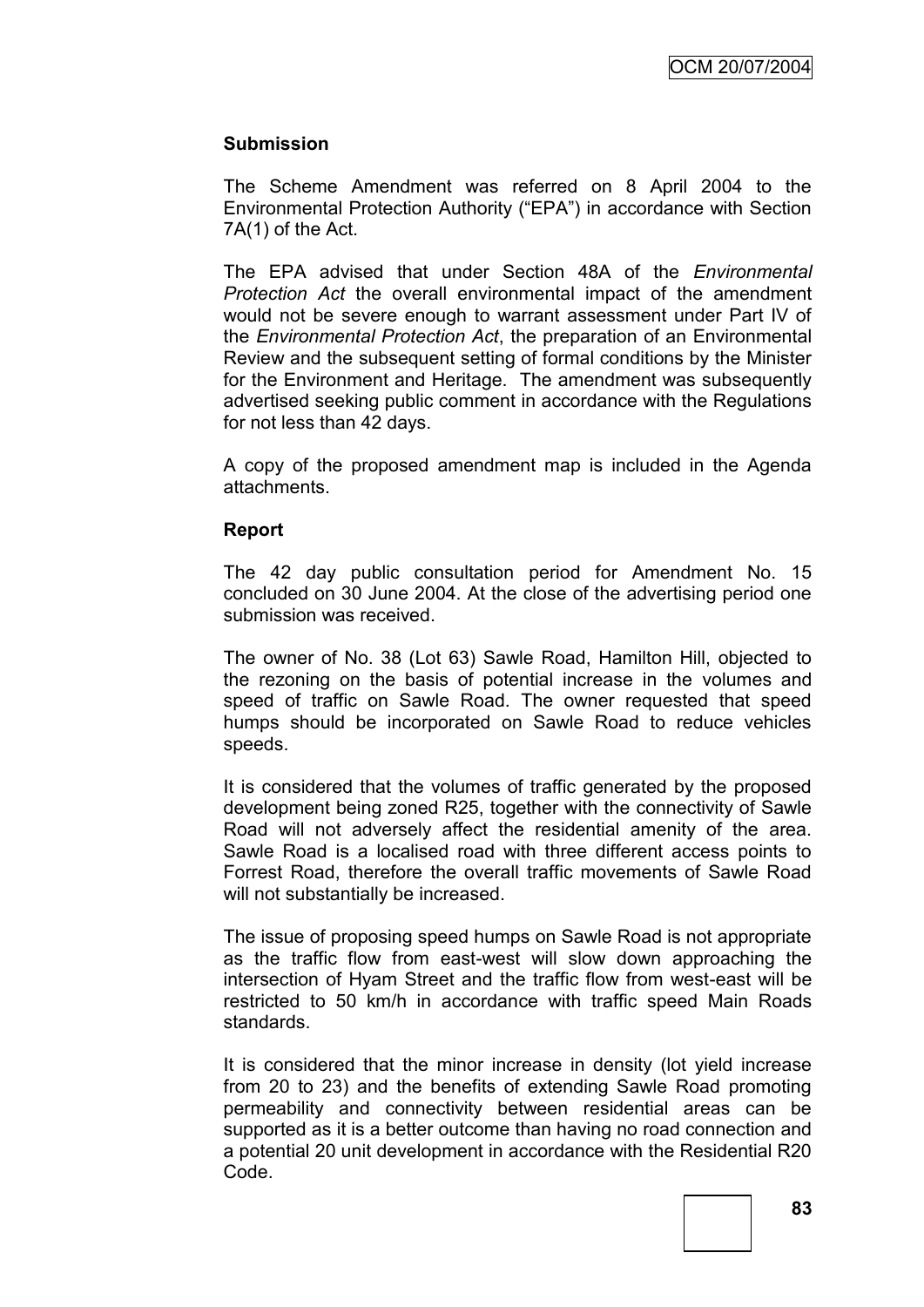**Submission**

The Scheme Amendment was referred on 8 April 2004 to the Environmental Protection Authority ("EPA") in accordance with Section 7A(1) of the Act.

The EPA advised that under Section 48A of the *Environmental Protection Act* the overall environmental impact of the amendment would not be severe enough to warrant assessment under Part IV of the *Environmental Protection Act*, the preparation of an Environmental Review and the subsequent setting of formal conditions by the Minister for the Environment and Heritage. The amendment was subsequently advertised seeking public comment in accordance with the Regulations for not less than 42 days.

A copy of the proposed amendment map is included in the Agenda attachments.

**Report**

The 42 day public consultation period for Amendment No. 15 concluded on 30 June 2004. At the close of the advertising period one submission was received.

The owner of No. 38 (Lot 63) Sawle Road, Hamilton Hill, objected to the rezoning on the basis of potential increase in the volumes and speed of traffic on Sawle Road. The owner requested that speed humps should be incorporated on Sawle Road to reduce vehicles speeds.

It is considered that the volumes of traffic generated by the proposed development being zoned R25, together with the connectivity of Sawle Road will not adversely affect the residential amenity of the area. Sawle Road is a localised road with three different access points to Forrest Road, therefore the overall traffic movements of Sawle Road will not substantially be increased.

The issue of proposing speed humps on Sawle Road is not appropriate as the traffic flow from east-west will slow down approaching the intersection of Hyam Street and the traffic flow from west-east will be restricted to 50 km/h in accordance with traffic speed Main Roads standards.

It is considered that the minor increase in density (lot yield increase from 20 to 23) and the benefits of extending Sawle Road promoting permeability and connectivity between residential areas can be supported as it is a better outcome than having no road connection and a potential 20 unit development in accordance with the Residential R20 Code.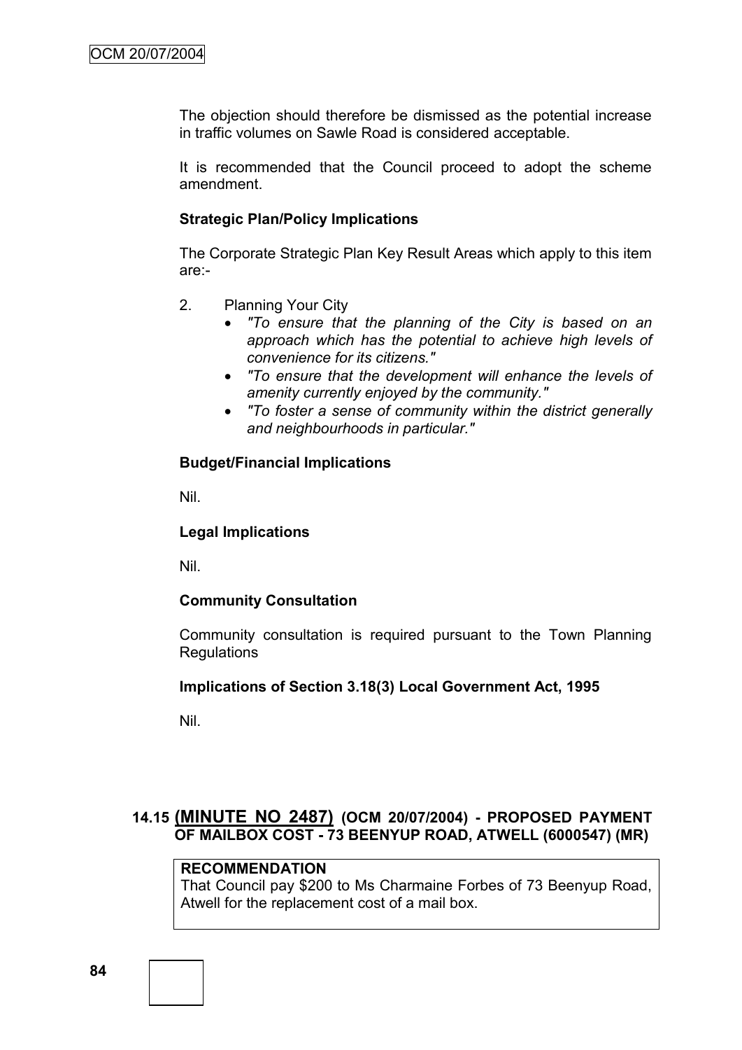The objection should therefore be dismissed as the potential increase in traffic volumes on Sawle Road is considered acceptable.

It is recommended that the Council proceed to adopt the scheme amendment.

**Strategic Plan/Policy Implications**

The Corporate Strategic Plan Key Result Areas which apply to this item are:-

2. Planning Your City
   - *"To ensure that the planning of the City is based on an approach which has the potential to achieve high levels of convenience for its citizens."*
   - *"To ensure that the development will enhance the levels of amenity currently enjoyed by the community."*
   - *"To foster a sense of community within the district generally and neighbourhoods in particular."*

**Budget/Financial Implications**

Nil.

**Legal Implications**

Nil.

**Community Consultation**

Community consultation is required pursuant to the Town Planning Regulations

**Implications of Section 3.18(3) Local Government Act, 1995**

Nil.

## 14.15 (MINUTE NO 2487) (OCM 20/07/2004) - PROPOSED PAYMENT OF MAILBOX COST - 73 BEENYUP ROAD, ATWELL (6000547) (MR)

**RECOMMENDATION**
That Council pay $200 to Ms Charmaine Forbes of 73 Beenyup Road, Atwell for the replacement cost of a mail box.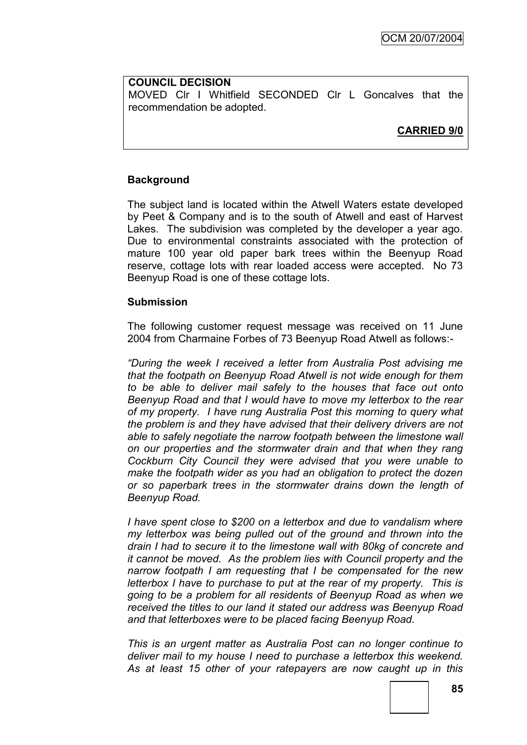**COUNCIL DECISION**

MOVED Clr I Whitfield SECONDED Clr L Goncalves that the recommendation be adopted.

**CARRIED 9/0**

## Background

The subject land is located within the Atwell Waters estate developed by Peet & Company and is to the south of Atwell and east of Harvest Lakes. The subdivision was completed by the developer a year ago. Due to environmental constraints associated with the protection of mature 100 year old paper bark trees within the Beenyup Road reserve, cottage lots with rear loaded access were accepted. No 73 Beenyup Road is one of these cottage lots.

## Submission

The following customer request message was received on 11 June 2004 from Charmaine Forbes of 73 Beenyup Road Atwell as follows:-

*"During the week I received a letter from Australia Post advising me that the footpath on Beenyup Road Atwell is not wide enough for them to be able to deliver mail safely to the houses that face out onto Beenyup Road and that I would have to move my letterbox to the rear of my property. I have rung Australia Post this morning to query what the problem is and they have advised that their delivery drivers are not able to safely negotiate the narrow footpath between the limestone wall on our properties and the stormwater drain and that when they rang Cockburn City Council they were advised that you were unable to make the footpath wider as you had an obligation to protect the dozen or so paperbark trees in the stormwater drains down the length of Beenyup Road.*

*I have spent close to $200 on a letterbox and due to vandalism where my letterbox was being pulled out of the ground and thrown into the drain I had to secure it to the limestone wall with 80kg of concrete and it cannot be moved. As the problem lies with Council property and the narrow footpath I am requesting that I be compensated for the new letterbox I have to purchase to put at the rear of my property. This is going to be a problem for all residents of Beenyup Road as when we received the titles to our land it stated our address was Beenyup Road and that letterboxes were to be placed facing Beenyup Road.*

*This is an urgent matter as Australia Post can no longer continue to deliver mail to my house I need to purchase a letterbox this weekend. As at least 15 other of your ratepayers are now caught up in this*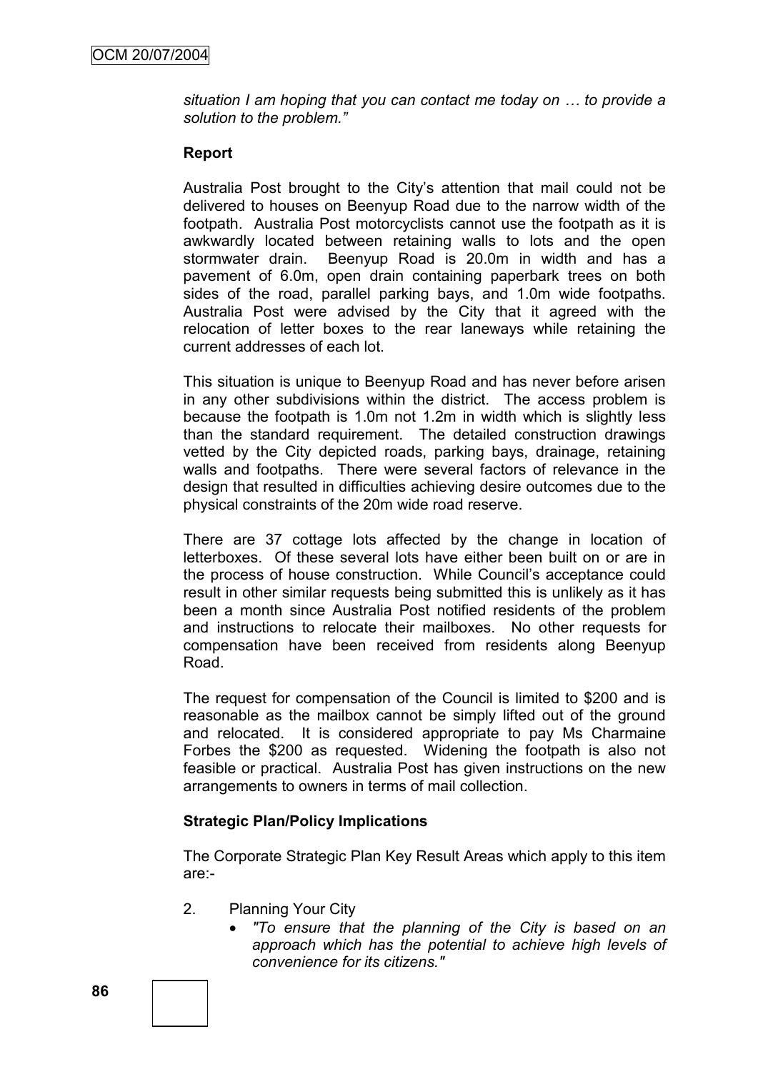*situation I am hoping that you can contact me today on … to provide a solution to the problem."*

**Report**

Australia Post brought to the City's attention that mail could not be delivered to houses on Beenyup Road due to the narrow width of the footpath. Australia Post motorcyclists cannot use the footpath as it is awkwardly located between retaining walls to lots and the open stormwater drain. Beenyup Road is 20.0m in width and has a pavement of 6.0m, open drain containing paperbark trees on both sides of the road, parallel parking bays, and 1.0m wide footpaths. Australia Post were advised by the City that it agreed with the relocation of letter boxes to the rear laneways while retaining the current addresses of each lot.

This situation is unique to Beenyup Road and has never before arisen in any other subdivisions within the district. The access problem is because the footpath is 1.0m not 1.2m in width which is slightly less than the standard requirement. The detailed construction drawings vetted by the City depicted roads, parking bays, drainage, retaining walls and footpaths. There were several factors of relevance in the design that resulted in difficulties achieving desire outcomes due to the physical constraints of the 20m wide road reserve.

There are 37 cottage lots affected by the change in location of letterboxes. Of these several lots have either been built on or are in the process of house construction. While Council's acceptance could result in other similar requests being submitted this is unlikely as it has been a month since Australia Post notified residents of the problem and instructions to relocate their mailboxes. No other requests for compensation have been received from residents along Beenyup Road.

The request for compensation of the Council is limited to $200 and is reasonable as the mailbox cannot be simply lifted out of the ground and relocated. It is considered appropriate to pay Ms Charmaine Forbes the $200 as requested. Widening the footpath is also not feasible or practical. Australia Post has given instructions on the new arrangements to owners in terms of mail collection.

**Strategic Plan/Policy Implications**

The Corporate Strategic Plan Key Result Areas which apply to this item are:-

2. Planning Your City
   - *"To ensure that the planning of the City is based on an approach which has the potential to achieve high levels of convenience for its citizens."*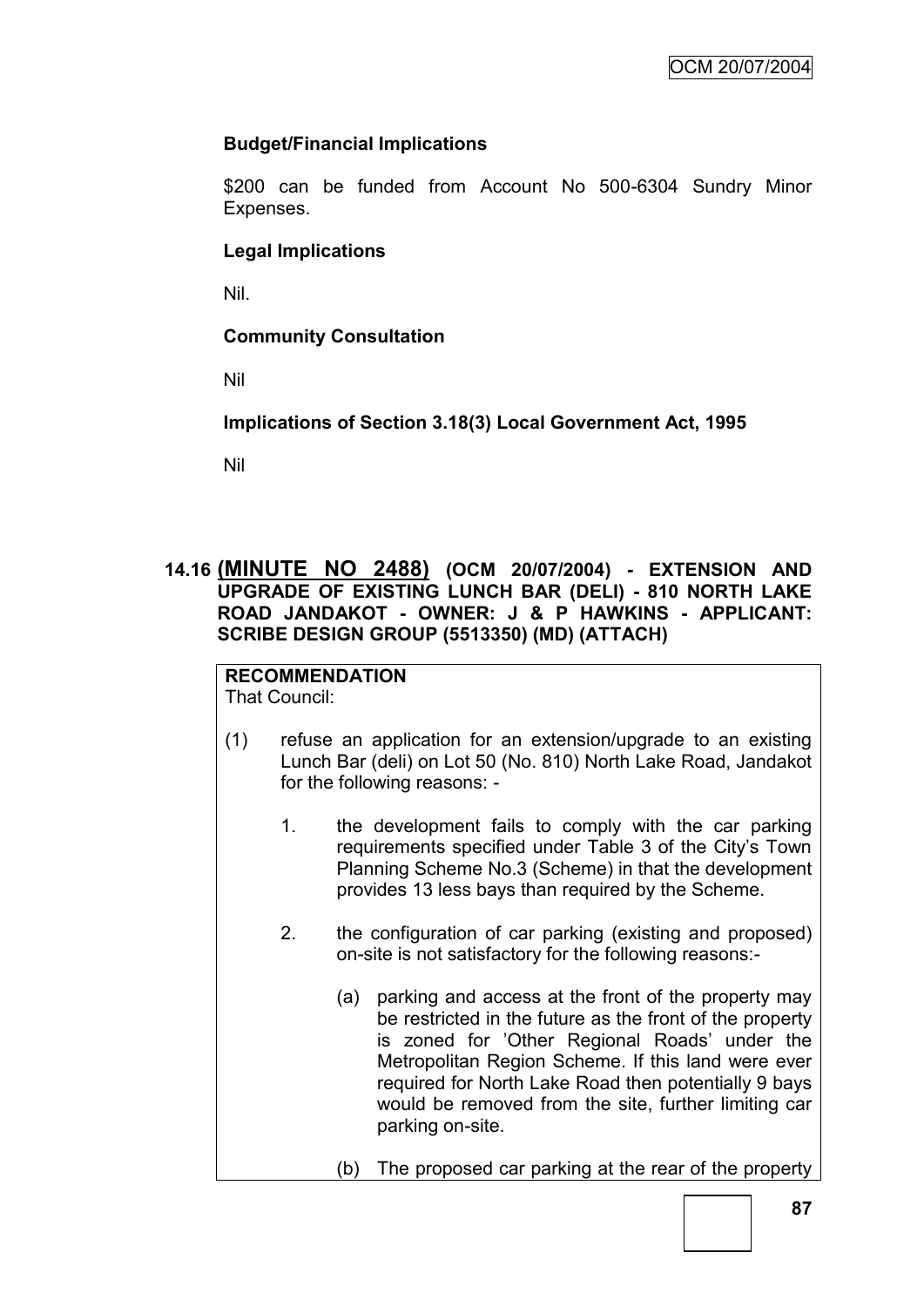**Budget/Financial Implications**

$200 can be funded from Account No 500-6304 Sundry Minor Expenses.

**Legal Implications**

Nil.

**Community Consultation**

Nil

**Implications of Section 3.18(3) Local Government Act, 1995**

Nil

## 14.16 (MINUTE NO 2488) (OCM 20/07/2004) - EXTENSION AND UPGRADE OF EXISTING LUNCH BAR (DELI) - 810 NORTH LAKE ROAD JANDAKOT - OWNER: J & P HAWKINS - APPLICANT: SCRIBE DESIGN GROUP (5513350) (MD) (ATTACH)

**RECOMMENDATION**

That Council:

(1) refuse an application for an extension/upgrade to an existing Lunch Bar (deli) on Lot 50 (No. 810) North Lake Road, Jandakot for the following reasons: -

   1. the development fails to comply with the car parking requirements specified under Table 3 of the City's Town Planning Scheme No.3 (Scheme) in that the development provides 13 less bays than required by the Scheme.

   2. the configuration of car parking (existing and proposed) on-site is not satisfactory for the following reasons:-

      (a) parking and access at the front of the property may be restricted in the future as the front of the property is zoned for 'Other Regional Roads' under the Metropolitan Region Scheme. If this land were ever required for North Lake Road then potentially 9 bays would be removed from the site, further limiting car parking on-site.

      (b) The proposed car parking at the rear of the property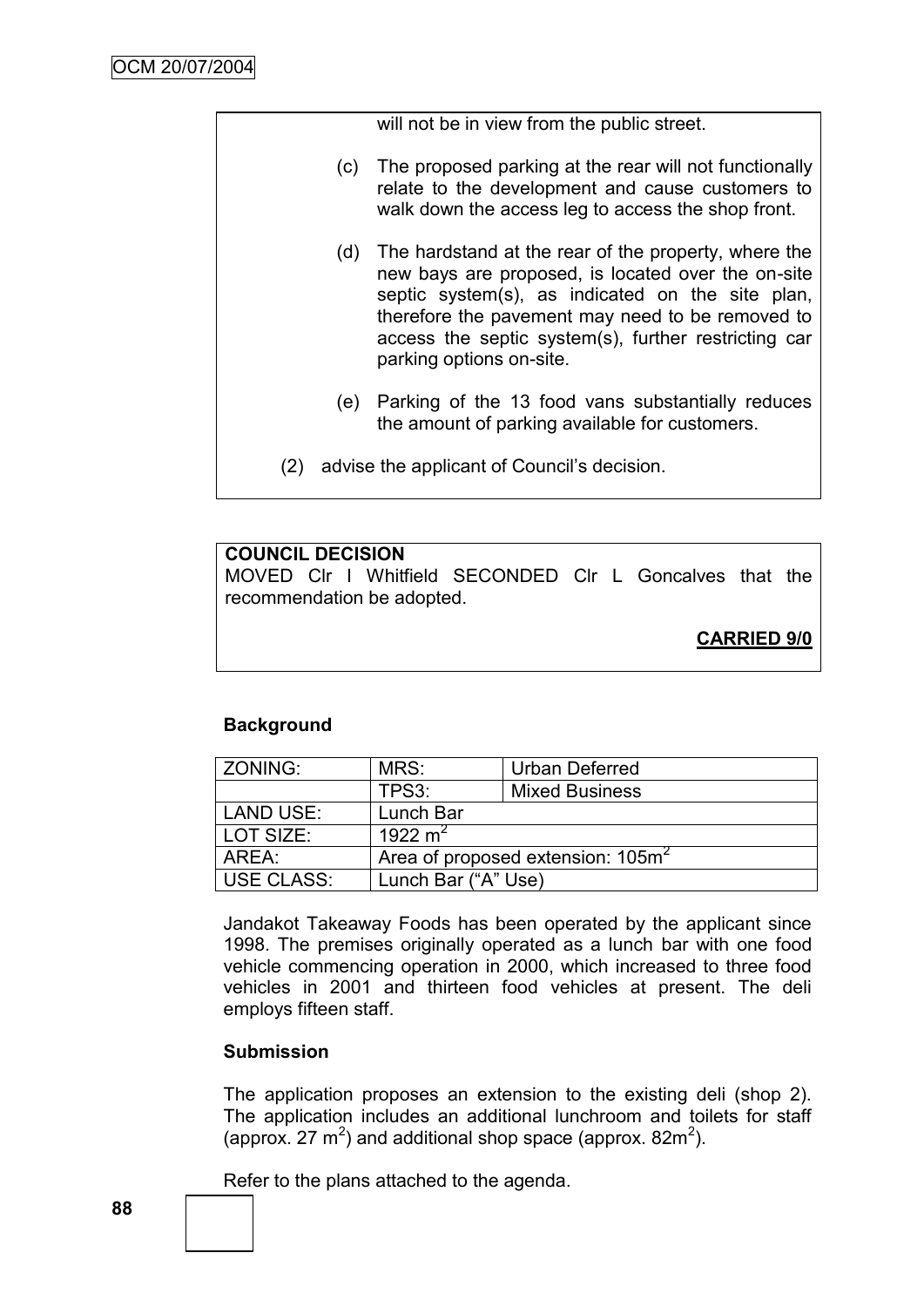will not be in view from the public street.

(c) The proposed parking at the rear will not functionally relate to the development and cause customers to walk down the access leg to access the shop front.

(d) The hardstand at the rear of the property, where the new bays are proposed, is located over the on-site septic system(s), as indicated on the site plan, therefore the pavement may need to be removed to access the septic system(s), further restricting car parking options on-site.

(e) Parking of the 13 food vans substantially reduces the amount of parking available for customers.

(2) advise the applicant of Council's decision.

**COUNCIL DECISION**

MOVED Clr I Whitfield SECONDED Clr L Goncalves that the recommendation be adopted.

**CARRIED 9/0**

### Background

| ZONING: | MRS: | Urban Deferred |
|---|---|---|
| | TPS3: | Mixed Business |
| LAND USE: | Lunch Bar | |
| LOT SIZE: | 1922 m$^2$ | |
| AREA: | Area of proposed extension: 105m$^2$ | |
| USE CLASS: | Lunch Bar ("A" Use) | |

Jandakot Takeaway Foods has been operated by the applicant since 1998. The premises originally operated as a lunch bar with one food vehicle commencing operation in 2000, which increased to three food vehicles in 2001 and thirteen food vehicles at present. The deli employs fifteen staff.

### Submission

The application proposes an extension to the existing deli (shop 2). The application includes an additional lunchroom and toilets for staff (approx. 27 m$^2$) and additional shop space (approx. 82m$^2$).

Refer to the plans attached to the agenda.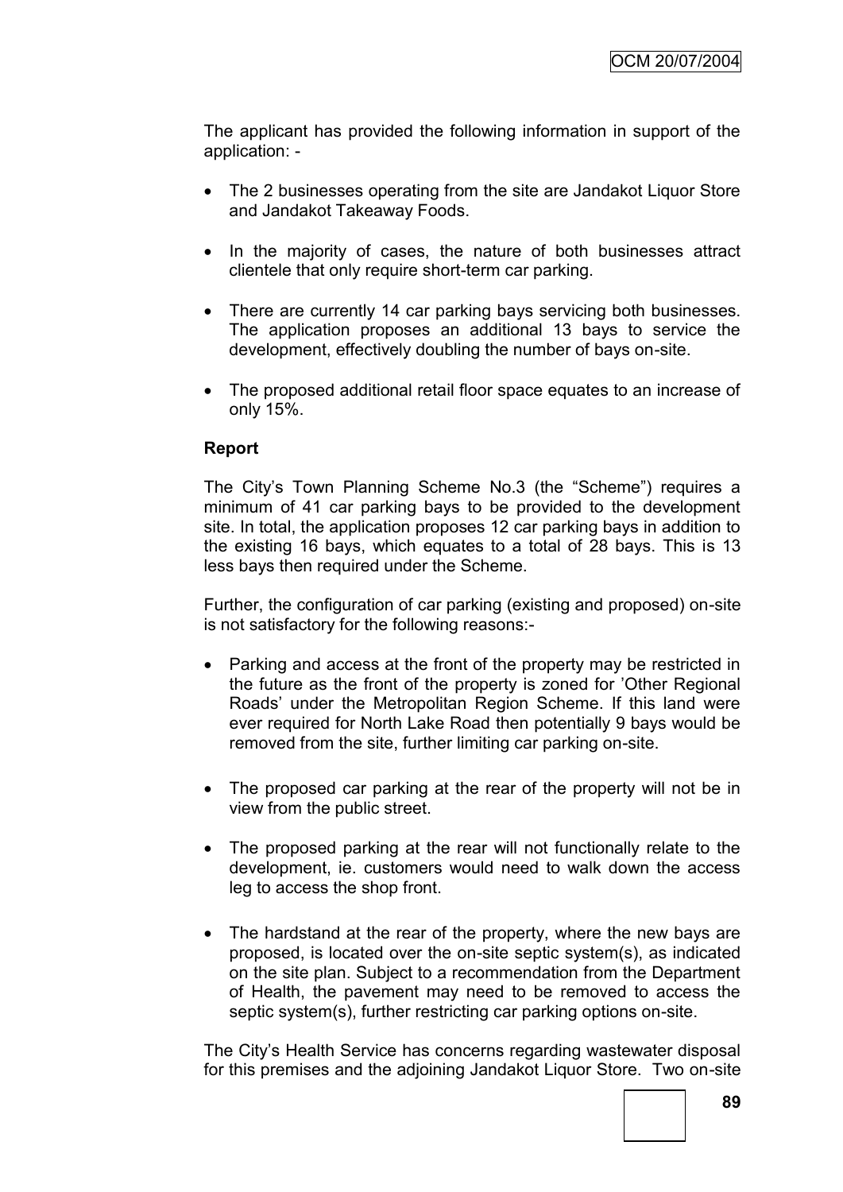The applicant has provided the following information in support of the application: -

- The 2 businesses operating from the site are Jandakot Liquor Store and Jandakot Takeaway Foods.
- In the majority of cases, the nature of both businesses attract clientele that only require short-term car parking.
- There are currently 14 car parking bays servicing both businesses. The application proposes an additional 13 bays to service the development, effectively doubling the number of bays on-site.
- The proposed additional retail floor space equates to an increase of only 15%.

**Report**

The City's Town Planning Scheme No.3 (the "Scheme") requires a minimum of 41 car parking bays to be provided to the development site. In total, the application proposes 12 car parking bays in addition to the existing 16 bays, which equates to a total of 28 bays. This is 13 less bays then required under the Scheme.

Further, the configuration of car parking (existing and proposed) on-site is not satisfactory for the following reasons:-

- Parking and access at the front of the property may be restricted in the future as the front of the property is zoned for 'Other Regional Roads' under the Metropolitan Region Scheme. If this land were ever required for North Lake Road then potentially 9 bays would be removed from the site, further limiting car parking on-site.
- The proposed car parking at the rear of the property will not be in view from the public street.
- The proposed parking at the rear will not functionally relate to the development, ie. customers would need to walk down the access leg to access the shop front.
- The hardstand at the rear of the property, where the new bays are proposed, is located over the on-site septic system(s), as indicated on the site plan. Subject to a recommendation from the Department of Health, the pavement may need to be removed to access the septic system(s), further restricting car parking options on-site.

The City's Health Service has concerns regarding wastewater disposal for this premises and the adjoining Jandakot Liquor Store. Two on-site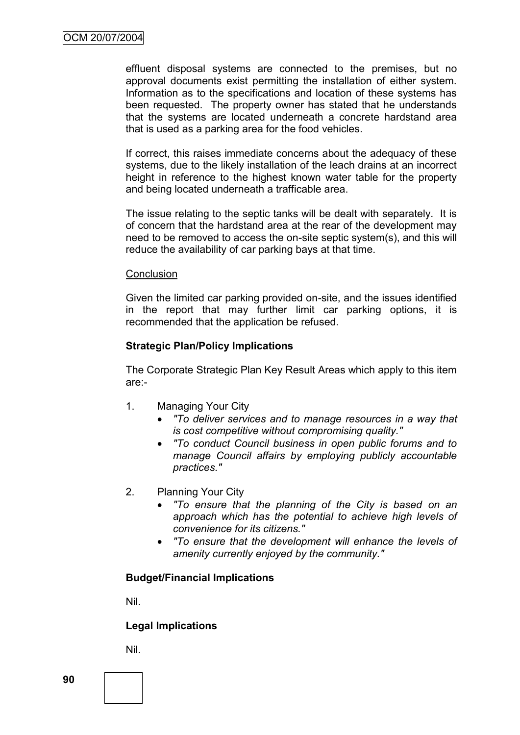effluent disposal systems are connected to the premises, but no approval documents exist permitting the installation of either system. Information as to the specifications and location of these systems has been requested. The property owner has stated that he understands that the systems are located underneath a concrete hardstand area that is used as a parking area for the food vehicles.

If correct, this raises immediate concerns about the adequacy of these systems, due to the likely installation of the leach drains at an incorrect height in reference to the highest known water table for the property and being located underneath a trafficable area.

The issue relating to the septic tanks will be dealt with separately. It is of concern that the hardstand area at the rear of the development may need to be removed to access the on-site septic system(s), and this will reduce the availability of car parking bays at that time.

Conclusion

Given the limited car parking provided on-site, and the issues identified in the report that may further limit car parking options, it is recommended that the application be refused.

**Strategic Plan/Policy Implications**

The Corporate Strategic Plan Key Result Areas which apply to this item are:-

1. Managing Your City
   - *"To deliver services and to manage resources in a way that is cost competitive without compromising quality."*
   - *"To conduct Council business in open public forums and to manage Council affairs by employing publicly accountable practices."*

2. Planning Your City
   - *"To ensure that the planning of the City is based on an approach which has the potential to achieve high levels of convenience for its citizens."*
   - *"To ensure that the development will enhance the levels of amenity currently enjoyed by the community."*

**Budget/Financial Implications**

Nil.

**Legal Implications**

Nil.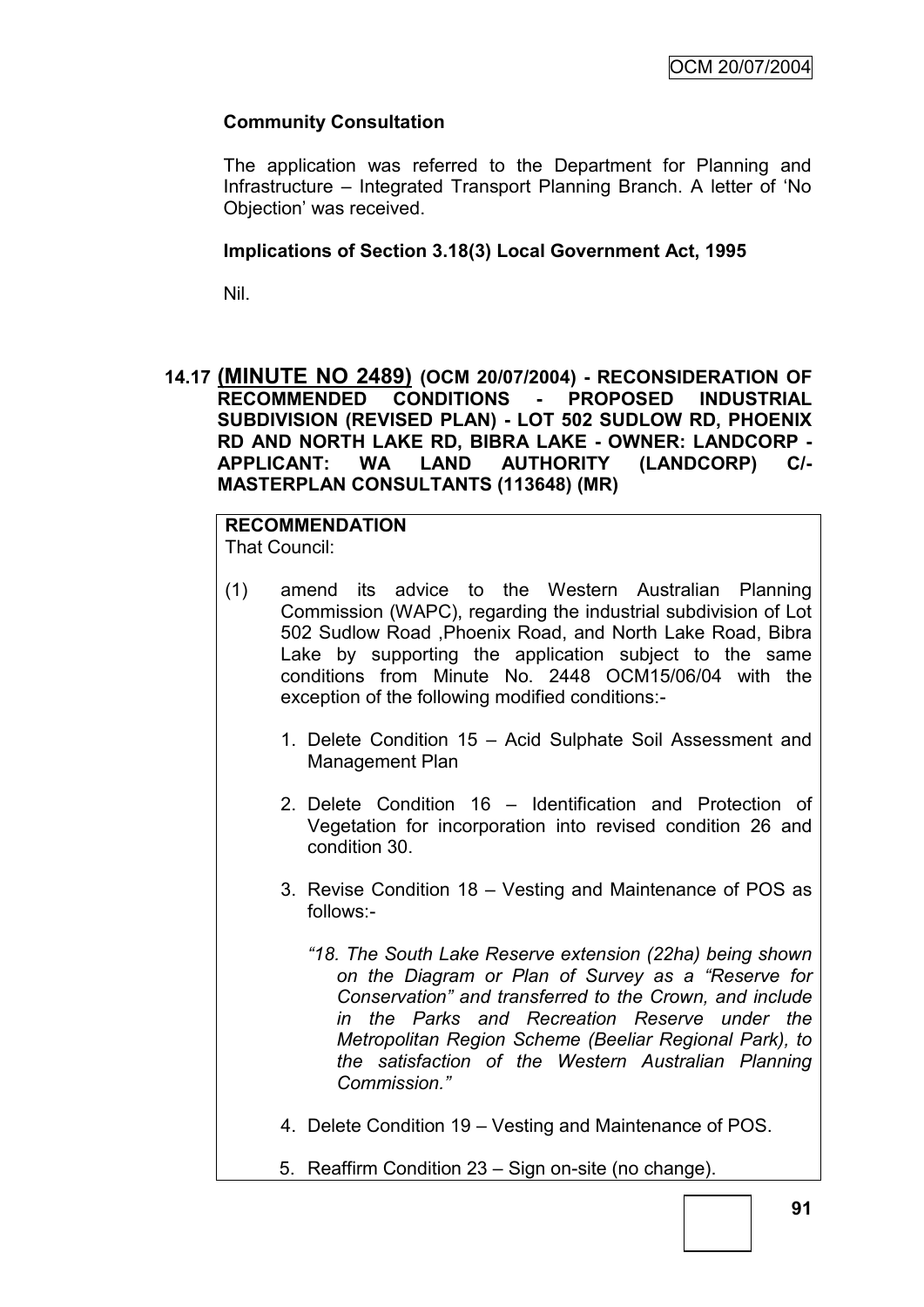**Community Consultation**

The application was referred to the Department for Planning and Infrastructure – Integrated Transport Planning Branch. A letter of 'No Objection' was received.

**Implications of Section 3.18(3) Local Government Act, 1995**

Nil.

## 14.17 (MINUTE NO 2489) (OCM 20/07/2004) - RECONSIDERATION OF RECOMMENDED CONDITIONS - PROPOSED INDUSTRIAL SUBDIVISION (REVISED PLAN) - LOT 502 SUDLOW RD, PHOENIX RD AND NORTH LAKE RD, BIBRA LAKE - OWNER: LANDCORP - APPLICANT: WA LAND AUTHORITY (LANDCORP) C/- MASTERPLAN CONSULTANTS (113648) (MR)

**RECOMMENDATION**

That Council:

(1) amend its advice to the Western Australian Planning Commission (WAPC), regarding the industrial subdivision of Lot 502 Sudlow Road ,Phoenix Road, and North Lake Road, Bibra Lake by supporting the application subject to the same conditions from Minute No. 2448 OCM15/06/04 with the exception of the following modified conditions:-

1. Delete Condition 15 – Acid Sulphate Soil Assessment and Management Plan

2. Delete Condition 16 – Identification and Protection of Vegetation for incorporation into revised condition 26 and condition 30.

3. Revise Condition 18 – Vesting and Maintenance of POS as follows:-

   *"18. The South Lake Reserve extension (22ha) being shown on the Diagram or Plan of Survey as a "Reserve for Conservation" and transferred to the Crown, and include in the Parks and Recreation Reserve under the Metropolitan Region Scheme (Beeliar Regional Park), to the satisfaction of the Western Australian Planning Commission."*

4. Delete Condition 19 – Vesting and Maintenance of POS.

5. Reaffirm Condition 23 – Sign on-site (no change).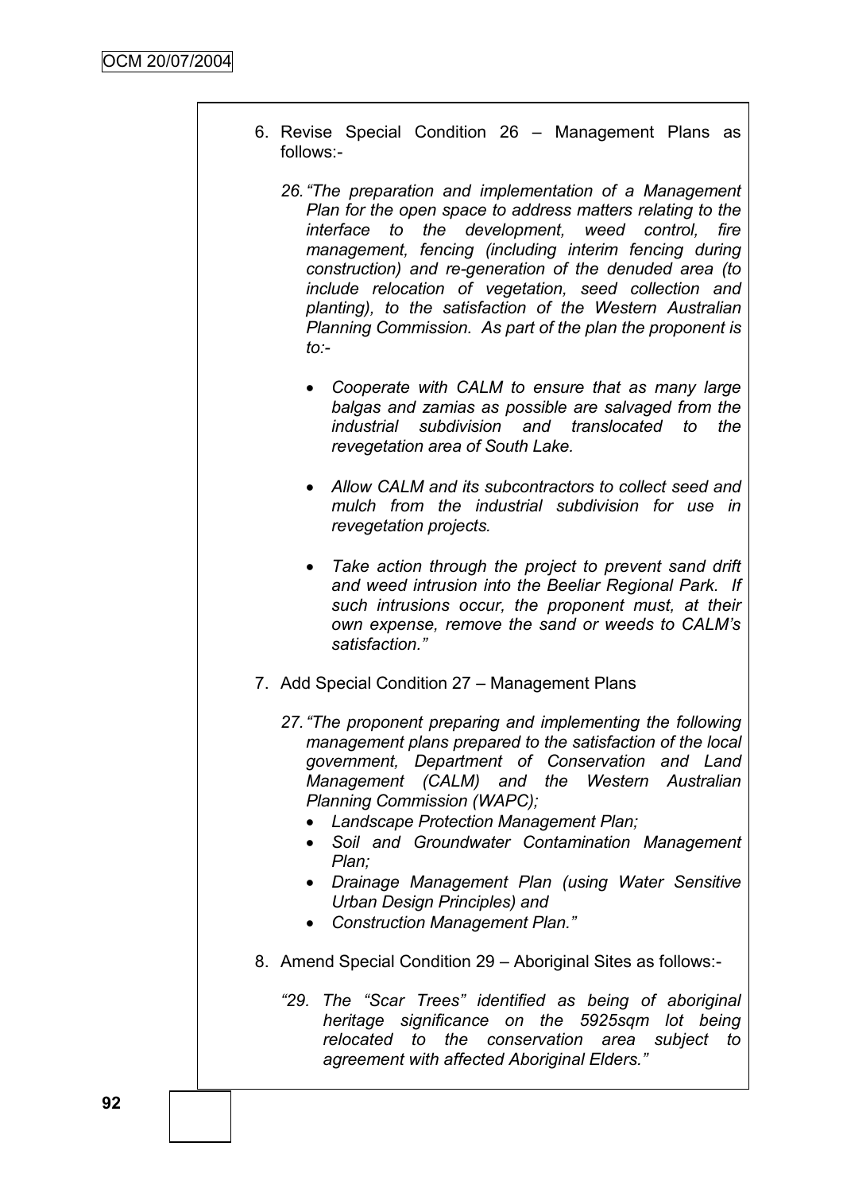6. Revise Special Condition 26 – Management Plans as follows:-

   *26. "The preparation and implementation of a Management Plan for the open space to address matters relating to the interface to the development, weed control, fire management, fencing (including interim fencing during construction) and re-generation of the denuded area (to include relocation of vegetation, seed collection and planting), to the satisfaction of the Western Australian Planning Commission. As part of the plan the proponent is to:-*

   - *Cooperate with CALM to ensure that as many large balgas and zamias as possible are salvaged from the industrial subdivision and translocated to the revegetation area of South Lake.*

   - *Allow CALM and its subcontractors to collect seed and mulch from the industrial subdivision for use in revegetation projects.*

   - *Take action through the project to prevent sand drift and weed intrusion into the Beeliar Regional Park. If such intrusions occur, the proponent must, at their own expense, remove the sand or weeds to CALM's satisfaction."*

7. Add Special Condition 27 – Management Plans

   *27. "The proponent preparing and implementing the following management plans prepared to the satisfaction of the local government, Department of Conservation and Land Management (CALM) and the Western Australian Planning Commission (WAPC);*
   - *Landscape Protection Management Plan;*
   - *Soil and Groundwater Contamination Management Plan;*
   - *Drainage Management Plan (using Water Sensitive Urban Design Principles) and*
   - *Construction Management Plan."*

8. Amend Special Condition 29 – Aboriginal Sites as follows:-

   *"29. The "Scar Trees" identified as being of aboriginal heritage significance on the 5925sqm lot being relocated to the conservation area subject to agreement with affected Aboriginal Elders."*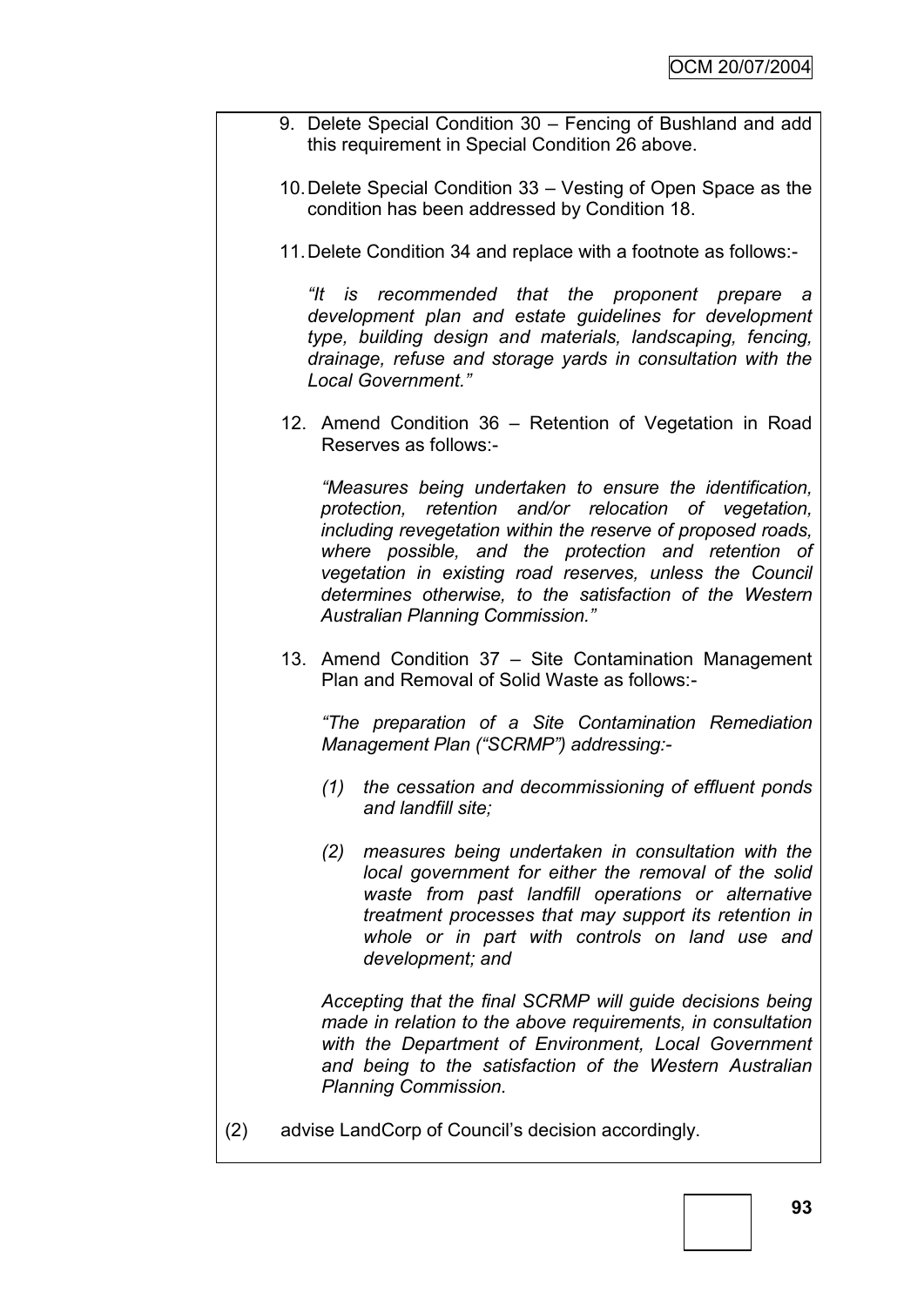9. Delete Special Condition 30 – Fencing of Bushland and add this requirement in Special Condition 26 above.

10. Delete Special Condition 33 – Vesting of Open Space as the condition has been addressed by Condition 18.

11. Delete Condition 34 and replace with a footnote as follows:-

    *"It is recommended that the proponent prepare a development plan and estate guidelines for development type, building design and materials, landscaping, fencing, drainage, refuse and storage yards in consultation with the Local Government."*

12. Amend Condition 36 – Retention of Vegetation in Road Reserves as follows:-

    *"Measures being undertaken to ensure the identification, protection, retention and/or relocation of vegetation, including revegetation within the reserve of proposed roads, where possible, and the protection and retention of vegetation in existing road reserves, unless the Council determines otherwise, to the satisfaction of the Western Australian Planning Commission."*

13. Amend Condition 37 – Site Contamination Management Plan and Removal of Solid Waste as follows:-

    *"The preparation of a Site Contamination Remediation Management Plan ("SCRMP") addressing:-*

    *(1) the cessation and decommissioning of effluent ponds and landfill site;*

    *(2) measures being undertaken in consultation with the local government for either the removal of the solid waste from past landfill operations or alternative treatment processes that may support its retention in whole or in part with controls on land use and development; and*

    *Accepting that the final SCRMP will guide decisions being made in relation to the above requirements, in consultation with the Department of Environment, Local Government and being to the satisfaction of the Western Australian Planning Commission.*

(2) advise LandCorp of Council's decision accordingly.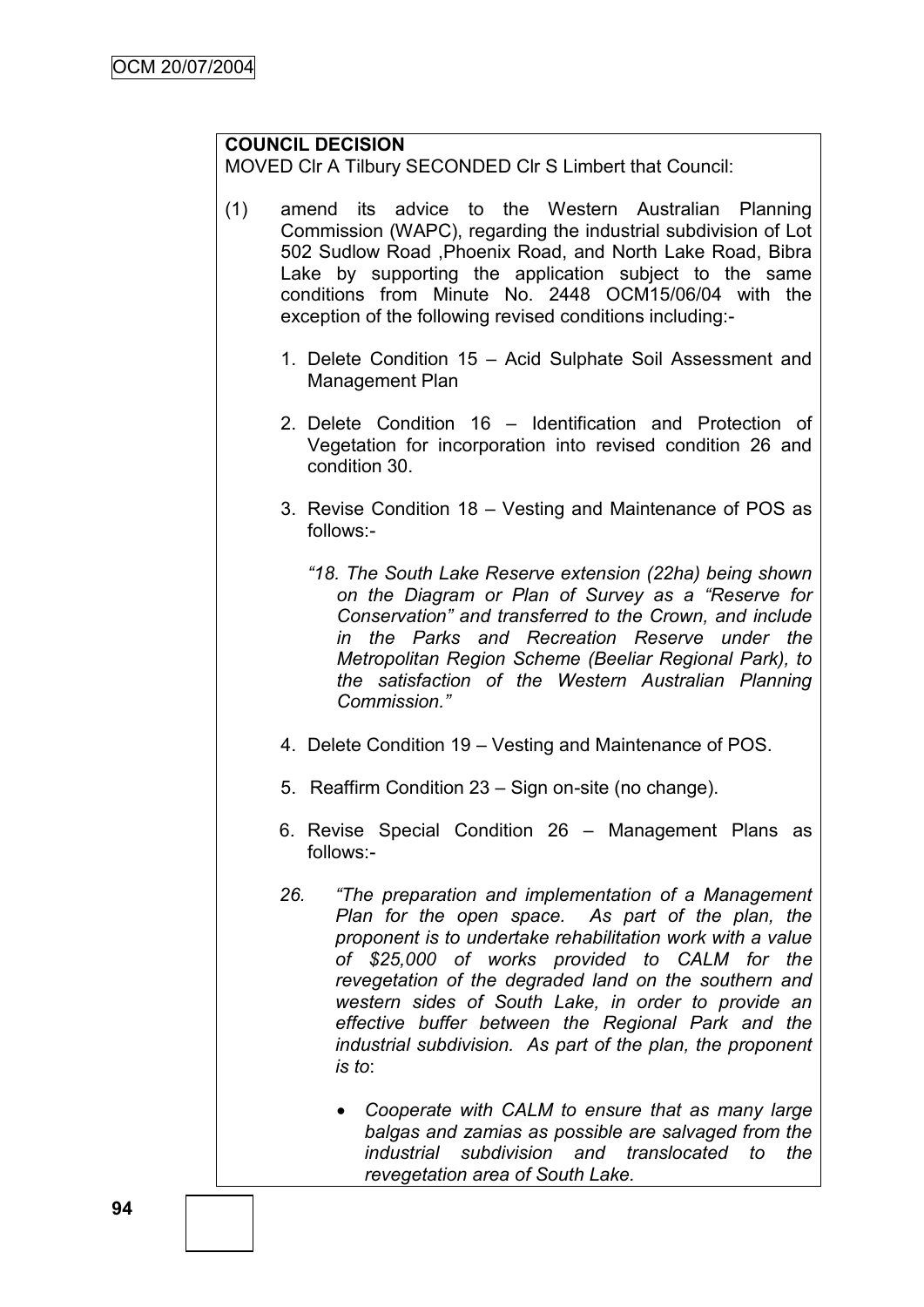**COUNCIL DECISION**

MOVED Clr A Tilbury SECONDED Clr S Limbert that Council:

(1) amend its advice to the Western Australian Planning Commission (WAPC), regarding the industrial subdivision of Lot 502 Sudlow Road ,Phoenix Road, and North Lake Road, Bibra Lake by supporting the application subject to the same conditions from Minute No. 2448 OCM15/06/04 with the exception of the following revised conditions including:-

1. Delete Condition 15 – Acid Sulphate Soil Assessment and Management Plan

2. Delete Condition 16 – Identification and Protection of Vegetation for incorporation into revised condition 26 and condition 30.

3. Revise Condition 18 – Vesting and Maintenance of POS as follows:-

   *"18. The South Lake Reserve extension (22ha) being shown on the Diagram or Plan of Survey as a "Reserve for Conservation" and transferred to the Crown, and include in the Parks and Recreation Reserve under the Metropolitan Region Scheme (Beeliar Regional Park), to the satisfaction of the Western Australian Planning Commission."*

4. Delete Condition 19 – Vesting and Maintenance of POS.

5. Reaffirm Condition 23 – Sign on-site (no change).

6. Revise Special Condition 26 – Management Plans as follows:-

   *26. "The preparation and implementation of a Management Plan for the open space. As part of the plan, the proponent is to undertake rehabilitation work with a value of $25,000 of works provided to CALM for the revegetation of the degraded land on the southern and western sides of South Lake, in order to provide an effective buffer between the Regional Park and the industrial subdivision. As part of the plan, the proponent is to*:

   - *Cooperate with CALM to ensure that as many large balgas and zamias as possible are salvaged from the industrial subdivision and translocated to the revegetation area of South Lake.*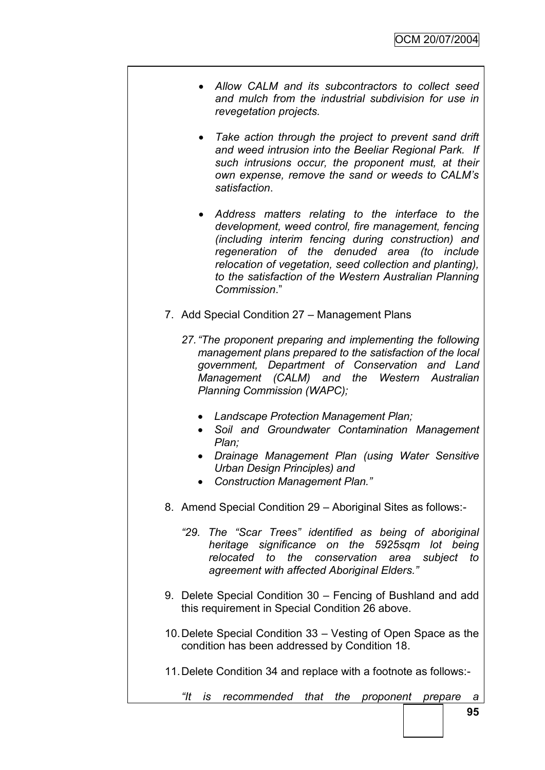- *Allow CALM and its subcontractors to collect seed and mulch from the industrial subdivision for use in revegetation projects.*

- *Take action through the project to prevent sand drift and weed intrusion into the Beeliar Regional Park. If such intrusions occur, the proponent must, at their own expense, remove the sand or weeds to CALM's satisfaction*.

- *Address matters relating to the interface to the development, weed control, fire management, fencing (including interim fencing during construction) and regeneration of the denuded area (to include relocation of vegetation, seed collection and planting), to the satisfaction of the Western Australian Planning Commission*."

7. Add Special Condition 27 – Management Plans

   *27. "The proponent preparing and implementing the following management plans prepared to the satisfaction of the local government, Department of Conservation and Land Management (CALM) and the Western Australian Planning Commission (WAPC);*

   - *Landscape Protection Management Plan;*
   - *Soil and Groundwater Contamination Management Plan;*
   - *Drainage Management Plan (using Water Sensitive Urban Design Principles) and*
   - *Construction Management Plan."*

8. Amend Special Condition 29 – Aboriginal Sites as follows:-

   *"29. The "Scar Trees" identified as being of aboriginal heritage significance on the 5925sqm lot being relocated to the conservation area subject to agreement with affected Aboriginal Elders."*

9. Delete Special Condition 30 – Fencing of Bushland and add this requirement in Special Condition 26 above.

10. Delete Special Condition 33 – Vesting of Open Space as the condition has been addressed by Condition 18.

11. Delete Condition 34 and replace with a footnote as follows:-

    *"It is recommended that the proponent prepare a*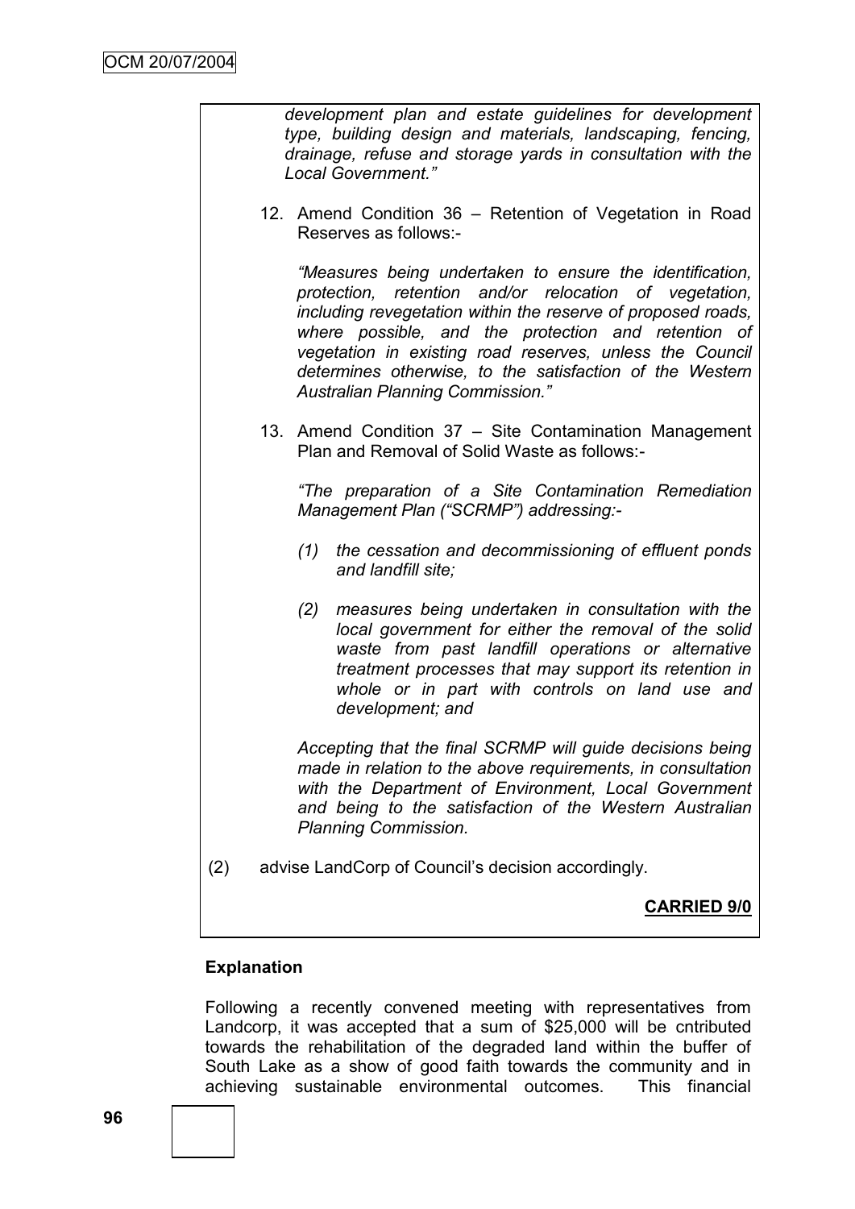*development plan and estate guidelines for development type, building design and materials, landscaping, fencing, drainage, refuse and storage yards in consultation with the Local Government."*

12. Amend Condition 36 – Retention of Vegetation in Road Reserves as follows:-

    *"Measures being undertaken to ensure the identification, protection, retention and/or relocation of vegetation, including revegetation within the reserve of proposed roads, where possible, and the protection and retention of vegetation in existing road reserves, unless the Council determines otherwise, to the satisfaction of the Western Australian Planning Commission."*

13. Amend Condition 37 – Site Contamination Management Plan and Removal of Solid Waste as follows:-

    *"The preparation of a Site Contamination Remediation Management Plan ("SCRMP") addressing:-*

    *(1) the cessation and decommissioning of effluent ponds and landfill site;*

    *(2) measures being undertaken in consultation with the local government for either the removal of the solid waste from past landfill operations or alternative treatment processes that may support its retention in whole or in part with controls on land use and development; and*

    *Accepting that the final SCRMP will guide decisions being made in relation to the above requirements, in consultation with the Department of Environment, Local Government and being to the satisfaction of the Western Australian Planning Commission.*

(2) advise LandCorp of Council's decision accordingly.

**CARRIED 9/0**

**Explanation**

Following a recently convened meeting with representatives from Landcorp, it was accepted that a sum of $25,000 will be cntributed towards the rehabilitation of the degraded land within the buffer of South Lake as a show of good faith towards the community and in achieving sustainable environmental outcomes. This financial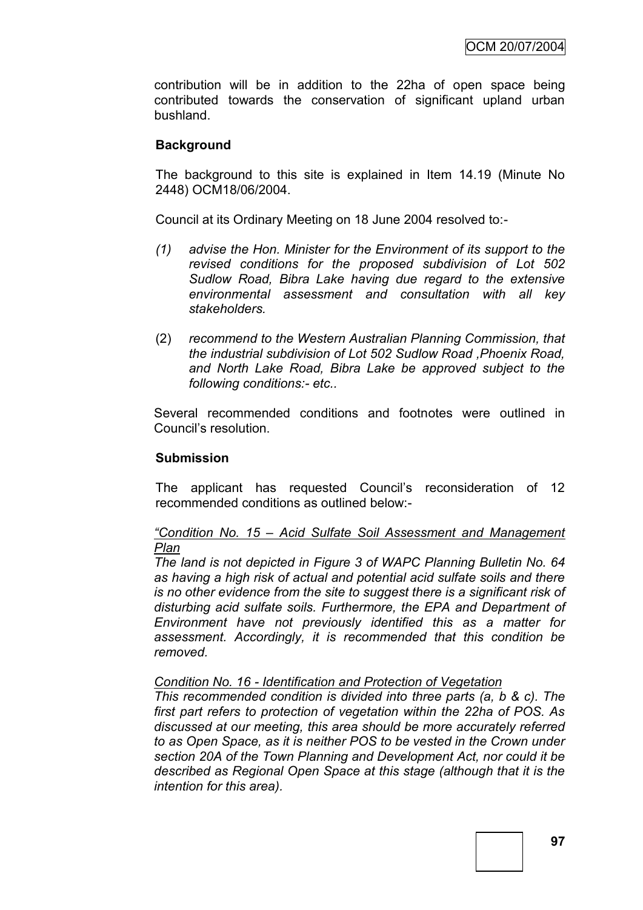contribution will be in addition to the 22ha of open space being contributed towards the conservation of significant upland urban bushland.

**Background**

The background to this site is explained in Item 14.19 (Minute No 2448) OCM18/06/2004.

Council at its Ordinary Meeting on 18 June 2004 resolved to:-

(1) *advise the Hon. Minister for the Environment of its support to the revised conditions for the proposed subdivision of Lot 502 Sudlow Road, Bibra Lake having due regard to the extensive environmental assessment and consultation with all key stakeholders.*

(2) *recommend to the Western Australian Planning Commission, that the industrial subdivision of Lot 502 Sudlow Road ,Phoenix Road, and North Lake Road, Bibra Lake be approved subject to the following conditions:- etc..*

Several recommended conditions and footnotes were outlined in Council's resolution.

**Submission**

The applicant has requested Council's reconsideration of 12 recommended conditions as outlined below:-

*"Condition No. 15 – Acid Sulfate Soil Assessment and Management Plan*

*The land is not depicted in Figure 3 of WAPC Planning Bulletin No. 64 as having a high risk of actual and potential acid sulfate soils and there is no other evidence from the site to suggest there is a significant risk of disturbing acid sulfate soils. Furthermore, the EPA and Department of Environment have not previously identified this as a matter for assessment. Accordingly, it is recommended that this condition be removed.*

*Condition No. 16 - Identification and Protection of Vegetation*

*This recommended condition is divided into three parts (a, b & c). The first part refers to protection of vegetation within the 22ha of POS. As discussed at our meeting, this area should be more accurately referred to as Open Space, as it is neither POS to be vested in the Crown under section 20A of the Town Planning and Development Act, nor could it be described as Regional Open Space at this stage (although that it is the intention for this area).*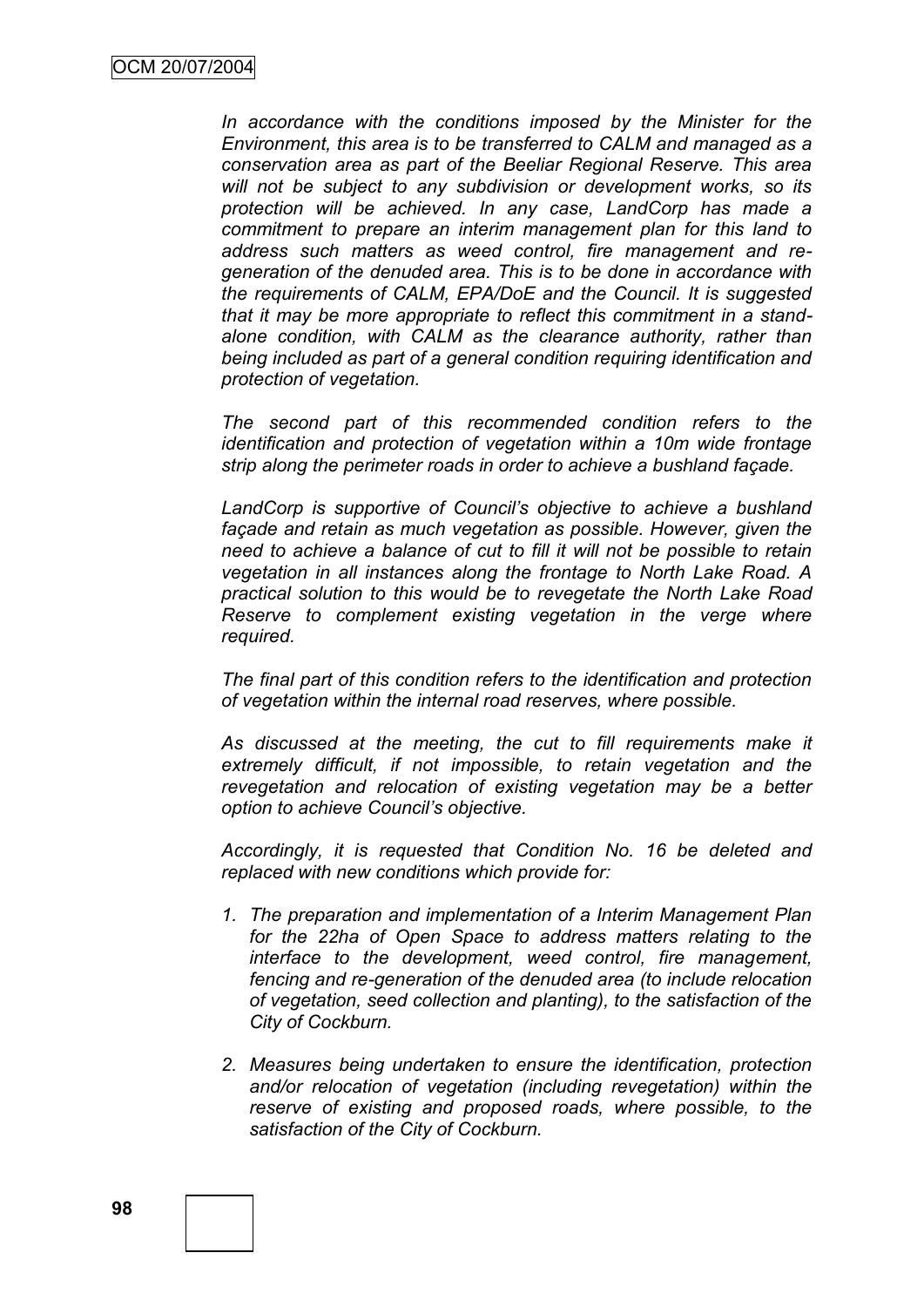*In accordance with the conditions imposed by the Minister for the Environment, this area is to be transferred to CALM and managed as a conservation area as part of the Beeliar Regional Reserve. This area will not be subject to any subdivision or development works, so its protection will be achieved. In any case, LandCorp has made a commitment to prepare an interim management plan for this land to address such matters as weed control, fire management and re-generation of the denuded area. This is to be done in accordance with the requirements of CALM, EPA/DoE and the Council. It is suggested that it may be more appropriate to reflect this commitment in a stand-alone condition, with CALM as the clearance authority, rather than being included as part of a general condition requiring identification and protection of vegetation.*

*The second part of this recommended condition refers to the identification and protection of vegetation within a 10m wide frontage strip along the perimeter roads in order to achieve a bushland façade.*

*LandCorp is supportive of Council's objective to achieve a bushland façade and retain as much vegetation as possible. However, given the need to achieve a balance of cut to fill it will not be possible to retain vegetation in all instances along the frontage to North Lake Road. A practical solution to this would be to revegetate the North Lake Road Reserve to complement existing vegetation in the verge where required.*

*The final part of this condition refers to the identification and protection of vegetation within the internal road reserves, where possible.*

*As discussed at the meeting, the cut to fill requirements make it extremely difficult, if not impossible, to retain vegetation and the revegetation and relocation of existing vegetation may be a better option to achieve Council's objective.*

*Accordingly, it is requested that Condition No. 16 be deleted and replaced with new conditions which provide for:*

1. *The preparation and implementation of a Interim Management Plan for the 22ha of Open Space to address matters relating to the interface to the development, weed control, fire management, fencing and re-generation of the denuded area (to include relocation of vegetation, seed collection and planting), to the satisfaction of the City of Cockburn.*

2. *Measures being undertaken to ensure the identification, protection and/or relocation of vegetation (including revegetation) within the reserve of existing and proposed roads, where possible, to the satisfaction of the City of Cockburn.*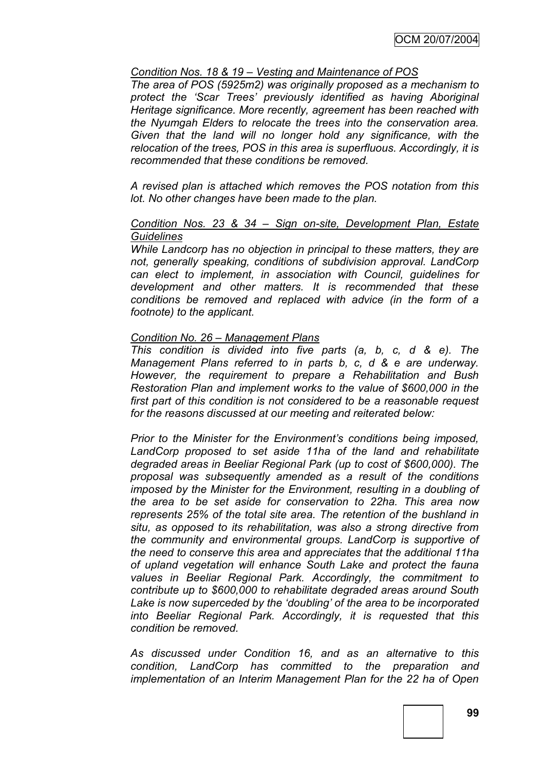*<u>Condition Nos. 18 & 19 – Vesting and Maintenance of POS</u>*

*The area of POS (5925m2) was originally proposed as a mechanism to protect the 'Scar Trees' previously identified as having Aboriginal Heritage significance. More recently, agreement has been reached with the Nyumgah Elders to relocate the trees into the conservation area. Given that the land will no longer hold any significance, with the relocation of the trees, POS in this area is superfluous. Accordingly, it is recommended that these conditions be removed.*

*A revised plan is attached which removes the POS notation from this lot. No other changes have been made to the plan.*

*<u>Condition Nos. 23 & 34 – Sign on-site, Development Plan, Estate Guidelines</u>*

*While Landcorp has no objection in principal to these matters, they are not, generally speaking, conditions of subdivision approval. LandCorp can elect to implement, in association with Council, guidelines for development and other matters. It is recommended that these conditions be removed and replaced with advice (in the form of a footnote) to the applicant.*

*<u>Condition No. 26 – Management Plans</u>*

*This condition is divided into five parts (a, b, c, d & e). The Management Plans referred to in parts b, c, d & e are underway. However, the requirement to prepare a Rehabilitation and Bush Restoration Plan and implement works to the value of $600,000 in the first part of this condition is not considered to be a reasonable request for the reasons discussed at our meeting and reiterated below:*

*Prior to the Minister for the Environment's conditions being imposed, LandCorp proposed to set aside 11ha of the land and rehabilitate degraded areas in Beeliar Regional Park (up to cost of $600,000). The proposal was subsequently amended as a result of the conditions imposed by the Minister for the Environment, resulting in a doubling of the area to be set aside for conservation to 22ha. This area now represents 25% of the total site area. The retention of the bushland in situ, as opposed to its rehabilitation, was also a strong directive from the community and environmental groups. LandCorp is supportive of the need to conserve this area and appreciates that the additional 11ha of upland vegetation will enhance South Lake and protect the fauna values in Beeliar Regional Park. Accordingly, the commitment to contribute up to $600,000 to rehabilitate degraded areas around South Lake is now superceded by the 'doubling' of the area to be incorporated into Beeliar Regional Park. Accordingly, it is requested that this condition be removed.*

*As discussed under Condition 16, and as an alternative to this condition, LandCorp has committed to the preparation and implementation of an Interim Management Plan for the 22 ha of Open*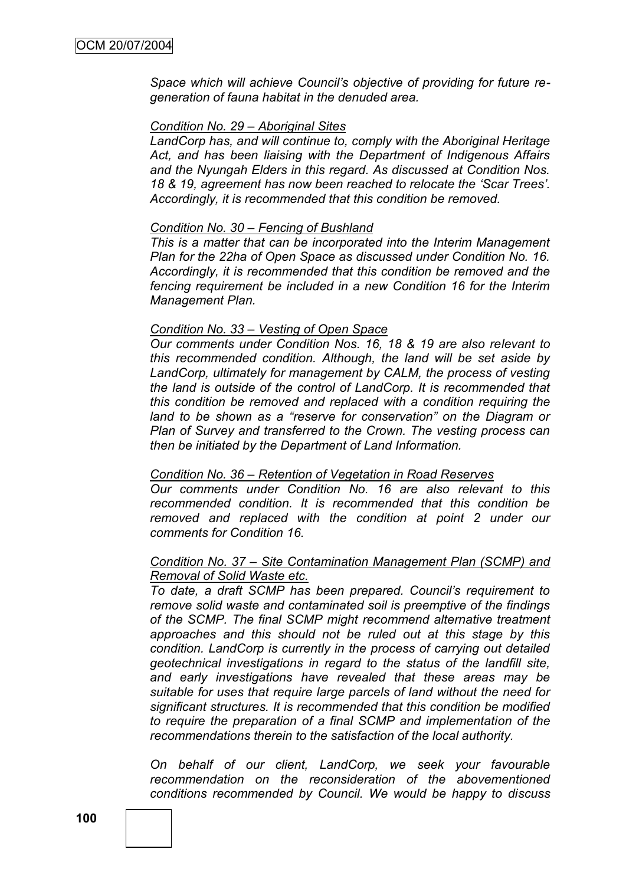*Space which will achieve Council's objective of providing for future re-generation of fauna habitat in the denuded area.*

*<u>Condition No. 29 – Aboriginal Sites</u>*
*LandCorp has, and will continue to, comply with the Aboriginal Heritage Act, and has been liaising with the Department of Indigenous Affairs and the Nyungah Elders in this regard. As discussed at Condition Nos. 18 & 19, agreement has now been reached to relocate the 'Scar Trees'. Accordingly, it is recommended that this condition be removed.*

*<u>Condition No. 30 – Fencing of Bushland</u>*
*This is a matter that can be incorporated into the Interim Management Plan for the 22ha of Open Space as discussed under Condition No. 16. Accordingly, it is recommended that this condition be removed and the fencing requirement be included in a new Condition 16 for the Interim Management Plan.*

*<u>Condition No. 33 – Vesting of Open Space</u>*
*Our comments under Condition Nos. 16, 18 & 19 are also relevant to this recommended condition. Although, the land will be set aside by LandCorp, ultimately for management by CALM, the process of vesting the land is outside of the control of LandCorp. It is recommended that this condition be removed and replaced with a condition requiring the land to be shown as a "reserve for conservation" on the Diagram or Plan of Survey and transferred to the Crown. The vesting process can then be initiated by the Department of Land Information.*

*<u>Condition No. 36 – Retention of Vegetation in Road Reserves</u>*
*Our comments under Condition No. 16 are also relevant to this recommended condition. It is recommended that this condition be removed and replaced with the condition at point 2 under our comments for Condition 16.*

*<u>Condition No. 37 – Site Contamination Management Plan (SCMP) and Removal of Solid Waste etc.</u>*
*To date, a draft SCMP has been prepared. Council's requirement to remove solid waste and contaminated soil is preemptive of the findings of the SCMP. The final SCMP might recommend alternative treatment approaches and this should not be ruled out at this stage by this condition. LandCorp is currently in the process of carrying out detailed geotechnical investigations in regard to the status of the landfill site, and early investigations have revealed that these areas may be suitable for uses that require large parcels of land without the need for significant structures. It is recommended that this condition be modified to require the preparation of a final SCMP and implementation of the recommendations therein to the satisfaction of the local authority.*

*On behalf of our client, LandCorp, we seek your favourable recommendation on the reconsideration of the abovementioned conditions recommended by Council. We would be happy to discuss*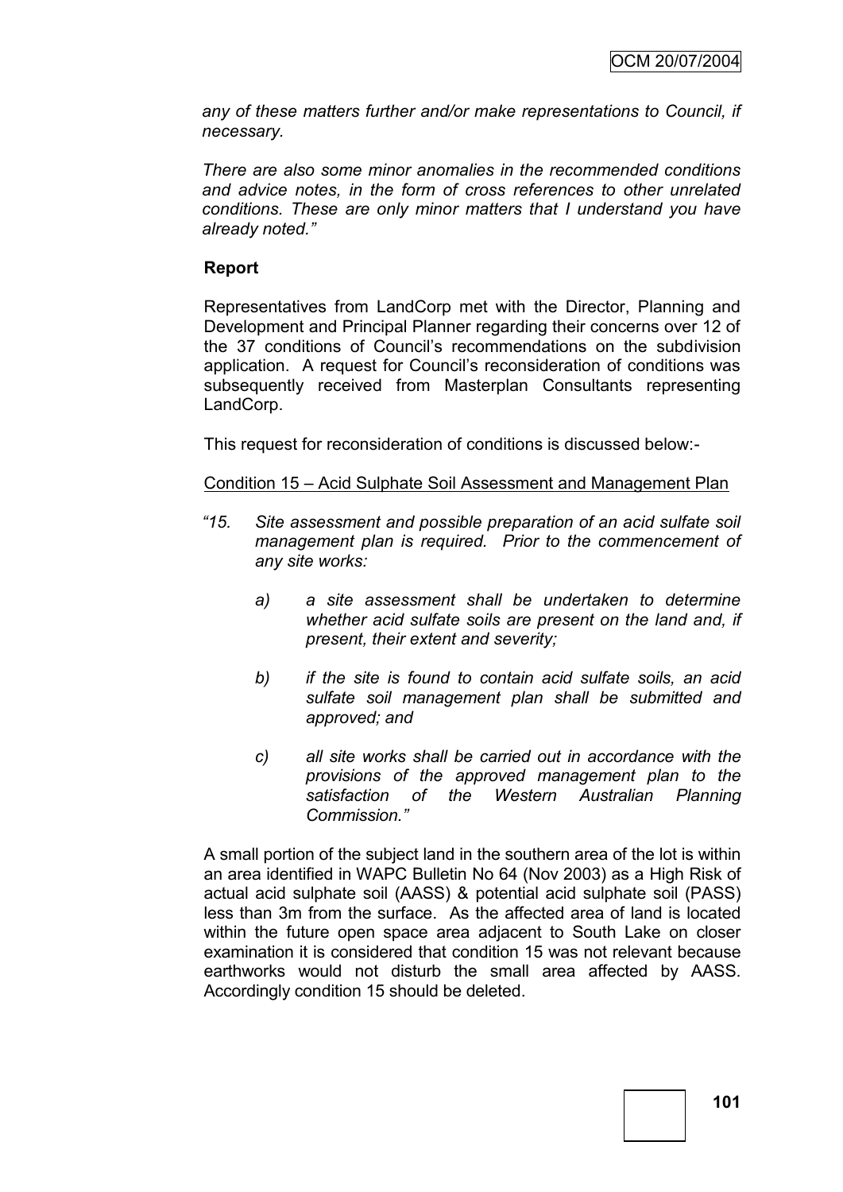*any of these matters further and/or make representations to Council, if necessary.*

*There are also some minor anomalies in the recommended conditions and advice notes, in the form of cross references to other unrelated conditions. These are only minor matters that I understand you have already noted."*

**Report**

Representatives from LandCorp met with the Director, Planning and Development and Principal Planner regarding their concerns over 12 of the 37 conditions of Council's recommendations on the subdivision application. A request for Council's reconsideration of conditions was subsequently received from Masterplan Consultants representing LandCorp.

This request for reconsideration of conditions is discussed below:-

<u>Condition 15 – Acid Sulphate Soil Assessment and Management Plan</u>

*"15. Site assessment and possible preparation of an acid sulfate soil management plan is required. Prior to the commencement of any site works:*

*a) a site assessment shall be undertaken to determine whether acid sulfate soils are present on the land and, if present, their extent and severity;*

*b) if the site is found to contain acid sulfate soils, an acid sulfate soil management plan shall be submitted and approved; and*

*c) all site works shall be carried out in accordance with the provisions of the approved management plan to the satisfaction of the Western Australian Planning Commission."*

A small portion of the subject land in the southern area of the lot is within an area identified in WAPC Bulletin No 64 (Nov 2003) as a High Risk of actual acid sulphate soil (AASS) & potential acid sulphate soil (PASS) less than 3m from the surface. As the affected area of land is located within the future open space area adjacent to South Lake on closer examination it is considered that condition 15 was not relevant because earthworks would not disturb the small area affected by AASS. Accordingly condition 15 should be deleted.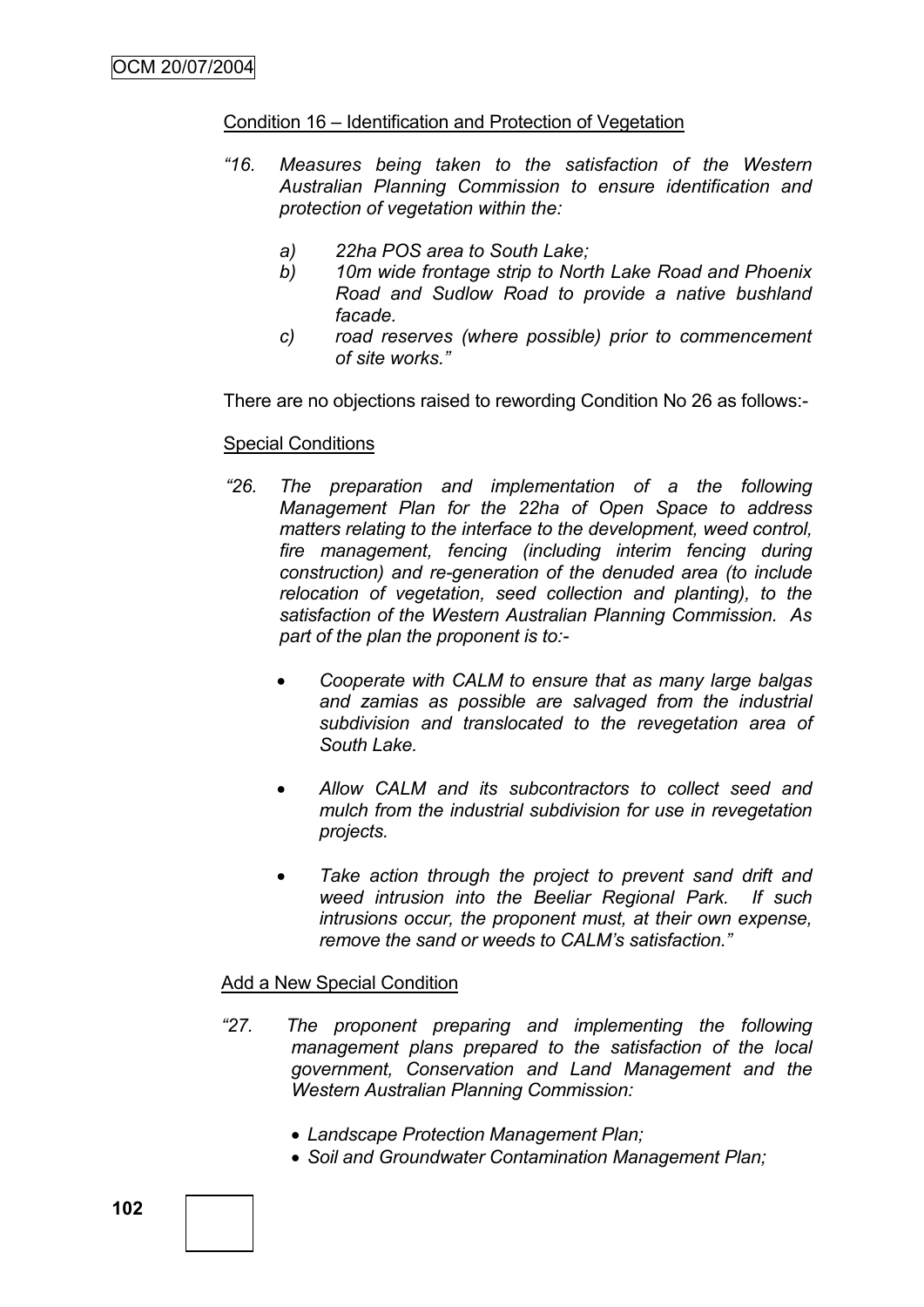Condition 16 – Identification and Protection of Vegetation

*"16. Measures being taken to the satisfaction of the Western Australian Planning Commission to ensure identification and protection of vegetation within the:*

*a) 22ha POS area to South Lake;*

*b) 10m wide frontage strip to North Lake Road and Phoenix Road and Sudlow Road to provide a native bushland facade.*

*c) road reserves (where possible) prior to commencement of site works."*

There are no objections raised to rewording Condition No 26 as follows:-

Special Conditions

*"26. The preparation and implementation of a the following Management Plan for the 22ha of Open Space to address matters relating to the interface to the development, weed control, fire management, fencing (including interim fencing during construction) and re-generation of the denuded area (to include relocation of vegetation, seed collection and planting), to the satisfaction of the Western Australian Planning Commission. As part of the plan the proponent is to:-*

- *Cooperate with CALM to ensure that as many large balgas and zamias as possible are salvaged from the industrial subdivision and translocated to the revegetation area of South Lake.*
- *Allow CALM and its subcontractors to collect seed and mulch from the industrial subdivision for use in revegetation projects.*
- *Take action through the project to prevent sand drift and weed intrusion into the Beeliar Regional Park. If such intrusions occur, the proponent must, at their own expense, remove the sand or weeds to CALM's satisfaction."*

Add a New Special Condition

*"27. The proponent preparing and implementing the following management plans prepared to the satisfaction of the local government, Conservation and Land Management and the Western Australian Planning Commission:*

- *Landscape Protection Management Plan;*
- *Soil and Groundwater Contamination Management Plan;*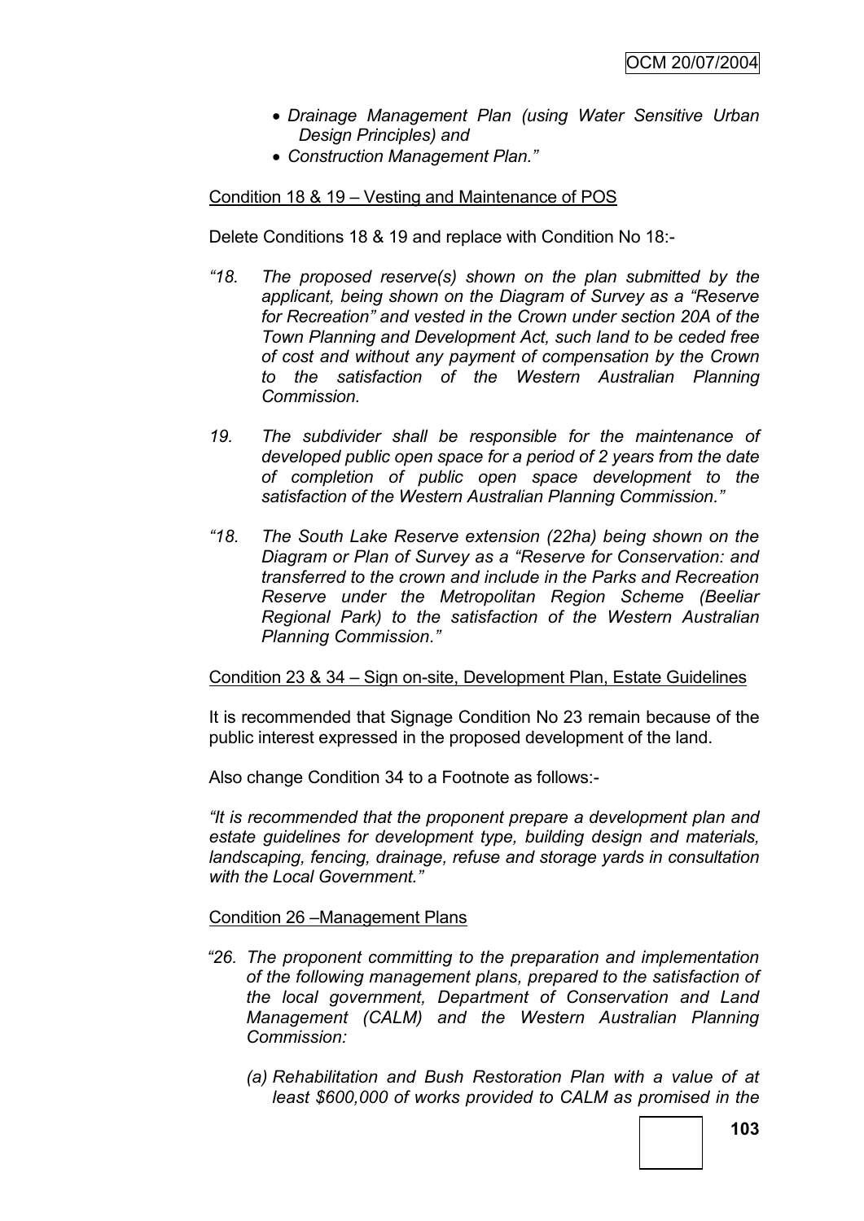- *Drainage Management Plan (using Water Sensitive Urban Design Principles) and*
- *Construction Management Plan."*

Condition 18 & 19 – Vesting and Maintenance of POS

Delete Conditions 18 & 19 and replace with Condition No 18:-

*"18. The proposed reserve(s) shown on the plan submitted by the applicant, being shown on the Diagram of Survey as a "Reserve for Recreation" and vested in the Crown under section 20A of the Town Planning and Development Act, such land to be ceded free of cost and without any payment of compensation by the Crown to the satisfaction of the Western Australian Planning Commission.*

*19. The subdivider shall be responsible for the maintenance of developed public open space for a period of 2 years from the date of completion of public open space development to the satisfaction of the Western Australian Planning Commission."*

*"18. The South Lake Reserve extension (22ha) being shown on the Diagram or Plan of Survey as a "Reserve for Conservation: and transferred to the crown and include in the Parks and Recreation Reserve under the Metropolitan Region Scheme (Beeliar Regional Park) to the satisfaction of the Western Australian Planning Commission."*

Condition 23 & 34 – Sign on-site, Development Plan, Estate Guidelines

It is recommended that Signage Condition No 23 remain because of the public interest expressed in the proposed development of the land.

Also change Condition 34 to a Footnote as follows:-

*"It is recommended that the proponent prepare a development plan and estate guidelines for development type, building design and materials, landscaping, fencing, drainage, refuse and storage yards in consultation with the Local Government."*

Condition 26 –Management Plans

*"26. The proponent committing to the preparation and implementation of the following management plans, prepared to the satisfaction of the local government, Department of Conservation and Land Management (CALM) and the Western Australian Planning Commission:*

*(a) Rehabilitation and Bush Restoration Plan with a value of at least $600,000 of works provided to CALM as promised in the*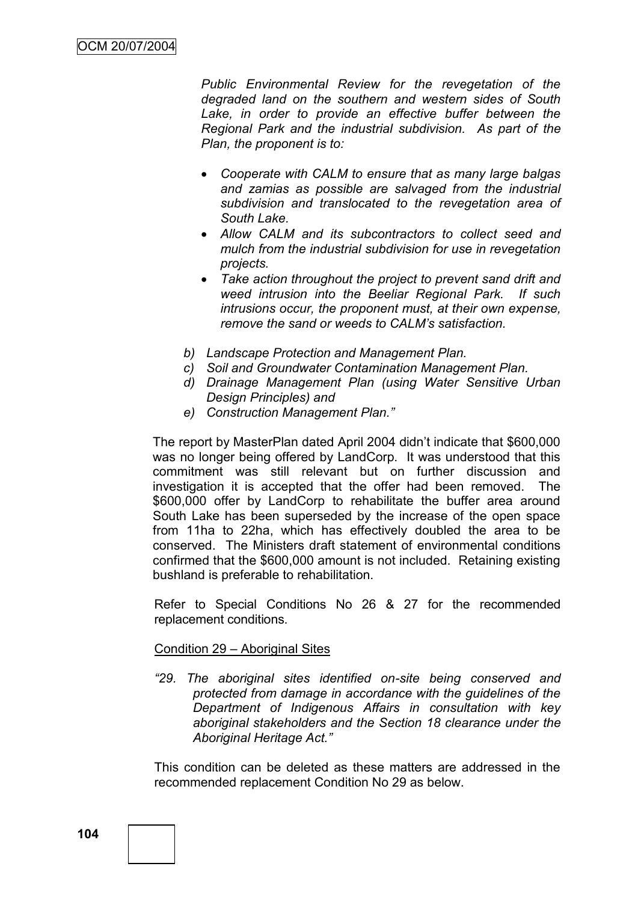*Public Environmental Review for the revegetation of the degraded land on the southern and western sides of South Lake, in order to provide an effective buffer between the Regional Park and the industrial subdivision. As part of the Plan, the proponent is to:*

- *Cooperate with CALM to ensure that as many large balgas and zamias as possible are salvaged from the industrial subdivision and translocated to the revegetation area of South Lake.*
- *Allow CALM and its subcontractors to collect seed and mulch from the industrial subdivision for use in revegetation projects.*
- *Take action throughout the project to prevent sand drift and weed intrusion into the Beeliar Regional Park. If such intrusions occur, the proponent must, at their own expense, remove the sand or weeds to CALM's satisfaction.*

*b) Landscape Protection and Management Plan.*
*c) Soil and Groundwater Contamination Management Plan.*
*d) Drainage Management Plan (using Water Sensitive Urban Design Principles) and*
*e) Construction Management Plan."*

The report by MasterPlan dated April 2004 didn't indicate that $600,000 was no longer being offered by LandCorp. It was understood that this commitment was still relevant but on further discussion and investigation it is accepted that the offer had been removed. The $600,000 offer by LandCorp to rehabilitate the buffer area around South Lake has been superseded by the increase of the open space from 11ha to 22ha, which has effectively doubled the area to be conserved. The Ministers draft statement of environmental conditions confirmed that the $600,000 amount is not included. Retaining existing bushland is preferable to rehabilitation.

Refer to Special Conditions No 26 & 27 for the recommended replacement conditions.

Condition 29 – Aboriginal Sites

*"29. The aboriginal sites identified on-site being conserved and protected from damage in accordance with the guidelines of the Department of Indigenous Affairs in consultation with key aboriginal stakeholders and the Section 18 clearance under the Aboriginal Heritage Act."*

This condition can be deleted as these matters are addressed in the recommended replacement Condition No 29 as below.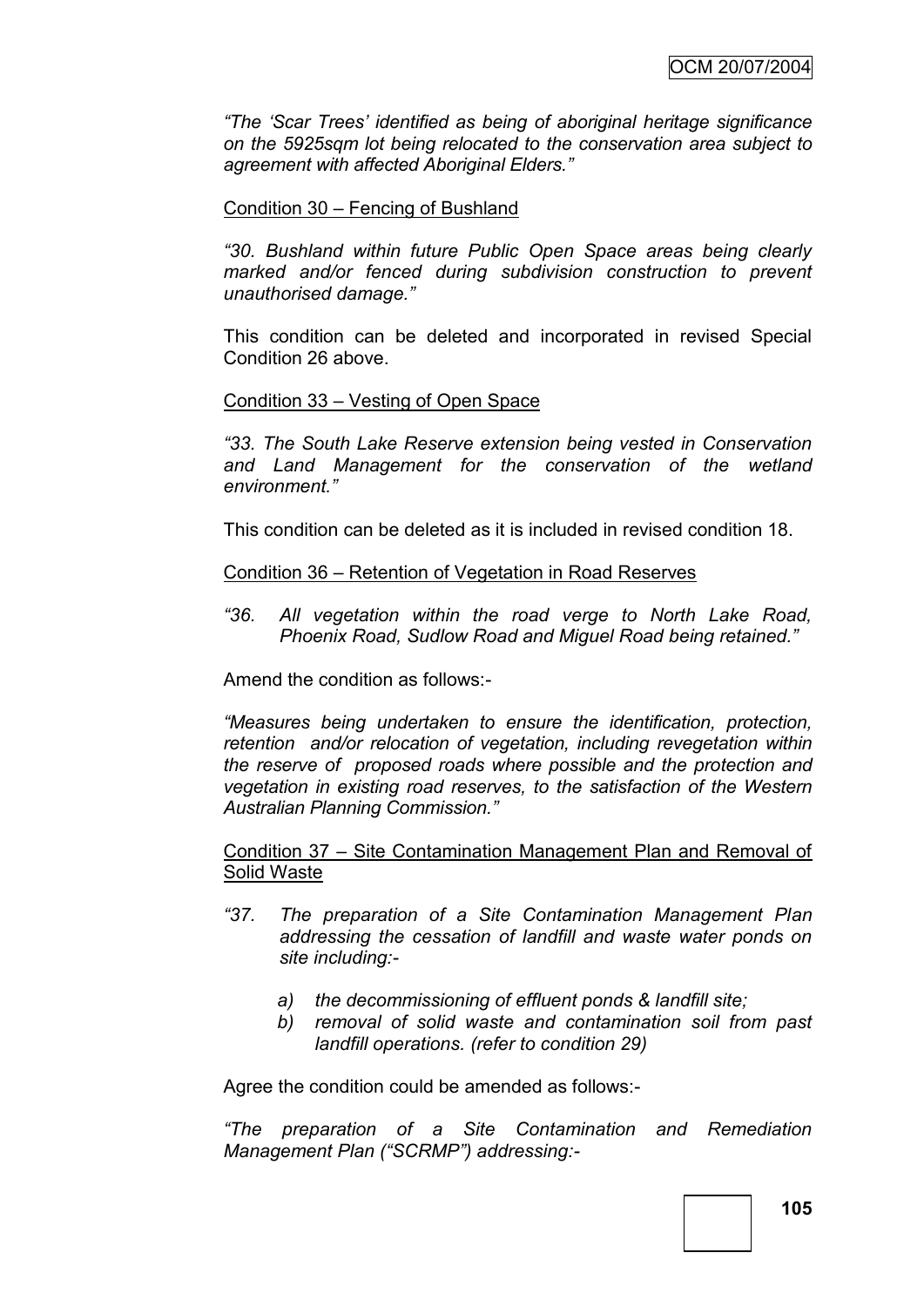*"The 'Scar Trees' identified as being of aboriginal heritage significance on the 5925sqm lot being relocated to the conservation area subject to agreement with affected Aboriginal Elders."*

Condition 30 – Fencing of Bushland

*"30. Bushland within future Public Open Space areas being clearly marked and/or fenced during subdivision construction to prevent unauthorised damage."*

This condition can be deleted and incorporated in revised Special Condition 26 above.

Condition 33 – Vesting of Open Space

*"33. The South Lake Reserve extension being vested in Conservation and Land Management for the conservation of the wetland environment."*

This condition can be deleted as it is included in revised condition 18.

Condition 36 – Retention of Vegetation in Road Reserves

*"36. All vegetation within the road verge to North Lake Road, Phoenix Road, Sudlow Road and Miguel Road being retained."*

Amend the condition as follows:-

*"Measures being undertaken to ensure the identification, protection, retention and/or relocation of vegetation, including revegetation within the reserve of proposed roads where possible and the protection and vegetation in existing road reserves, to the satisfaction of the Western Australian Planning Commission."*

Condition 37 – Site Contamination Management Plan and Removal of Solid Waste

*"37. The preparation of a Site Contamination Management Plan addressing the cessation of landfill and waste water ponds on site including:-*

*a) the decommissioning of effluent ponds & landfill site;*
*b) removal of solid waste and contamination soil from past landfill operations. (refer to condition 29)*

Agree the condition could be amended as follows:-

*"The preparation of a Site Contamination and Remediation Management Plan ("SCRMP") addressing:-*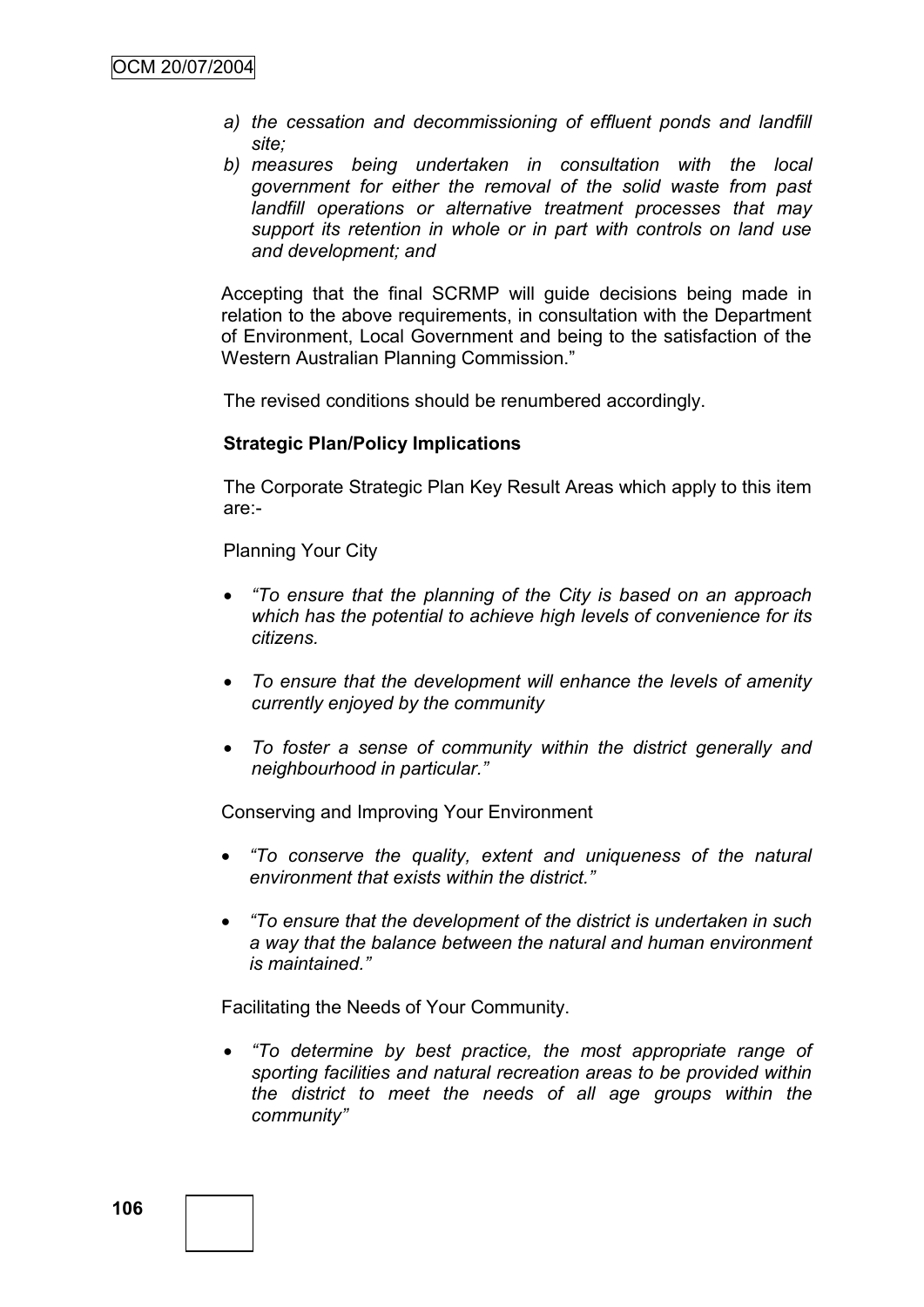- a) *the cessation and decommissioning of effluent ponds and landfill site;*
- b) *measures being undertaken in consultation with the local government for either the removal of the solid waste from past landfill operations or alternative treatment processes that may support its retention in whole or in part with controls on land use and development; and*

Accepting that the final SCRMP will guide decisions being made in relation to the above requirements, in consultation with the Department of Environment, Local Government and being to the satisfaction of the Western Australian Planning Commission."

The revised conditions should be renumbered accordingly.

**Strategic Plan/Policy Implications**

The Corporate Strategic Plan Key Result Areas which apply to this item are:-

Planning Your City

- *"To ensure that the planning of the City is based on an approach which has the potential to achieve high levels of convenience for its citizens.*
- *To ensure that the development will enhance the levels of amenity currently enjoyed by the community*
- *To foster a sense of community within the district generally and neighbourhood in particular."*

Conserving and Improving Your Environment

- *"To conserve the quality, extent and uniqueness of the natural environment that exists within the district."*
- *"To ensure that the development of the district is undertaken in such a way that the balance between the natural and human environment is maintained."*

Facilitating the Needs of Your Community.

- *"To determine by best practice, the most appropriate range of sporting facilities and natural recreation areas to be provided within the district to meet the needs of all age groups within the community"*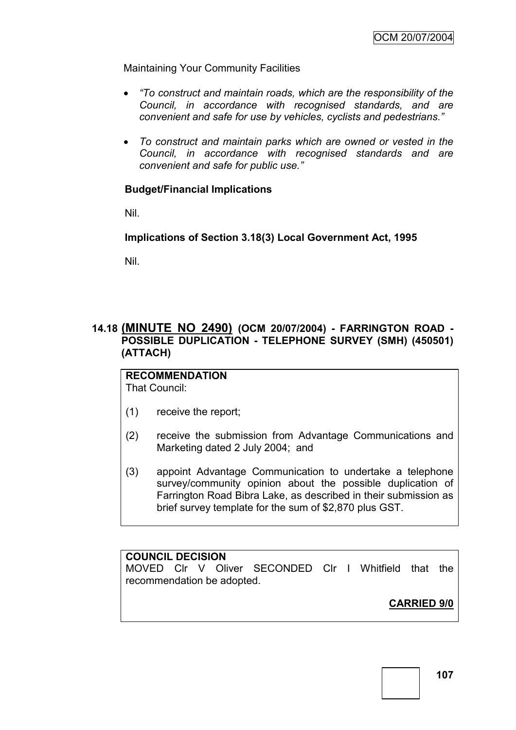Maintaining Your Community Facilities

- *"To construct and maintain roads, which are the responsibility of the Council, in accordance with recognised standards, and are convenient and safe for use by vehicles, cyclists and pedestrians."*
- *To construct and maintain parks which are owned or vested in the Council, in accordance with recognised standards and are convenient and safe for public use."*

**Budget/Financial Implications**

Nil.

**Implications of Section 3.18(3) Local Government Act, 1995**

Nil.

## 14.18 (MINUTE NO 2490) (OCM 20/07/2004) - FARRINGTON ROAD - POSSIBLE DUPLICATION - TELEPHONE SURVEY (SMH) (450501) (ATTACH)

**RECOMMENDATION**
That Council:

(1) receive the report;

(2) receive the submission from Advantage Communications and Marketing dated 2 July 2004; and

(3) appoint Advantage Communication to undertake a telephone survey/community opinion about the possible duplication of Farrington Road Bibra Lake, as described in their submission as brief survey template for the sum of $2,870 plus GST.

**COUNCIL DECISION**
MOVED Clr V Oliver SECONDED Clr I Whitfield that the recommendation be adopted.

**CARRIED 9/0**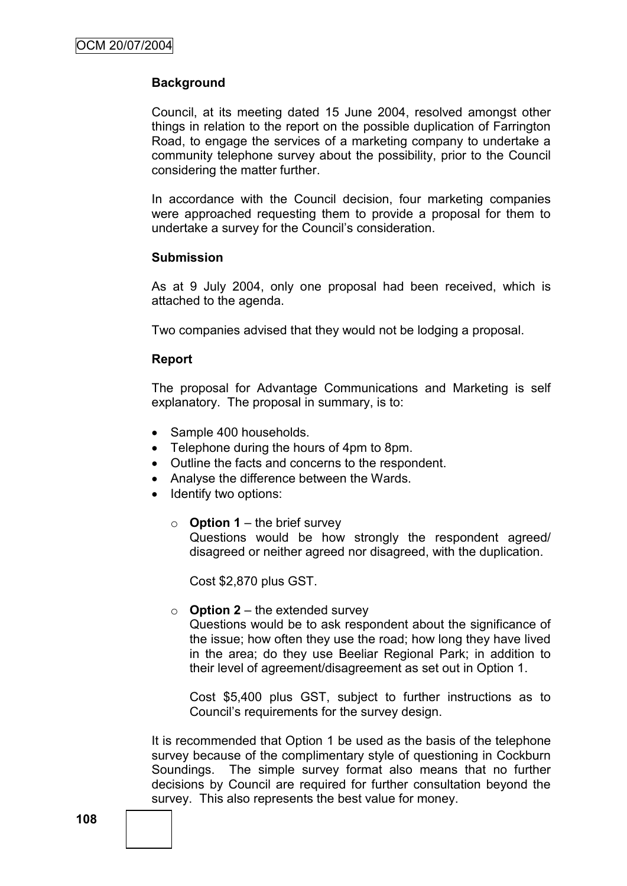**Background**

Council, at its meeting dated 15 June 2004, resolved amongst other things in relation to the report on the possible duplication of Farrington Road, to engage the services of a marketing company to undertake a community telephone survey about the possibility, prior to the Council considering the matter further.

In accordance with the Council decision, four marketing companies were approached requesting them to provide a proposal for them to undertake a survey for the Council's consideration.

**Submission**

As at 9 July 2004, only one proposal had been received, which is attached to the agenda.

Two companies advised that they would not be lodging a proposal.

**Report**

The proposal for Advantage Communications and Marketing is self explanatory. The proposal in summary, is to:

- Sample 400 households.
- Telephone during the hours of 4pm to 8pm.
- Outline the facts and concerns to the respondent.
- Analyse the difference between the Wards.
- Identify two options:
    - **Option 1** – the brief survey
      Questions would be how strongly the respondent agreed/ disagreed or neither agreed nor disagreed, with the duplication.

      Cost $2,870 plus GST.

    - **Option 2** – the extended survey
      Questions would be to ask respondent about the significance of the issue; how often they use the road; how long they have lived in the area; do they use Beeliar Regional Park; in addition to their level of agreement/disagreement as set out in Option 1.

      Cost $5,400 plus GST, subject to further instructions as to Council's requirements for the survey design.

It is recommended that Option 1 be used as the basis of the telephone survey because of the complimentary style of questioning in Cockburn Soundings. The simple survey format also means that no further decisions by Council are required for further consultation beyond the survey. This also represents the best value for money.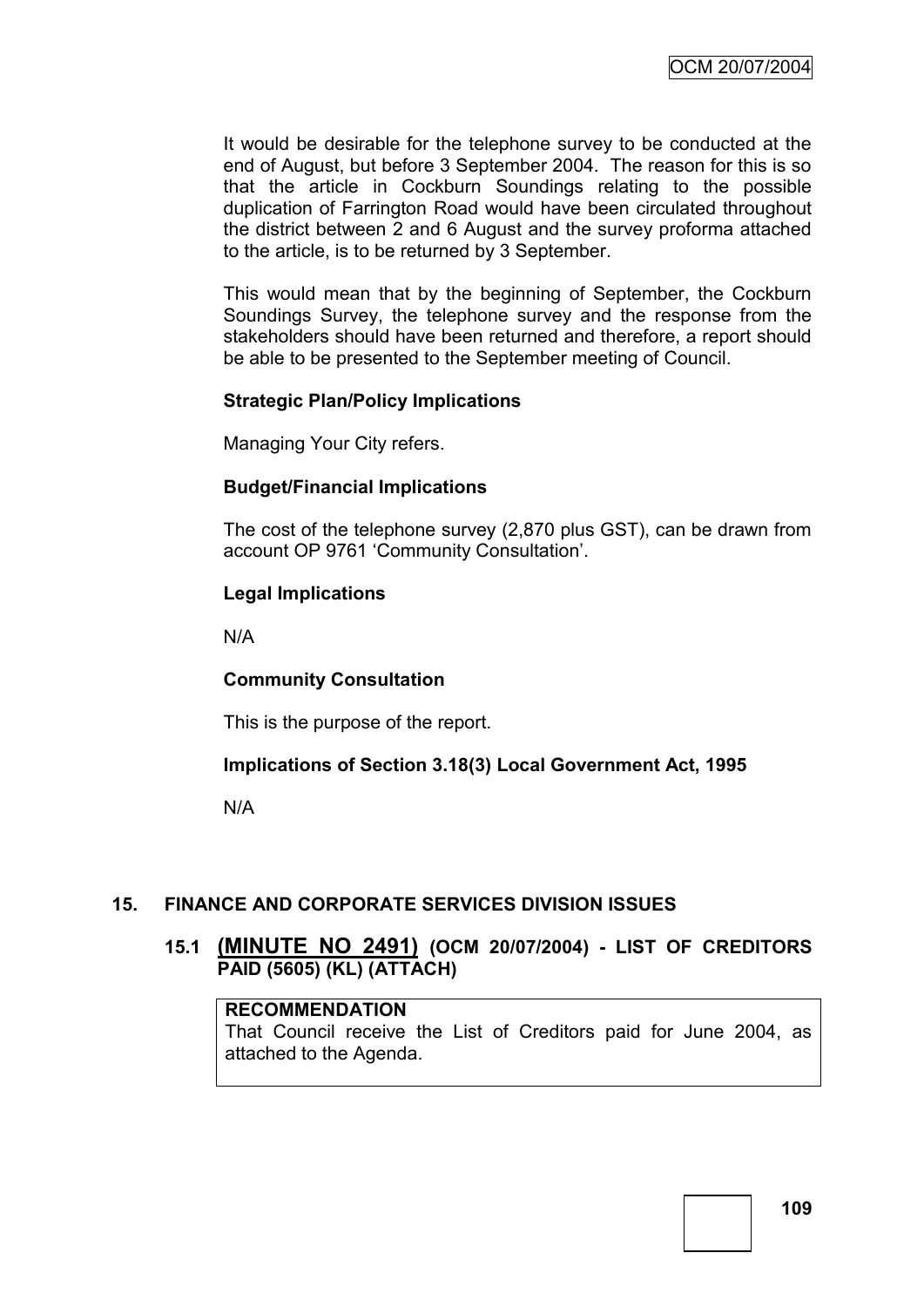It would be desirable for the telephone survey to be conducted at the end of August, but before 3 September 2004. The reason for this is so that the article in Cockburn Soundings relating to the possible duplication of Farrington Road would have been circulated throughout the district between 2 and 6 August and the survey proforma attached to the article, is to be returned by 3 September.

This would mean that by the beginning of September, the Cockburn Soundings Survey, the telephone survey and the response from the stakeholders should have been returned and therefore, a report should be able to be presented to the September meeting of Council.

**Strategic Plan/Policy Implications**

Managing Your City refers.

**Budget/Financial Implications**

The cost of the telephone survey (2,870 plus GST), can be drawn from account OP 9761 'Community Consultation'.

**Legal Implications**

N/A

**Community Consultation**

This is the purpose of the report.

**Implications of Section 3.18(3) Local Government Act, 1995**

N/A

## 15. FINANCE AND CORPORATE SERVICES DIVISION ISSUES

### 15.1 (MINUTE NO 2491) (OCM 20/07/2004) - LIST OF CREDITORS PAID (5605) (KL) (ATTACH)

**RECOMMENDATION**
That Council receive the List of Creditors paid for June 2004, as attached to the Agenda.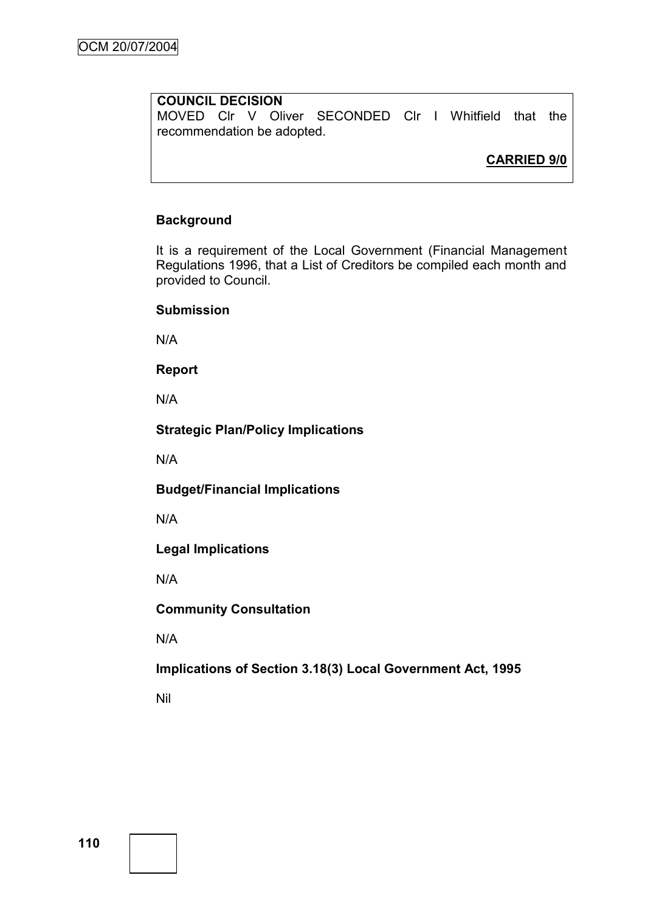**COUNCIL DECISION**

MOVED Clr V Oliver SECONDED Clr I Whitfield that the recommendation be adopted.

**CARRIED 9/0**

**Background**

It is a requirement of the Local Government (Financial Management Regulations 1996, that a List of Creditors be compiled each month and provided to Council.

**Submission**

N/A

**Report**

N/A

**Strategic Plan/Policy Implications**

N/A

**Budget/Financial Implications**

N/A

**Legal Implications**

N/A

**Community Consultation**

N/A

**Implications of Section 3.18(3) Local Government Act, 1995**

Nil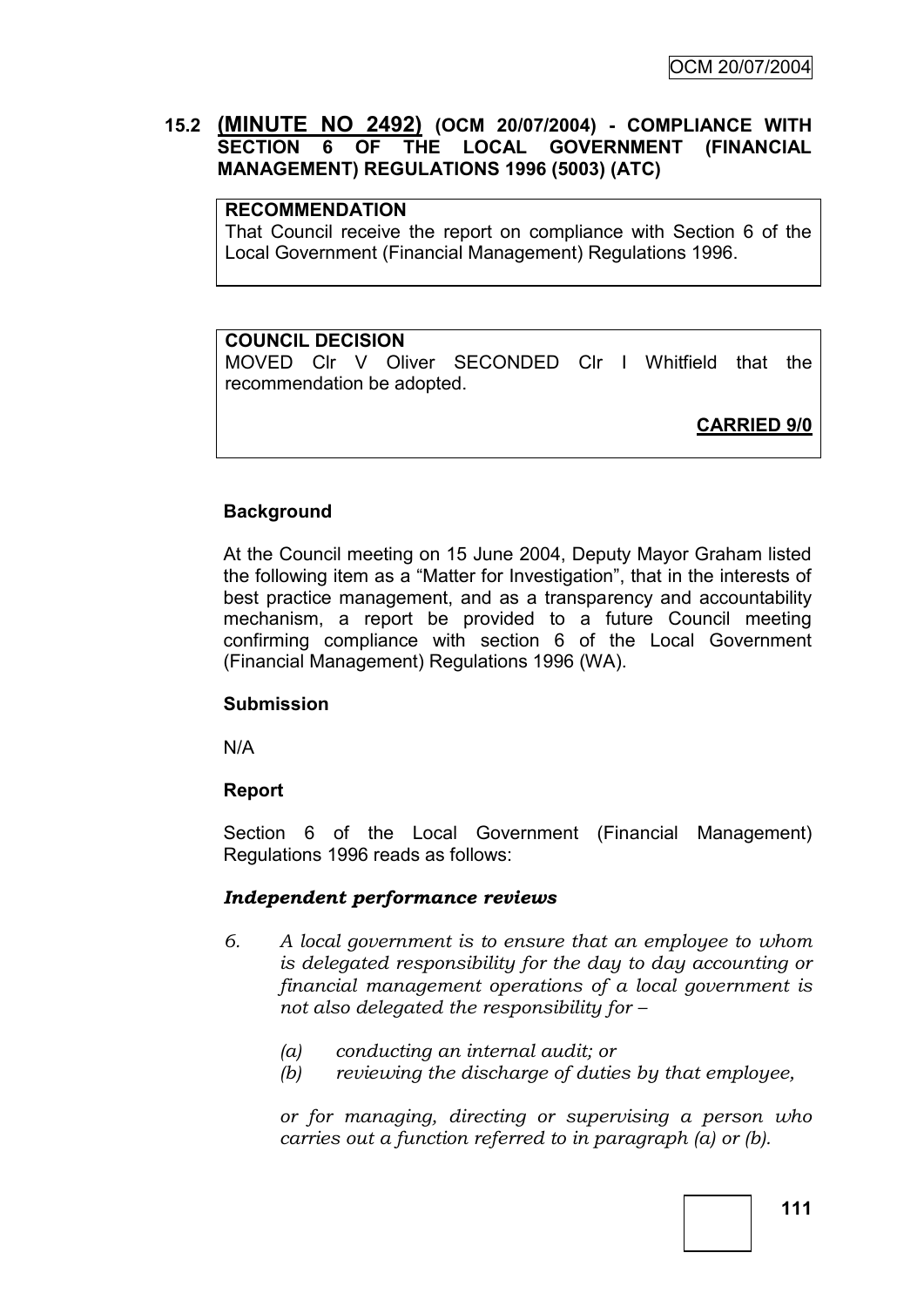## 15.2 (MINUTE NO 2492) (OCM 20/07/2004) - COMPLIANCE WITH SECTION 6 OF THE LOCAL GOVERNMENT (FINANCIAL MANAGEMENT) REGULATIONS 1996 (5003) (ATC)

**RECOMMENDATION**

That Council receive the report on compliance with Section 6 of the Local Government (Financial Management) Regulations 1996.

**COUNCIL DECISION**

MOVED Clr V Oliver SECONDED Clr I Whitfield that the recommendation be adopted.

**CARRIED 9/0**

### Background

At the Council meeting on 15 June 2004, Deputy Mayor Graham listed the following item as a "Matter for Investigation", that in the interests of best practice management, and as a transparency and accountability mechanism, a report be provided to a future Council meeting confirming compliance with section 6 of the Local Government (Financial Management) Regulations 1996 (WA).

### Submission

N/A

### Report

Section 6 of the Local Government (Financial Management) Regulations 1996 reads as follows:

***Independent performance reviews***

*6. A local government is to ensure that an employee to whom is delegated responsibility for the day to day accounting or financial management operations of a local government is not also delegated the responsibility for –*

*(a) conducting an internal audit; or*

*(b) reviewing the discharge of duties by that employee,*

*or for managing, directing or supervising a person who carries out a function referred to in paragraph (a) or (b).*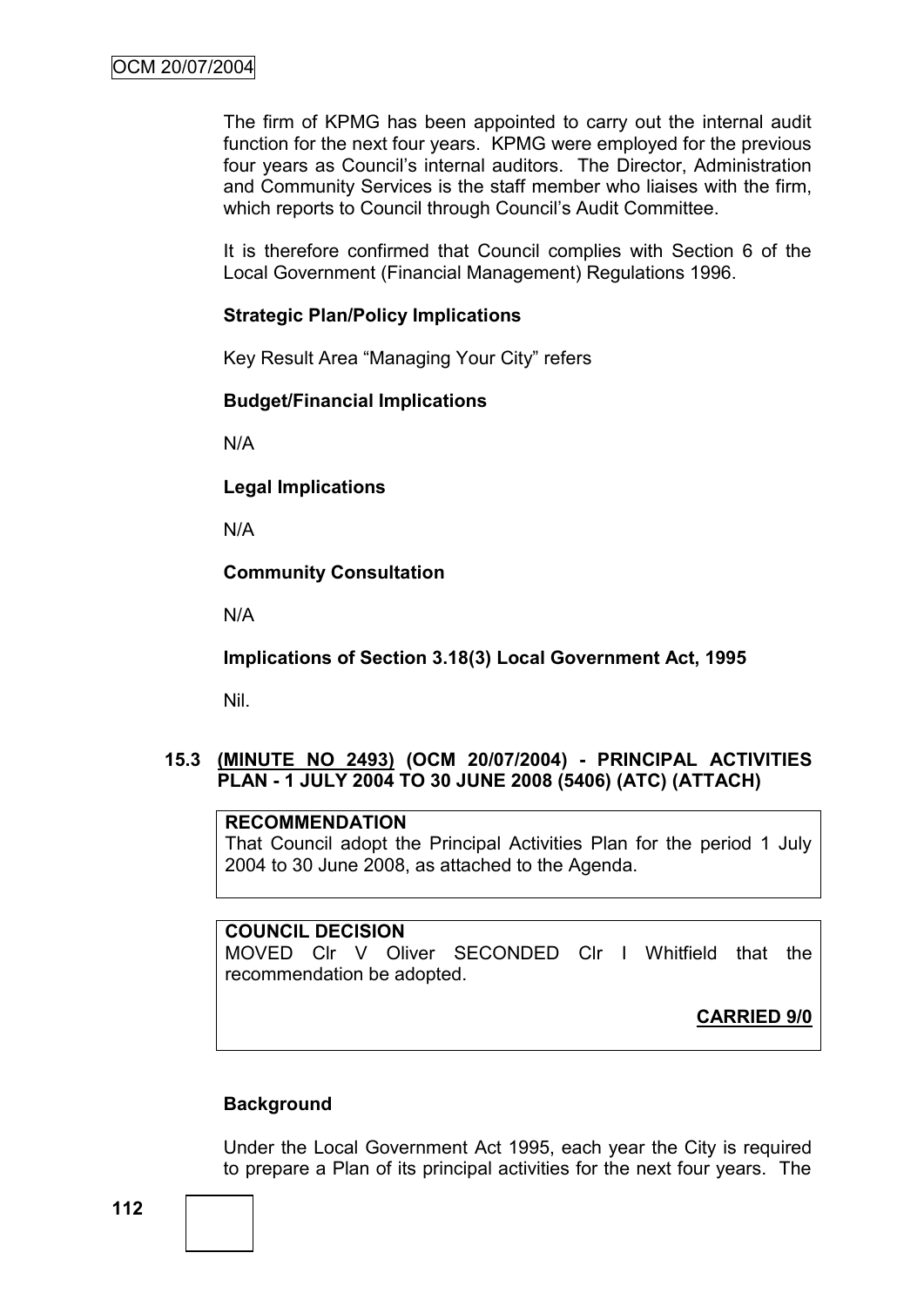The firm of KPMG has been appointed to carry out the internal audit function for the next four years. KPMG were employed for the previous four years as Council's internal auditors. The Director, Administration and Community Services is the staff member who liaises with the firm, which reports to Council through Council's Audit Committee.

It is therefore confirmed that Council complies with Section 6 of the Local Government (Financial Management) Regulations 1996.

**Strategic Plan/Policy Implications**

Key Result Area "Managing Your City" refers

**Budget/Financial Implications**

N/A

**Legal Implications**

N/A

**Community Consultation**

N/A

**Implications of Section 3.18(3) Local Government Act, 1995**

Nil.

### 15.3 (MINUTE NO 2493) (OCM 20/07/2004) - PRINCIPAL ACTIVITIES PLAN - 1 JULY 2004 TO 30 JUNE 2008 (5406) (ATC) (ATTACH)

**RECOMMENDATION**

That Council adopt the Principal Activities Plan for the period 1 July 2004 to 30 June 2008, as attached to the Agenda.

**COUNCIL DECISION**

MOVED Clr V Oliver SECONDED Clr I Whitfield that the recommendation be adopted.

**CARRIED 9/0**

**Background**

Under the Local Government Act 1995, each year the City is required to prepare a Plan of its principal activities for the next four years. The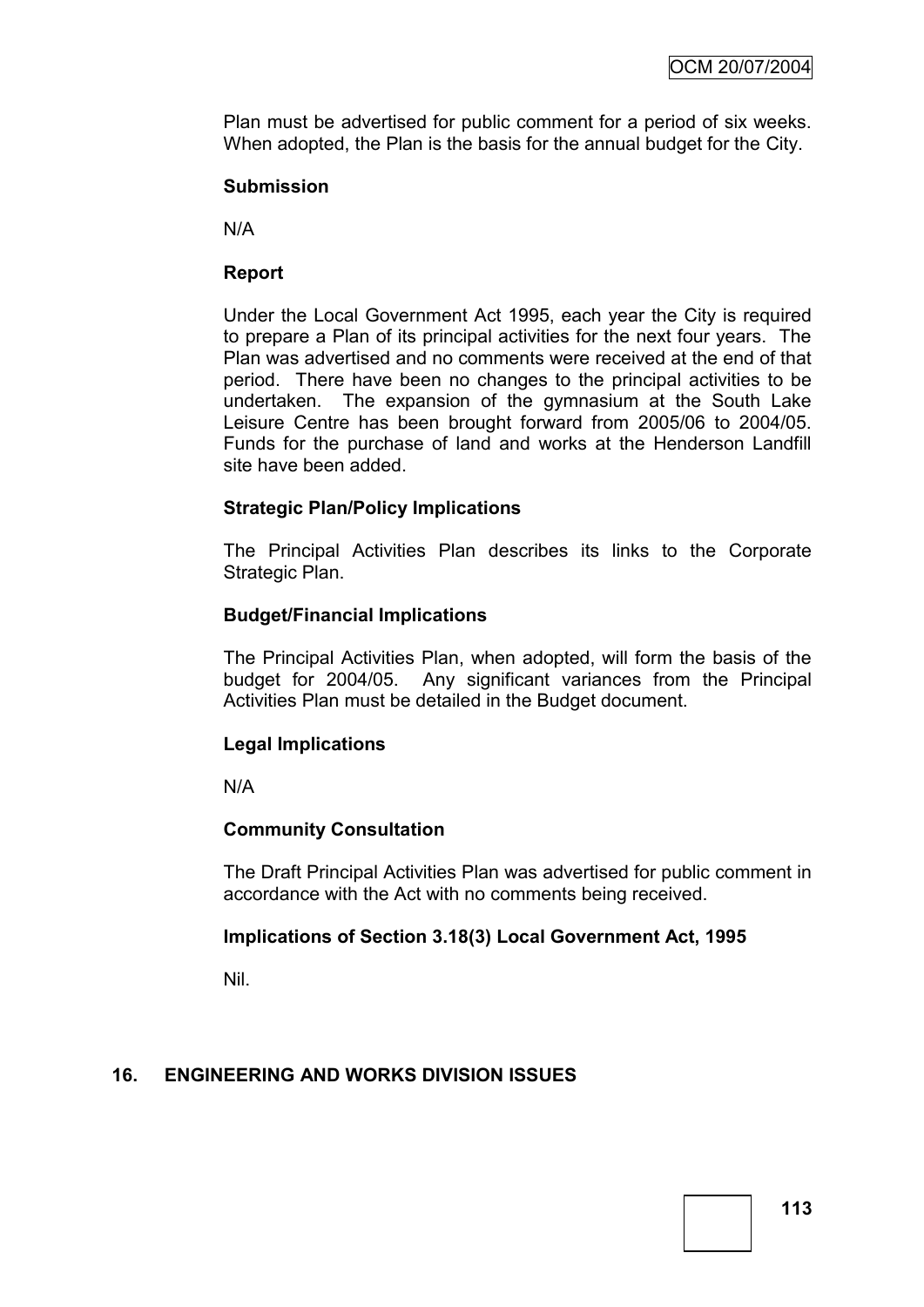Plan must be advertised for public comment for a period of six weeks. When adopted, the Plan is the basis for the annual budget for the City.

**Submission**

N/A

**Report**

Under the Local Government Act 1995, each year the City is required to prepare a Plan of its principal activities for the next four years. The Plan was advertised and no comments were received at the end of that period. There have been no changes to the principal activities to be undertaken. The expansion of the gymnasium at the South Lake Leisure Centre has been brought forward from 2005/06 to 2004/05. Funds for the purchase of land and works at the Henderson Landfill site have been added.

**Strategic Plan/Policy Implications**

The Principal Activities Plan describes its links to the Corporate Strategic Plan.

**Budget/Financial Implications**

The Principal Activities Plan, when adopted, will form the basis of the budget for 2004/05. Any significant variances from the Principal Activities Plan must be detailed in the Budget document.

**Legal Implications**

N/A

**Community Consultation**

The Draft Principal Activities Plan was advertised for public comment in accordance with the Act with no comments being received.

**Implications of Section 3.18(3) Local Government Act, 1995**

Nil.

## 16. ENGINEERING AND WORKS DIVISION ISSUES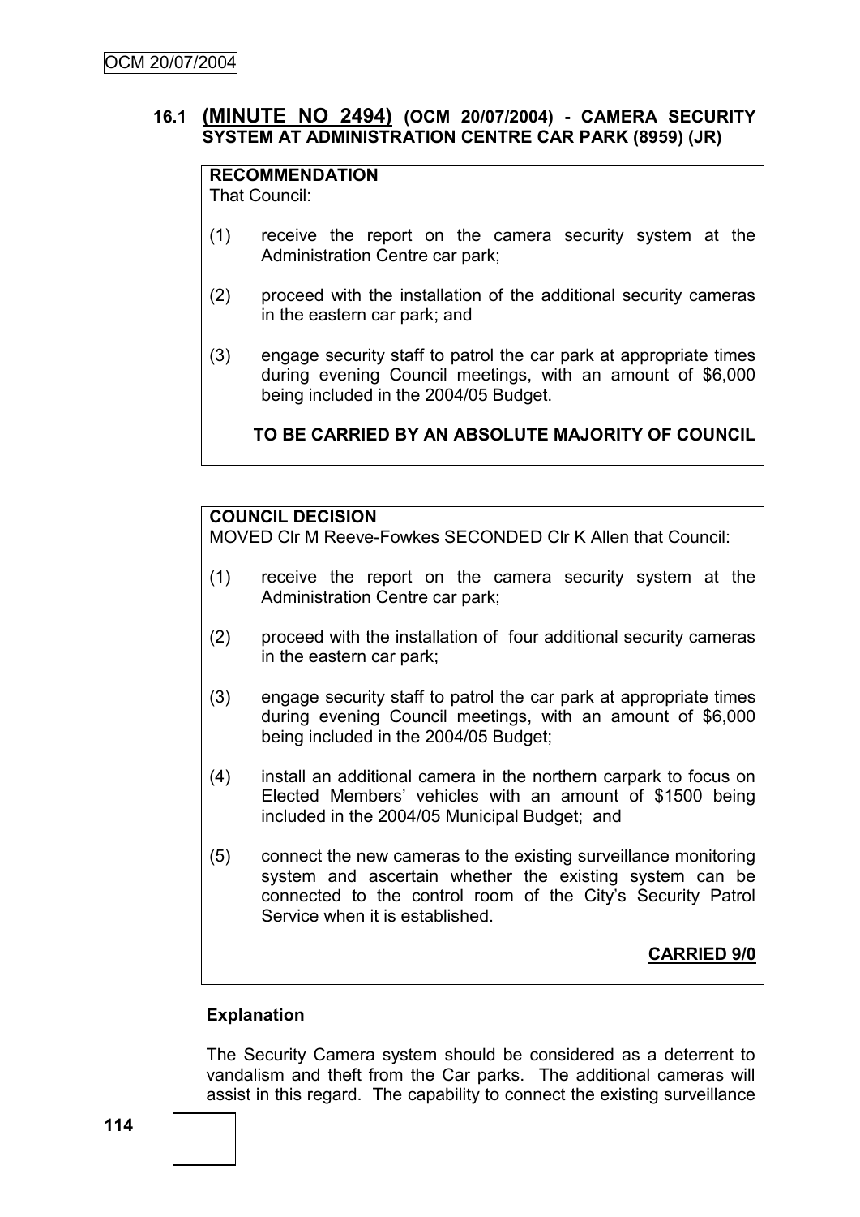### 16.1 **(MINUTE NO 2494)** (OCM 20/07/2004) - CAMERA SECURITY SYSTEM AT ADMINISTRATION CENTRE CAR PARK (8959) (JR)

**RECOMMENDATION**
That Council:

(1) receive the report on the camera security system at the Administration Centre car park;

(2) proceed with the installation of the additional security cameras in the eastern car park; and

(3) engage security staff to patrol the car park at appropriate times during evening Council meetings, with an amount of $6,000 being included in the 2004/05 Budget.

**TO BE CARRIED BY AN ABSOLUTE MAJORITY OF COUNCIL**

**COUNCIL DECISION**
MOVED Clr M Reeve-Fowkes SECONDED Clr K Allen that Council:

(1) receive the report on the camera security system at the Administration Centre car park;

(2) proceed with the installation of four additional security cameras in the eastern car park;

(3) engage security staff to patrol the car park at appropriate times during evening Council meetings, with an amount of $6,000 being included in the 2004/05 Budget;

(4) install an additional camera in the northern carpark to focus on Elected Members' vehicles with an amount of $1500 being included in the 2004/05 Municipal Budget; and

(5) connect the new cameras to the existing surveillance monitoring system and ascertain whether the existing system can be connected to the control room of the City's Security Patrol Service when it is established.

**CARRIED 9/0**

**Explanation**

The Security Camera system should be considered as a deterrent to vandalism and theft from the Car parks. The additional cameras will assist in this regard. The capability to connect the existing surveillance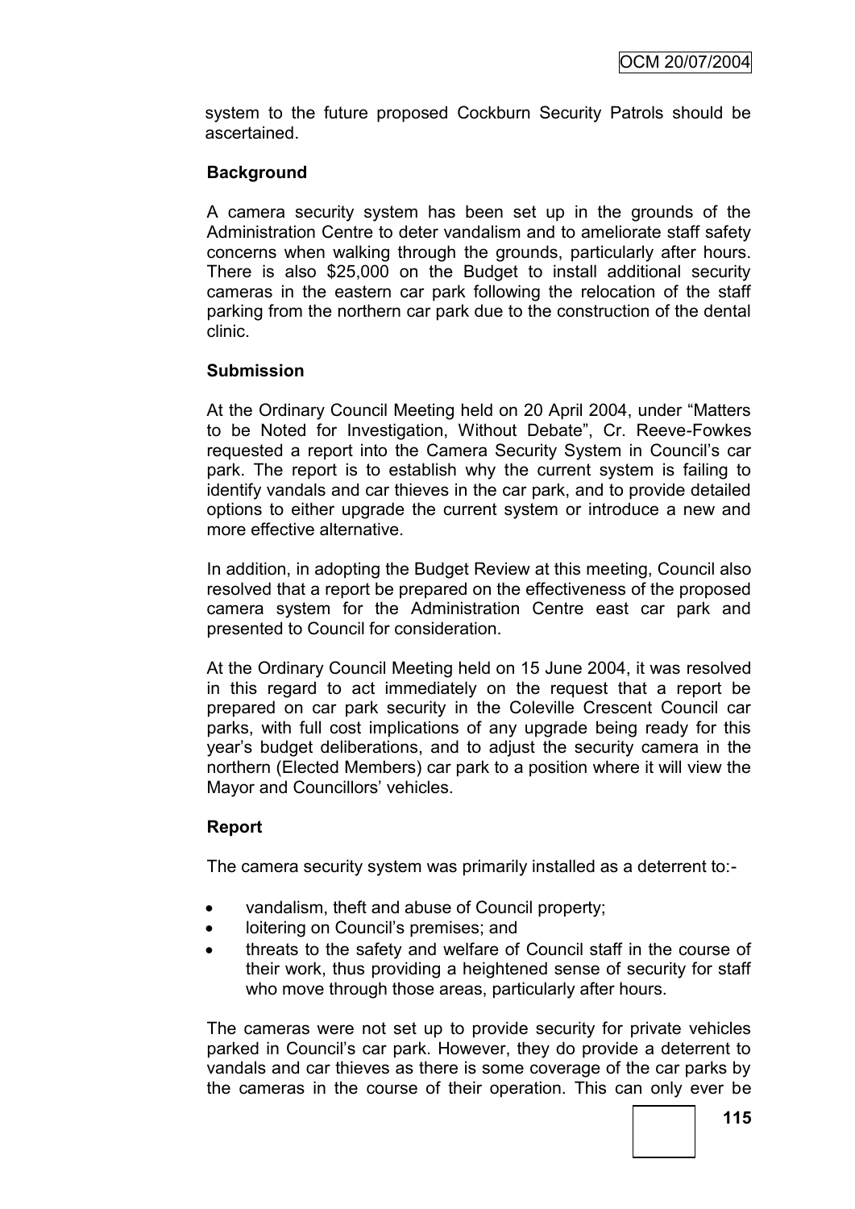system to the future proposed Cockburn Security Patrols should be ascertained.

**Background**

A camera security system has been set up in the grounds of the Administration Centre to deter vandalism and to ameliorate staff safety concerns when walking through the grounds, particularly after hours. There is also $25,000 on the Budget to install additional security cameras in the eastern car park following the relocation of the staff parking from the northern car park due to the construction of the dental clinic.

**Submission**

At the Ordinary Council Meeting held on 20 April 2004, under "Matters to be Noted for Investigation, Without Debate", Cr. Reeve-Fowkes requested a report into the Camera Security System in Council's car park. The report is to establish why the current system is failing to identify vandals and car thieves in the car park, and to provide detailed options to either upgrade the current system or introduce a new and more effective alternative.

In addition, in adopting the Budget Review at this meeting, Council also resolved that a report be prepared on the effectiveness of the proposed camera system for the Administration Centre east car park and presented to Council for consideration.

At the Ordinary Council Meeting held on 15 June 2004, it was resolved in this regard to act immediately on the request that a report be prepared on car park security in the Coleville Crescent Council car parks, with full cost implications of any upgrade being ready for this year's budget deliberations, and to adjust the security camera in the northern (Elected Members) car park to a position where it will view the Mayor and Councillors' vehicles.

**Report**

The camera security system was primarily installed as a deterrent to:-

- vandalism, theft and abuse of Council property;
- loitering on Council's premises; and
- threats to the safety and welfare of Council staff in the course of their work, thus providing a heightened sense of security for staff who move through those areas, particularly after hours.

The cameras were not set up to provide security for private vehicles parked in Council's car park. However, they do provide a deterrent to vandals and car thieves as there is some coverage of the car parks by the cameras in the course of their operation. This can only ever be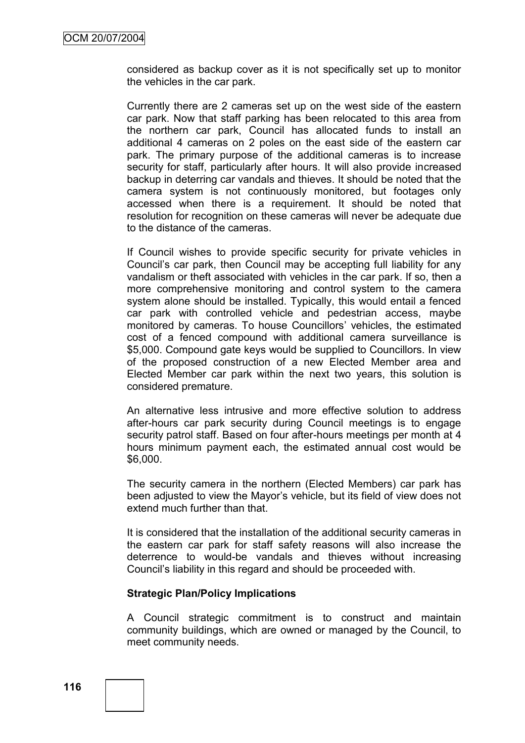considered as backup cover as it is not specifically set up to monitor the vehicles in the car park.

Currently there are 2 cameras set up on the west side of the eastern car park. Now that staff parking has been relocated to this area from the northern car park, Council has allocated funds to install an additional 4 cameras on 2 poles on the east side of the eastern car park. The primary purpose of the additional cameras is to increase security for staff, particularly after hours. It will also provide increased backup in deterring car vandals and thieves. It should be noted that the camera system is not continuously monitored, but footages only accessed when there is a requirement. It should be noted that resolution for recognition on these cameras will never be adequate due to the distance of the cameras.

If Council wishes to provide specific security for private vehicles in Council's car park, then Council may be accepting full liability for any vandalism or theft associated with vehicles in the car park. If so, then a more comprehensive monitoring and control system to the camera system alone should be installed. Typically, this would entail a fenced car park with controlled vehicle and pedestrian access, maybe monitored by cameras. To house Councillors' vehicles, the estimated cost of a fenced compound with additional camera surveillance is $5,000. Compound gate keys would be supplied to Councillors. In view of the proposed construction of a new Elected Member area and Elected Member car park within the next two years, this solution is considered premature.

An alternative less intrusive and more effective solution to address after-hours car park security during Council meetings is to engage security patrol staff. Based on four after-hours meetings per month at 4 hours minimum payment each, the estimated annual cost would be $6,000.

The security camera in the northern (Elected Members) car park has been adjusted to view the Mayor's vehicle, but its field of view does not extend much further than that.

It is considered that the installation of the additional security cameras in the eastern car park for staff safety reasons will also increase the deterrence to would-be vandals and thieves without increasing Council's liability in this regard and should be proceeded with.

**Strategic Plan/Policy Implications**

A Council strategic commitment is to construct and maintain community buildings, which are owned or managed by the Council, to meet community needs.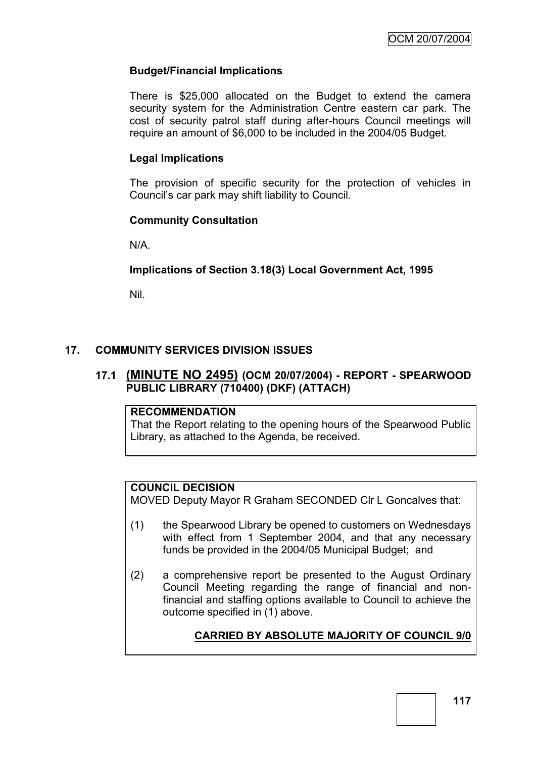**Budget/Financial Implications**

There is $25,000 allocated on the Budget to extend the camera security system for the Administration Centre eastern car park. The cost of security patrol staff during after-hours Council meetings will require an amount of $6,000 to be included in the 2004/05 Budget.

**Legal Implications**

The provision of specific security for the protection of vehicles in Council's car park may shift liability to Council.

**Community Consultation**

N/A.

**Implications of Section 3.18(3) Local Government Act, 1995**

Nil.

## 17. COMMUNITY SERVICES DIVISION ISSUES

### 17.1 (MINUTE NO 2495) (OCM 20/07/2004) - REPORT - SPEARWOOD PUBLIC LIBRARY (710400) (DKF) (ATTACH)

**RECOMMENDATION**
That the Report relating to the opening hours of the Spearwood Public Library, as attached to the Agenda, be received.

**COUNCIL DECISION**
MOVED Deputy Mayor R Graham SECONDED Clr L Goncalves that:

(1) the Spearwood Library be opened to customers on Wednesdays with effect from 1 September 2004, and that any necessary funds be provided in the 2004/05 Municipal Budget; and

(2) a comprehensive report be presented to the August Ordinary Council Meeting regarding the range of financial and non-financial and staffing options available to Council to achieve the outcome specified in (1) above.

**CARRIED BY ABSOLUTE MAJORITY OF COUNCIL 9/0**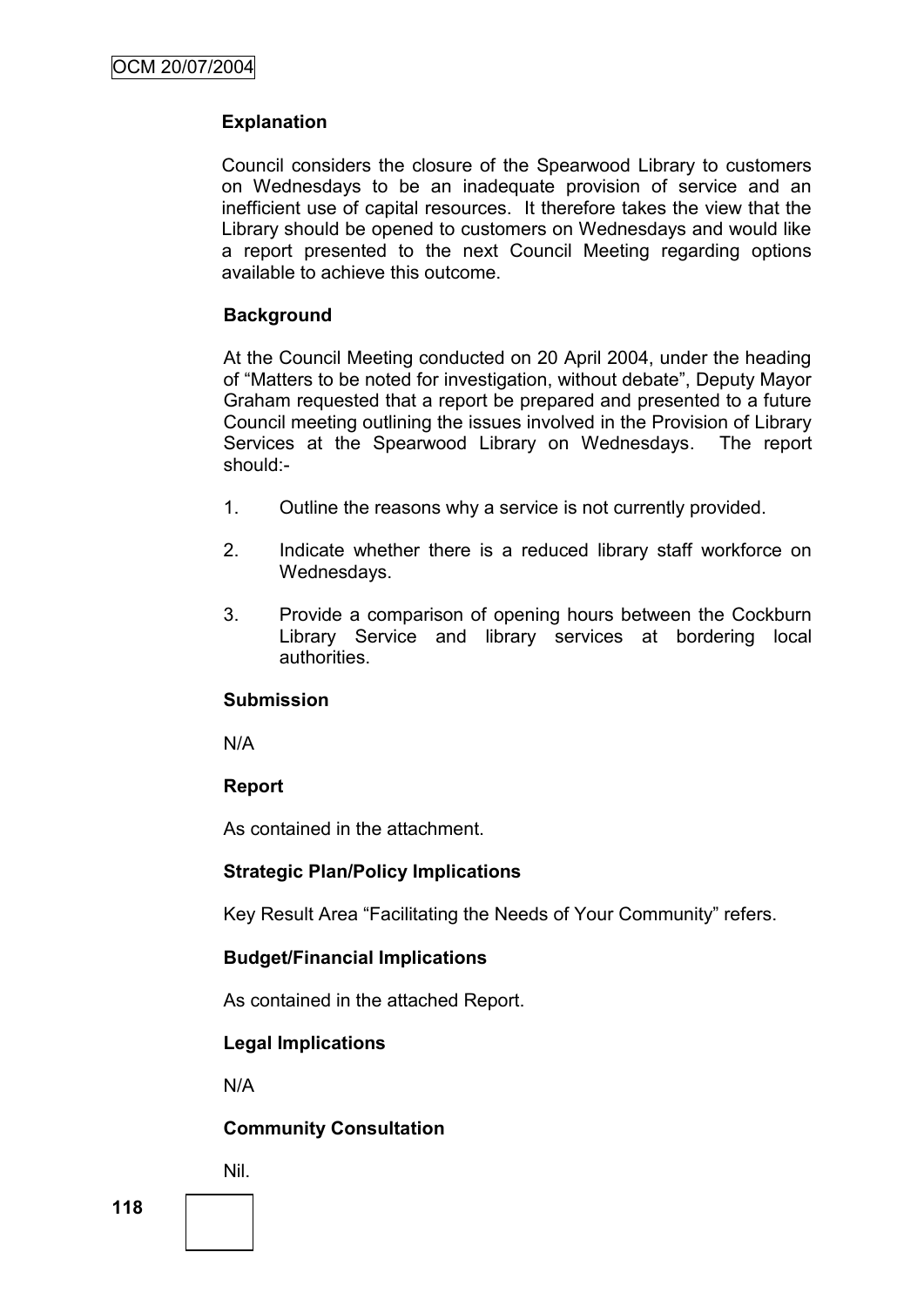**Explanation**

Council considers the closure of the Spearwood Library to customers on Wednesdays to be an inadequate provision of service and an inefficient use of capital resources. It therefore takes the view that the Library should be opened to customers on Wednesdays and would like a report presented to the next Council Meeting regarding options available to achieve this outcome.

**Background**

At the Council Meeting conducted on 20 April 2004, under the heading of "Matters to be noted for investigation, without debate", Deputy Mayor Graham requested that a report be prepared and presented to a future Council meeting outlining the issues involved in the Provision of Library Services at the Spearwood Library on Wednesdays. The report should:-

1. Outline the reasons why a service is not currently provided.
2. Indicate whether there is a reduced library staff workforce on Wednesdays.
3. Provide a comparison of opening hours between the Cockburn Library Service and library services at bordering local authorities.

**Submission**

N/A

**Report**

As contained in the attachment.

**Strategic Plan/Policy Implications**

Key Result Area "Facilitating the Needs of Your Community" refers.

**Budget/Financial Implications**

As contained in the attached Report.

**Legal Implications**

N/A

**Community Consultation**

Nil.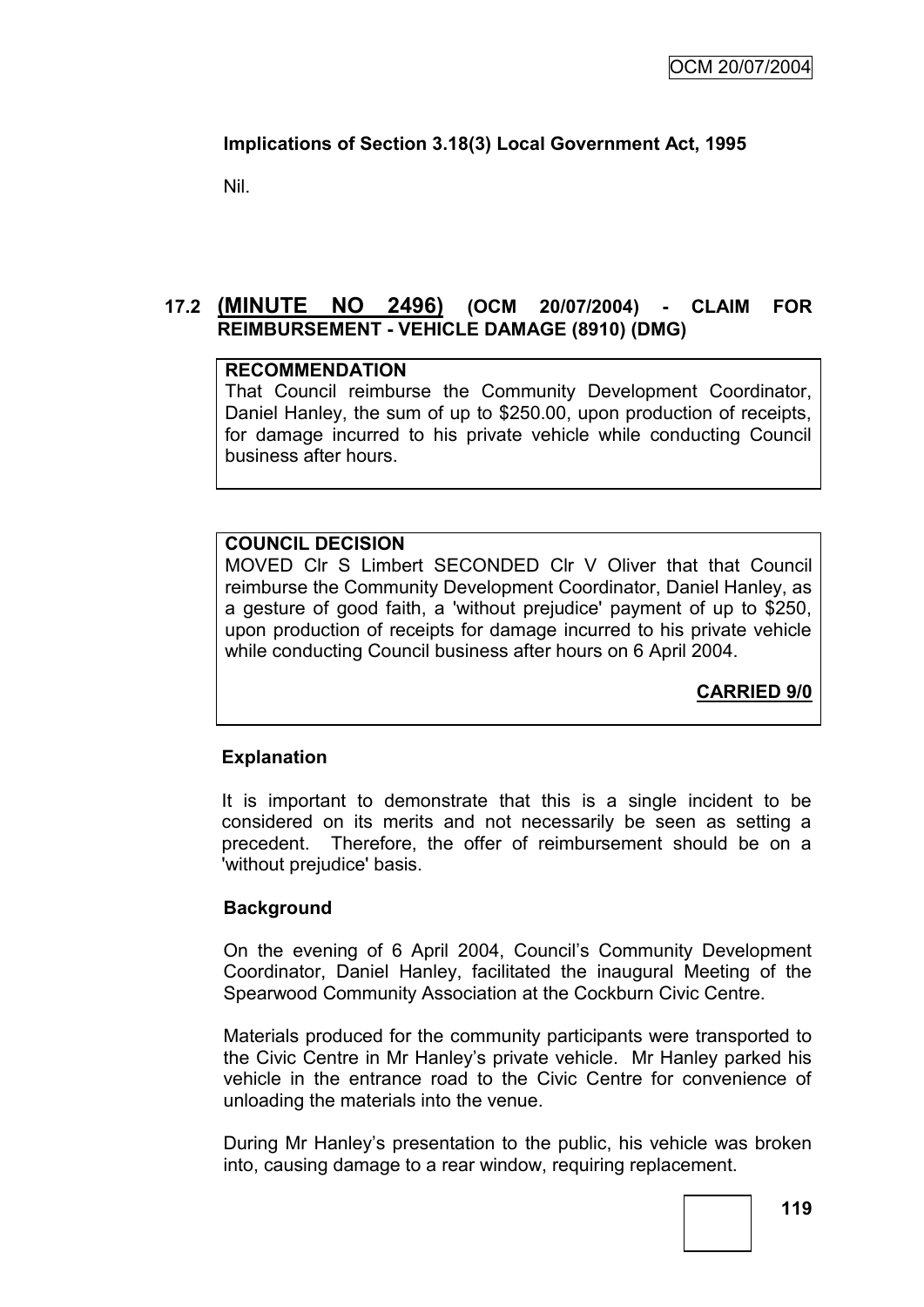**Implications of Section 3.18(3) Local Government Act, 1995**

Nil.

## 17.2 (MINUTE NO 2496) (OCM 20/07/2004) - CLAIM FOR REIMBURSEMENT - VEHICLE DAMAGE (8910) (DMG)

**RECOMMENDATION**

That Council reimburse the Community Development Coordinator, Daniel Hanley, the sum of up to $250.00, upon production of receipts, for damage incurred to his private vehicle while conducting Council business after hours.

**COUNCIL DECISION**

MOVED Clr S Limbert SECONDED Clr V Oliver that that Council reimburse the Community Development Coordinator, Daniel Hanley, as a gesture of good faith, a 'without prejudice' payment of up to $250, upon production of receipts for damage incurred to his private vehicle while conducting Council business after hours on 6 April 2004.

**CARRIED 9/0**

**Explanation**

It is important to demonstrate that this is a single incident to be considered on its merits and not necessarily be seen as setting a precedent. Therefore, the offer of reimbursement should be on a 'without prejudice' basis.

**Background**

On the evening of 6 April 2004, Council's Community Development Coordinator, Daniel Hanley, facilitated the inaugural Meeting of the Spearwood Community Association at the Cockburn Civic Centre.

Materials produced for the community participants were transported to the Civic Centre in Mr Hanley's private vehicle. Mr Hanley parked his vehicle in the entrance road to the Civic Centre for convenience of unloading the materials into the venue.

During Mr Hanley's presentation to the public, his vehicle was broken into, causing damage to a rear window, requiring replacement.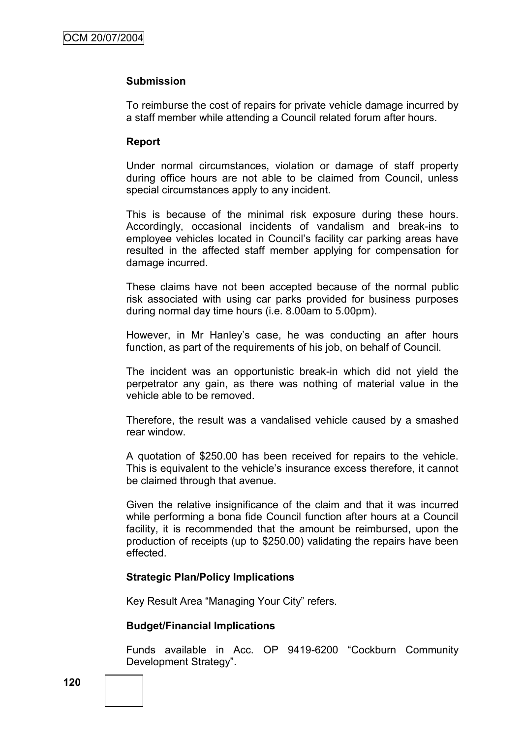**Submission**

To reimburse the cost of repairs for private vehicle damage incurred by a staff member while attending a Council related forum after hours.

**Report**

Under normal circumstances, violation or damage of staff property during office hours are not able to be claimed from Council, unless special circumstances apply to any incident.

This is because of the minimal risk exposure during these hours. Accordingly, occasional incidents of vandalism and break-ins to employee vehicles located in Council's facility car parking areas have resulted in the affected staff member applying for compensation for damage incurred.

These claims have not been accepted because of the normal public risk associated with using car parks provided for business purposes during normal day time hours (i.e. 8.00am to 5.00pm).

However, in Mr Hanley's case, he was conducting an after hours function, as part of the requirements of his job, on behalf of Council.

The incident was an opportunistic break-in which did not yield the perpetrator any gain, as there was nothing of material value in the vehicle able to be removed.

Therefore, the result was a vandalised vehicle caused by a smashed rear window.

A quotation of $250.00 has been received for repairs to the vehicle. This is equivalent to the vehicle's insurance excess therefore, it cannot be claimed through that avenue.

Given the relative insignificance of the claim and that it was incurred while performing a bona fide Council function after hours at a Council facility, it is recommended that the amount be reimbursed, upon the production of receipts (up to $250.00) validating the repairs have been effected.

**Strategic Plan/Policy Implications**

Key Result Area "Managing Your City" refers.

**Budget/Financial Implications**

Funds available in Acc. OP 9419-6200 "Cockburn Community Development Strategy".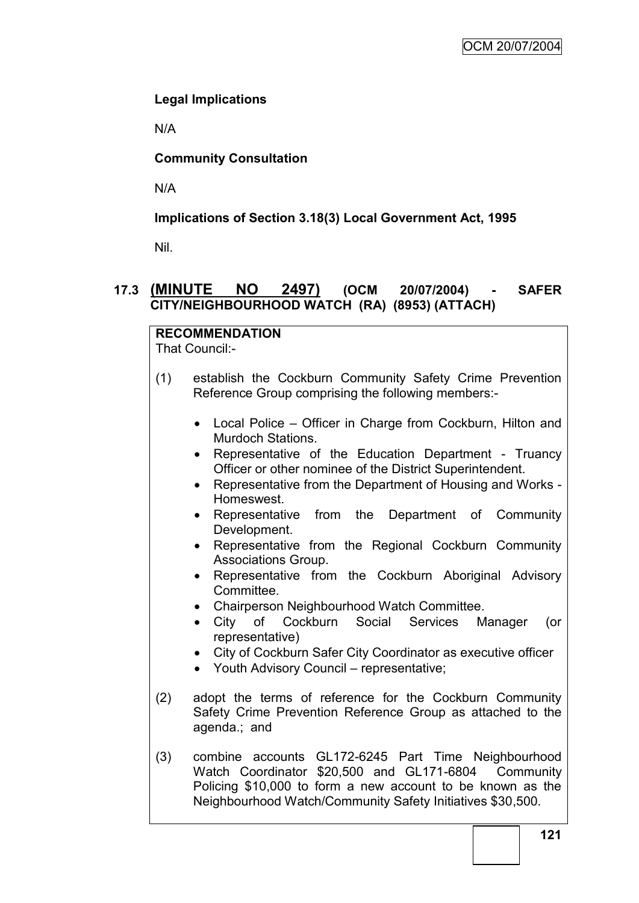**Legal Implications**

N/A

**Community Consultation**

N/A

**Implications of Section 3.18(3) Local Government Act, 1995**

Nil.

### 17.3 (MINUTE NO 2497) (OCM 20/07/2004) - SAFER CITY/NEIGHBOURHOOD WATCH (RA) (8953) (ATTACH)

**RECOMMENDATION**

That Council:-

(1) establish the Cockburn Community Safety Crime Prevention Reference Group comprising the following members:-

- Local Police – Officer in Charge from Cockburn, Hilton and Murdoch Stations.
- Representative of the Education Department - Truancy Officer or other nominee of the District Superintendent.
- Representative from the Department of Housing and Works - Homeswest.
- Representative from the Department of Community Development.
- Representative from the Regional Cockburn Community Associations Group.
- Representative from the Cockburn Aboriginal Advisory Committee.
- Chairperson Neighbourhood Watch Committee.
- City of Cockburn Social Services Manager (or representative)
- City of Cockburn Safer City Coordinator as executive officer
- Youth Advisory Council – representative;

(2) adopt the terms of reference for the Cockburn Community Safety Crime Prevention Reference Group as attached to the agenda.; and

(3) combine accounts GL172-6245 Part Time Neighbourhood Watch Coordinator $20,500 and GL171-6804 Community Policing $10,000 to form a new account to be known as the Neighbourhood Watch/Community Safety Initiatives $30,500.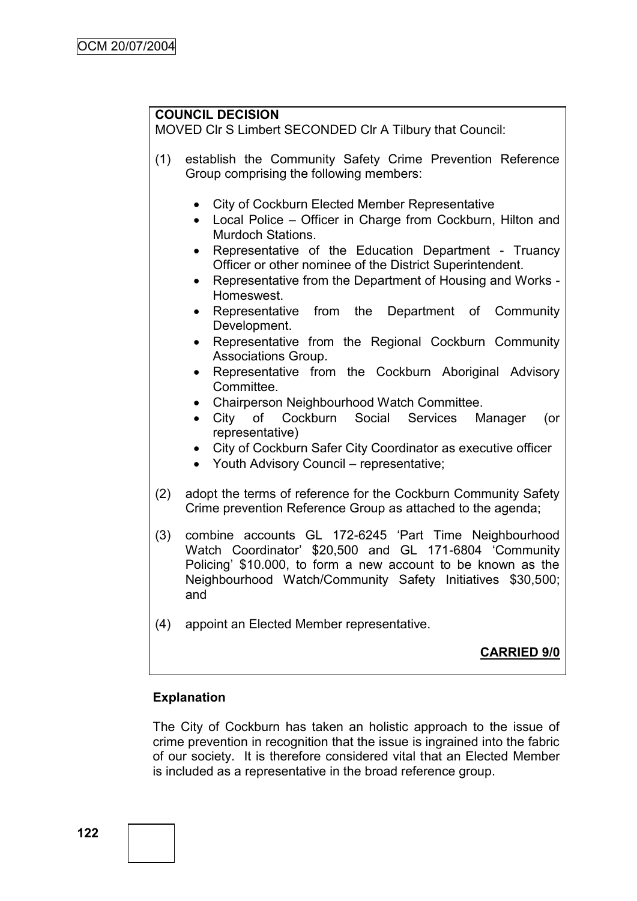**COUNCIL DECISION**

MOVED Clr S Limbert SECONDED Clr A Tilbury that Council:

(1) establish the Community Safety Crime Prevention Reference Group comprising the following members:

- City of Cockburn Elected Member Representative
- Local Police – Officer in Charge from Cockburn, Hilton and Murdoch Stations.
- Representative of the Education Department - Truancy Officer or other nominee of the District Superintendent.
- Representative from the Department of Housing and Works - Homeswest.
- Representative from the Department of Community Development.
- Representative from the Regional Cockburn Community Associations Group.
- Representative from the Cockburn Aboriginal Advisory Committee.
- Chairperson Neighbourhood Watch Committee.
- City of Cockburn Social Services Manager (or representative)
- City of Cockburn Safer City Coordinator as executive officer
- Youth Advisory Council – representative;

(2) adopt the terms of reference for the Cockburn Community Safety Crime prevention Reference Group as attached to the agenda;

(3) combine accounts GL 172-6245 'Part Time Neighbourhood Watch Coordinator' $20,500 and GL 171-6804 'Community Policing' $10.000, to form a new account to be known as the Neighbourhood Watch/Community Safety Initiatives $30,500; and

(4) appoint an Elected Member representative.

**CARRIED 9/0**

**Explanation**

The City of Cockburn has taken an holistic approach to the issue of crime prevention in recognition that the issue is ingrained into the fabric of our society. It is therefore considered vital that an Elected Member is included as a representative in the broad reference group.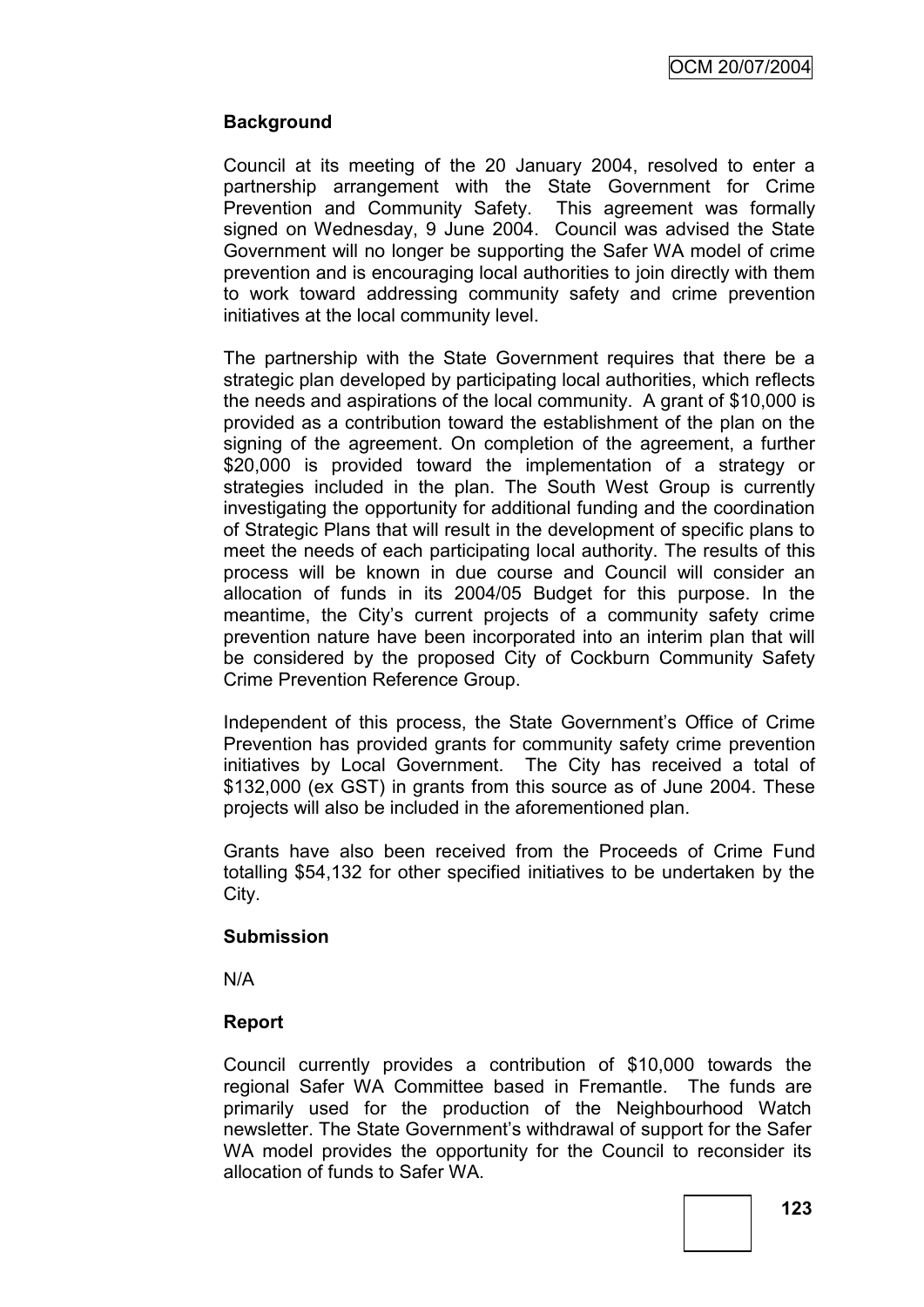**Background**

Council at its meeting of the 20 January 2004, resolved to enter a partnership arrangement with the State Government for Crime Prevention and Community Safety. This agreement was formally signed on Wednesday, 9 June 2004. Council was advised the State Government will no longer be supporting the Safer WA model of crime prevention and is encouraging local authorities to join directly with them to work toward addressing community safety and crime prevention initiatives at the local community level.

The partnership with the State Government requires that there be a strategic plan developed by participating local authorities, which reflects the needs and aspirations of the local community. A grant of $10,000 is provided as a contribution toward the establishment of the plan on the signing of the agreement. On completion of the agreement, a further $20,000 is provided toward the implementation of a strategy or strategies included in the plan. The South West Group is currently investigating the opportunity for additional funding and the coordination of Strategic Plans that will result in the development of specific plans to meet the needs of each participating local authority. The results of this process will be known in due course and Council will consider an allocation of funds in its 2004/05 Budget for this purpose. In the meantime, the City's current projects of a community safety crime prevention nature have been incorporated into an interim plan that will be considered by the proposed City of Cockburn Community Safety Crime Prevention Reference Group.

Independent of this process, the State Government's Office of Crime Prevention has provided grants for community safety crime prevention initiatives by Local Government. The City has received a total of $132,000 (ex GST) in grants from this source as of June 2004. These projects will also be included in the aforementioned plan.

Grants have also been received from the Proceeds of Crime Fund totalling $54,132 for other specified initiatives to be undertaken by the City.

**Submission**

N/A

**Report**

Council currently provides a contribution of $10,000 towards the regional Safer WA Committee based in Fremantle. The funds are primarily used for the production of the Neighbourhood Watch newsletter. The State Government's withdrawal of support for the Safer WA model provides the opportunity for the Council to reconsider its allocation of funds to Safer WA.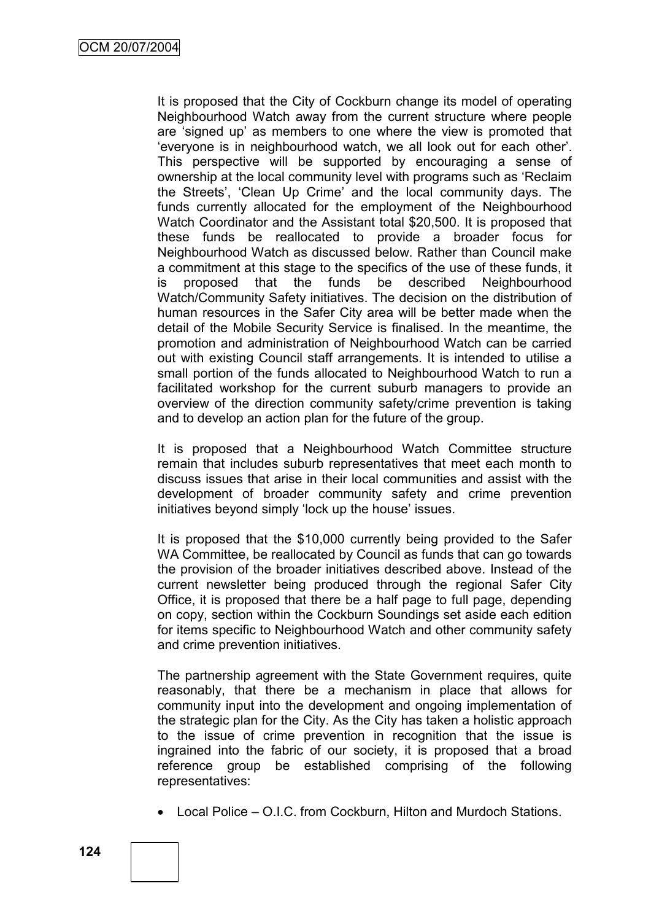It is proposed that the City of Cockburn change its model of operating Neighbourhood Watch away from the current structure where people are 'signed up' as members to one where the view is promoted that 'everyone is in neighbourhood watch, we all look out for each other'. This perspective will be supported by encouraging a sense of ownership at the local community level with programs such as 'Reclaim the Streets', 'Clean Up Crime' and the local community days. The funds currently allocated for the employment of the Neighbourhood Watch Coordinator and the Assistant total $20,500. It is proposed that these funds be reallocated to provide a broader focus for Neighbourhood Watch as discussed below. Rather than Council make a commitment at this stage to the specifics of the use of these funds, it is proposed that the funds be described Neighbourhood Watch/Community Safety initiatives. The decision on the distribution of human resources in the Safer City area will be better made when the detail of the Mobile Security Service is finalised. In the meantime, the promotion and administration of Neighbourhood Watch can be carried out with existing Council staff arrangements. It is intended to utilise a small portion of the funds allocated to Neighbourhood Watch to run a facilitated workshop for the current suburb managers to provide an overview of the direction community safety/crime prevention is taking and to develop an action plan for the future of the group.

It is proposed that a Neighbourhood Watch Committee structure remain that includes suburb representatives that meet each month to discuss issues that arise in their local communities and assist with the development of broader community safety and crime prevention initiatives beyond simply 'lock up the house' issues.

It is proposed that the $10,000 currently being provided to the Safer WA Committee, be reallocated by Council as funds that can go towards the provision of the broader initiatives described above. Instead of the current newsletter being produced through the regional Safer City Office, it is proposed that there be a half page to full page, depending on copy, section within the Cockburn Soundings set aside each edition for items specific to Neighbourhood Watch and other community safety and crime prevention initiatives.

The partnership agreement with the State Government requires, quite reasonably, that there be a mechanism in place that allows for community input into the development and ongoing implementation of the strategic plan for the City. As the City has taken a holistic approach to the issue of crime prevention in recognition that the issue is ingrained into the fabric of our society, it is proposed that a broad reference group be established comprising of the following representatives:

- Local Police – O.I.C. from Cockburn, Hilton and Murdoch Stations.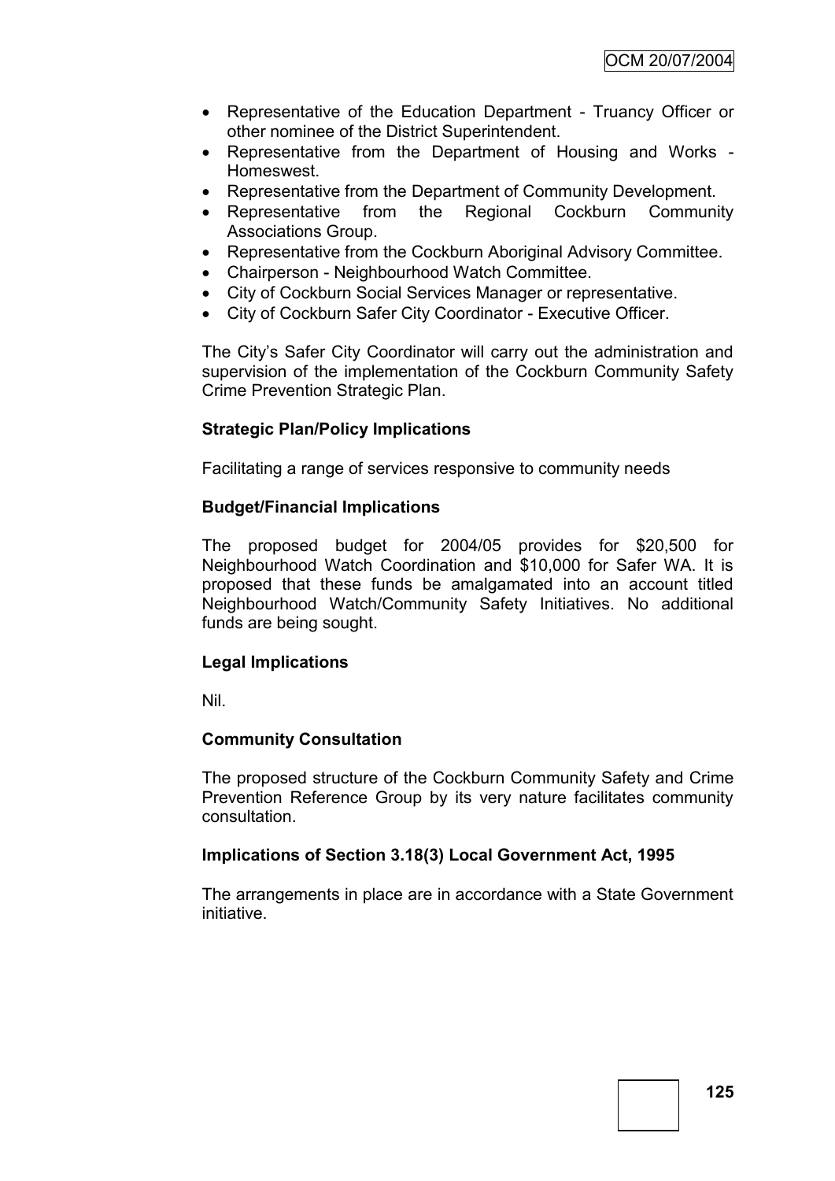- Representative of the Education Department - Truancy Officer or other nominee of the District Superintendent.
- Representative from the Department of Housing and Works - Homeswest.
- Representative from the Department of Community Development.
- Representative from the Regional Cockburn Community Associations Group.
- Representative from the Cockburn Aboriginal Advisory Committee.
- Chairperson - Neighbourhood Watch Committee.
- City of Cockburn Social Services Manager or representative.
- City of Cockburn Safer City Coordinator - Executive Officer.

The City's Safer City Coordinator will carry out the administration and supervision of the implementation of the Cockburn Community Safety Crime Prevention Strategic Plan.

**Strategic Plan/Policy Implications**

Facilitating a range of services responsive to community needs

**Budget/Financial Implications**

The proposed budget for 2004/05 provides for $20,500 for Neighbourhood Watch Coordination and $10,000 for Safer WA. It is proposed that these funds be amalgamated into an account titled Neighbourhood Watch/Community Safety Initiatives. No additional funds are being sought.

**Legal Implications**

Nil.

**Community Consultation**

The proposed structure of the Cockburn Community Safety and Crime Prevention Reference Group by its very nature facilitates community consultation.

**Implications of Section 3.18(3) Local Government Act, 1995**

The arrangements in place are in accordance with a State Government initiative.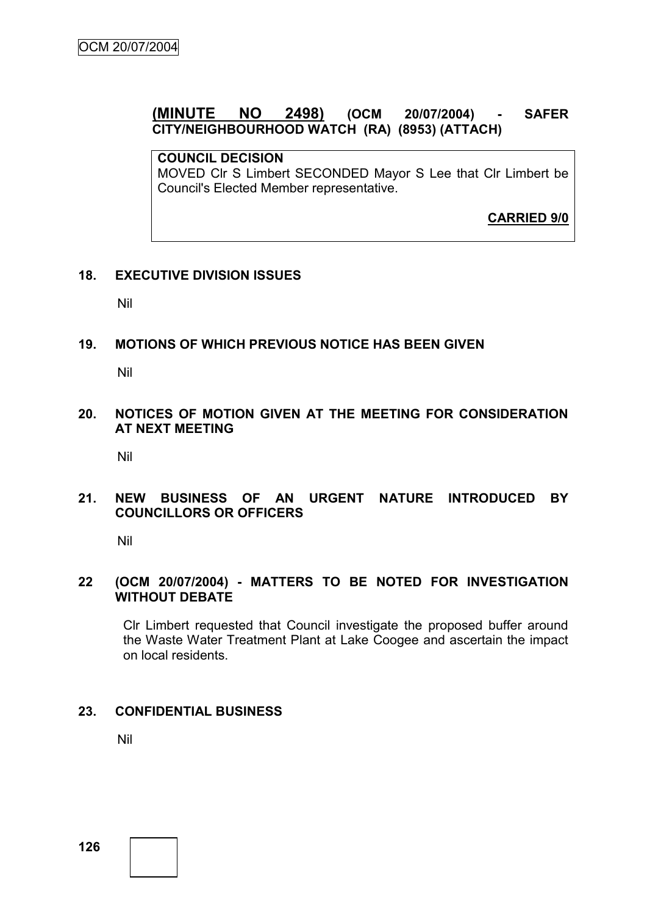## **(MINUTE NO 2498)** (OCM 20/07/2004) - SAFER CITY/NEIGHBOURHOOD WATCH (RA) (8953) (ATTACH)

**COUNCIL DECISION**

MOVED Clr S Limbert SECONDED Mayor S Lee that Clr Limbert be Council's Elected Member representative.

**CARRIED 9/0**

### 18. EXECUTIVE DIVISION ISSUES

Nil

### 19. MOTIONS OF WHICH PREVIOUS NOTICE HAS BEEN GIVEN

Nil

### 20. NOTICES OF MOTION GIVEN AT THE MEETING FOR CONSIDERATION AT NEXT MEETING

Nil

### 21. NEW BUSINESS OF AN URGENT NATURE INTRODUCED BY COUNCILLORS OR OFFICERS

Nil

### 22 (OCM 20/07/2004) - MATTERS TO BE NOTED FOR INVESTIGATION WITHOUT DEBATE

Clr Limbert requested that Council investigate the proposed buffer around the Waste Water Treatment Plant at Lake Coogee and ascertain the impact on local residents.

### 23. CONFIDENTIAL BUSINESS

Nil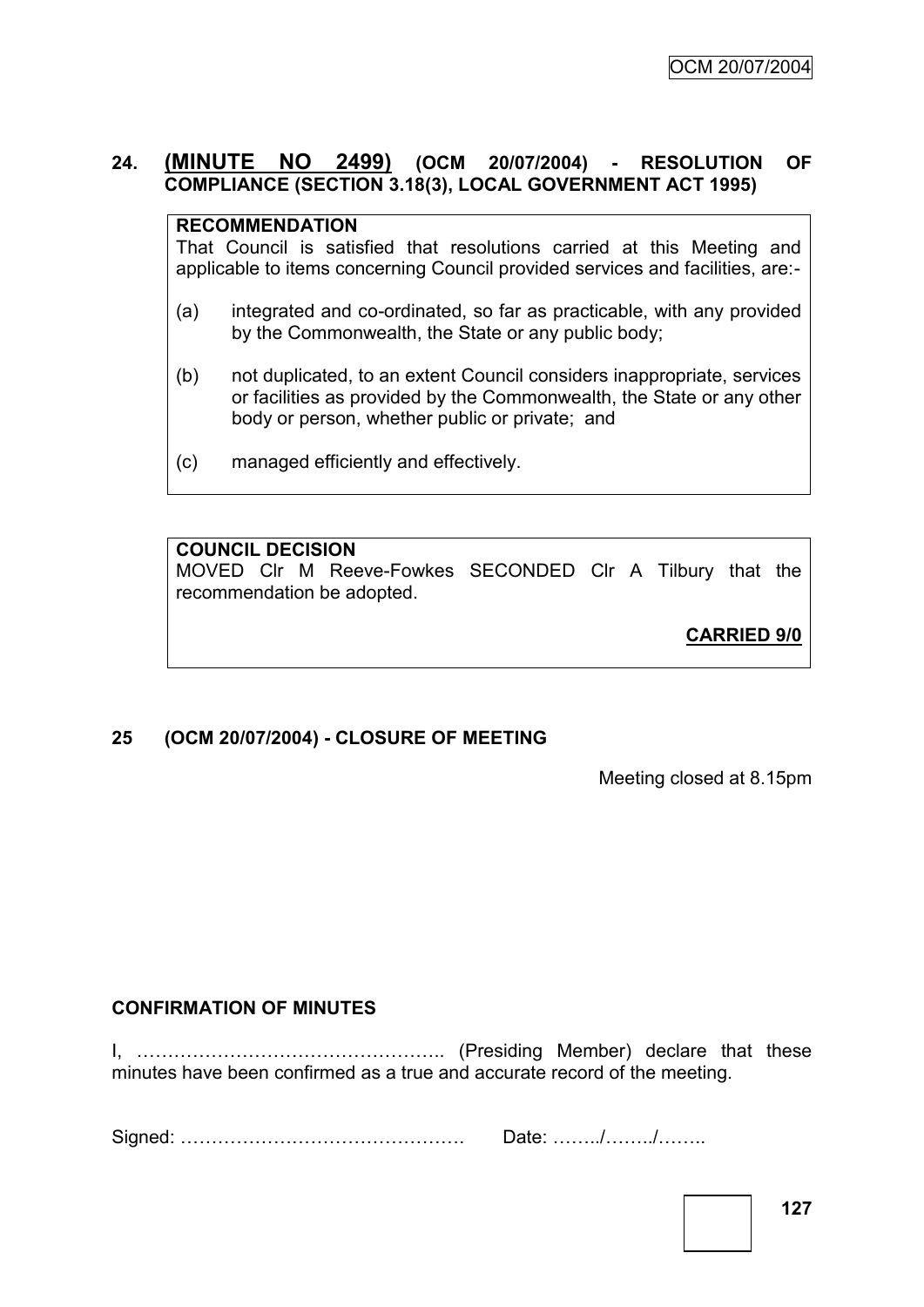## 24. (MINUTE NO 2499) (OCM 20/07/2004) - RESOLUTION OF COMPLIANCE (SECTION 3.18(3), LOCAL GOVERNMENT ACT 1995)

**RECOMMENDATION**

That Council is satisfied that resolutions carried at this Meeting and applicable to items concerning Council provided services and facilities, are:-

(a) integrated and co-ordinated, so far as practicable, with any provided by the Commonwealth, the State or any public body;

(b) not duplicated, to an extent Council considers inappropriate, services or facilities as provided by the Commonwealth, the State or any other body or person, whether public or private; and

(c) managed efficiently and effectively.

**COUNCIL DECISION**

MOVED Clr M Reeve-Fowkes SECONDED Clr A Tilbury that the recommendation be adopted.

**CARRIED 9/0**

## 25 (OCM 20/07/2004) - CLOSURE OF MEETING

Meeting closed at 8.15pm

**CONFIRMATION OF MINUTES**

I, ………………………………………….. (Presiding Member) declare that these minutes have been confirmed as a true and accurate record of the meeting.

Signed: ………………………………………. Date: ……../……../……..